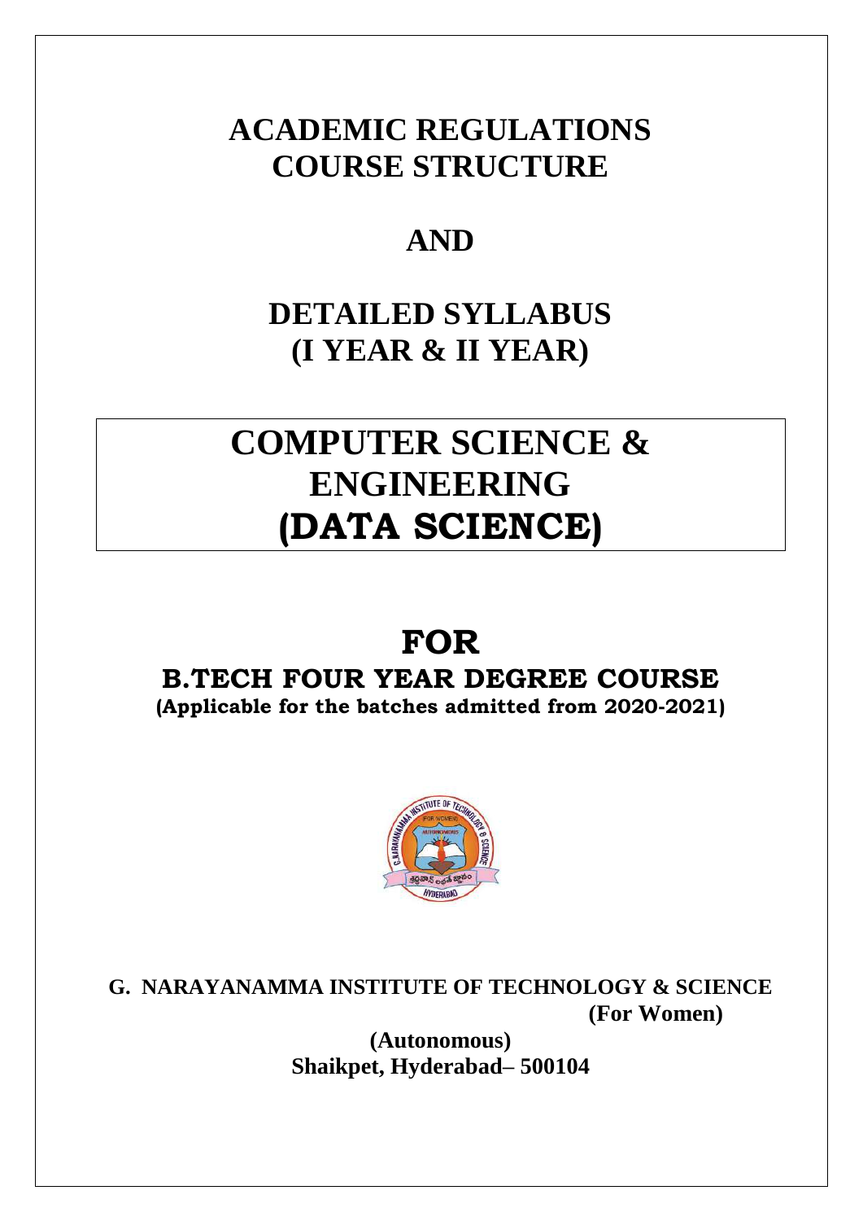# ACADEMIC REGULATIONS
# COURSE STRUCTURE

# AND

# DETAILED SYLLABUS
# (I YEAR & II YEAR)

# COMPUTER SCIENCE & ENGINEERING (DATA SCIENCE)

# FOR

## B.TECH FOUR YEAR DEGREE COURSE

**(Applicable for the batches admitted from 2020-2021)**

**G. NARAYANAMMA INSTITUTE OF TECHNOLOGY & SCIENCE**
**(For Women)**
**(Autonomous)**
**Shaikpet, Hyderabad– 500104**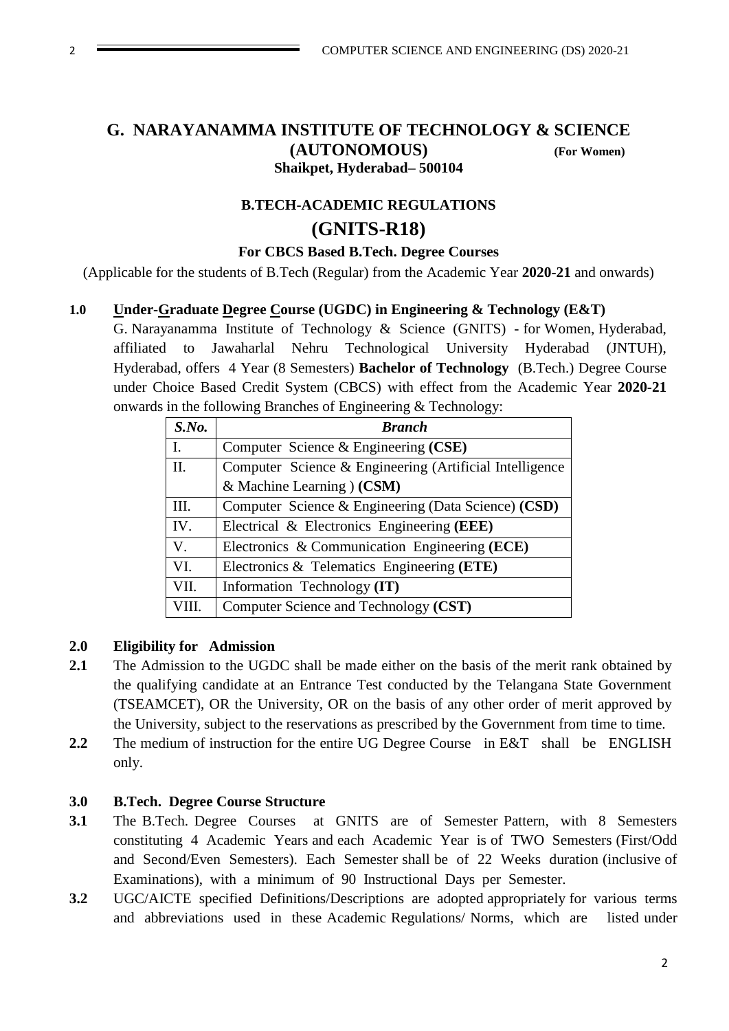# G. NARAYANAMMA INSTITUTE OF TECHNOLOGY & SCIENCE (AUTONOMOUS) (For Women)

**Shaikpet, Hyderabad– 500104**

## B.TECH-ACADEMIC REGULATIONS

## (GNITS-R18)

### For CBCS Based B.Tech. Degree Courses

(Applicable for the students of B.Tech (Regular) from the Academic Year **2020-21** and onwards)

**1.0 Under-Graduate Degree Course (UGDC) in Engineering & Technology (E&T)**

G. Narayanamma Institute of Technology & Science (GNITS) - for Women, Hyderabad, affiliated to Jawaharlal Nehru Technological University Hyderabad (JNTUH), Hyderabad, offers 4 Year (8 Semesters) **Bachelor of Technology** (B.Tech.) Degree Course under Choice Based Credit System (CBCS) with effect from the Academic Year **2020-21** onwards in the following Branches of Engineering & Technology:

| *S.No.* | *Branch* |
|---|---|
| I. | Computer Science & Engineering **(CSE)** |
| II. | Computer Science & Engineering (Artificial Intelligence & Machine Learning ) **(CSM)** |
| III. | Computer Science & Engineering (Data Science) **(CSD)** |
| IV. | Electrical & Electronics Engineering **(EEE)** |
| V. | Electronics & Communication Engineering **(ECE)** |
| VI. | Electronics & Telematics Engineering **(ETE)** |
| VII. | Information Technology **(IT)** |
| VIII. | Computer Science and Technology **(CST)** |

**2.0 Eligibility for Admission**

**2.1** The Admission to the UGDC shall be made either on the basis of the merit rank obtained by the qualifying candidate at an Entrance Test conducted by the Telangana State Government (TSEAMCET), OR the University, OR on the basis of any other order of merit approved by the University, subject to the reservations as prescribed by the Government from time to time.

**2.2** The medium of instruction for the entire UG Degree Course in E&T shall be ENGLISH only.

**3.0 B.Tech. Degree Course Structure**

**3.1** The B.Tech. Degree Courses at GNITS are of Semester Pattern, with 8 Semesters constituting 4 Academic Years and each Academic Year is of TWO Semesters (First/Odd and Second/Even Semesters). Each Semester shall be of 22 Weeks duration (inclusive of Examinations), with a minimum of 90 Instructional Days per Semester.

**3.2** UGC/AICTE specified Definitions/Descriptions are adopted appropriately for various terms and abbreviations used in these Academic Regulations/ Norms, which are listed under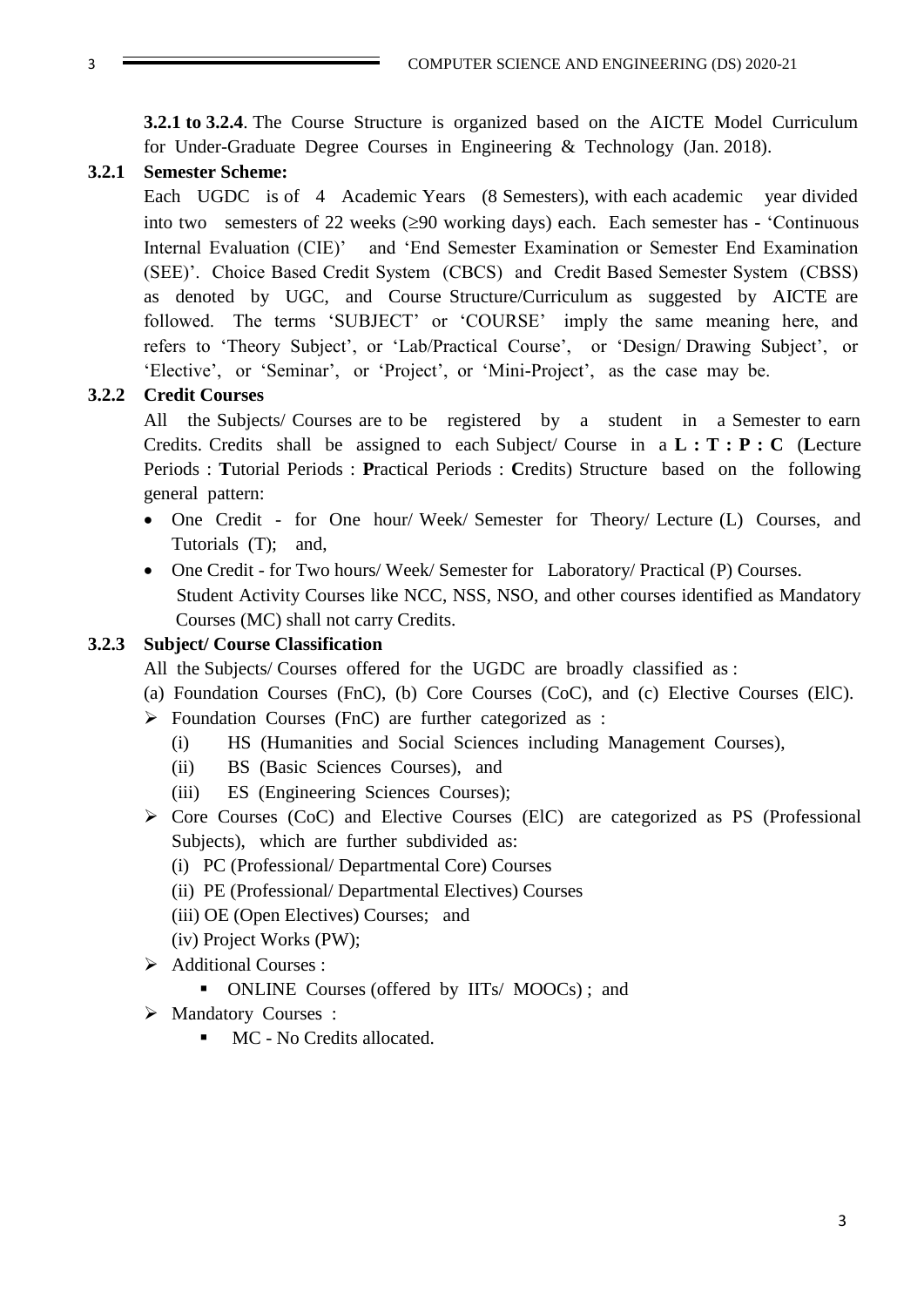**3.2.1 to 3.2.4**. The Course Structure is organized based on the AICTE Model Curriculum for Under-Graduate Degree Courses in Engineering & Technology (Jan. 2018).

### 3.2.1 Semester Scheme:

Each UGDC is of 4 Academic Years (8 Semesters), with each academic year divided into two semesters of 22 weeks (≥90 working days) each. Each semester has - 'Continuous Internal Evaluation (CIE)' and 'End Semester Examination or Semester End Examination (SEE)'. Choice Based Credit System (CBCS) and Credit Based Semester System (CBSS) as denoted by UGC, and Course Structure/Curriculum as suggested by AICTE are followed. The terms 'SUBJECT' or 'COURSE' imply the same meaning here, and refers to 'Theory Subject', or 'Lab/Practical Course', or 'Design/ Drawing Subject', or 'Elective', or 'Seminar', or 'Project', or 'Mini-Project', as the case may be.

### 3.2.2 Credit Courses

All the Subjects/ Courses are to be registered by a student in a Semester to earn Credits. Credits shall be assigned to each Subject/ Course in a **L : T : P : C** (**L**ecture Periods : **T**utorial Periods : **P**ractical Periods : **C**redits) Structure based on the following general pattern:

- One Credit - for One hour/ Week/ Semester for Theory/ Lecture (L) Courses, and Tutorials (T); and,
- One Credit - for Two hours/ Week/ Semester for Laboratory/ Practical (P) Courses.
  Student Activity Courses like NCC, NSS, NSO, and other courses identified as Mandatory Courses (MC) shall not carry Credits.

### 3.2.3 Subject/ Course Classification

All the Subjects/ Courses offered for the UGDC are broadly classified as :

(a) Foundation Courses (FnC), (b) Core Courses (CoC), and (c) Elective Courses (ElC).

- Foundation Courses (FnC) are further categorized as :
  - (i) HS (Humanities and Social Sciences including Management Courses),
  - (ii) BS (Basic Sciences Courses), and
  - (iii) ES (Engineering Sciences Courses);
- Core Courses (CoC) and Elective Courses (ElC) are categorized as PS (Professional Subjects), which are further subdivided as:
  - (i) PC (Professional/ Departmental Core) Courses
  - (ii) PE (Professional/ Departmental Electives) Courses
  - (iii) OE (Open Electives) Courses; and
  - (iv) Project Works (PW);
- Additional Courses :
  - ONLINE Courses (offered by IITs/ MOOCs) ; and
- Mandatory Courses :
  - MC - No Credits allocated.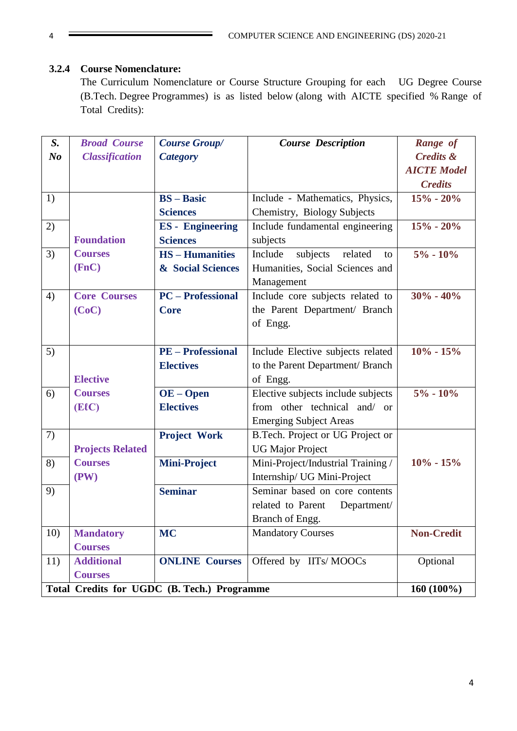### 3.2.4 Course Nomenclature:

The Curriculum Nomenclature or Course Structure Grouping for each UG Degree Course (B.Tech. Degree Programmes) is as listed below (along with AICTE specified % Range of Total Credits):

| S. No | Broad Course Classification | Course Group/ Category | Course Description | Range of Credits & AICTE Model Credits |
|---|---|---|---|---|
| 1) | Foundation Courses (FnC) | BS – Basic Sciences | Include - Mathematics, Physics, Chemistry, Biology Subjects | 15% - 20% |
| 2) | | ES - Engineering Sciences | Include fundamental engineering subjects | 15% - 20% |
| 3) | | HS – Humanities & Social Sciences | Include subjects related to Humanities, Social Sciences and Management | 5% - 10% |
| 4) | Core Courses (CoC) | PC – Professional Core | Include core subjects related to the Parent Department/ Branch of Engg. | 30% - 40% |
| 5) | Elective Courses (EℓC) | PE – Professional Electives | Include Elective subjects related to the Parent Department/ Branch of Engg. | 10% - 15% |
| 6) | | OE – Open Electives | Elective subjects include subjects from other technical and/ or Emerging Subject Areas | 5% - 10% |
| 7) | Projects Related Courses (PW) | Project Work | B.Tech. Project or UG Project or UG Major Project | 10% - 15% |
| 8) | | Mini-Project | Mini-Project/Industrial Training / Internship/ UG Mini-Project | |
| 9) | | Seminar | Seminar based on core contents related to Parent Department/ Branch of Engg. | |
| 10) | Mandatory Courses | MC | Mandatory Courses | Non-Credit |
| 11) | Additional Courses | ONLINE Courses | Offered by IITs/ MOOCs | Optional |
| Total Credits for UGDC (B. Tech.) Programme | | | | 160 (100%) |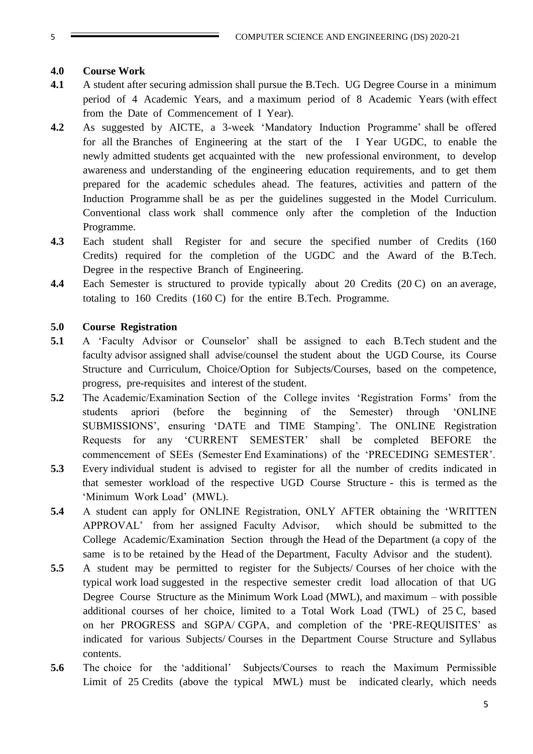## 4.0 Course Work

**4.1** A student after securing admission shall pursue the B.Tech. UG Degree Course in a minimum period of 4 Academic Years, and a maximum period of 8 Academic Years (with effect from the Date of Commencement of I Year).

**4.2** As suggested by AICTE, a 3-week 'Mandatory Induction Programme' shall be offered for all the Branches of Engineering at the start of the I Year UGDC, to enable the newly admitted students get acquainted with the new professional environment, to develop awareness and understanding of the engineering education requirements, and to get them prepared for the academic schedules ahead. The features, activities and pattern of the Induction Programme shall be as per the guidelines suggested in the Model Curriculum. Conventional class work shall commence only after the completion of the Induction Programme.

**4.3** Each student shall Register for and secure the specified number of Credits (160 Credits) required for the completion of the UGDC and the Award of the B.Tech. Degree in the respective Branch of Engineering.

**4.4** Each Semester is structured to provide typically about 20 Credits (20 C) on an average, totaling to 160 Credits (160 C) for the entire B.Tech. Programme.

## 5.0 Course Registration

**5.1** A 'Faculty Advisor or Counselor' shall be assigned to each B.Tech student and the faculty advisor assigned shall advise/counsel the student about the UGD Course, its Course Structure and Curriculum, Choice/Option for Subjects/Courses, based on the competence, progress, pre-requisites and interest of the student.

**5.2** The Academic/Examination Section of the College invites 'Registration Forms' from the students apriori (before the beginning of the Semester) through 'ONLINE SUBMISSIONS', ensuring 'DATE and TIME Stamping'. The ONLINE Registration Requests for any 'CURRENT SEMESTER' shall be completed BEFORE the commencement of SEEs (Semester End Examinations) of the 'PRECEDING SEMESTER'.

**5.3** Every individual student is advised to register for all the number of credits indicated in that semester workload of the respective UGD Course Structure - this is termed as the 'Minimum Work Load' (MWL).

**5.4** A student can apply for ONLINE Registration, ONLY AFTER obtaining the 'WRITTEN APPROVAL' from her assigned Faculty Advisor, which should be submitted to the College Academic/Examination Section through the Head of the Department (a copy of the same is to be retained by the Head of the Department, Faculty Advisor and the student).

**5.5** A student may be permitted to register for the Subjects/ Courses of her choice with the typical work load suggested in the respective semester credit load allocation of that UG Degree Course Structure as the Minimum Work Load (MWL), and maximum – with possible additional courses of her choice, limited to a Total Work Load (TWL) of 25 C, based on her PROGRESS and SGPA/ CGPA, and completion of the 'PRE-REQUISITES' as indicated for various Subjects/ Courses in the Department Course Structure and Syllabus contents.

**5.6** The choice for the 'additional' Subjects/Courses to reach the Maximum Permissible Limit of 25 Credits (above the typical MWL) must be indicated clearly, which needs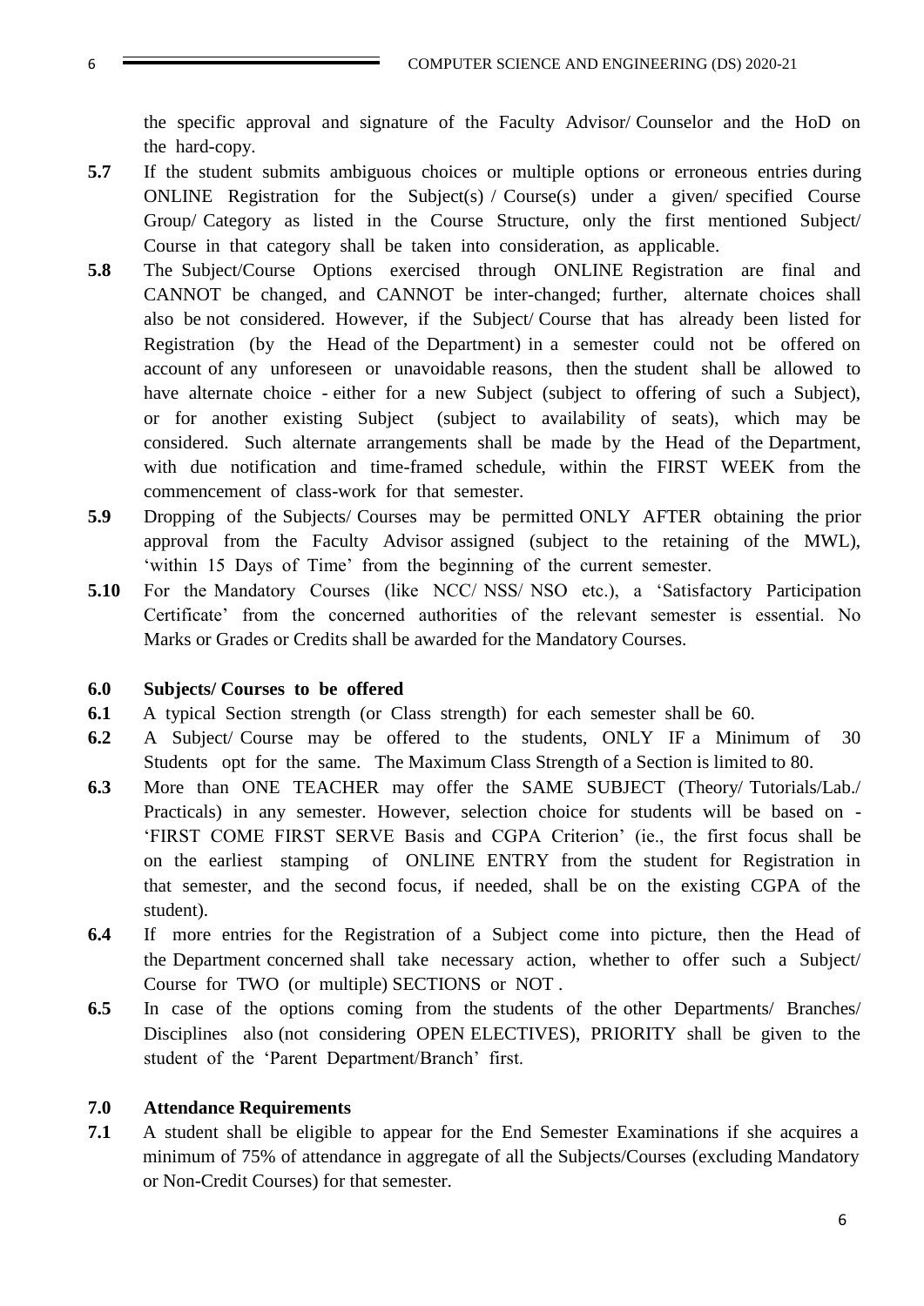the specific approval and signature of the Faculty Advisor/ Counselor and the HoD on the hard-copy.

**5.7** If the student submits ambiguous choices or multiple options or erroneous entries during ONLINE Registration for the Subject(s) / Course(s) under a given/ specified Course Group/ Category as listed in the Course Structure, only the first mentioned Subject/ Course in that category shall be taken into consideration, as applicable.

**5.8** The Subject/Course Options exercised through ONLINE Registration are final and CANNOT be changed, and CANNOT be inter-changed; further, alternate choices shall also be not considered. However, if the Subject/ Course that has already been listed for Registration (by the Head of the Department) in a semester could not be offered on account of any unforeseen or unavoidable reasons, then the student shall be allowed to have alternate choice - either for a new Subject (subject to offering of such a Subject), or for another existing Subject (subject to availability of seats), which may be considered. Such alternate arrangements shall be made by the Head of the Department, with due notification and time-framed schedule, within the FIRST WEEK from the commencement of class-work for that semester.

**5.9** Dropping of the Subjects/ Courses may be permitted ONLY AFTER obtaining the prior approval from the Faculty Advisor assigned (subject to the retaining of the MWL), 'within 15 Days of Time' from the beginning of the current semester.

**5.10** For the Mandatory Courses (like NCC/ NSS/ NSO etc.), a 'Satisfactory Participation Certificate' from the concerned authorities of the relevant semester is essential. No Marks or Grades or Credits shall be awarded for the Mandatory Courses.

## 6.0 Subjects/ Courses to be offered

**6.1** A typical Section strength (or Class strength) for each semester shall be 60.

**6.2** A Subject/ Course may be offered to the students, ONLY IF a Minimum of 30 Students opt for the same. The Maximum Class Strength of a Section is limited to 80.

**6.3** More than ONE TEACHER may offer the SAME SUBJECT (Theory/ Tutorials/Lab./ Practicals) in any semester. However, selection choice for students will be based on - 'FIRST COME FIRST SERVE Basis and CGPA Criterion' (ie., the first focus shall be on the earliest stamping of ONLINE ENTRY from the student for Registration in that semester, and the second focus, if needed, shall be on the existing CGPA of the student).

**6.4** If more entries for the Registration of a Subject come into picture, then the Head of the Department concerned shall take necessary action, whether to offer such a Subject/ Course for TWO (or multiple) SECTIONS or NOT .

**6.5** In case of the options coming from the students of the other Departments/ Branches/ Disciplines also (not considering OPEN ELECTIVES), PRIORITY shall be given to the student of the 'Parent Department/Branch' first.

## 7.0 Attendance Requirements

**7.1** A student shall be eligible to appear for the End Semester Examinations if she acquires a minimum of 75% of attendance in aggregate of all the Subjects/Courses (excluding Mandatory or Non-Credit Courses) for that semester.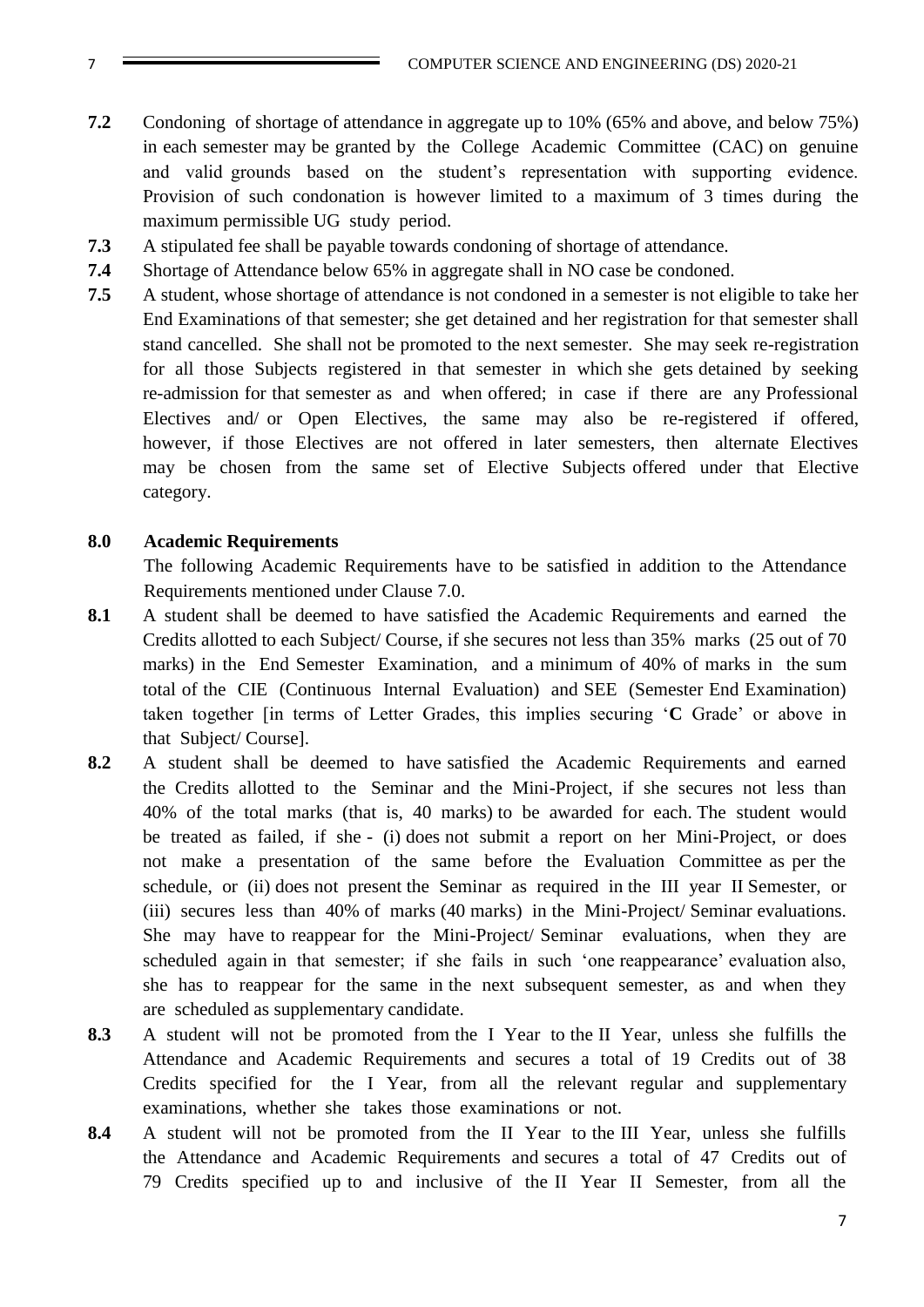**7.2** Condoning of shortage of attendance in aggregate up to 10% (65% and above, and below 75%) in each semester may be granted by the College Academic Committee (CAC) on genuine and valid grounds based on the student's representation with supporting evidence. Provision of such condonation is however limited to a maximum of 3 times during the maximum permissible UG study period.

**7.3** A stipulated fee shall be payable towards condoning of shortage of attendance.

**7.4** Shortage of Attendance below 65% in aggregate shall in NO case be condoned.

**7.5** A student, whose shortage of attendance is not condoned in a semester is not eligible to take her End Examinations of that semester; she get detained and her registration for that semester shall stand cancelled. She shall not be promoted to the next semester. She may seek re-registration for all those Subjects registered in that semester in which she gets detained by seeking re-admission for that semester as and when offered; in case if there are any Professional Electives and/ or Open Electives, the same may also be re-registered if offered, however, if those Electives are not offered in later semesters, then alternate Electives may be chosen from the same set of Elective Subjects offered under that Elective category.

**8.0 Academic Requirements**

The following Academic Requirements have to be satisfied in addition to the Attendance Requirements mentioned under Clause 7.0.

**8.1** A student shall be deemed to have satisfied the Academic Requirements and earned the Credits allotted to each Subject/ Course, if she secures not less than 35% marks (25 out of 70 marks) in the End Semester Examination, and a minimum of 40% of marks in the sum total of the CIE (Continuous Internal Evaluation) and SEE (Semester End Examination) taken together [in terms of Letter Grades, this implies securing '**C** Grade' or above in that Subject/ Course].

**8.2** A student shall be deemed to have satisfied the Academic Requirements and earned the Credits allotted to the Seminar and the Mini-Project, if she secures not less than 40% of the total marks (that is, 40 marks) to be awarded for each. The student would be treated as failed, if she - (i) does not submit a report on her Mini-Project, or does not make a presentation of the same before the Evaluation Committee as per the schedule, or (ii) does not present the Seminar as required in the III year II Semester, or (iii) secures less than 40% of marks (40 marks) in the Mini-Project/ Seminar evaluations. She may have to reappear for the Mini-Project/ Seminar evaluations, when they are scheduled again in that semester; if she fails in such 'one reappearance' evaluation also, she has to reappear for the same in the next subsequent semester, as and when they are scheduled as supplementary candidate.

**8.3** A student will not be promoted from the I Year to the II Year, unless she fulfills the Attendance and Academic Requirements and secures a total of 19 Credits out of 38 Credits specified for the I Year, from all the relevant regular and supplementary examinations, whether she takes those examinations or not.

**8.4** A student will not be promoted from the II Year to the III Year, unless she fulfills the Attendance and Academic Requirements and secures a total of 47 Credits out of 79 Credits specified up to and inclusive of the II Year II Semester, from all the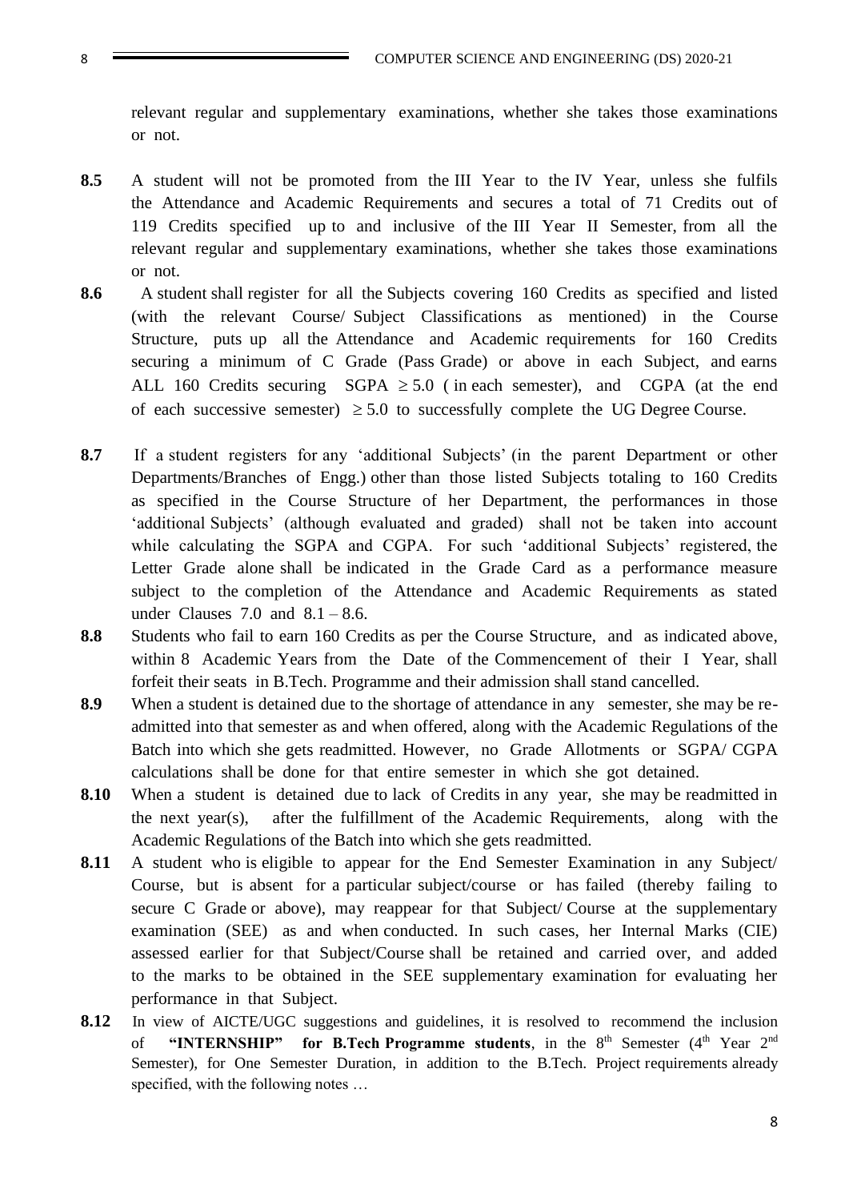relevant regular and supplementary examinations, whether she takes those examinations or not.

**8.5** A student will not be promoted from the III Year to the IV Year, unless she fulfils the Attendance and Academic Requirements and secures a total of 71 Credits out of 119 Credits specified up to and inclusive of the III Year II Semester, from all the relevant regular and supplementary examinations, whether she takes those examinations or not.

**8.6** A student shall register for all the Subjects covering 160 Credits as specified and listed (with the relevant Course/ Subject Classifications as mentioned) in the Course Structure, puts up all the Attendance and Academic requirements for 160 Credits securing a minimum of C Grade (Pass Grade) or above in each Subject, and earns ALL 160 Credits securing SGPA $\geq 5.0$ ( in each semester), and CGPA (at the end of each successive semester) $\geq 5.0$ to successfully complete the UG Degree Course.

**8.7** If a student registers for any 'additional Subjects' (in the parent Department or other Departments/Branches of Engg.) other than those listed Subjects totaling to 160 Credits as specified in the Course Structure of her Department, the performances in those 'additional Subjects' (although evaluated and graded) shall not be taken into account while calculating the SGPA and CGPA. For such 'additional Subjects' registered, the Letter Grade alone shall be indicated in the Grade Card as a performance measure subject to the completion of the Attendance and Academic Requirements as stated under Clauses 7.0 and 8.1 – 8.6.

**8.8** Students who fail to earn 160 Credits as per the Course Structure, and as indicated above, within 8 Academic Years from the Date of the Commencement of their I Year, shall forfeit their seats in B.Tech. Programme and their admission shall stand cancelled.

**8.9** When a student is detained due to the shortage of attendance in any semester, she may be re-admitted into that semester as and when offered, along with the Academic Regulations of the Batch into which she gets readmitted. However, no Grade Allotments or SGPA/ CGPA calculations shall be done for that entire semester in which she got detained.

**8.10** When a student is detained due to lack of Credits in any year, she may be readmitted in the next year(s), after the fulfillment of the Academic Requirements, along with the Academic Regulations of the Batch into which she gets readmitted.

**8.11** A student who is eligible to appear for the End Semester Examination in any Subject/ Course, but is absent for a particular subject/course or has failed (thereby failing to secure C Grade or above), may reappear for that Subject/ Course at the supplementary examination (SEE) as and when conducted. In such cases, her Internal Marks (CIE) assessed earlier for that Subject/Course shall be retained and carried over, and added to the marks to be obtained in the SEE supplementary examination for evaluating her performance in that Subject.

**8.12** In view of AICTE/UGC suggestions and guidelines, it is resolved to recommend the inclusion of **"INTERNSHIP" for B.Tech Programme students**, in the 8th Semester (4th Year 2nd Semester), for One Semester Duration, in addition to the B.Tech. Project requirements already specified, with the following notes …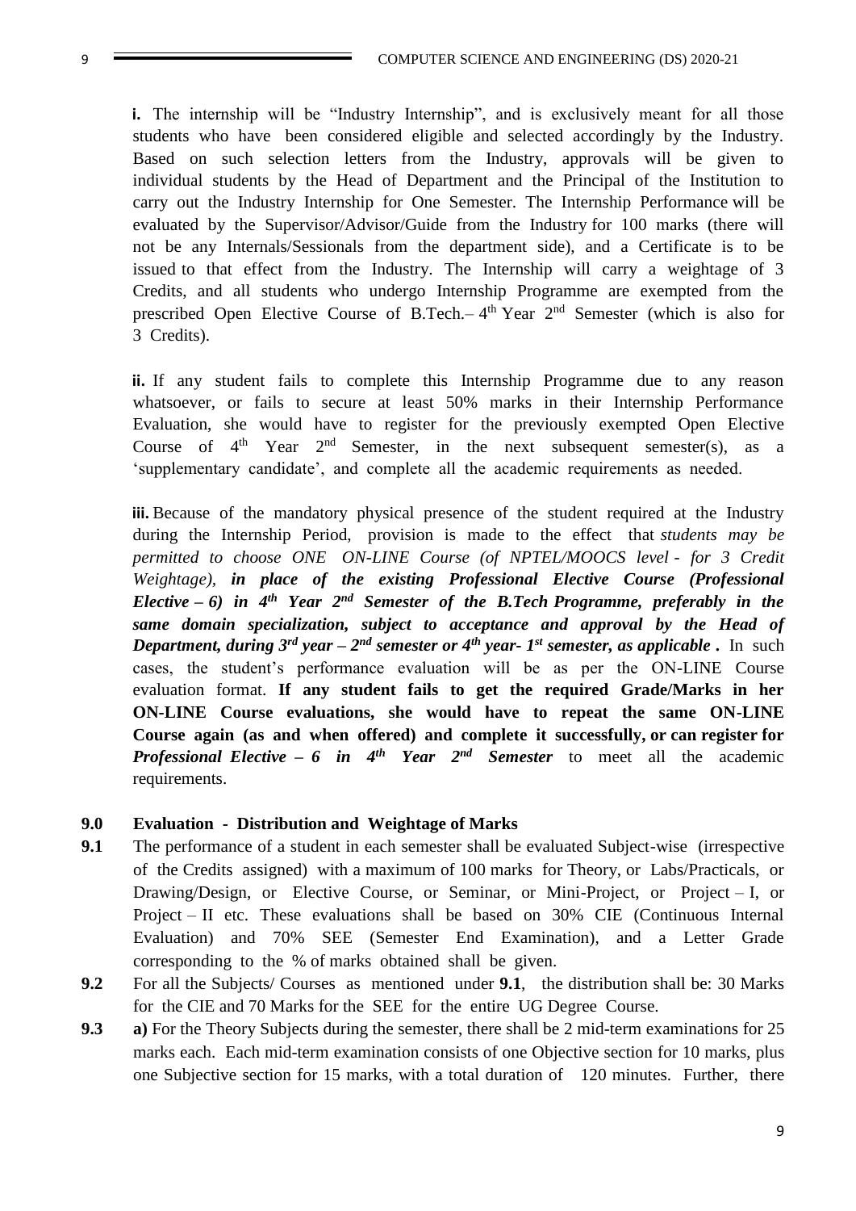**i.** The internship will be "Industry Internship", and is exclusively meant for all those students who have been considered eligible and selected accordingly by the Industry. Based on such selection letters from the Industry, approvals will be given to individual students by the Head of Department and the Principal of the Institution to carry out the Industry Internship for One Semester. The Internship Performance will be evaluated by the Supervisor/Advisor/Guide from the Industry for 100 marks (there will not be any Internals/Sessionals from the department side), and a Certificate is to be issued to that effect from the Industry. The Internship will carry a weightage of 3 Credits, and all students who undergo Internship Programme are exempted from the prescribed Open Elective Course of B.Tech.– 4th Year 2nd Semester (which is also for 3 Credits).

**ii.** If any student fails to complete this Internship Programme due to any reason whatsoever, or fails to secure at least 50% marks in their Internship Performance Evaluation, she would have to register for the previously exempted Open Elective Course of 4th Year 2nd Semester, in the next subsequent semester(s), as a 'supplementary candidate', and complete all the academic requirements as needed.

**iii.** Because of the mandatory physical presence of the student required at the Industry during the Internship Period, provision is made to the effect that *students may be permitted to choose ONE ON-LINE Course (of NPTEL/MOOCS level - for 3 Credit Weightage),* ***in place of the existing Professional Elective Course (Professional Elective – 6) in 4th Year 2nd Semester of the B.Tech Programme, preferably in the same domain specialization, subject to acceptance and approval by the Head of Department, during 3rd year – 2nd semester or 4th year- 1st semester, as applicable .*** In such cases, the student's performance evaluation will be as per the ON-LINE Course evaluation format. **If any student fails to get the required Grade/Marks in her ON-LINE Course evaluations, she would have to repeat the same ON-LINE Course again (as and when offered) and complete it successfully, or can register for** ***Professional Elective – 6 in 4th Year 2nd Semester*** to meet all the academic requirements.

## 9.0 Evaluation - Distribution and Weightage of Marks

**9.1** The performance of a student in each semester shall be evaluated Subject-wise (irrespective of the Credits assigned) with a maximum of 100 marks for Theory, or Labs/Practicals, or Drawing/Design, or Elective Course, or Seminar, or Mini-Project, or Project – I, or Project – II etc. These evaluations shall be based on 30% CIE (Continuous Internal Evaluation) and 70% SEE (Semester End Examination), and a Letter Grade corresponding to the % of marks obtained shall be given.

**9.2** For all the Subjects/ Courses as mentioned under **9.1**, the distribution shall be: 30 Marks for the CIE and 70 Marks for the SEE for the entire UG Degree Course.

**9.3** **a)** For the Theory Subjects during the semester, there shall be 2 mid-term examinations for 25 marks each. Each mid-term examination consists of one Objective section for 10 marks, plus one Subjective section for 15 marks, with a total duration of 120 minutes. Further, there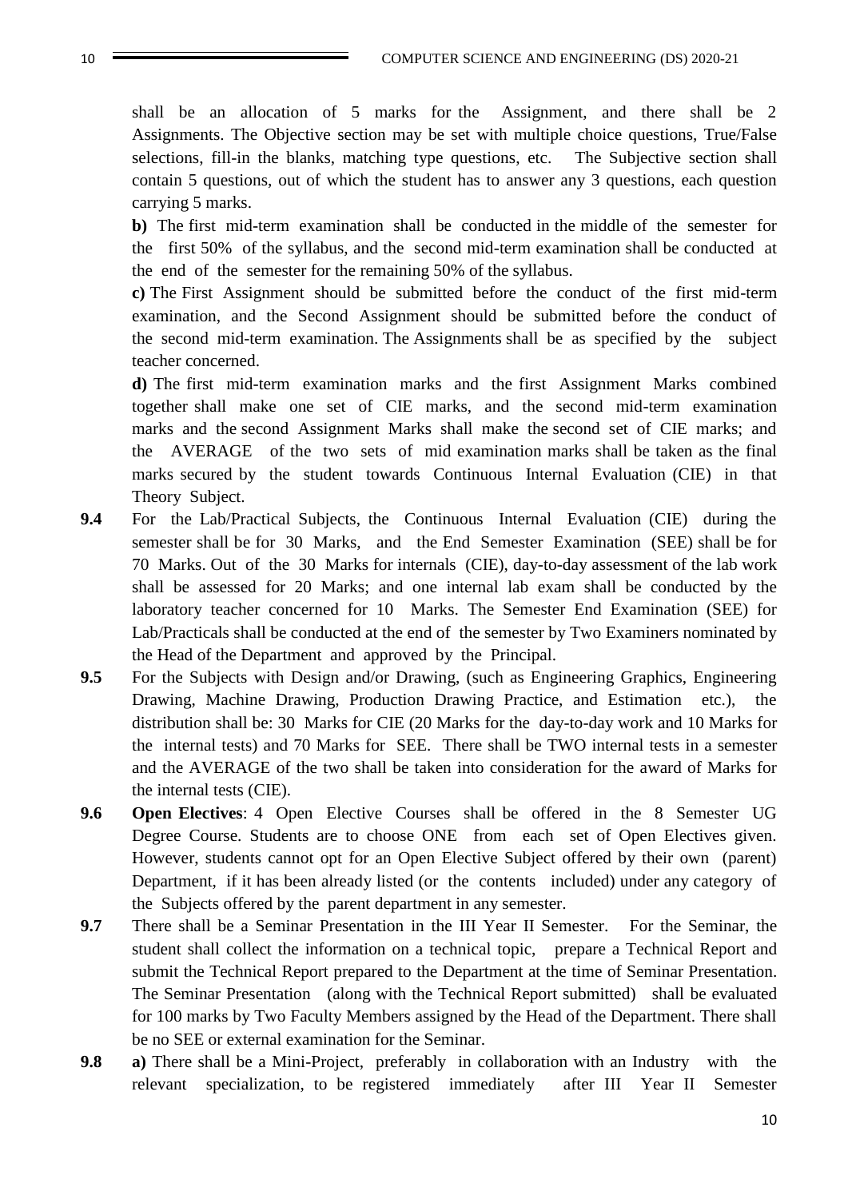shall be an allocation of 5 marks for the Assignment, and there shall be 2 Assignments. The Objective section may be set with multiple choice questions, True/False selections, fill-in the blanks, matching type questions, etc. The Subjective section shall contain 5 questions, out of which the student has to answer any 3 questions, each question carrying 5 marks.

**b)** The first mid-term examination shall be conducted in the middle of the semester for the first 50% of the syllabus, and the second mid-term examination shall be conducted at the end of the semester for the remaining 50% of the syllabus.

**c)** The First Assignment should be submitted before the conduct of the first mid-term examination, and the Second Assignment should be submitted before the conduct of the second mid-term examination. The Assignments shall be as specified by the subject teacher concerned.

**d)** The first mid-term examination marks and the first Assignment Marks combined together shall make one set of CIE marks, and the second mid-term examination marks and the second Assignment Marks shall make the second set of CIE marks; and the AVERAGE of the two sets of mid examination marks shall be taken as the final marks secured by the student towards Continuous Internal Evaluation (CIE) in that Theory Subject.

**9.4** For the Lab/Practical Subjects, the Continuous Internal Evaluation (CIE) during the semester shall be for 30 Marks, and the End Semester Examination (SEE) shall be for 70 Marks. Out of the 30 Marks for internals (CIE), day-to-day assessment of the lab work shall be assessed for 20 Marks; and one internal lab exam shall be conducted by the laboratory teacher concerned for 10 Marks. The Semester End Examination (SEE) for Lab/Practicals shall be conducted at the end of the semester by Two Examiners nominated by the Head of the Department and approved by the Principal.

**9.5** For the Subjects with Design and/or Drawing, (such as Engineering Graphics, Engineering Drawing, Machine Drawing, Production Drawing Practice, and Estimation etc.), the distribution shall be: 30 Marks for CIE (20 Marks for the day-to-day work and 10 Marks for the internal tests) and 70 Marks for SEE. There shall be TWO internal tests in a semester and the AVERAGE of the two shall be taken into consideration for the award of Marks for the internal tests (CIE).

**9.6** **Open Electives**: 4 Open Elective Courses shall be offered in the 8 Semester UG Degree Course. Students are to choose ONE from each set of Open Electives given. However, students cannot opt for an Open Elective Subject offered by their own (parent) Department, if it has been already listed (or the contents included) under any category of the Subjects offered by the parent department in any semester.

**9.7** There shall be a Seminar Presentation in the III Year II Semester. For the Seminar, the student shall collect the information on a technical topic, prepare a Technical Report and submit the Technical Report prepared to the Department at the time of Seminar Presentation. The Seminar Presentation (along with the Technical Report submitted) shall be evaluated for 100 marks by Two Faculty Members assigned by the Head of the Department. There shall be no SEE or external examination for the Seminar.

**9.8** **a)** There shall be a Mini-Project, preferably in collaboration with an Industry with the relevant specialization, to be registered immediately after III Year II Semester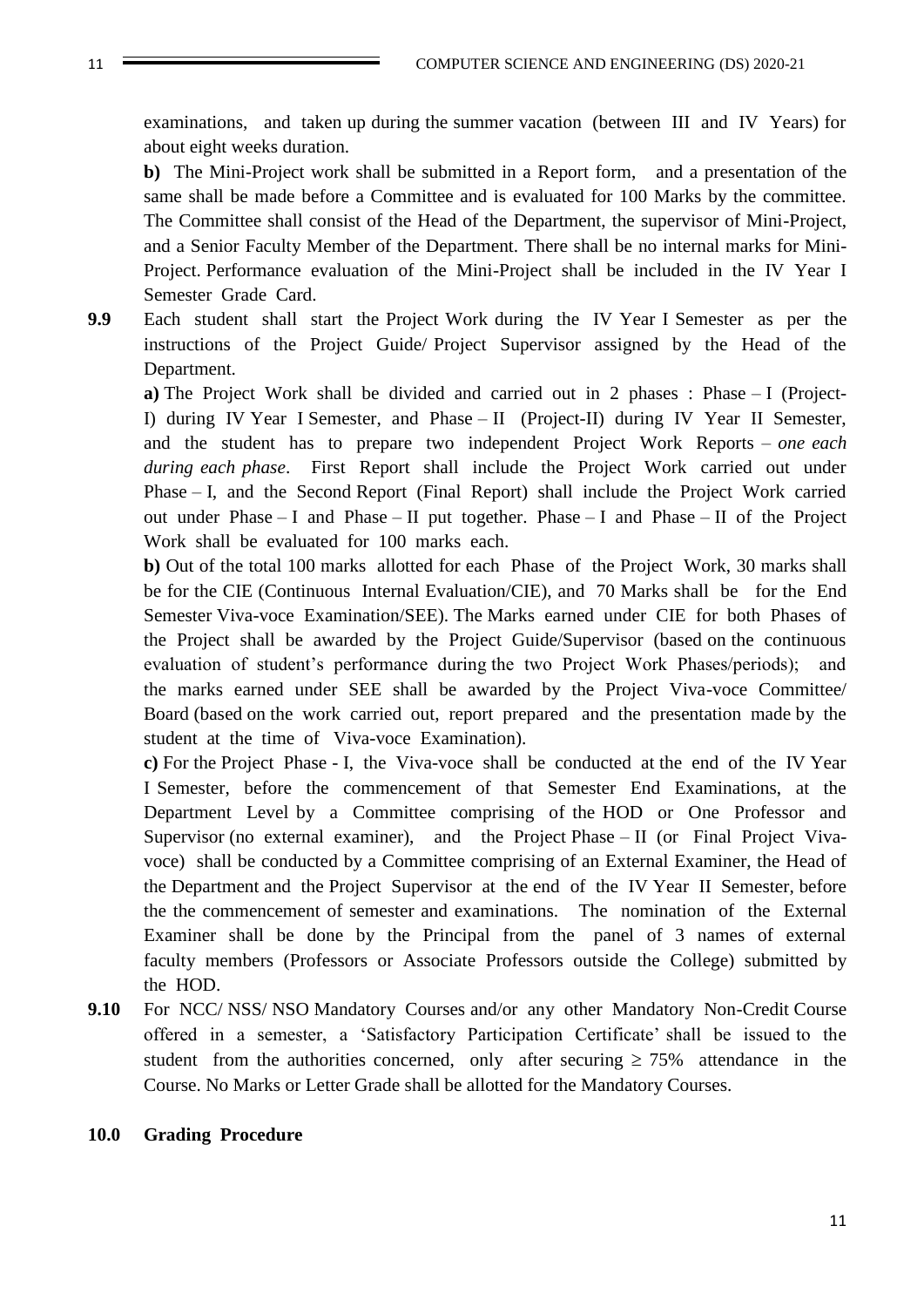examinations, and taken up during the summer vacation (between III and IV Years) for about eight weeks duration.

**b)** The Mini-Project work shall be submitted in a Report form, and a presentation of the same shall be made before a Committee and is evaluated for 100 Marks by the committee. The Committee shall consist of the Head of the Department, the supervisor of Mini-Project, and a Senior Faculty Member of the Department. There shall be no internal marks for Mini-Project. Performance evaluation of the Mini-Project shall be included in the IV Year I Semester Grade Card.

**9.9** Each student shall start the Project Work during the IV Year I Semester as per the instructions of the Project Guide/ Project Supervisor assigned by the Head of the Department.

**a)** The Project Work shall be divided and carried out in 2 phases : Phase – I (Project-I) during IV Year I Semester, and Phase – II (Project-II) during IV Year II Semester, and the student has to prepare two independent Project Work Reports – *one each during each phase*. First Report shall include the Project Work carried out under Phase – I, and the Second Report (Final Report) shall include the Project Work carried out under Phase – I and Phase – II put together. Phase – I and Phase – II of the Project Work shall be evaluated for 100 marks each.

**b)** Out of the total 100 marks allotted for each Phase of the Project Work, 30 marks shall be for the CIE (Continuous Internal Evaluation/CIE), and 70 Marks shall be for the End Semester Viva-voce Examination/SEE). The Marks earned under CIE for both Phases of the Project shall be awarded by the Project Guide/Supervisor (based on the continuous evaluation of student's performance during the two Project Work Phases/periods); and the marks earned under SEE shall be awarded by the Project Viva-voce Committee/ Board (based on the work carried out, report prepared and the presentation made by the student at the time of Viva-voce Examination).

**c)** For the Project Phase - I, the Viva-voce shall be conducted at the end of the IV Year I Semester, before the commencement of that Semester End Examinations, at the Department Level by a Committee comprising of the HOD or One Professor and Supervisor (no external examiner), and the Project Phase – II (or Final Project Viva-voce) shall be conducted by a Committee comprising of an External Examiner, the Head of the Department and the Project Supervisor at the end of the IV Year II Semester, before the the commencement of semester and examinations. The nomination of the External Examiner shall be done by the Principal from the panel of 3 names of external faculty members (Professors or Associate Professors outside the College) submitted by the HOD.

**9.10** For NCC/ NSS/ NSO Mandatory Courses and/or any other Mandatory Non-Credit Course offered in a semester, a 'Satisfactory Participation Certificate' shall be issued to the student from the authorities concerned, only after securing $\geq 75\%$ attendance in the Course. No Marks or Letter Grade shall be allotted for the Mandatory Courses.

## 10.0 Grading Procedure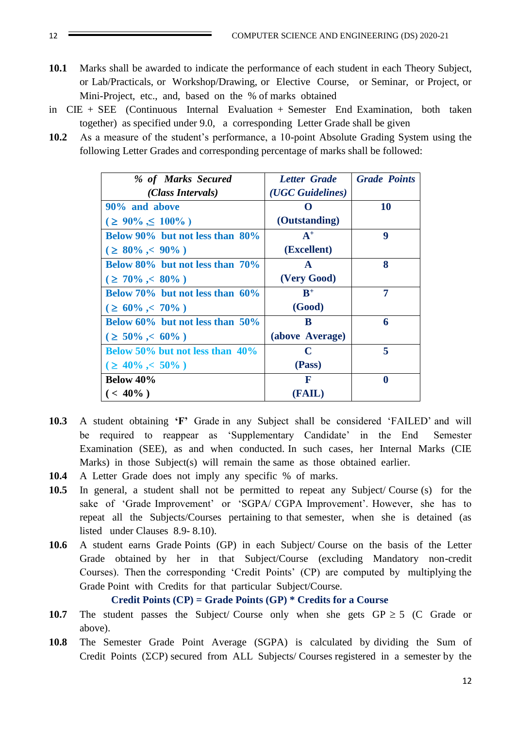**10.1** Marks shall be awarded to indicate the performance of each student in each Theory Subject, or Lab/Practicals, or Workshop/Drawing, or Elective Course, or Seminar, or Project, or Mini-Project, etc., and, based on the % of marks obtained

in CIE + SEE (Continuous Internal Evaluation + Semester End Examination, both taken together) as specified under 9.0, a corresponding Letter Grade shall be given

**10.2** As a measure of the student's performance, a 10-point Absolute Grading System using the following Letter Grades and corresponding percentage of marks shall be followed:

| *% of Marks Secured (Class Intervals)* | *Letter Grade (UGC Guidelines)* | *Grade Points* |
|---|---|---|
| **90% and above ($\geq$ 90% , $\leq$ 100% )** | **O (Outstanding)** | **10** |
| **Below 90% but not less than 80% ($\geq$ 80% , < 90% )** | **A⁺ (Excellent)** | **9** |
| **Below 80% but not less than 70% ($\geq$ 70% , < 80% )** | **A (Very Good)** | **8** |
| **Below 70% but not less than 60% ($\geq$ 60% , < 70% )** | **B⁺ (Good)** | **7** |
| **Below 60% but not less than 50% ($\geq$ 50% , < 60% )** | **B (above Average)** | **6** |
| **Below 50% but not less than 40% ($\geq$ 40% , < 50% )** | **C (Pass)** | **5** |
| **Below 40% ( < 40% )** | **F (FAIL)** | **0** |

**10.3** A student obtaining **'F'** Grade in any Subject shall be considered 'FAILED' and will be required to reappear as 'Supplementary Candidate' in the End Semester Examination (SEE), as and when conducted. In such cases, her Internal Marks (CIE Marks) in those Subject(s) will remain the same as those obtained earlier.

**10.4** A Letter Grade does not imply any specific % of marks.

**10.5** In general, a student shall not be permitted to repeat any Subject/ Course (s) for the sake of 'Grade Improvement' or 'SGPA/ CGPA Improvement'. However, she has to repeat all the Subjects/Courses pertaining to that semester, when she is detained (as listed under Clauses 8.9- 8.10).

**10.6** A student earns Grade Points (GP) in each Subject/ Course on the basis of the Letter Grade obtained by her in that Subject/Course (excluding Mandatory non-credit Courses). Then the corresponding 'Credit Points' (CP) are computed by multiplying the Grade Point with Credits for that particular Subject/Course.

**Credit Points (CP) = Grade Points (GP) * Credits for a Course**

**10.7** The student passes the Subject/ Course only when she gets GP $\geq$ 5 (C Grade or above).

**10.8** The Semester Grade Point Average (SGPA) is calculated by dividing the Sum of Credit Points ($\Sigma$CP) secured from ALL Subjects/ Courses registered in a semester by the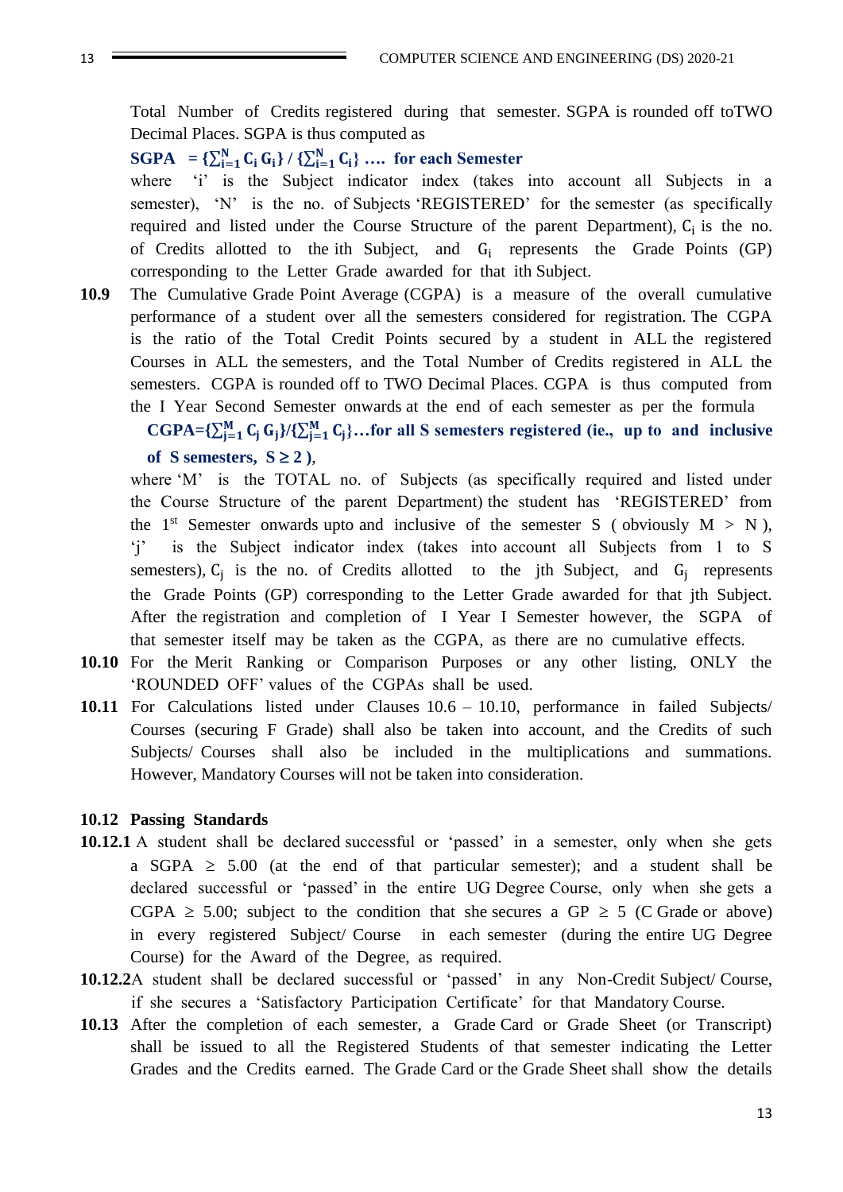Total Number of Credits registered during that semester. SGPA is rounded off toTWO Decimal Places. SGPA is thus computed as

**SGPA** $= \{\sum_{i=1}^{N} C_i G_i\} / \{\sum_{i=1}^{N} C_i\}$ **…. for each Semester**

where 'i' is the Subject indicator index (takes into account all Subjects in a semester), 'N' is the no. of Subjects 'REGISTERED' for the semester (as specifically required and listed under the Course Structure of the parent Department), $C_i$ is the no. of Credits allotted to the ith Subject, and $G_i$ represents the Grade Points (GP) corresponding to the Letter Grade awarded for that ith Subject.

**10.9** The Cumulative Grade Point Average (CGPA) is a measure of the overall cumulative performance of a student over all the semesters considered for registration. The CGPA is the ratio of the Total Credit Points secured by a student in ALL the registered Courses in ALL the semesters, and the Total Number of Credits registered in ALL the semesters. CGPA is rounded off to TWO Decimal Places. CGPA is thus computed from the I Year Second Semester onwards at the end of each semester as per the formula

**CGPA**$=\{\sum_{j=1}^{M} C_j G_j\}/\{\sum_{j=1}^{M} C_j\}$**…for all S semesters registered (ie., up to and inclusive of S semesters,** $S \geq 2$ **)**,

where 'M' is the TOTAL no. of Subjects (as specifically required and listed under the Course Structure of the parent Department) the student has 'REGISTERED' from the 1st Semester onwards upto and inclusive of the semester S ( obviously M > N ), 'j' is the Subject indicator index (takes into account all Subjects from 1 to S semesters), $C_j$ is the no. of Credits allotted to the jth Subject, and $G_j$ represents the Grade Points (GP) corresponding to the Letter Grade awarded for that jth Subject. After the registration and completion of I Year I Semester however, the SGPA of that semester itself may be taken as the CGPA, as there are no cumulative effects.

**10.10** For the Merit Ranking or Comparison Purposes or any other listing, ONLY the 'ROUNDED OFF' values of the CGPAs shall be used.

**10.11** For Calculations listed under Clauses 10.6 – 10.10, performance in failed Subjects/ Courses (securing F Grade) shall also be taken into account, and the Credits of such Subjects/ Courses shall also be included in the multiplications and summations. However, Mandatory Courses will not be taken into consideration.

**10.12 Passing Standards**

**10.12.1** A student shall be declared successful or 'passed' in a semester, only when she gets a SGPA $\geq$ 5.00 (at the end of that particular semester); and a student shall be declared successful or 'passed' in the entire UG Degree Course, only when she gets a CGPA $\geq$ 5.00; subject to the condition that she secures a GP $\geq$ 5 (C Grade or above) in every registered Subject/ Course in each semester (during the entire UG Degree Course) for the Award of the Degree, as required.

**10.12.2** A student shall be declared successful or 'passed' in any Non-Credit Subject/ Course, if she secures a 'Satisfactory Participation Certificate' for that Mandatory Course.

**10.13** After the completion of each semester, a Grade Card or Grade Sheet (or Transcript) shall be issued to all the Registered Students of that semester indicating the Letter Grades and the Credits earned. The Grade Card or the Grade Sheet shall show the details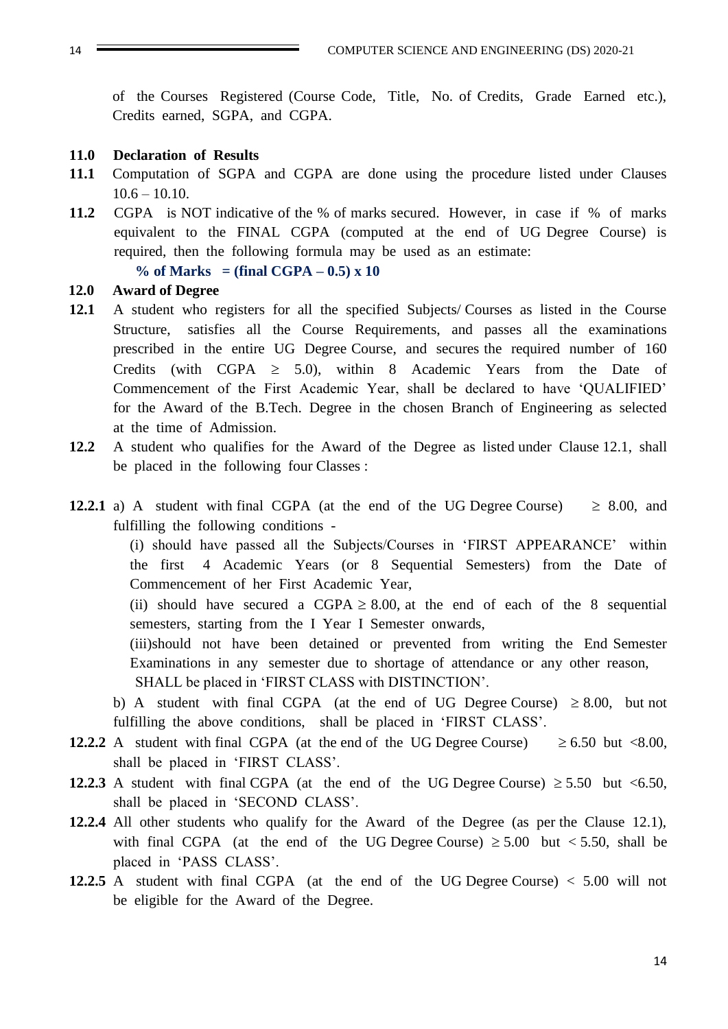of the Courses Registered (Course Code, Title, No. of Credits, Grade Earned etc.), Credits earned, SGPA, and CGPA.

**11.0 Declaration of Results**

**11.1** Computation of SGPA and CGPA are done using the procedure listed under Clauses 10.6 – 10.10.

**11.2** CGPA is NOT indicative of the % of marks secured. However, in case if % of marks equivalent to the FINAL CGPA (computed at the end of UG Degree Course) is required, then the following formula may be used as an estimate:

**% of Marks = (final CGPA – 0.5) x 10**

**12.0 Award of Degree**

**12.1** A student who registers for all the specified Subjects/ Courses as listed in the Course Structure, satisfies all the Course Requirements, and passes all the examinations prescribed in the entire UG Degree Course, and secures the required number of 160 Credits (with CGPA $\geq$ 5.0), within 8 Academic Years from the Date of Commencement of the First Academic Year, shall be declared to have 'QUALIFIED' for the Award of the B.Tech. Degree in the chosen Branch of Engineering as selected at the time of Admission.

**12.2** A student who qualifies for the Award of the Degree as listed under Clause 12.1, shall be placed in the following four Classes :

**12.2.1** a) A student with final CGPA (at the end of the UG Degree Course) $\geq$ 8.00, and fulfilling the following conditions -

(i) should have passed all the Subjects/Courses in 'FIRST APPEARANCE' within the first 4 Academic Years (or 8 Sequential Semesters) from the Date of Commencement of her First Academic Year,

(ii) should have secured a CGPA $\geq$ 8.00, at the end of each of the 8 sequential semesters, starting from the I Year I Semester onwards,

(iii)should not have been detained or prevented from writing the End Semester Examinations in any semester due to shortage of attendance or any other reason,

SHALL be placed in 'FIRST CLASS with DISTINCTION'.

b) A student with final CGPA (at the end of UG Degree Course) $\geq$ 8.00, but not fulfilling the above conditions, shall be placed in 'FIRST CLASS'.

**12.2.2** A student with final CGPA (at the end of the UG Degree Course) $\geq$ 6.50 but <8.00, shall be placed in 'FIRST CLASS'.

**12.2.3** A student with final CGPA (at the end of the UG Degree Course) $\geq$ 5.50 but <6.50, shall be placed in 'SECOND CLASS'.

**12.2.4** All other students who qualify for the Award of the Degree (as per the Clause 12.1), with final CGPA (at the end of the UG Degree Course) $\geq$ 5.00 but < 5.50, shall be placed in 'PASS CLASS'.

**12.2.5** A student with final CGPA (at the end of the UG Degree Course) < 5.00 will not be eligible for the Award of the Degree.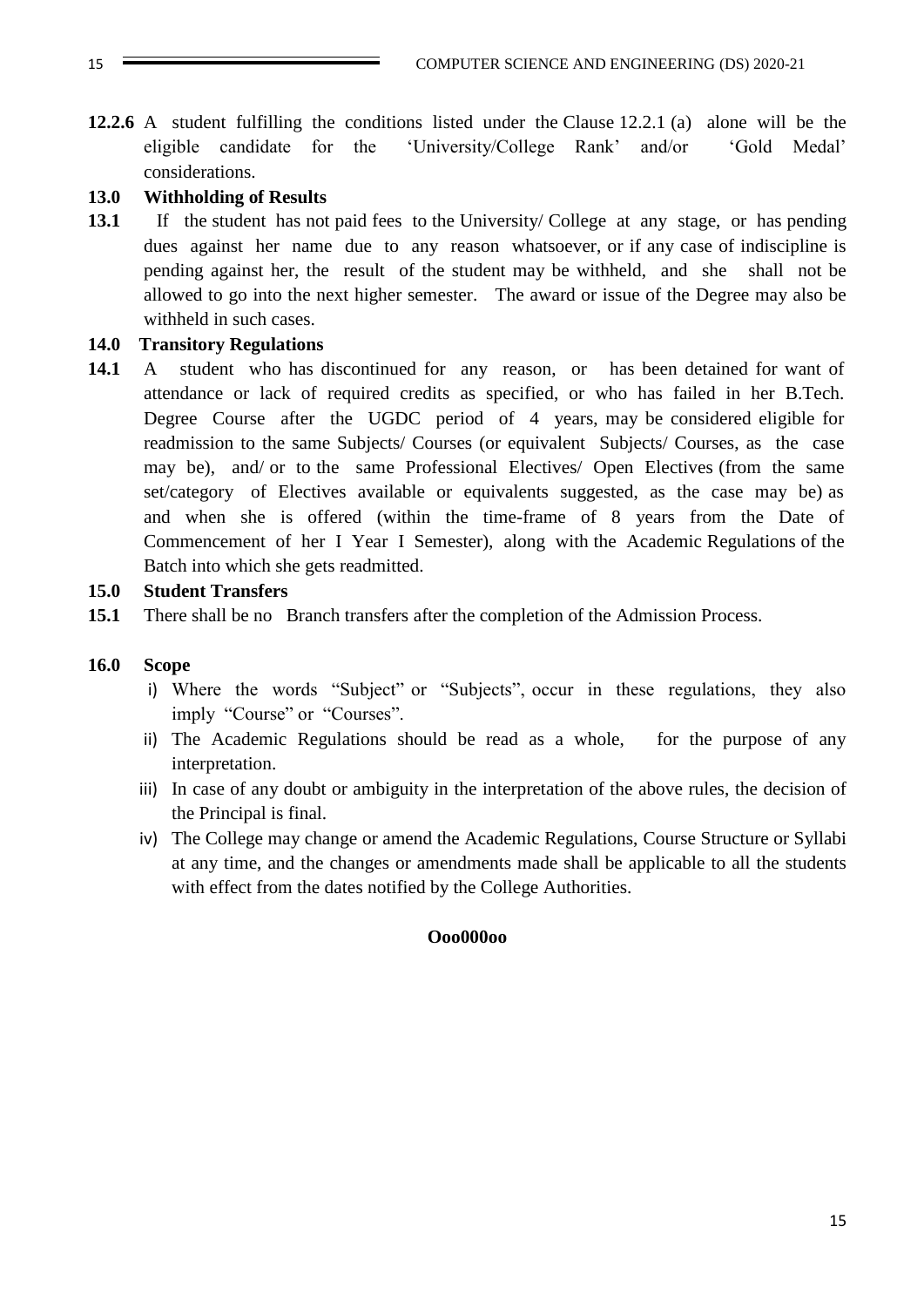**12.2.6** A student fulfilling the conditions listed under the Clause 12.2.1 (a) alone will be the eligible candidate for the 'University/College Rank' and/or 'Gold Medal' considerations.

## 13.0 Withholding of Results

**13.1** If the student has not paid fees to the University/ College at any stage, or has pending dues against her name due to any reason whatsoever, or if any case of indiscipline is pending against her, the result of the student may be withheld, and she shall not be allowed to go into the next higher semester. The award or issue of the Degree may also be withheld in such cases.

## 14.0 Transitory Regulations

**14.1** A student who has discontinued for any reason, or has been detained for want of attendance or lack of required credits as specified, or who has failed in her B.Tech. Degree Course after the UGDC period of 4 years, may be considered eligible for readmission to the same Subjects/ Courses (or equivalent Subjects/ Courses, as the case may be), and/ or to the same Professional Electives/ Open Electives (from the same set/category of Electives available or equivalents suggested, as the case may be) as and when she is offered (within the time-frame of 8 years from the Date of Commencement of her I Year I Semester), along with the Academic Regulations of the Batch into which she gets readmitted.

## 15.0 Student Transfers

**15.1** There shall be no Branch transfers after the completion of the Admission Process.

## 16.0 Scope

i) Where the words "Subject" or "Subjects", occur in these regulations, they also imply "Course" or "Courses".

ii) The Academic Regulations should be read as a whole, for the purpose of any interpretation.

iii) In case of any doubt or ambiguity in the interpretation of the above rules, the decision of the Principal is final.

iv) The College may change or amend the Academic Regulations, Course Structure or Syllabi at any time, and the changes or amendments made shall be applicable to all the students with effect from the dates notified by the College Authorities.

**Ooo000oo**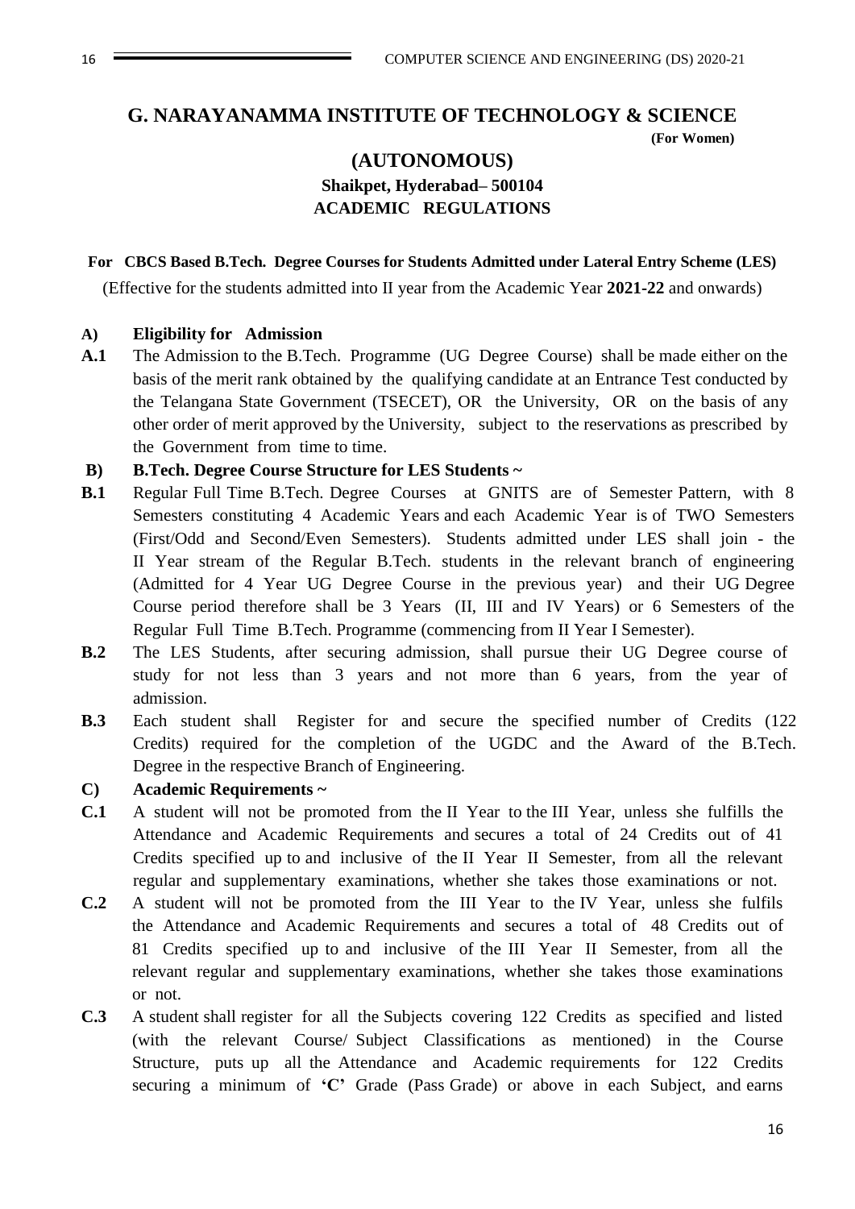## G. NARAYANAMMA INSTITUTE OF TECHNOLOGY & SCIENCE

**(For Women)**

## (AUTONOMOUS)

### Shaikpet, Hyderabad– 500104

### ACADEMIC REGULATIONS

**For CBCS Based B.Tech. Degree Courses for Students Admitted under Lateral Entry Scheme (LES)**

(Effective for the students admitted into II year from the Academic Year **2021-22** and onwards)

**A) Eligibility for Admission**

**A.1** The Admission to the B.Tech. Programme (UG Degree Course) shall be made either on the basis of the merit rank obtained by the qualifying candidate at an Entrance Test conducted by the Telangana State Government (TSECET), OR the University, OR on the basis of any other order of merit approved by the University, subject to the reservations as prescribed by the Government from time to time.

**B) B.Tech. Degree Course Structure for LES Students ~**

**B.1** Regular Full Time B.Tech. Degree Courses at GNITS are of Semester Pattern, with 8 Semesters constituting 4 Academic Years and each Academic Year is of TWO Semesters (First/Odd and Second/Even Semesters). Students admitted under LES shall join - the II Year stream of the Regular B.Tech. students in the relevant branch of engineering (Admitted for 4 Year UG Degree Course in the previous year) and their UG Degree Course period therefore shall be 3 Years (II, III and IV Years) or 6 Semesters of the Regular Full Time B.Tech. Programme (commencing from II Year I Semester).

**B.2** The LES Students, after securing admission, shall pursue their UG Degree course of study for not less than 3 years and not more than 6 years, from the year of admission.

**B.3** Each student shall Register for and secure the specified number of Credits (122 Credits) required for the completion of the UGDC and the Award of the B.Tech. Degree in the respective Branch of Engineering.

**C) Academic Requirements ~**

**C.1** A student will not be promoted from the II Year to the III Year, unless she fulfills the Attendance and Academic Requirements and secures a total of 24 Credits out of 41 Credits specified up to and inclusive of the II Year II Semester, from all the relevant regular and supplementary examinations, whether she takes those examinations or not.

**C.2** A student will not be promoted from the III Year to the IV Year, unless she fulfils the Attendance and Academic Requirements and secures a total of 48 Credits out of 81 Credits specified up to and inclusive of the III Year II Semester, from all the relevant regular and supplementary examinations, whether she takes those examinations or not.

**C.3** A student shall register for all the Subjects covering 122 Credits as specified and listed (with the relevant Course/ Subject Classifications as mentioned) in the Course Structure, puts up all the Attendance and Academic requirements for 122 Credits securing a minimum of **'C'** Grade (Pass Grade) or above in each Subject, and earns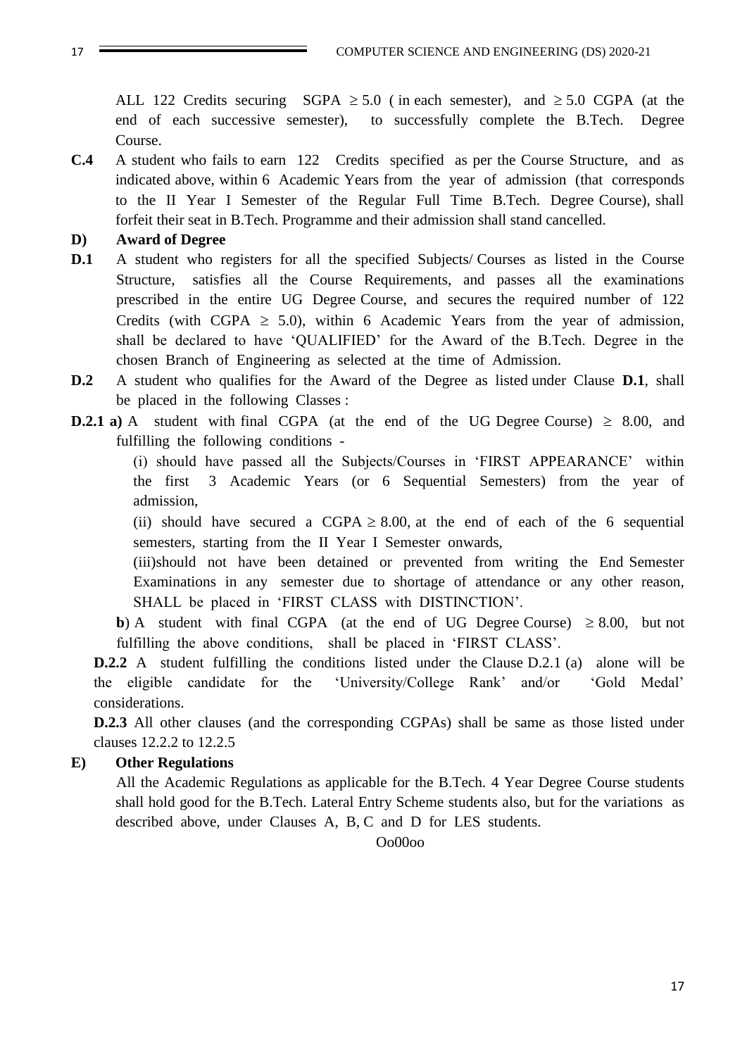ALL 122 Credits securing SGPA $\geq 5.0$ ( in each semester), and $\geq 5.0$ CGPA (at the end of each successive semester), to successfully complete the B.Tech. Degree Course.

**C.4** A student who fails to earn 122 Credits specified as per the Course Structure, and as indicated above, within 6 Academic Years from the year of admission (that corresponds to the II Year I Semester of the Regular Full Time B.Tech. Degree Course), shall forfeit their seat in B.Tech. Programme and their admission shall stand cancelled.

**D) Award of Degree**

**D.1** A student who registers for all the specified Subjects/ Courses as listed in the Course Structure, satisfies all the Course Requirements, and passes all the examinations prescribed in the entire UG Degree Course, and secures the required number of 122 Credits (with CGPA $\geq$ 5.0), within 6 Academic Years from the year of admission, shall be declared to have 'QUALIFIED' for the Award of the B.Tech. Degree in the chosen Branch of Engineering as selected at the time of Admission.

**D.2** A student who qualifies for the Award of the Degree as listed under Clause **D.1**, shall be placed in the following Classes :

**D.2.1 a)** A student with final CGPA (at the end of the UG Degree Course) $\geq$ 8.00, and fulfilling the following conditions -

(i) should have passed all the Subjects/Courses in 'FIRST APPEARANCE' within the first 3 Academic Years (or 6 Sequential Semesters) from the year of admission,

(ii) should have secured a CGPA $\geq 8.00$, at the end of each of the 6 sequential semesters, starting from the II Year I Semester onwards,

(iii)should not have been detained or prevented from writing the End Semester Examinations in any semester due to shortage of attendance or any other reason, SHALL be placed in 'FIRST CLASS with DISTINCTION'.

**b**) A student with final CGPA (at the end of UG Degree Course) $\geq 8.00$, but not fulfilling the above conditions, shall be placed in 'FIRST CLASS'.

**D.2.2** A student fulfilling the conditions listed under the Clause D.2.1 (a) alone will be the eligible candidate for the 'University/College Rank' and/or 'Gold Medal' considerations.

**D.2.3** All other clauses (and the corresponding CGPAs) shall be same as those listed under clauses 12.2.2 to 12.2.5

**E) Other Regulations**

All the Academic Regulations as applicable for the B.Tech. 4 Year Degree Course students shall hold good for the B.Tech. Lateral Entry Scheme students also, but for the variations as described above, under Clauses A, B, C and D for LES students.

Oo00oo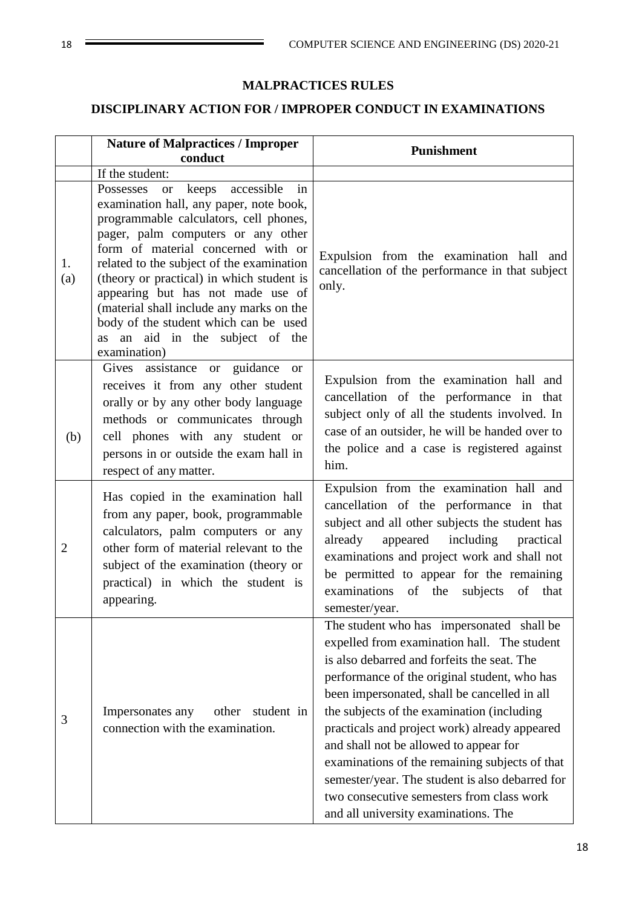## MALPRACTICES RULES

## DISCIPLINARY ACTION FOR / IMPROPER CONDUCT IN EXAMINATIONS

| | Nature of Malpractices / Improper conduct | Punishment |
|---|---|---|
| | If the student: | |
| 1. (a) | Possesses or keeps accessible in examination hall, any paper, note book, programmable calculators, cell phones, pager, palm computers or any other form of material concerned with or related to the subject of the examination (theory or practical) in which student is appearing but has not made use of (material shall include any marks on the body of the student which can be used as an aid in the subject of the examination) | Expulsion from the examination hall and cancellation of the performance in that subject only. |
| (b) | Gives assistance or guidance or receives it from any other student orally or by any other body language methods or communicates through cell phones with any student or persons in or outside the exam hall in respect of any matter. | Expulsion from the examination hall and cancellation of the performance in that subject only of all the students involved. In case of an outsider, he will be handed over to the police and a case is registered against him. |
| 2 | Has copied in the examination hall from any paper, book, programmable calculators, palm computers or any other form of material relevant to the subject of the examination (theory or practical) in which the student is appearing. | Expulsion from the examination hall and cancellation of the performance in that subject and all other subjects the student has already appeared including practical examinations and project work and shall not be permitted to appear for the remaining examinations of the subjects of that semester/year. |
| 3 | Impersonates any other student in connection with the examination. | The student who has impersonated shall be expelled from examination hall. The student is also debarred and forfeits the seat. The performance of the original student, who has been impersonated, shall be cancelled in all the subjects of the examination (including practicals and project work) already appeared and shall not be allowed to appear for examinations of the remaining subjects of that semester/year. The student is also debarred for two consecutive semesters from class work and all university examinations. The |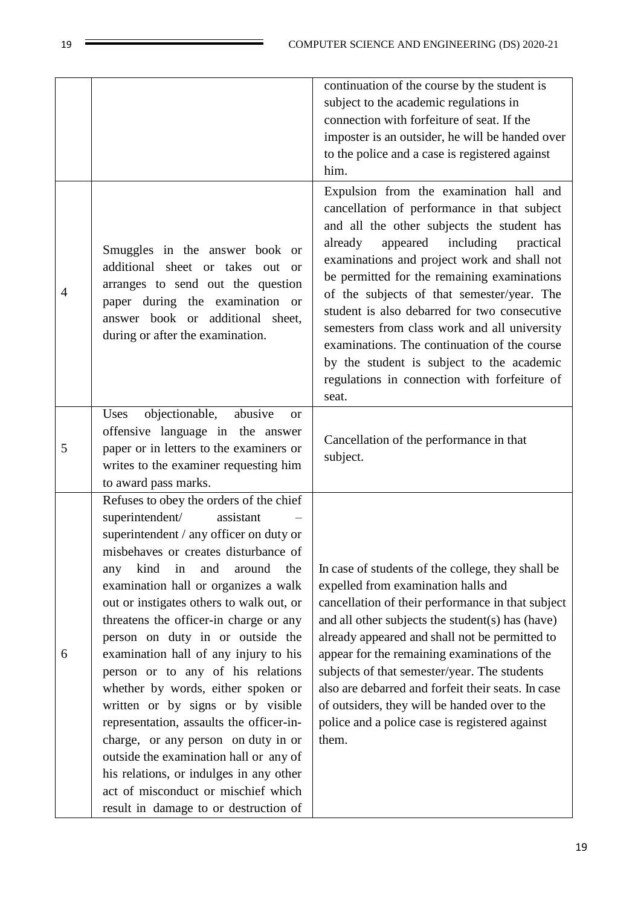| | | |
|---|---|---|
| | | continuation of the course by the student is subject to the academic regulations in connection with forfeiture of seat. If the imposter is an outsider, he will be handed over to the police and a case is registered against him. |
| 4 | Smuggles in the answer book or additional sheet or takes out or arranges to send out the question paper during the examination or answer book or additional sheet, during or after the examination. | Expulsion from the examination hall and cancellation of performance in that subject and all the other subjects the student has already appeared including practical examinations and project work and shall not be permitted for the remaining examinations of the subjects of that semester/year. The student is also debarred for two consecutive semesters from class work and all university examinations. The continuation of the course by the student is subject to the academic regulations in connection with forfeiture of seat. |
| 5 | Uses objectionable, abusive or offensive language in the answer paper or in letters to the examiners or writes to the examiner requesting him to award pass marks. | Cancellation of the performance in that subject. |
| 6 | Refuses to obey the orders of the chief superintendent/ assistant – superintendent / any officer on duty or misbehaves or creates disturbance of any kind in and around the examination hall or organizes a walk out or instigates others to walk out, or threatens the officer-in charge or any person on duty in or outside the examination hall of any injury to his person or to any of his relations whether by words, either spoken or written or by signs or by visible representation, assaults the officer-in-charge, or any person on duty in or outside the examination hall or any of his relations, or indulges in any other act of misconduct or mischief which result in damage to or destruction of | In case of students of the college, they shall be expelled from examination halls and cancellation of their performance in that subject and all other subjects the student(s) has (have) already appeared and shall not be permitted to appear for the remaining examinations of the subjects of that semester/year. The students also are debarred and forfeit their seats. In case of outsiders, they will be handed over to the police and a police case is registered against them. |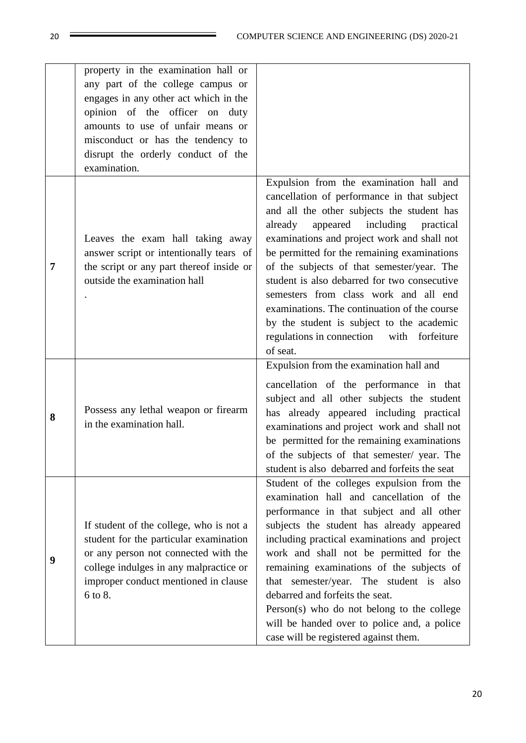|   |   |   |
|---|---|---|
|   | property in the examination hall or any part of the college campus or engages in any other act which in the opinion of the officer on duty amounts to use of unfair means or misconduct or has the tendency to disrupt the orderly conduct of the examination. |   |
| **7** | Leaves the exam hall taking away answer script or intentionally tears of the script or any part thereof inside or outside the examination hall<br>. | Expulsion from the examination hall and cancellation of performance in that subject and all the other subjects the student has already appeared including practical examinations and project work and shall not be permitted for the remaining examinations of the subjects of that semester/year. The student is also debarred for two consecutive semesters from class work and all end examinations. The continuation of the course by the student is subject to the academic regulations in connection with forfeiture of seat. |
| **8** | Possess any lethal weapon or firearm in the examination hall. | Expulsion from the examination hall and<br>cancellation of the performance in that subject and all other subjects the student has already appeared including practical examinations and project work and shall not be permitted for the remaining examinations of the subjects of that semester/ year. The student is also debarred and forfeits the seat |
| **9** | If student of the college, who is not a student for the particular examination or any person not connected with the college indulges in any malpractice or improper conduct mentioned in clause 6 to 8. | Student of the colleges expulsion from the examination hall and cancellation of the performance in that subject and all other subjects the student has already appeared including practical examinations and project work and shall not be permitted for the remaining examinations of the subjects of that semester/year. The student is also debarred and forfeits the seat.<br>Person(s) who do not belong to the college will be handed over to police and, a police case will be registered against them. |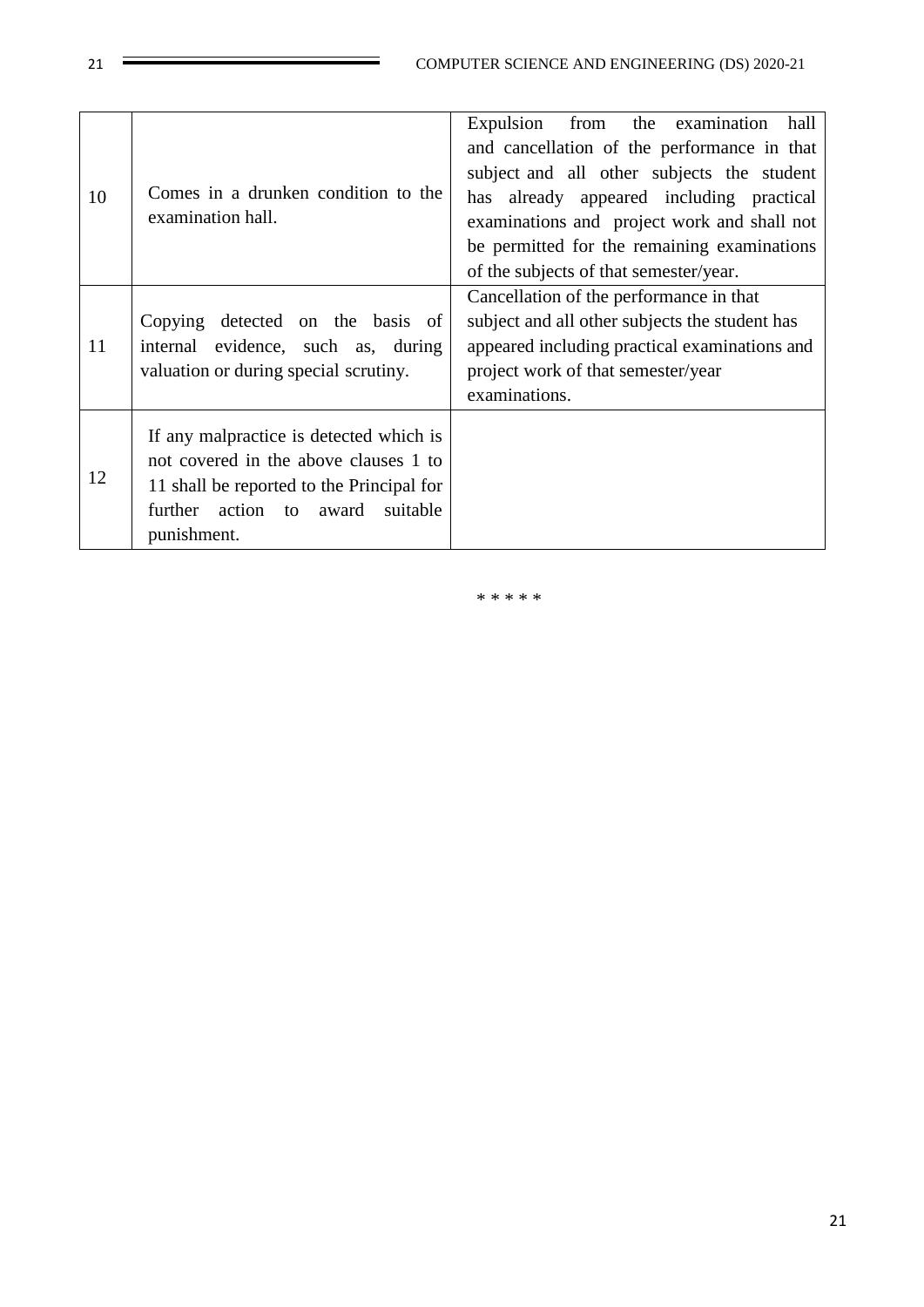| | | |
|---|---|---|
| 10 | Comes in a drunken condition to the examination hall. | Expulsion from the examination hall and cancellation of the performance in that subject and all other subjects the student has already appeared including practical examinations and project work and shall not be permitted for the remaining examinations of the subjects of that semester/year. |
| 11 | Copying detected on the basis of internal evidence, such as, during valuation or during special scrutiny. | Cancellation of the performance in that subject and all other subjects the student has appeared including practical examinations and project work of that semester/year examinations. |
| 12 | If any malpractice is detected which is not covered in the above clauses 1 to 11 shall be reported to the Principal for further action to award suitable punishment. | |

* * * * *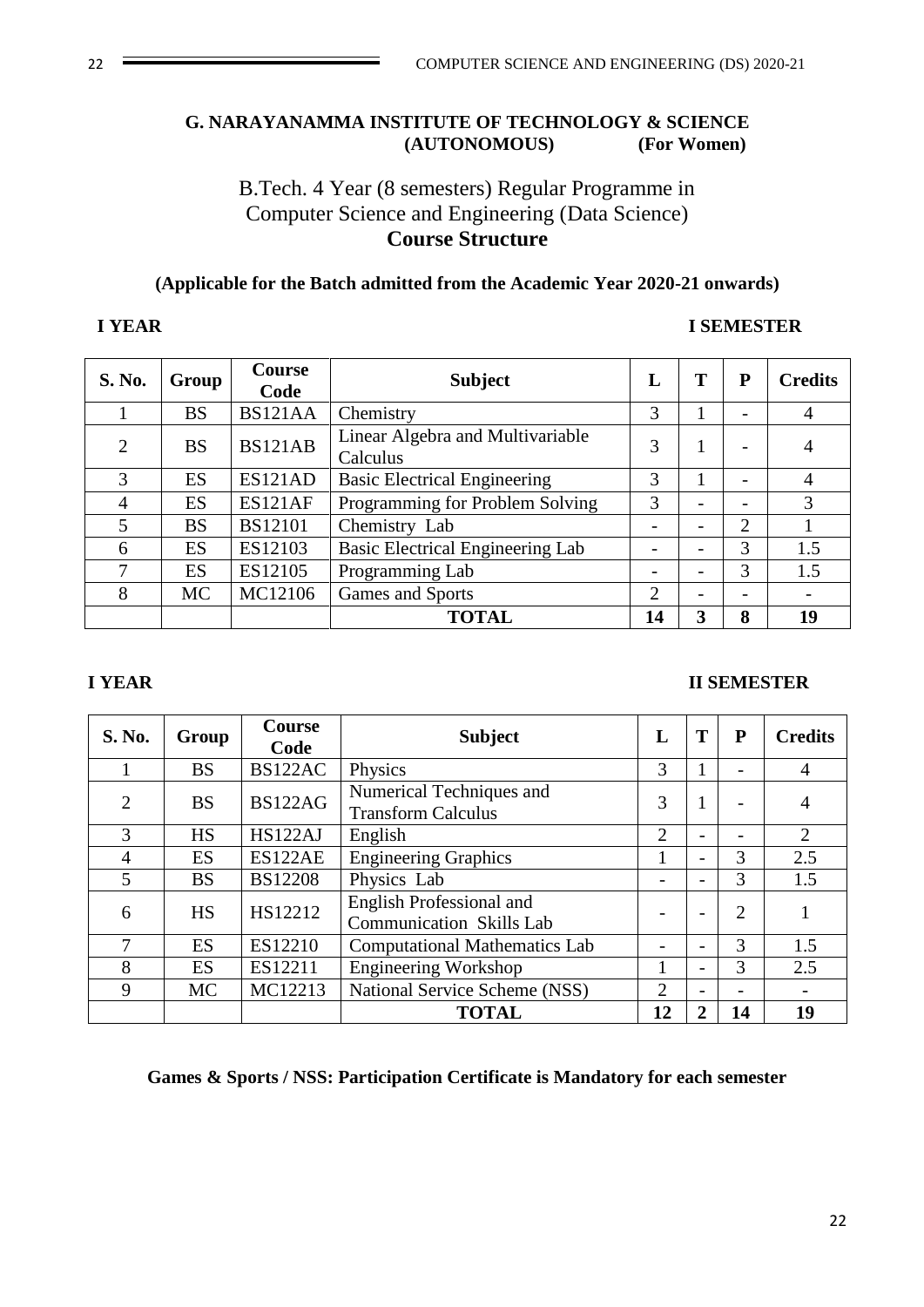**G. NARAYANAMMA INSTITUTE OF TECHNOLOGY & SCIENCE**
**(AUTONOMOUS) (For Women)**

B.Tech. 4 Year (8 semesters) Regular Programme in
Computer Science and Engineering (Data Science)

## Course Structure

**(Applicable for the Batch admitted from the Academic Year 2020-21 onwards)**

**I YEAR** **I SEMESTER**

| S. No. | Group | Course Code | Subject | L | T | P | Credits |
|---|---|---|---|---|---|---|---|
| 1 | BS | BS121AA | Chemistry | 3 | 1 | - | 4 |
| 2 | BS | BS121AB | Linear Algebra and Multivariable Calculus | 3 | 1 | - | 4 |
| 3 | ES | ES121AD | Basic Electrical Engineering | 3 | 1 | - | 4 |
| 4 | ES | ES121AF | Programming for Problem Solving | 3 | - | - | 3 |
| 5 | BS | BS12101 | Chemistry Lab | - | - | 2 | 1 |
| 6 | ES | ES12103 | Basic Electrical Engineering Lab | - | - | 3 | 1.5 |
| 7 | ES | ES12105 | Programming Lab | - | - | 3 | 1.5 |
| 8 | MC | MC12106 | Games and Sports | 2 | - | - | - |
| | | | **TOTAL** | **14** | **3** | **8** | **19** |

**I YEAR** **II SEMESTER**

| S. No. | Group | Course Code | Subject | L | T | P | Credits |
|---|---|---|---|---|---|---|---|
| 1 | BS | BS122AC | Physics | 3 | 1 | - | 4 |
| 2 | BS | BS122AG | Numerical Techniques and Transform Calculus | 3 | 1 | - | 4 |
| 3 | HS | HS122AJ | English | 2 | - | - | 2 |
| 4 | ES | ES122AE | Engineering Graphics | 1 | - | 3 | 2.5 |
| 5 | BS | BS12208 | Physics Lab | - | - | 3 | 1.5 |
| 6 | HS | HS12212 | English Professional and Communication Skills Lab | - | - | 2 | 1 |
| 7 | ES | ES12210 | Computational Mathematics Lab | - | - | 3 | 1.5 |
| 8 | ES | ES12211 | Engineering Workshop | 1 | - | 3 | 2.5 |
| 9 | MC | MC12213 | National Service Scheme (NSS) | 2 | - | - | - |
| | | | **TOTAL** | **12** | **2** | **14** | **19** |

**Games & Sports / NSS: Participation Certificate is Mandatory for each semester**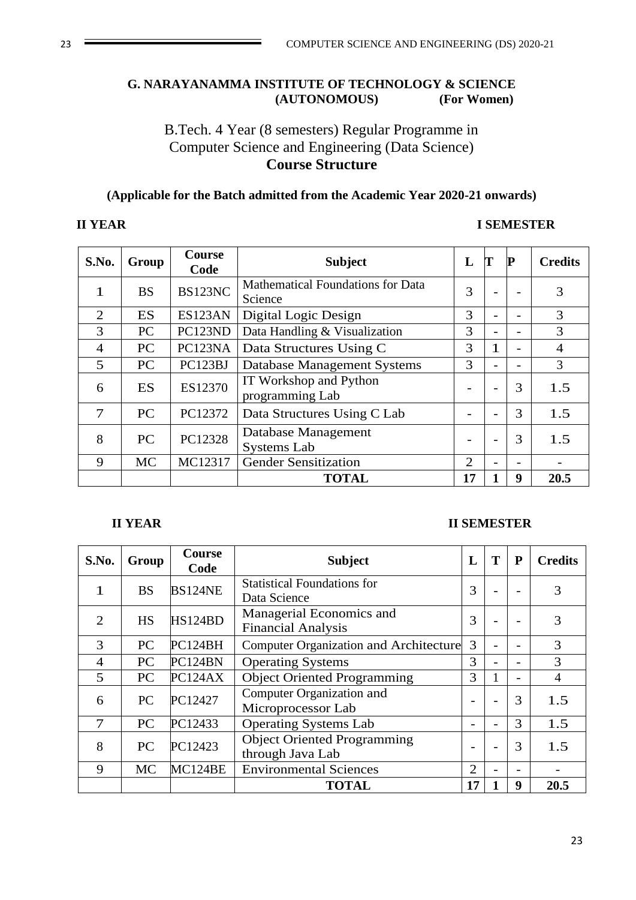**G. NARAYANAMMA INSTITUTE OF TECHNOLOGY & SCIENCE**
**(AUTONOMOUS) (For Women)**

B.Tech. 4 Year (8 semesters) Regular Programme in
Computer Science and Engineering (Data Science)
**Course Structure**

**(Applicable for the Batch admitted from the Academic Year 2020-21 onwards)**

**II YEAR I SEMESTER**

| S.No. | Group | Course Code | Subject | L | T | P | Credits |
|---|---|---|---|---|---|---|---|
| 1 | BS | BS123NC | Mathematical Foundations for Data Science | 3 | - | - | 3 |
| 2 | ES | ES123AN | Digital Logic Design | 3 | - | - | 3 |
| 3 | PC | PC123ND | Data Handling & Visualization | 3 | - | - | 3 |
| 4 | PC | PC123NA | Data Structures Using C | 3 | 1 | - | 4 |
| 5 | PC | PC123BJ | Database Management Systems | 3 | - | - | 3 |
| 6 | ES | ES12370 | IT Workshop and Python programming Lab | - | - | 3 | 1.5 |
| 7 | PC | PC12372 | Data Structures Using C Lab | - | - | 3 | 1.5 |
| 8 | PC | PC12328 | Database Management Systems Lab | - | - | 3 | 1.5 |
| 9 | MC | MC12317 | Gender Sensitization | 2 | - | - | - |
| | | | **TOTAL** | **17** | **1** | **9** | **20.5** |

**II YEAR II SEMESTER**

| S.No. | Group | Course Code | Subject | L | T | P | Credits |
|---|---|---|---|---|---|---|---|
| 1 | BS | BS124NE | Statistical Foundations for Data Science | 3 | - | - | 3 |
| 2 | HS | HS124BD | Managerial Economics and Financial Analysis | 3 | - | - | 3 |
| 3 | PC | PC124BH | Computer Organization and Architecture | 3 | - | - | 3 |
| 4 | PC | PC124BN | Operating Systems | 3 | - | - | 3 |
| 5 | PC | PC124AX | Object Oriented Programming | 3 | 1 | - | 4 |
| 6 | PC | PC12427 | Computer Organization and Microprocessor Lab | - | - | 3 | 1.5 |
| 7 | PC | PC12433 | Operating Systems Lab | - | - | 3 | 1.5 |
| 8 | PC | PC12423 | Object Oriented Programming through Java Lab | - | - | 3 | 1.5 |
| 9 | MC | MC124BE | Environmental Sciences | 2 | - | - | - |
| | | | **TOTAL** | **17** | **1** | **9** | **20.5** |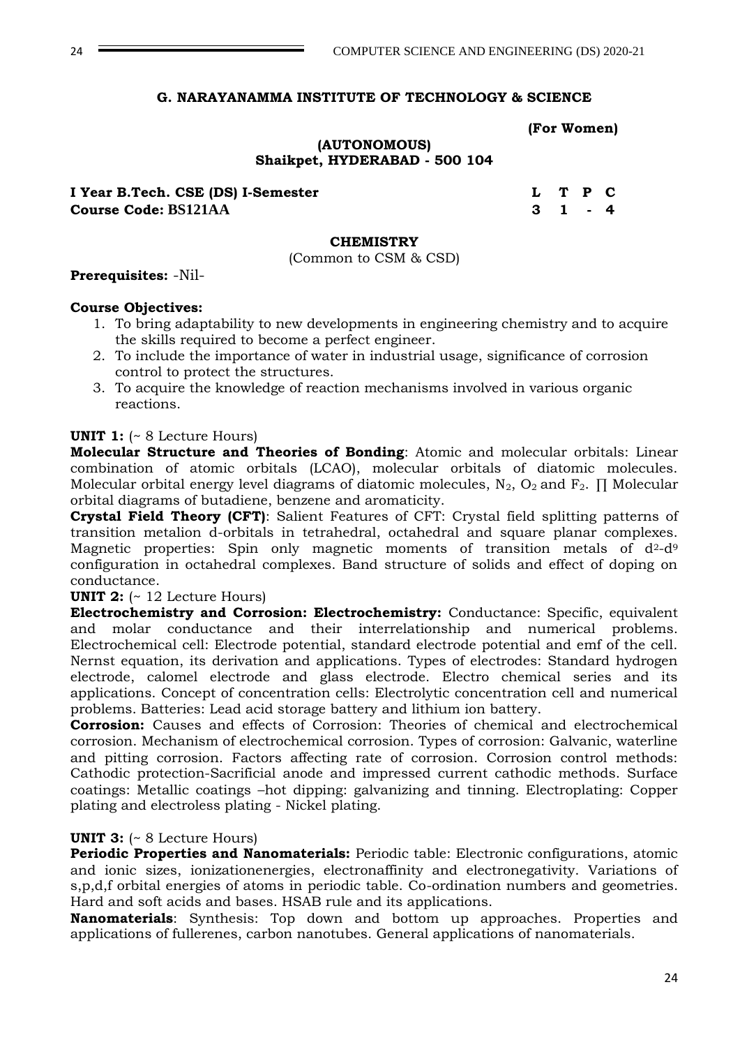**G. NARAYANAMMA INSTITUTE OF TECHNOLOGY & SCIENCE**

**(For Women)**

**(AUTONOMOUS)**
**Shaikpet, HYDERABAD - 500 104**

| I Year B.Tech. CSE (DS) I-Semester | L | T | P | C |
|---|---|---|---|---|
| Course Code: BS121AA | 3 | 1 | - | 4 |

## CHEMISTRY

(Common to CSM & CSD)

**Prerequisites:** -Nil-

**Course Objectives:**

1. To bring adaptability to new developments in engineering chemistry and to acquire the skills required to become a perfect engineer.
2. To include the importance of water in industrial usage, significance of corrosion control to protect the structures.
3. To acquire the knowledge of reaction mechanisms involved in various organic reactions.

**UNIT 1:** (~ 8 Lecture Hours)

**Molecular Structure and Theories of Bonding**: Atomic and molecular orbitals: Linear combination of atomic orbitals (LCAO), molecular orbitals of diatomic molecules. Molecular orbital energy level diagrams of diatomic molecules, $N_2$, $O_2$ and $F_2$. ∏ Molecular orbital diagrams of butadiene, benzene and aromaticity.

**Crystal Field Theory (CFT)**: Salient Features of CFT: Crystal field splitting patterns of transition metalion d-orbitals in tetrahedral, octahedral and square planar complexes. Magnetic properties: Spin only magnetic moments of transition metals of $d^2$-$d^9$ configuration in octahedral complexes. Band structure of solids and effect of doping on conductance.

**UNIT 2:** (~ 12 Lecture Hours)

**Electrochemistry and Corrosion: Electrochemistry:** Conductance: Specific, equivalent and molar conductance and their interrelationship and numerical problems. Electrochemical cell: Electrode potential, standard electrode potential and emf of the cell. Nernst equation, its derivation and applications. Types of electrodes: Standard hydrogen electrode, calomel electrode and glass electrode. Electro chemical series and its applications. Concept of concentration cells: Electrolytic concentration cell and numerical problems. Batteries: Lead acid storage battery and lithium ion battery.

**Corrosion:** Causes and effects of Corrosion: Theories of chemical and electrochemical corrosion. Mechanism of electrochemical corrosion. Types of corrosion: Galvanic, waterline and pitting corrosion. Factors affecting rate of corrosion. Corrosion control methods: Cathodic protection-Sacrificial anode and impressed current cathodic methods. Surface coatings: Metallic coatings –hot dipping: galvanizing and tinning. Electroplating: Copper plating and electroless plating - Nickel plating.

**UNIT 3:** (~ 8 Lecture Hours)

**Periodic Properties and Nanomaterials:** Periodic table: Electronic configurations, atomic and ionic sizes, ionizationenergies, electronaffinity and electronegativity. Variations of s,p,d,f orbital energies of atoms in periodic table. Co-ordination numbers and geometries. Hard and soft acids and bases. HSAB rule and its applications.

**Nanomaterials**: Synthesis: Top down and bottom up approaches. Properties and applications of fullerenes, carbon nanotubes. General applications of nanomaterials.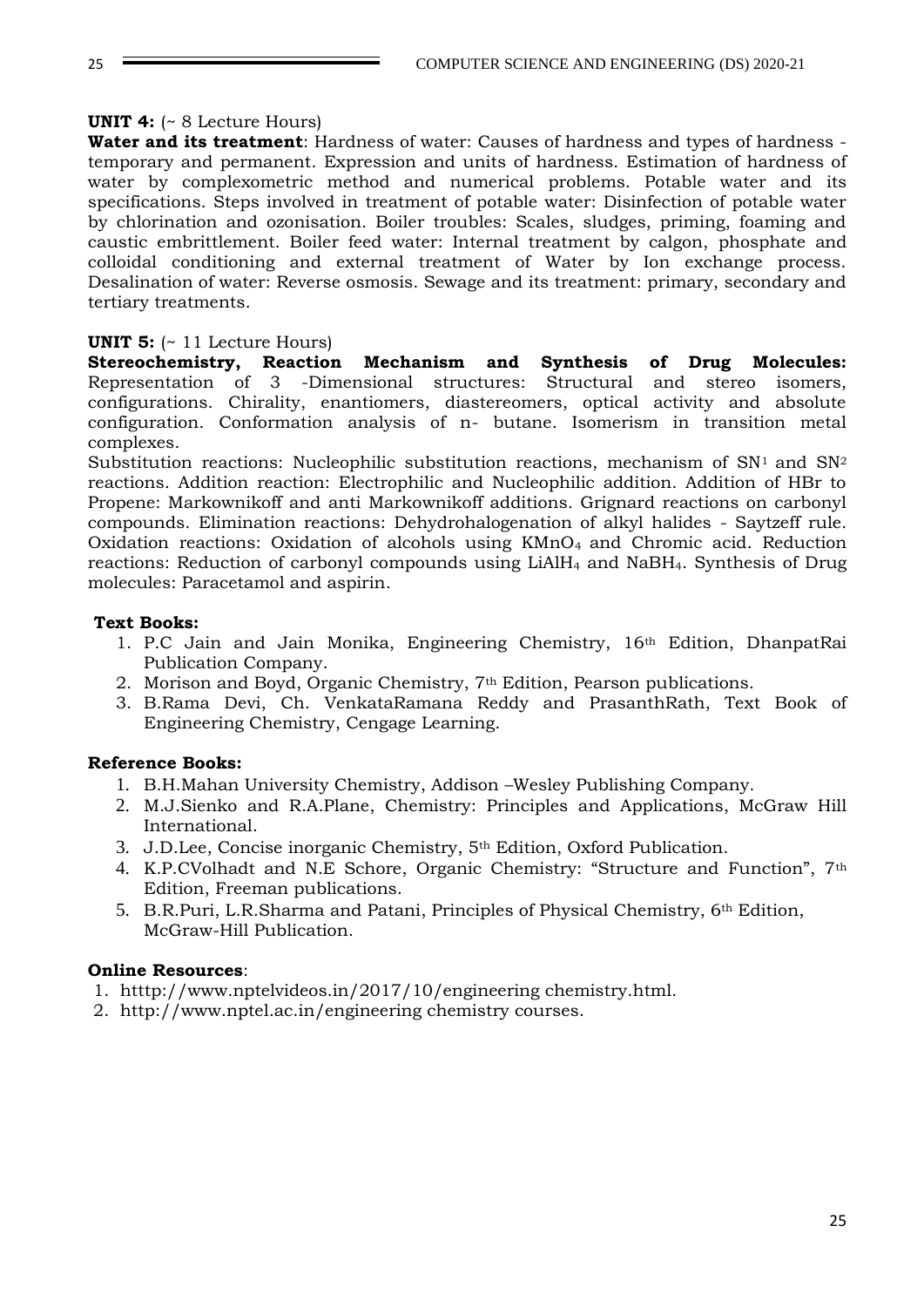**UNIT 4:** (~ 8 Lecture Hours)

**Water and its treatment**: Hardness of water: Causes of hardness and types of hardness - temporary and permanent. Expression and units of hardness. Estimation of hardness of water by complexometric method and numerical problems. Potable water and its specifications. Steps involved in treatment of potable water: Disinfection of potable water by chlorination and ozonisation. Boiler troubles: Scales, sludges, priming, foaming and caustic embrittlement. Boiler feed water: Internal treatment by calgon, phosphate and colloidal conditioning and external treatment of Water by Ion exchange process. Desalination of water: Reverse osmosis. Sewage and its treatment: primary, secondary and tertiary treatments.

**UNIT 5:** (~ 11 Lecture Hours)

**Stereochemistry, Reaction Mechanism and Synthesis of Drug Molecules:** Representation of 3 -Dimensional structures: Structural and stereo isomers, configurations. Chirality, enantiomers, diastereomers, optical activity and absolute configuration. Conformation analysis of n- butane. Isomerism in transition metal complexes.

Substitution reactions: Nucleophilic substitution reactions, mechanism of $SN^1$ and $SN^2$ reactions. Addition reaction: Electrophilic and Nucleophilic addition. Addition of HBr to Propene: Markownikoff and anti Markownikoff additions. Grignard reactions on carbonyl compounds. Elimination reactions: Dehydrohalogenation of alkyl halides - Saytzeff rule. Oxidation reactions: Oxidation of alcohols using $KMnO_4$ and Chromic acid. Reduction reactions: Reduction of carbonyl compounds using $LiAlH_4$ and $NaBH_4$. Synthesis of Drug molecules: Paracetamol and aspirin.

**Text Books:**

1. P.C Jain and Jain Monika, Engineering Chemistry, 16th Edition, DhanpatRai Publication Company.
2. Morison and Boyd, Organic Chemistry, 7th Edition, Pearson publications.
3. B.Rama Devi, Ch. VenkataRamana Reddy and PrasanthRath, Text Book of Engineering Chemistry, Cengage Learning.

**Reference Books:**

1. B.H.Mahan University Chemistry, Addison –Wesley Publishing Company.
2. M.J.Sienko and R.A.Plane, Chemistry: Principles and Applications, McGraw Hill International.
3. J.D.Lee, Concise inorganic Chemistry, 5th Edition, Oxford Publication.
4. K.P.CVolhadt and N.E Schore, Organic Chemistry: "Structure and Function", 7th Edition, Freeman publications.
5. B.R.Puri, L.R.Sharma and Patani, Principles of Physical Chemistry, 6th Edition, McGraw-Hill Publication.

**Online Resources**:

1. htttp://www.nptelvideos.in/2017/10/engineering chemistry.html.
2. http://www.nptel.ac.in/engineering chemistry courses.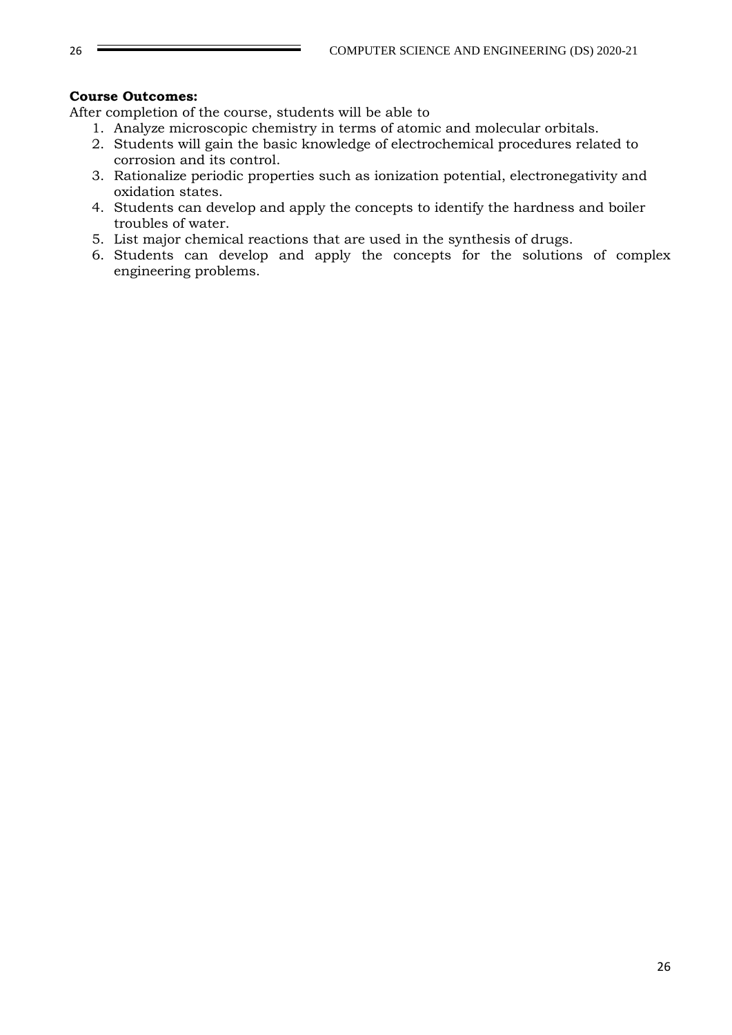**Course Outcomes:**

After completion of the course, students will be able to

1. Analyze microscopic chemistry in terms of atomic and molecular orbitals.
2. Students will gain the basic knowledge of electrochemical procedures related to corrosion and its control.
3. Rationalize periodic properties such as ionization potential, electronegativity and oxidation states.
4. Students can develop and apply the concepts to identify the hardness and boiler troubles of water.
5. List major chemical reactions that are used in the synthesis of drugs.
6. Students can develop and apply the concepts for the solutions of complex engineering problems.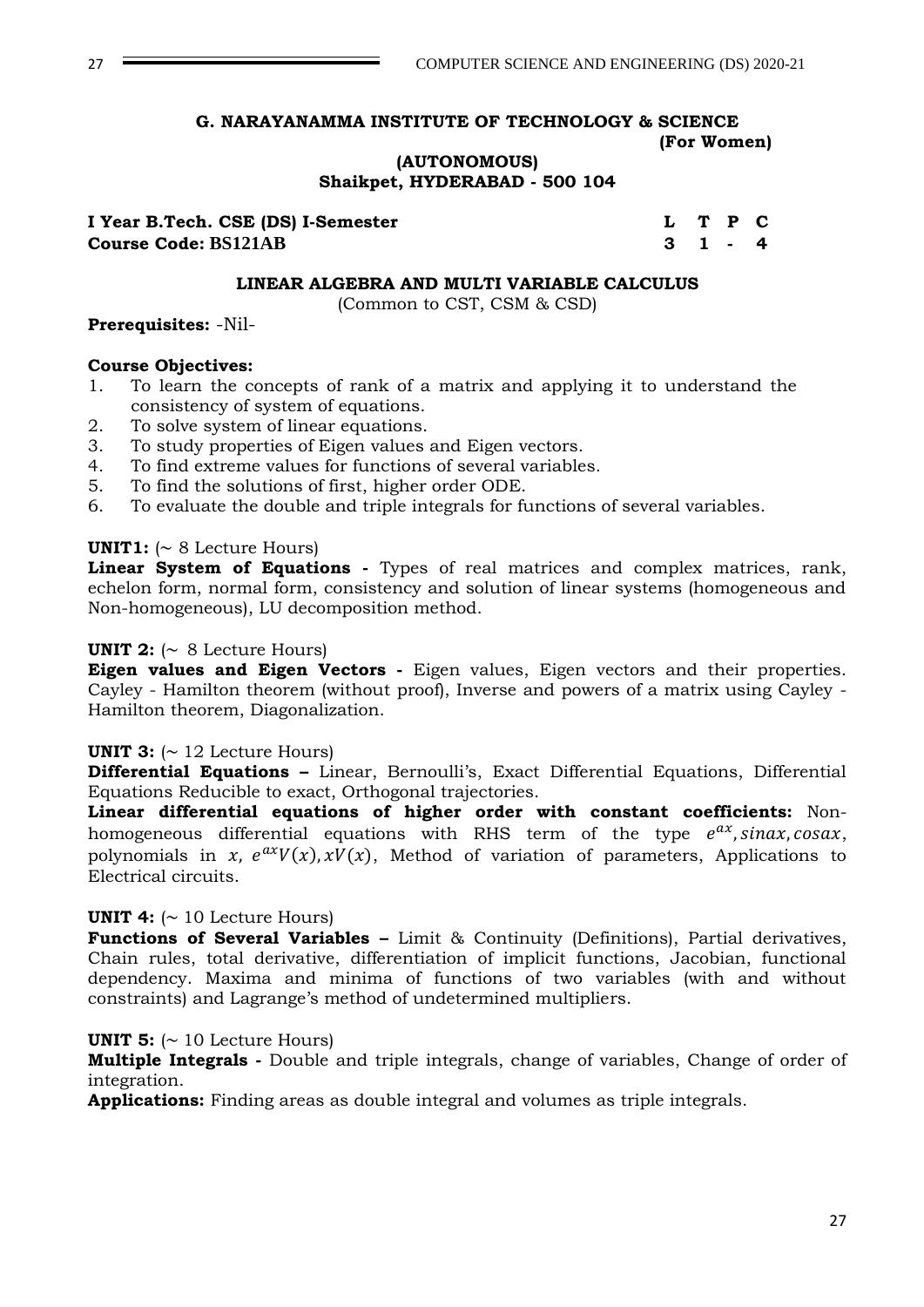**G. NARAYANAMMA INSTITUTE OF TECHNOLOGY & SCIENCE**
**(For Women)**
**(AUTONOMOUS)**
**Shaikpet, HYDERABAD - 500 104**

| **I Year B.Tech. CSE (DS) I-Semester** | **L** | **T** | **P** | **C** |
|---|---|---|---|---|
| **Course Code: BS121AB** | **3** | **1** | **-** | **4** |

## LINEAR ALGEBRA AND MULTI VARIABLE CALCULUS

(Common to CST, CSM & CSD)

**Prerequisites:** -Nil-

**Course Objectives:**

1. To learn the concepts of rank of a matrix and applying it to understand the consistency of system of equations.
2. To solve system of linear equations.
3. To study properties of Eigen values and Eigen vectors.
4. To find extreme values for functions of several variables.
5. To find the solutions of first, higher order ODE.
6. To evaluate the double and triple integrals for functions of several variables.

**UNIT1:** (~ 8 Lecture Hours)
**Linear System of Equations -** Types of real matrices and complex matrices, rank, echelon form, normal form, consistency and solution of linear systems (homogeneous and Non-homogeneous), LU decomposition method.

**UNIT 2:** (~ 8 Lecture Hours)
**Eigen values and Eigen Vectors -** Eigen values, Eigen vectors and their properties. Cayley - Hamilton theorem (without proof), Inverse and powers of a matrix using Cayley - Hamilton theorem, Diagonalization.

**UNIT 3:** (~ 12 Lecture Hours)
**Differential Equations –** Linear, Bernoulli's, Exact Differential Equations, Differential Equations Reducible to exact, Orthogonal trajectories.
**Linear differential equations of higher order with constant coefficients:** Non-homogeneous differential equations with RHS term of the type $e^{ax}, sinax, cosax$, polynomials in $x$, $e^{ax}V(x), xV(x)$, Method of variation of parameters, Applications to Electrical circuits.

**UNIT 4:** (~ 10 Lecture Hours)
**Functions of Several Variables –** Limit & Continuity (Definitions), Partial derivatives, Chain rules, total derivative, differentiation of implicit functions, Jacobian, functional dependency. Maxima and minima of functions of two variables (with and without constraints) and Lagrange's method of undetermined multipliers.

**UNIT 5:** (~ 10 Lecture Hours)
**Multiple Integrals -** Double and triple integrals, change of variables, Change of order of integration.
**Applications:** Finding areas as double integral and volumes as triple integrals.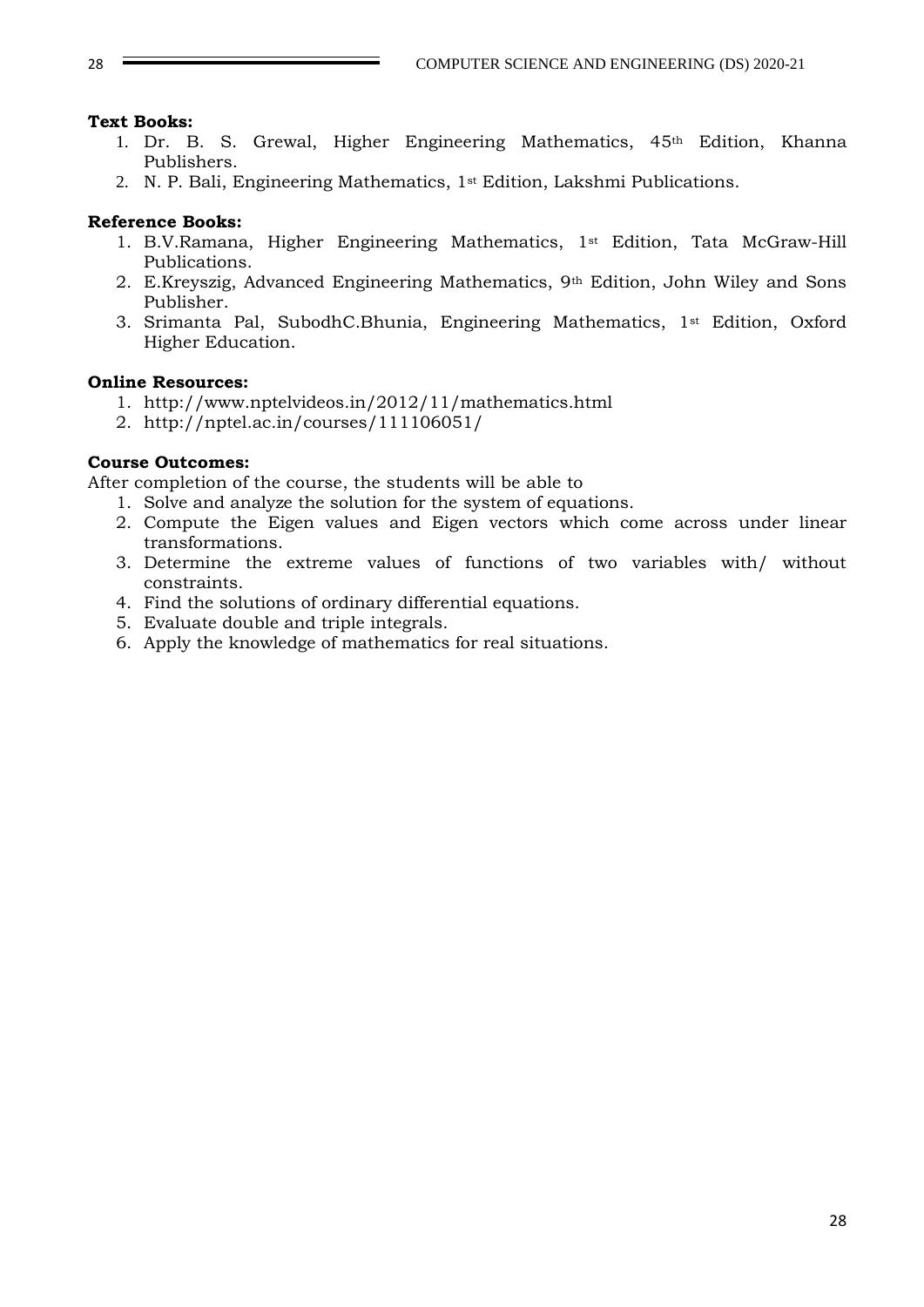**Text Books:**

1. Dr. B. S. Grewal, Higher Engineering Mathematics, 45th Edition, Khanna Publishers.
2. N. P. Bali, Engineering Mathematics, 1st Edition, Lakshmi Publications.

**Reference Books:**

1. B.V.Ramana, Higher Engineering Mathematics, 1st Edition, Tata McGraw-Hill Publications.
2. E.Kreyszig, Advanced Engineering Mathematics, 9th Edition, John Wiley and Sons Publisher.
3. Srimanta Pal, SubodhC.Bhunia, Engineering Mathematics, 1st Edition, Oxford Higher Education.

**Online Resources:**

1. http://www.nptelvideos.in/2012/11/mathematics.html
2. http://nptel.ac.in/courses/111106051/

**Course Outcomes:**

After completion of the course, the students will be able to

1. Solve and analyze the solution for the system of equations.
2. Compute the Eigen values and Eigen vectors which come across under linear transformations.
3. Determine the extreme values of functions of two variables with/ without constraints.
4. Find the solutions of ordinary differential equations.
5. Evaluate double and triple integrals.
6. Apply the knowledge of mathematics for real situations.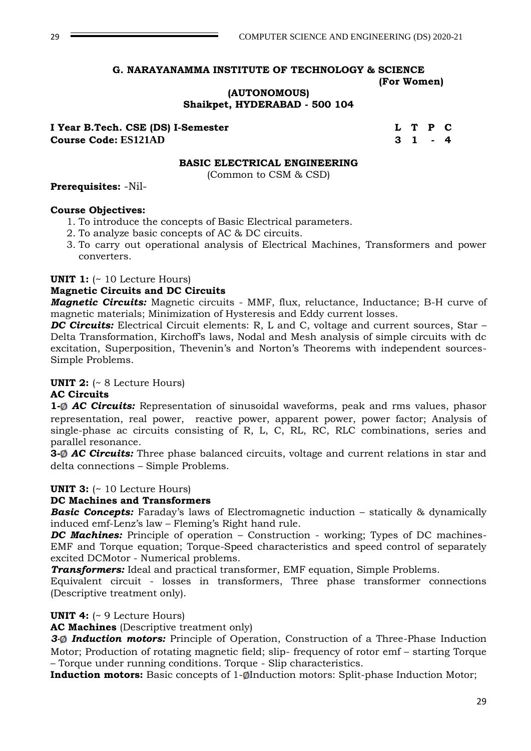**G. NARAYANAMMA INSTITUTE OF TECHNOLOGY & SCIENCE**
**(For Women)**
**(AUTONOMOUS)**
**Shaikpet, HYDERABAD - 500 104**

| **I Year B.Tech. CSE (DS) I-Semester** | **L** | **T** | **P** | **C** |
|---|---|---|---|---|
| **Course Code: ES121AD** | **3** | **1** | **-** | **4** |

## BASIC ELECTRICAL ENGINEERING

(Common to CSM & CSD)

**Prerequisites:** -Nil-

**Course Objectives:**

1. To introduce the concepts of Basic Electrical parameters.
2. To analyze basic concepts of AC & DC circuits.
3. To carry out operational analysis of Electrical Machines, Transformers and power converters.

**UNIT 1:** (~ 10 Lecture Hours)

**Magnetic Circuits and DC Circuits**

***Magnetic Circuits:*** Magnetic circuits - MMF, flux, reluctance, Inductance; B-H curve of magnetic materials; Minimization of Hysteresis and Eddy current losses.

***DC Circuits:*** Electrical Circuit elements: R, L and C, voltage and current sources, Star – Delta Transformation, Kirchoff's laws, Nodal and Mesh analysis of simple circuits with dc excitation, Superposition, Thevenin's and Norton's Theorems with independent sources- Simple Problems.

**UNIT 2:** (~ 8 Lecture Hours)

**AC Circuits**

**1-Ø *AC Circuits:*** Representation of sinusoidal waveforms, peak and rms values, phasor representation, real power, reactive power, apparent power, power factor; Analysis of single-phase ac circuits consisting of R, L, C, RL, RC, RLC combinations, series and parallel resonance.

**3-Ø *AC Circuits:*** Three phase balanced circuits, voltage and current relations in star and delta connections – Simple Problems.

**UNIT 3:** (~ 10 Lecture Hours)

**DC Machines and Transformers**

***Basic Concepts:*** Faraday's laws of Electromagnetic induction – statically & dynamically induced emf-Lenz's law – Fleming's Right hand rule.

***DC Machines:*** Principle of operation – Construction - working; Types of DC machines- EMF and Torque equation; Torque-Speed characteristics and speed control of separately excited DCMotor - Numerical problems.

***Transformers:*** Ideal and practical transformer, EMF equation, Simple Problems.

Equivalent circuit - losses in transformers, Three phase transformer connections (Descriptive treatment only).

**UNIT 4:** (~ 9 Lecture Hours)

**AC Machines** (Descriptive treatment only)

***3-Ø Induction motors:*** Principle of Operation, Construction of a Three-Phase Induction Motor; Production of rotating magnetic field; slip- frequency of rotor emf – starting Torque – Torque under running conditions. Torque - Slip characteristics.

**Induction motors:** Basic concepts of 1-ØInduction motors: Split-phase Induction Motor;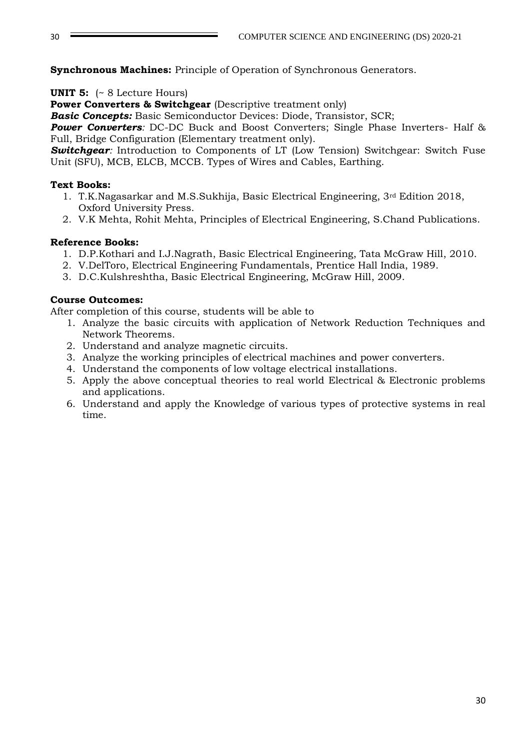**Synchronous Machines:** Principle of Operation of Synchronous Generators.

**UNIT 5:** (~ 8 Lecture Hours)

**Power Converters & Switchgear** (Descriptive treatment only)

***Basic Concepts:*** Basic Semiconductor Devices: Diode, Transistor, SCR;

***Power Converters****:* DC-DC Buck and Boost Converters; Single Phase Inverters- Half & Full, Bridge Configuration (Elementary treatment only).

***Switchgear****:* Introduction to Components of LT (Low Tension) Switchgear: Switch Fuse Unit (SFU), MCB, ELCB, MCCB. Types of Wires and Cables, Earthing.

**Text Books:**

1. T.K.Nagasarkar and M.S.Sukhija, Basic Electrical Engineering, 3rd Edition 2018, Oxford University Press.
2. V.K Mehta, Rohit Mehta, Principles of Electrical Engineering, S.Chand Publications.

**Reference Books:**

1. D.P.Kothari and I.J.Nagrath, Basic Electrical Engineering, Tata McGraw Hill, 2010.
2. V.DelToro, Electrical Engineering Fundamentals, Prentice Hall India, 1989.
3. D.C.Kulshreshtha, Basic Electrical Engineering, McGraw Hill, 2009.

**Course Outcomes:**

After completion of this course, students will be able to

1. Analyze the basic circuits with application of Network Reduction Techniques and Network Theorems.
2. Understand and analyze magnetic circuits.
3. Analyze the working principles of electrical machines and power converters.
4. Understand the components of low voltage electrical installations.
5. Apply the above conceptual theories to real world Electrical & Electronic problems and applications.
6. Understand and apply the Knowledge of various types of protective systems in real time.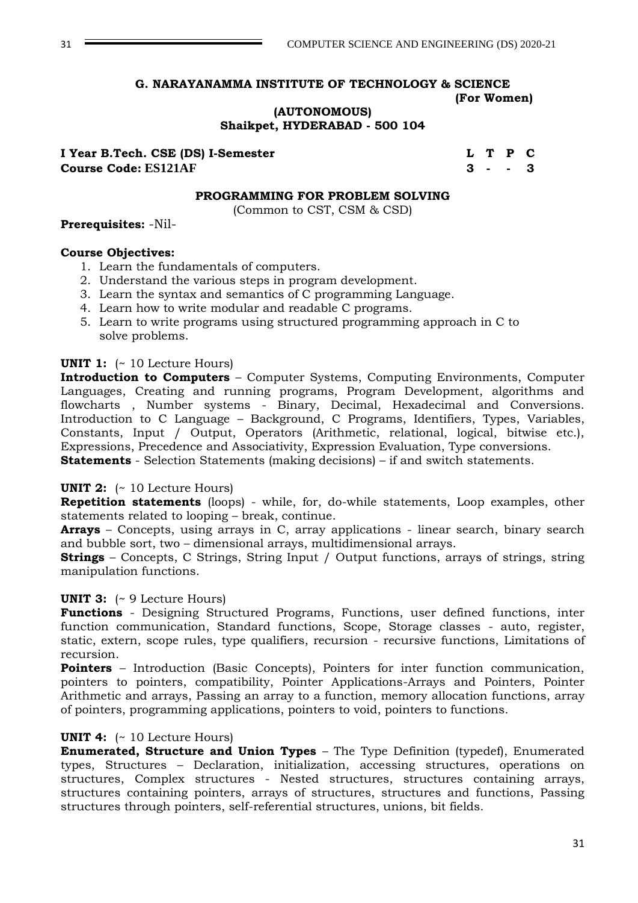**G. NARAYANAMMA INSTITUTE OF TECHNOLOGY & SCIENCE**
**(For Women)**
**(AUTONOMOUS)**
**Shaikpet, HYDERABAD - 500 104**

| **I Year B.Tech. CSE (DS) I-Semester** | **L** | **T** | **P** | **C** |
|---|---|---|---|---|
| **Course Code: ES121AF** | **3** | **-** | **-** | **3** |

**PROGRAMMING FOR PROBLEM SOLVING**
(Common to CST, CSM & CSD)

**Prerequisites:** -Nil-

**Course Objectives:**

1. Learn the fundamentals of computers.
2. Understand the various steps in program development.
3. Learn the syntax and semantics of C programming Language.
4. Learn how to write modular and readable C programs.
5. Learn to write programs using structured programming approach in C to solve problems.

**UNIT 1:** (~ 10 Lecture Hours)

**Introduction to Computers** – Computer Systems, Computing Environments, Computer Languages, Creating and running programs, Program Development, algorithms and flowcharts , Number systems - Binary, Decimal, Hexadecimal and Conversions. Introduction to C Language – Background, C Programs, Identifiers, Types, Variables, Constants, Input / Output, Operators (Arithmetic, relational, logical, bitwise etc.), Expressions, Precedence and Associativity, Expression Evaluation, Type conversions.
**Statements** - Selection Statements (making decisions) – if and switch statements.

**UNIT 2:** (~ 10 Lecture Hours)

**Repetition statements** (loops) - while, for, do-while statements, Loop examples, other statements related to looping – break, continue.
**Arrays** – Concepts, using arrays in C, array applications - linear search, binary search and bubble sort, two – dimensional arrays, multidimensional arrays.
**Strings** – Concepts, C Strings, String Input / Output functions, arrays of strings, string manipulation functions.

**UNIT 3:** (~ 9 Lecture Hours)

**Functions** - Designing Structured Programs, Functions, user defined functions, inter function communication, Standard functions, Scope, Storage classes - auto, register, static, extern, scope rules, type qualifiers, recursion - recursive functions, Limitations of recursion.
**Pointers** – Introduction (Basic Concepts), Pointers for inter function communication, pointers to pointers, compatibility, Pointer Applications-Arrays and Pointers, Pointer Arithmetic and arrays, Passing an array to a function, memory allocation functions, array of pointers, programming applications, pointers to void, pointers to functions.

**UNIT 4:** (~ 10 Lecture Hours)

**Enumerated, Structure and Union Types** – The Type Definition (typedef), Enumerated types, Structures – Declaration, initialization, accessing structures, operations on structures, Complex structures - Nested structures, structures containing arrays, structures containing pointers, arrays of structures, structures and functions, Passing structures through pointers, self-referential structures, unions, bit fields.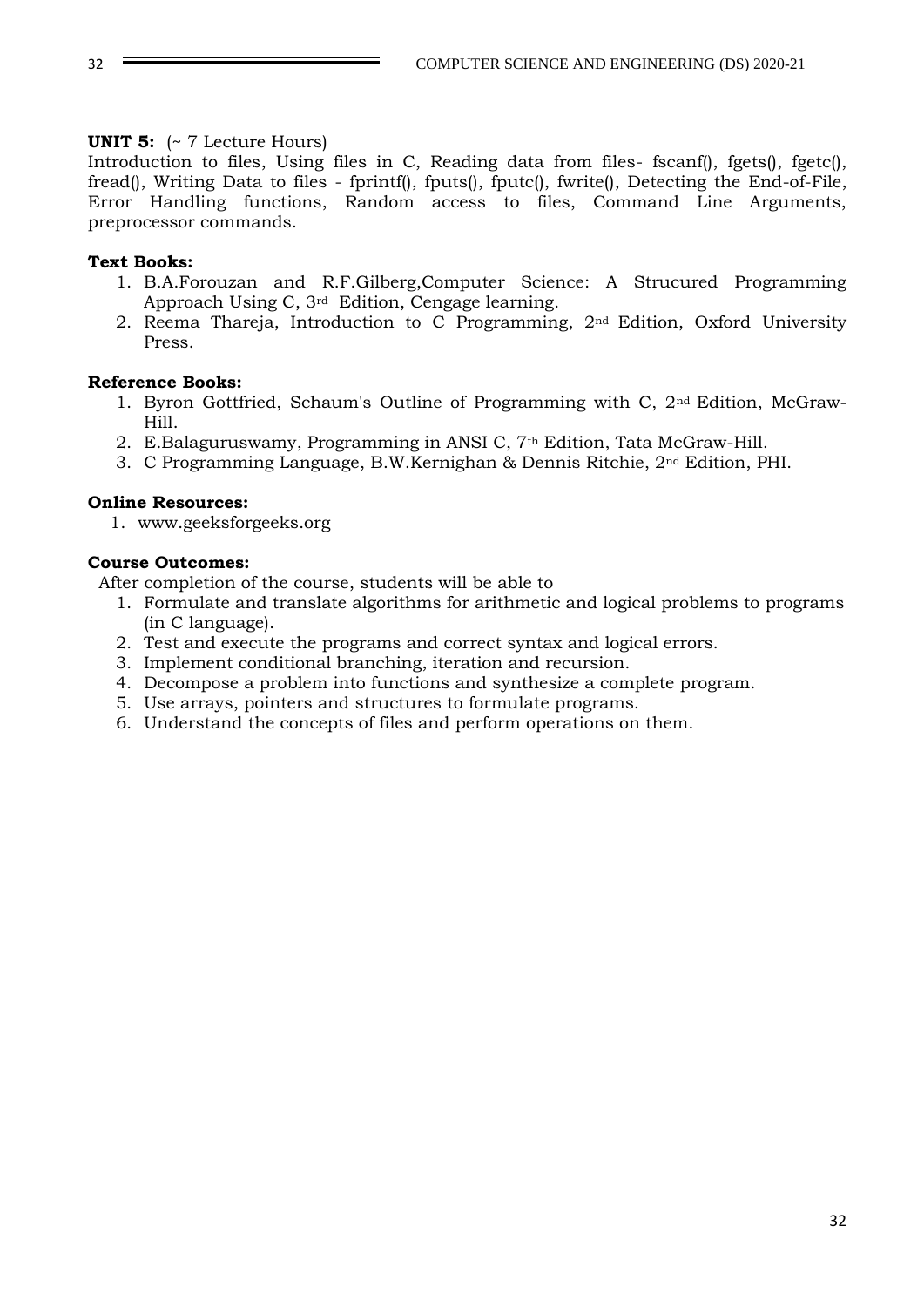**UNIT 5:** (~ 7 Lecture Hours)
Introduction to files, Using files in C, Reading data from files- fscanf(), fgets(), fgetc(), fread(), Writing Data to files - fprintf(), fputs(), fputc(), fwrite(), Detecting the End-of-File, Error Handling functions, Random access to files, Command Line Arguments, preprocessor commands.

**Text Books:**

1. B.A.Forouzan and R.F.Gilberg,Computer Science: A Strucured Programming Approach Using C, 3rd Edition, Cengage learning.
2. Reema Thareja, Introduction to C Programming, 2nd Edition, Oxford University Press.

**Reference Books:**

1. Byron Gottfried, Schaum's Outline of Programming with C, 2nd Edition, McGraw-Hill.
2. E.Balaguruswamy, Programming in ANSI C, 7th Edition, Tata McGraw-Hill.
3. C Programming Language, B.W.Kernighan & Dennis Ritchie, 2nd Edition, PHI.

**Online Resources:**

1. www.geeksforgeeks.org

**Course Outcomes:**

After completion of the course, students will be able to

1. Formulate and translate algorithms for arithmetic and logical problems to programs (in C language).
2. Test and execute the programs and correct syntax and logical errors.
3. Implement conditional branching, iteration and recursion.
4. Decompose a problem into functions and synthesize a complete program.
5. Use arrays, pointers and structures to formulate programs.
6. Understand the concepts of files and perform operations on them.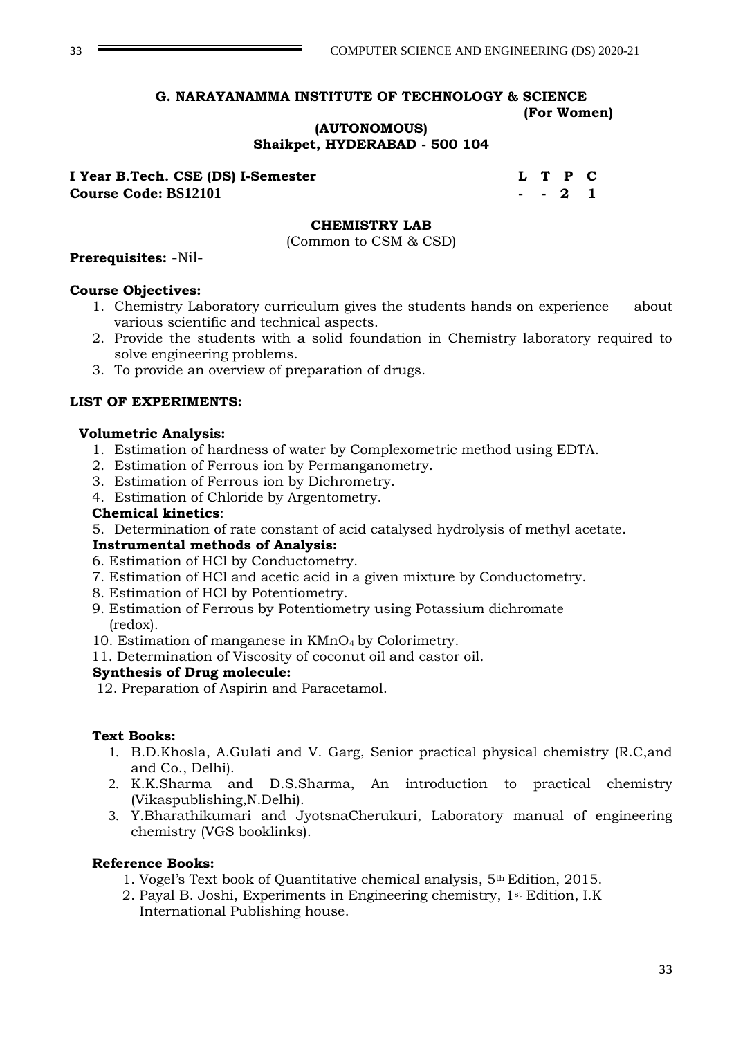**G. NARAYANAMMA INSTITUTE OF TECHNOLOGY & SCIENCE**
**(For Women)**
**(AUTONOMOUS)**
**Shaikpet, HYDERABAD - 500 104**

**I Year B.Tech. CSE (DS) I-Semester** | L T P C
**Course Code: BS12101** | - - 2 1

## CHEMISTRY LAB

(Common to CSM & CSD)

**Prerequisites:** -Nil-

**Course Objectives:**

1. Chemistry Laboratory curriculum gives the students hands on experience about various scientific and technical aspects.
2. Provide the students with a solid foundation in Chemistry laboratory required to solve engineering problems.
3. To provide an overview of preparation of drugs.

**LIST OF EXPERIMENTS:**

**Volumetric Analysis:**

1. Estimation of hardness of water by Complexometric method using EDTA.
2. Estimation of Ferrous ion by Permanganometry.
3. Estimation of Ferrous ion by Dichrometry.
4. Estimation of Chloride by Argentometry.

**Chemical kinetics**:

5. Determination of rate constant of acid catalysed hydrolysis of methyl acetate.

**Instrumental methods of Analysis:**

6. Estimation of HCl by Conductometry.
7. Estimation of HCl and acetic acid in a given mixture by Conductometry.
8. Estimation of HCl by Potentiometry.
9. Estimation of Ferrous by Potentiometry using Potassium dichromate (redox).
10. Estimation of manganese in $KMnO_4$ by Colorimetry.
11. Determination of Viscosity of coconut oil and castor oil.

**Synthesis of Drug molecule:**

12. Preparation of Aspirin and Paracetamol.

**Text Books:**

1. B.D.Khosla, A.Gulati and V. Garg, Senior practical physical chemistry (R.C,and and Co., Delhi).
2. K.K.Sharma and D.S.Sharma, An introduction to practical chemistry (Vikaspublishing,N.Delhi).
3. Y.Bharathikumari and JyotsnaCherukuri, Laboratory manual of engineering chemistry (VGS booklinks).

**Reference Books:**

1. Vogel's Text book of Quantitative chemical analysis, 5th Edition, 2015.
2. Payal B. Joshi, Experiments in Engineering chemistry, 1st Edition, I.K International Publishing house.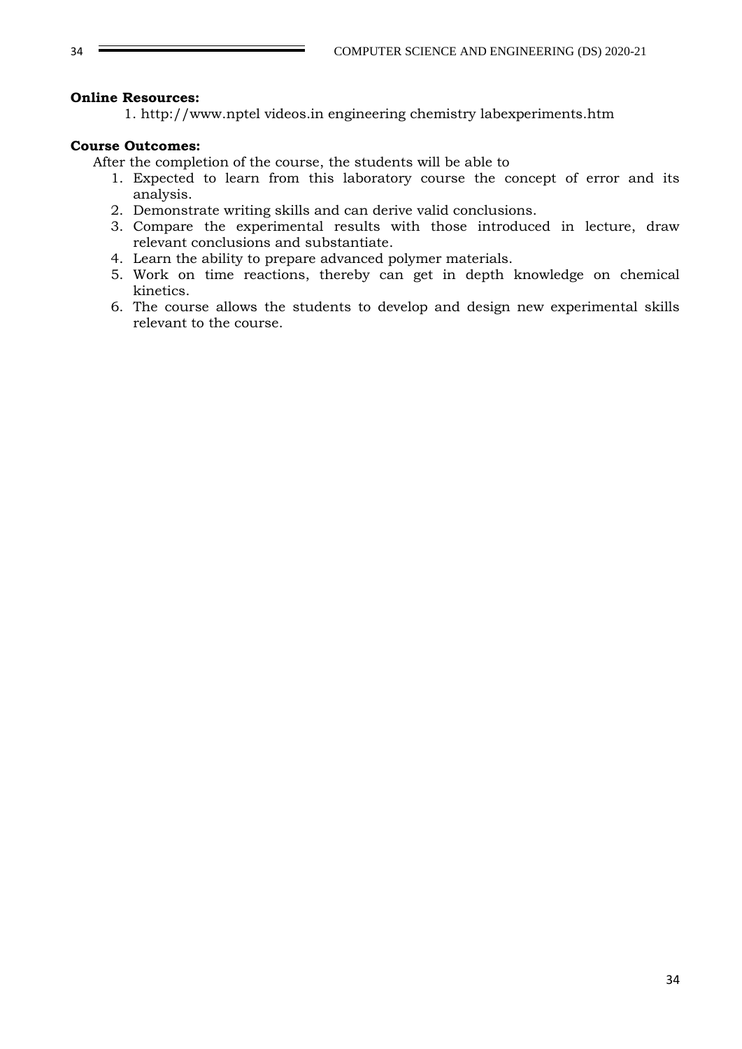**Online Resources:**

1. http://www.nptel videos.in engineering chemistry labexperiments.htm

**Course Outcomes:**

After the completion of the course, the students will be able to

1. Expected to learn from this laboratory course the concept of error and its analysis.
2. Demonstrate writing skills and can derive valid conclusions.
3. Compare the experimental results with those introduced in lecture, draw relevant conclusions and substantiate.
4. Learn the ability to prepare advanced polymer materials.
5. Work on time reactions, thereby can get in depth knowledge on chemical kinetics.
6. The course allows the students to develop and design new experimental skills relevant to the course.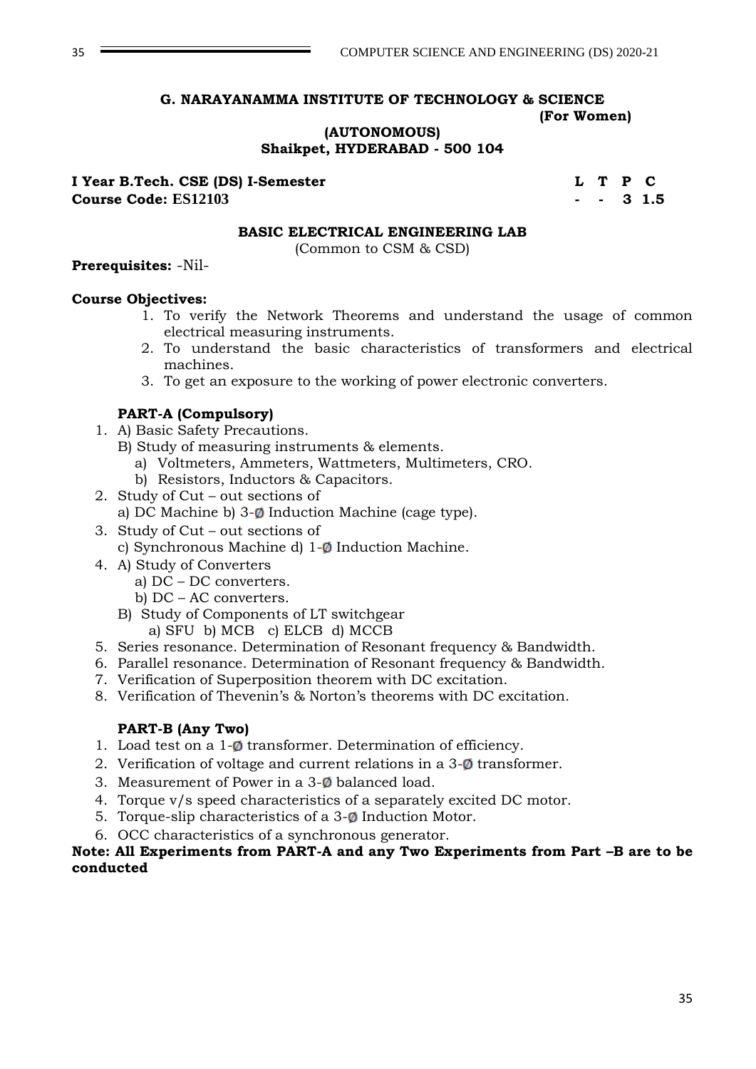**G. NARAYANAMMA INSTITUTE OF TECHNOLOGY & SCIENCE**
**(For Women)**
**(AUTONOMOUS)**
**Shaikpet, HYDERABAD - 500 104**

| **I Year B.Tech. CSE (DS) I-Semester** | **L** | **T** | **P** | **C** |
|---|---|---|---|---|
| **Course Code: ES12103** | **-** | **-** | **3** | **1.5** |

## BASIC ELECTRICAL ENGINEERING LAB

(Common to CSM & CSD)

**Prerequisites:** -Nil-

**Course Objectives:**

1. To verify the Network Theorems and understand the usage of common electrical measuring instruments.
2. To understand the basic characteristics of transformers and electrical machines.
3. To get an exposure to the working of power electronic converters.

### PART-A (Compulsory)

1. A) Basic Safety Precautions.
   B) Study of measuring instruments & elements.
      a) Voltmeters, Ammeters, Wattmeters, Multimeters, CRO.
      b) Resistors, Inductors & Capacitors.
2. Study of Cut – out sections of
   a) DC Machine b) 3-Ø Induction Machine (cage type).
3. Study of Cut – out sections of
   c) Synchronous Machine d) 1-Ø Induction Machine.
4. A) Study of Converters
      a) DC – DC converters.
      b) DC – AC converters.
   B) Study of Components of LT switchgear
      a) SFU b) MCB c) ELCB d) MCCB
5. Series resonance. Determination of Resonant frequency & Bandwidth.
6. Parallel resonance. Determination of Resonant frequency & Bandwidth.
7. Verification of Superposition theorem with DC excitation.
8. Verification of Thevenin's & Norton's theorems with DC excitation.

### PART-B (Any Two)

1. Load test on a 1-Ø transformer. Determination of efficiency.
2. Verification of voltage and current relations in a 3-Ø transformer.
3. Measurement of Power in a 3-Ø balanced load.
4. Torque v/s speed characteristics of a separately excited DC motor.
5. Torque-slip characteristics of a 3-Ø Induction Motor.
6. OCC characteristics of a synchronous generator.

**Note: All Experiments from PART-A and any Two Experiments from Part –B are to be conducted**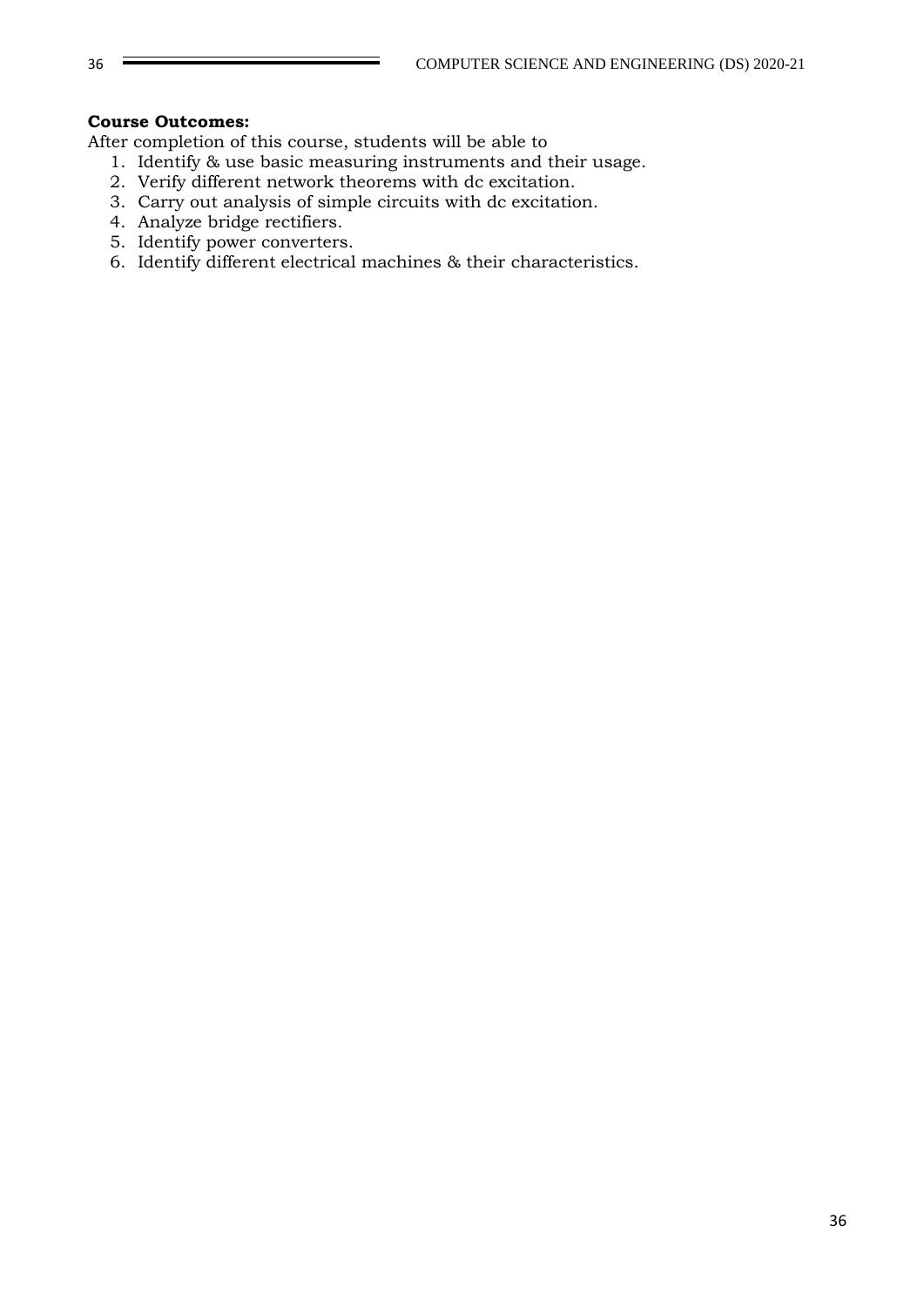**Course Outcomes:**

After completion of this course, students will be able to

1. Identify & use basic measuring instruments and their usage.
2. Verify different network theorems with dc excitation.
3. Carry out analysis of simple circuits with dc excitation.
4. Analyze bridge rectifiers.
5. Identify power converters.
6. Identify different electrical machines & their characteristics.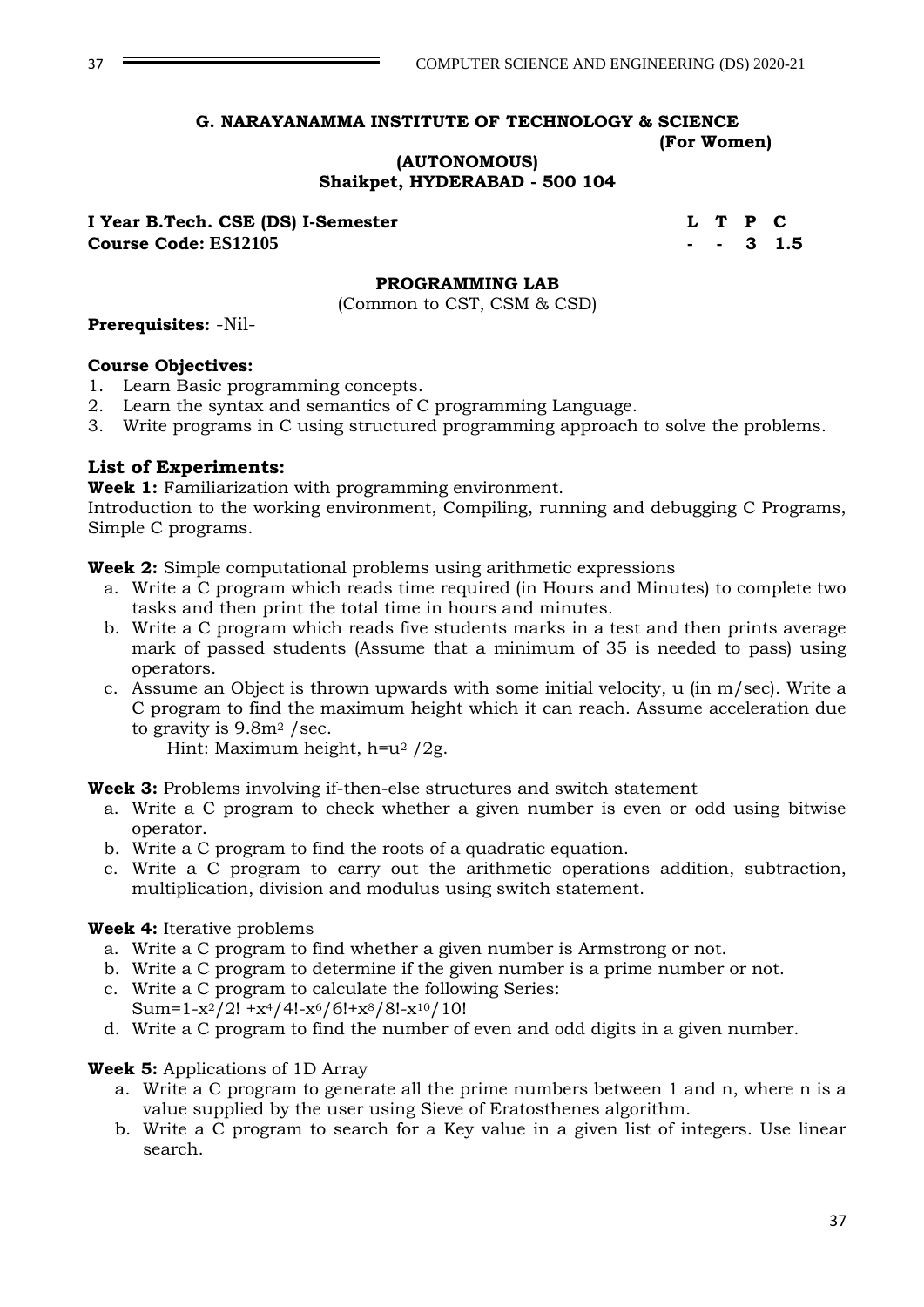**G. NARAYANAMMA INSTITUTE OF TECHNOLOGY & SCIENCE**
**(For Women)**
**(AUTONOMOUS)**
**Shaikpet, HYDERABAD - 500 104**

| **I Year B.Tech. CSE (DS) I-Semester** | **L** | **T** | **P** | **C** |
|---|---|---|---|---|
| **Course Code: ES12105** | **-** | **-** | **3** | **1.5** |

## PROGRAMMING LAB

(Common to CST, CSM & CSD)

**Prerequisites:** -Nil-

**Course Objectives:**

1. Learn Basic programming concepts.
2. Learn the syntax and semantics of C programming Language.
3. Write programs in C using structured programming approach to solve the problems.

### List of Experiments:

**Week 1:** Familiarization with programming environment.
Introduction to the working environment, Compiling, running and debugging C Programs, Simple C programs.

**Week 2:** Simple computational problems using arithmetic expressions

a. Write a C program which reads time required (in Hours and Minutes) to complete two tasks and then print the total time in hours and minutes.
b. Write a C program which reads five students marks in a test and then prints average mark of passed students (Assume that a minimum of 35 is needed to pass) using operators.
c. Assume an Object is thrown upwards with some initial velocity, u (in m/sec). Write a C program to find the maximum height which it can reach. Assume acceleration due to gravity is $9.8m^2$ /sec.
   Hint: Maximum height, $h=u^2/2g$.

**Week 3:** Problems involving if-then-else structures and switch statement

a. Write a C program to check whether a given number is even or odd using bitwise operator.
b. Write a C program to find the roots of a quadratic equation.
c. Write a C program to carry out the arithmetic operations addition, subtraction, multiplication, division and modulus using switch statement.

**Week 4:** Iterative problems

a. Write a C program to find whether a given number is Armstrong or not.
b. Write a C program to determine if the given number is a prime number or not.
c. Write a C program to calculate the following Series:
   $Sum=1-x^2/2!+x^4/4!-x^6/6!+x^8/8!-x^{10}/10!$
d. Write a C program to find the number of even and odd digits in a given number.

**Week 5:** Applications of 1D Array

a. Write a C program to generate all the prime numbers between 1 and n, where n is a value supplied by the user using Sieve of Eratosthenes algorithm.
b. Write a C program to search for a Key value in a given list of integers. Use linear search.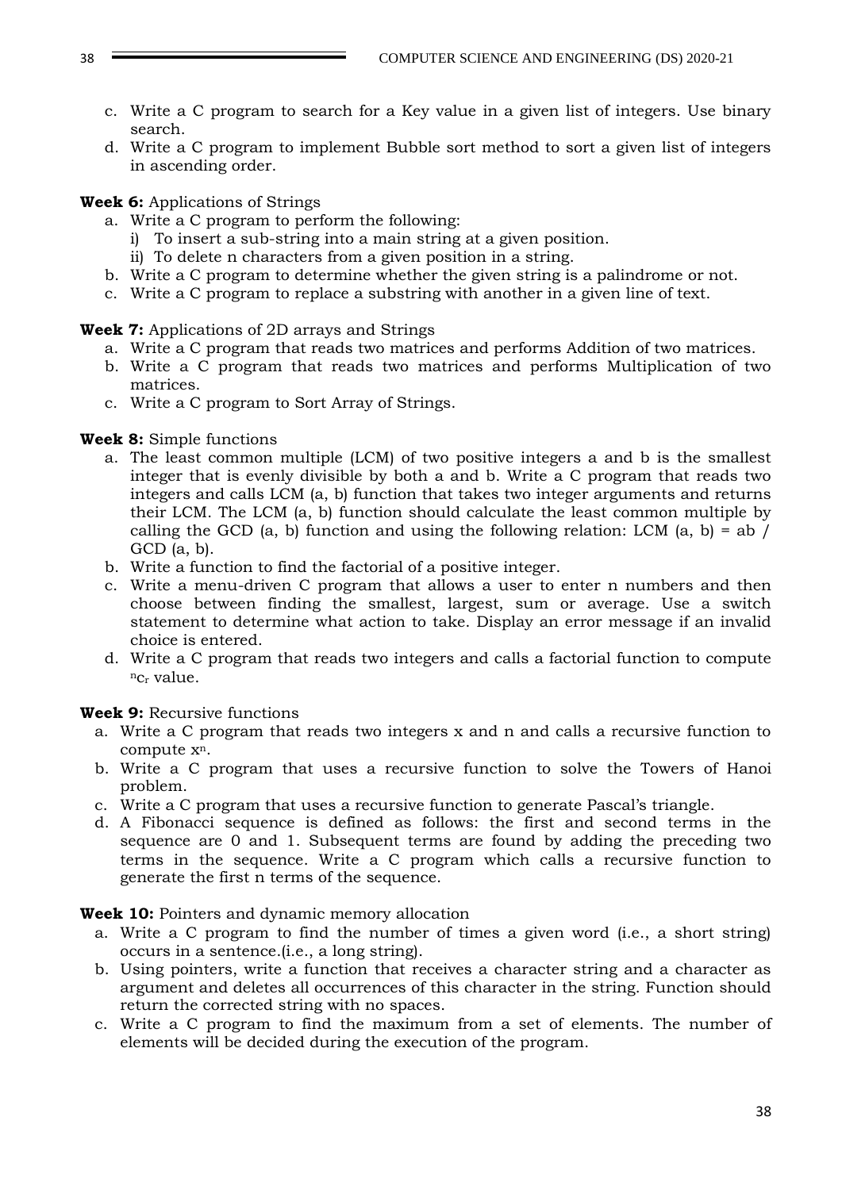c. Write a C program to search for a Key value in a given list of integers. Use binary search.
d. Write a C program to implement Bubble sort method to sort a given list of integers in ascending order.

**Week 6:** Applications of Strings

a. Write a C program to perform the following:
   i) To insert a sub-string into a main string at a given position.
   ii) To delete n characters from a given position in a string.
b. Write a C program to determine whether the given string is a palindrome or not.
c. Write a C program to replace a substring with another in a given line of text.

**Week 7:** Applications of 2D arrays and Strings

a. Write a C program that reads two matrices and performs Addition of two matrices.
b. Write a C program that reads two matrices and performs Multiplication of two matrices.
c. Write a C program to Sort Array of Strings.

**Week 8:** Simple functions

a. The least common multiple (LCM) of two positive integers a and b is the smallest integer that is evenly divisible by both a and b. Write a C program that reads two integers and calls LCM (a, b) function that takes two integer arguments and returns their LCM. The LCM (a, b) function should calculate the least common multiple by calling the GCD (a, b) function and using the following relation: LCM (a, b) = ab / GCD (a, b).
b. Write a function to find the factorial of a positive integer.
c. Write a menu-driven C program that allows a user to enter n numbers and then choose between finding the smallest, largest, sum or average. Use a switch statement to determine what action to take. Display an error message if an invalid choice is entered.
d. Write a C program that reads two integers and calls a factorial function to compute ${}^{n}c_{r}$ value.

**Week 9:** Recursive functions

a. Write a C program that reads two integers x and n and calls a recursive function to compute $x^n$.
b. Write a C program that uses a recursive function to solve the Towers of Hanoi problem.
c. Write a C program that uses a recursive function to generate Pascal's triangle.
d. A Fibonacci sequence is defined as follows: the first and second terms in the sequence are 0 and 1. Subsequent terms are found by adding the preceding two terms in the sequence. Write a C program which calls a recursive function to generate the first n terms of the sequence.

**Week 10:** Pointers and dynamic memory allocation

a. Write a C program to find the number of times a given word (i.e., a short string) occurs in a sentence.(i.e., a long string).
b. Using pointers, write a function that receives a character string and a character as argument and deletes all occurrences of this character in the string. Function should return the corrected string with no spaces.
c. Write a C program to find the maximum from a set of elements. The number of elements will be decided during the execution of the program.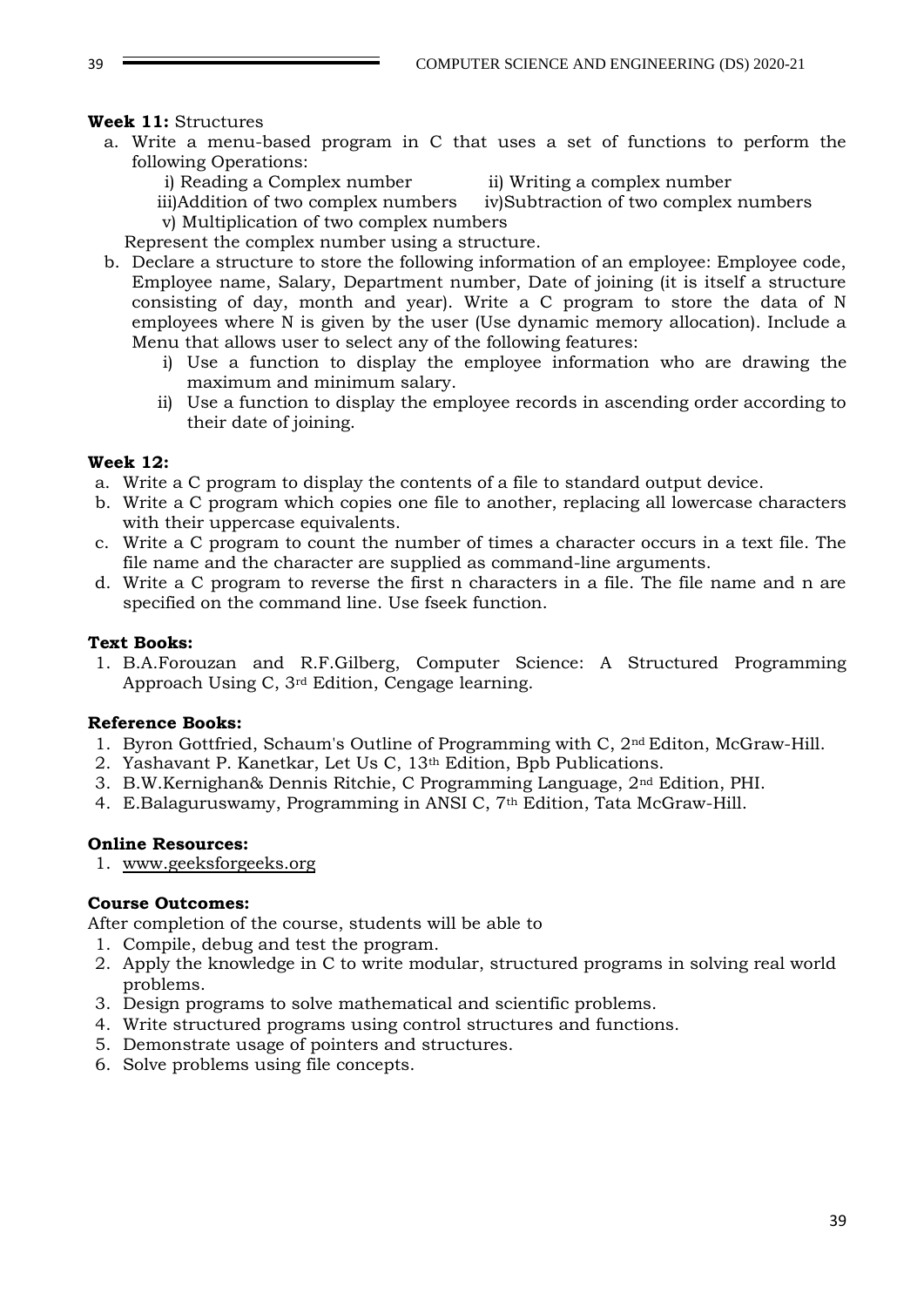**Week 11:** Structures

a. Write a menu-based program in C that uses a set of functions to perform the following Operations:
   i) Reading a Complex number ii) Writing a complex number
   iii)Addition of two complex numbers iv)Subtraction of two complex numbers
   v) Multiplication of two complex numbers

   Represent the complex number using a structure.

b. Declare a structure to store the following information of an employee: Employee code, Employee name, Salary, Department number, Date of joining (it is itself a structure consisting of day, month and year). Write a C program to store the data of N employees where N is given by the user (Use dynamic memory allocation). Include a Menu that allows user to select any of the following features:
   i) Use a function to display the employee information who are drawing the maximum and minimum salary.
   ii) Use a function to display the employee records in ascending order according to their date of joining.

**Week 12:**

a. Write a C program to display the contents of a file to standard output device.
b. Write a C program which copies one file to another, replacing all lowercase characters with their uppercase equivalents.
c. Write a C program to count the number of times a character occurs in a text file. The file name and the character are supplied as command-line arguments.
d. Write a C program to reverse the first n characters in a file. The file name and n are specified on the command line. Use fseek function.

**Text Books:**

1. B.A.Forouzan and R.F.Gilberg, Computer Science: A Structured Programming Approach Using C, 3rd Edition, Cengage learning.

**Reference Books:**

1. Byron Gottfried, Schaum's Outline of Programming with C, 2nd Editon, McGraw-Hill.
2. Yashavant P. Kanetkar, Let Us C, 13th Edition, Bpb Publications.
3. B.W.Kernighan& Dennis Ritchie, C Programming Language, 2nd Edition, PHI.
4. E.Balaguruswamy, Programming in ANSI C, 7th Edition, Tata McGraw-Hill.

**Online Resources:**

1. www.geeksforgeeks.org

**Course Outcomes:**

After completion of the course, students will be able to

1. Compile, debug and test the program.
2. Apply the knowledge in C to write modular, structured programs in solving real world problems.
3. Design programs to solve mathematical and scientific problems.
4. Write structured programs using control structures and functions.
5. Demonstrate usage of pointers and structures.
6. Solve problems using file concepts.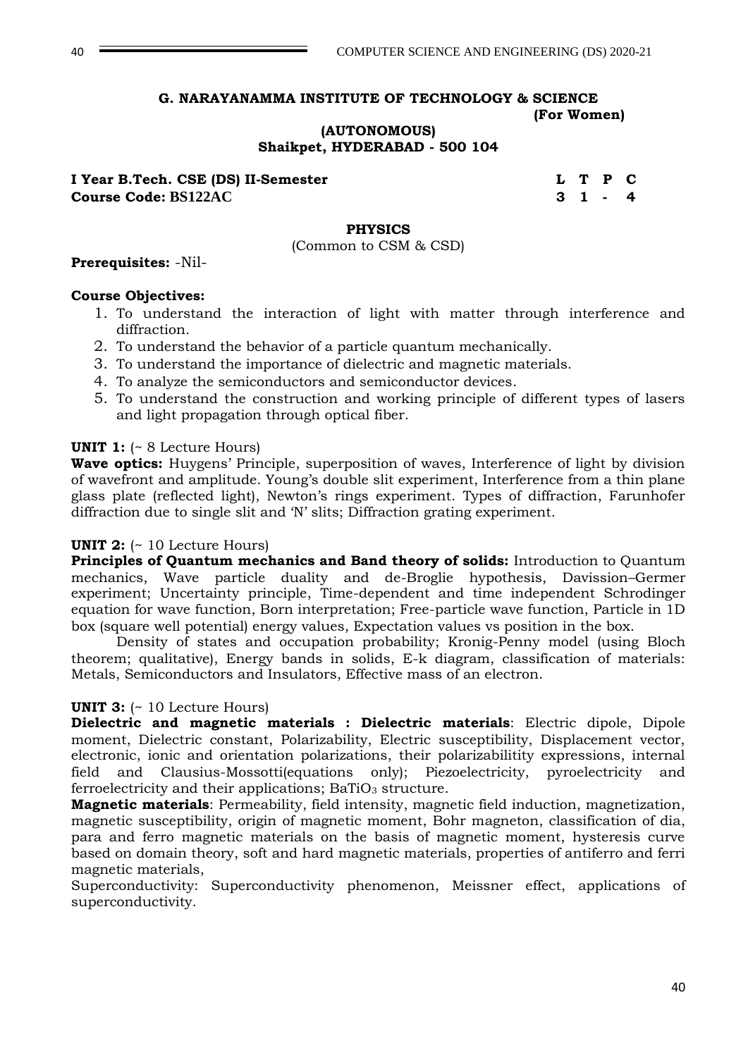**G. NARAYANAMMA INSTITUTE OF TECHNOLOGY & SCIENCE**
**(For Women)**
**(AUTONOMOUS)**
**Shaikpet, HYDERABAD - 500 104**

**I Year B.Tech. CSE (DS) II-Semester** **L T P C**
**Course Code: BS122AC** **3 1 - 4**

## PHYSICS

(Common to CSM & CSD)

**Prerequisites:** -Nil-

**Course Objectives:**

1. To understand the interaction of light with matter through interference and diffraction.
2. To understand the behavior of a particle quantum mechanically.
3. To understand the importance of dielectric and magnetic materials.
4. To analyze the semiconductors and semiconductor devices.
5. To understand the construction and working principle of different types of lasers and light propagation through optical fiber.

**UNIT 1:** (~ 8 Lecture Hours)
**Wave optics:** Huygens' Principle, superposition of waves, Interference of light by division of wavefront and amplitude. Young's double slit experiment, Interference from a thin plane glass plate (reflected light), Newton's rings experiment. Types of diffraction, Farunhofer diffraction due to single slit and 'N' slits; Diffraction grating experiment.

**UNIT 2:** (~ 10 Lecture Hours)
**Principles of Quantum mechanics and Band theory of solids:** Introduction to Quantum mechanics, Wave particle duality and de-Broglie hypothesis, Davission–Germer experiment; Uncertainty principle, Time-dependent and time independent Schrodinger equation for wave function, Born interpretation; Free-particle wave function, Particle in 1D box (square well potential) energy values, Expectation values vs position in the box.

Density of states and occupation probability; Kronig-Penny model (using Bloch theorem; qualitative), Energy bands in solids, E-k diagram, classification of materials: Metals, Semiconductors and Insulators, Effective mass of an electron.

**UNIT 3:** (~ 10 Lecture Hours)
**Dielectric and magnetic materials : Dielectric materials**: Electric dipole, Dipole moment, Dielectric constant, Polarizability, Electric susceptibility, Displacement vector, electronic, ionic and orientation polarizations, their polarizabilitity expressions, internal field and Clausius-Mossotti(equations only); Piezoelectricity, pyroelectricity and ferroelectricity and their applications; $BaTiO_3$ structure.

**Magnetic materials**: Permeability, field intensity, magnetic field induction, magnetization, magnetic susceptibility, origin of magnetic moment, Bohr magneton, classification of dia, para and ferro magnetic materials on the basis of magnetic moment, hysteresis curve based on domain theory, soft and hard magnetic materials, properties of antiferro and ferri magnetic materials,

Superconductivity: Superconductivity phenomenon, Meissner effect, applications of superconductivity.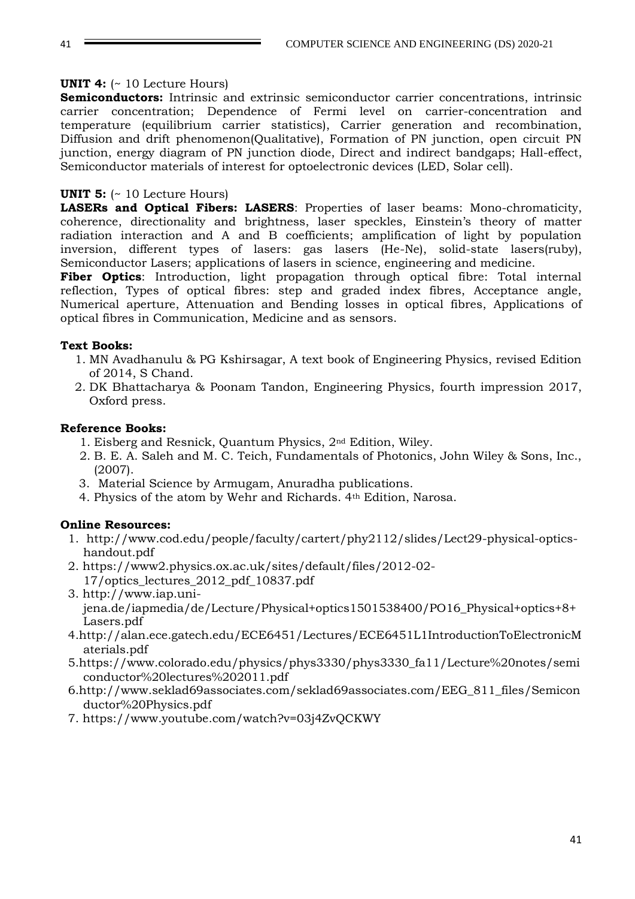**UNIT 4:** (~ 10 Lecture Hours)

**Semiconductors:** Intrinsic and extrinsic semiconductor carrier concentrations, intrinsic carrier concentration; Dependence of Fermi level on carrier-concentration and temperature (equilibrium carrier statistics), Carrier generation and recombination, Diffusion and drift phenomenon(Qualitative), Formation of PN junction, open circuit PN junction, energy diagram of PN junction diode, Direct and indirect bandgaps; Hall-effect, Semiconductor materials of interest for optoelectronic devices (LED, Solar cell).

**UNIT 5:** (~ 10 Lecture Hours)

**LASERs and Optical Fibers: LASERS**: Properties of laser beams: Mono-chromaticity, coherence, directionality and brightness, laser speckles, Einstein's theory of matter radiation interaction and A and B coefficients; amplification of light by population inversion, different types of lasers: gas lasers (He-Ne), solid-state lasers(ruby), Semiconductor Lasers; applications of lasers in science, engineering and medicine.

**Fiber Optics**: Introduction, light propagation through optical fibre: Total internal reflection, Types of optical fibres: step and graded index fibres, Acceptance angle, Numerical aperture, Attenuation and Bending losses in optical fibres, Applications of optical fibres in Communication, Medicine and as sensors.

**Text Books:**

1. MN Avadhanulu & PG Kshirsagar, A text book of Engineering Physics, revised Edition of 2014, S Chand.
2. DK Bhattacharya & Poonam Tandon, Engineering Physics, fourth impression 2017, Oxford press.

**Reference Books:**

1. Eisberg and Resnick, Quantum Physics, 2nd Edition, Wiley.
2. B. E. A. Saleh and M. C. Teich, Fundamentals of Photonics, John Wiley & Sons, Inc., (2007).
3. Material Science by Armugam, Anuradha publications.
4. Physics of the atom by Wehr and Richards. 4th Edition, Narosa.

**Online Resources:**

1. http://www.cod.edu/people/faculty/cartert/phy2112/slides/Lect29-physical-optics-handout.pdf
2. https://www2.physics.ox.ac.uk/sites/default/files/2012-02-17/optics_lectures_2012_pdf_10837.pdf
3. http://www.iap.uni-jena.de/iapmedia/de/Lecture/Physical+optics1501538400/PO16_Physical+optics+8+Lasers.pdf
4. http://alan.ece.gatech.edu/ECE6451/Lectures/ECE6451L1IntroductionToElectronicMaterials.pdf
5. https://www.colorado.edu/physics/phys3330/phys3330_fa11/Lecture%20notes/semiconductor%20lectures%202011.pdf
6. http://www.seklad69associates.com/seklad69associates.com/EEG_811_files/Semiconductor%20Physics.pdf
7. https://www.youtube.com/watch?v=03j4ZvQCKWY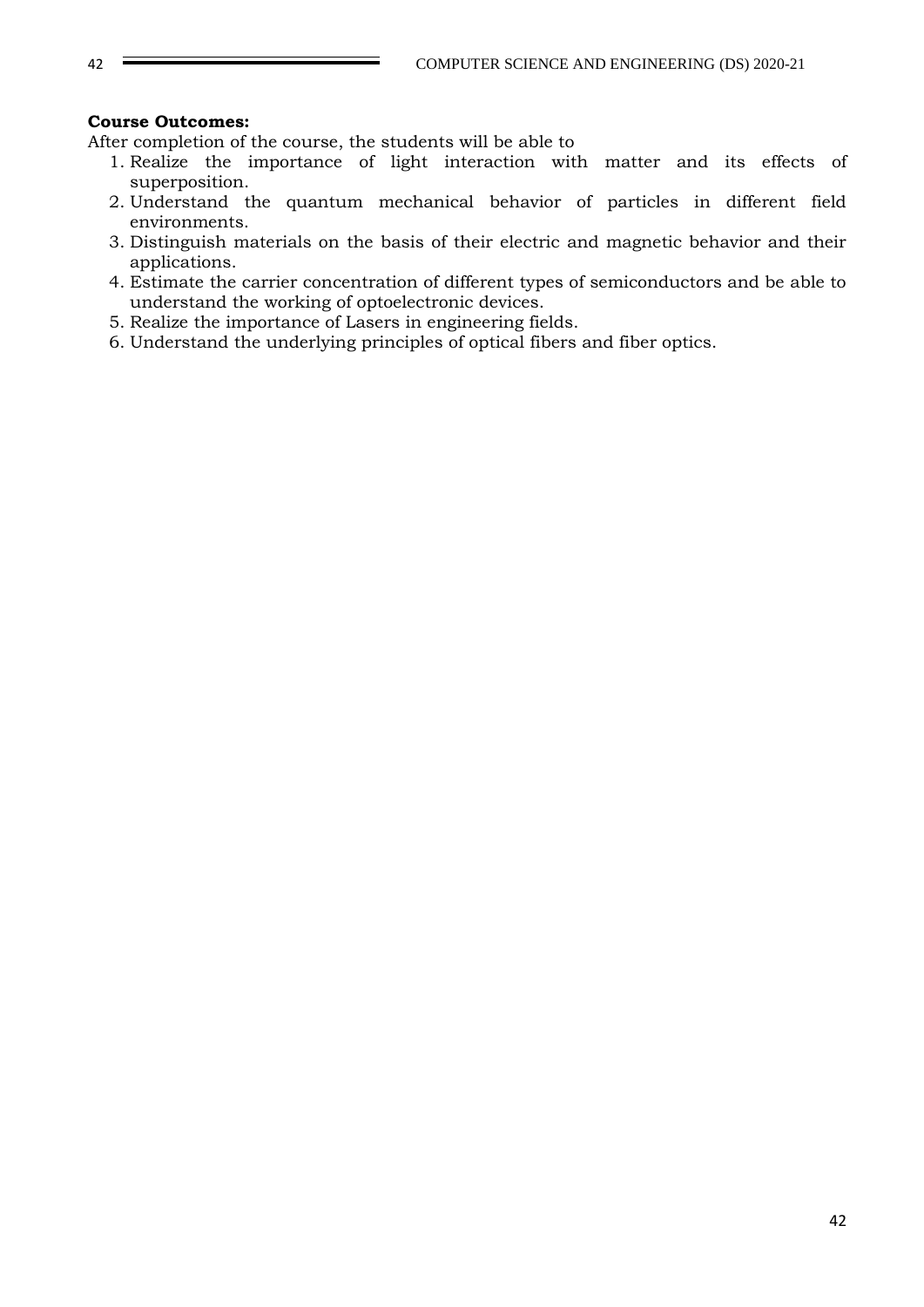**Course Outcomes:**

After completion of the course, the students will be able to

1. Realize the importance of light interaction with matter and its effects of superposition.
2. Understand the quantum mechanical behavior of particles in different field environments.
3. Distinguish materials on the basis of their electric and magnetic behavior and their applications.
4. Estimate the carrier concentration of different types of semiconductors and be able to understand the working of optoelectronic devices.
5. Realize the importance of Lasers in engineering fields.
6. Understand the underlying principles of optical fibers and fiber optics.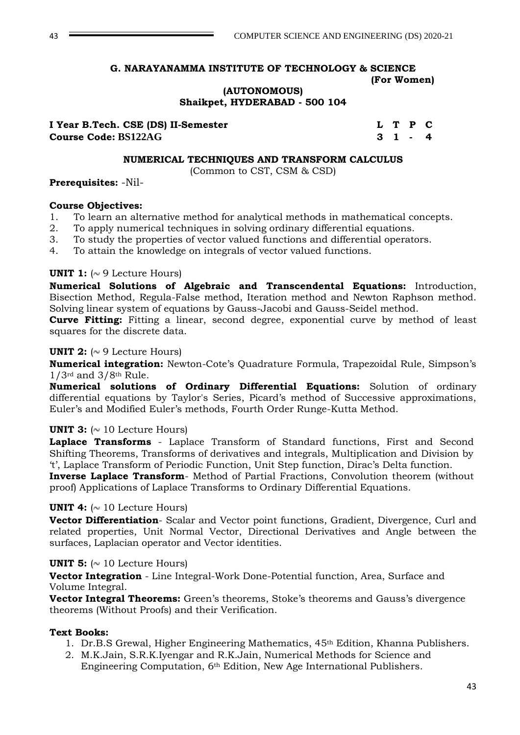**G. NARAYANAMMA INSTITUTE OF TECHNOLOGY & SCIENCE**
**(For Women)**
**(AUTONOMOUS)**
**Shaikpet, HYDERABAD - 500 104**

| **I Year B.Tech. CSE (DS) II-Semester** | **L** | **T** | **P** | **C** |
|---|---|---|---|---|
| **Course Code: BS122AG** | **3** | **1** | **-** | **4** |

## NUMERICAL TECHNIQUES AND TRANSFORM CALCULUS

(Common to CST, CSM & CSD)

**Prerequisites:** -Nil-

**Course Objectives:**

1. To learn an alternative method for analytical methods in mathematical concepts.
2. To apply numerical techniques in solving ordinary differential equations.
3. To study the properties of vector valued functions and differential operators.
4. To attain the knowledge on integrals of vector valued functions.

**UNIT 1:** (~ 9 Lecture Hours)

**Numerical Solutions of Algebraic and Transcendental Equations:** Introduction, Bisection Method, Regula-False method, Iteration method and Newton Raphson method. Solving linear system of equations by Gauss-Jacobi and Gauss-Seidel method.

**Curve Fitting:** Fitting a linear, second degree, exponential curve by method of least squares for the discrete data.

**UNIT 2:** (~ 9 Lecture Hours)

**Numerical integration:** Newton-Cote's Quadrature Formula, Trapezoidal Rule, Simpson's $1/3^{rd}$ and $3/8^{th}$ Rule.

**Numerical solutions of Ordinary Differential Equations:** Solution of ordinary differential equations by Taylor's Series, Picard's method of Successive approximations, Euler's and Modified Euler's methods, Fourth Order Runge-Kutta Method.

**UNIT 3:** (~ 10 Lecture Hours)

**Laplace Transforms** - Laplace Transform of Standard functions, First and Second Shifting Theorems, Transforms of derivatives and integrals, Multiplication and Division by 't', Laplace Transform of Periodic Function, Unit Step function, Dirac's Delta function.

**Inverse Laplace Transform**- Method of Partial Fractions, Convolution theorem (without proof) Applications of Laplace Transforms to Ordinary Differential Equations.

**UNIT 4:** (~ 10 Lecture Hours)

**Vector Differentiation**- Scalar and Vector point functions, Gradient, Divergence, Curl and related properties, Unit Normal Vector, Directional Derivatives and Angle between the surfaces, Laplacian operator and Vector identities.

**UNIT 5:** (~ 10 Lecture Hours)

**Vector Integration** - Line Integral-Work Done-Potential function, Area, Surface and Volume Integral.

**Vector Integral Theorems:** Green's theorems, Stoke's theorems and Gauss's divergence theorems (Without Proofs) and their Verification.

**Text Books:**

1. Dr.B.S Grewal, Higher Engineering Mathematics, $45^{th}$ Edition, Khanna Publishers.
2. M.K.Jain, S.R.K.Iyengar and R.K.Jain, Numerical Methods for Science and Engineering Computation, $6^{th}$ Edition, New Age International Publishers.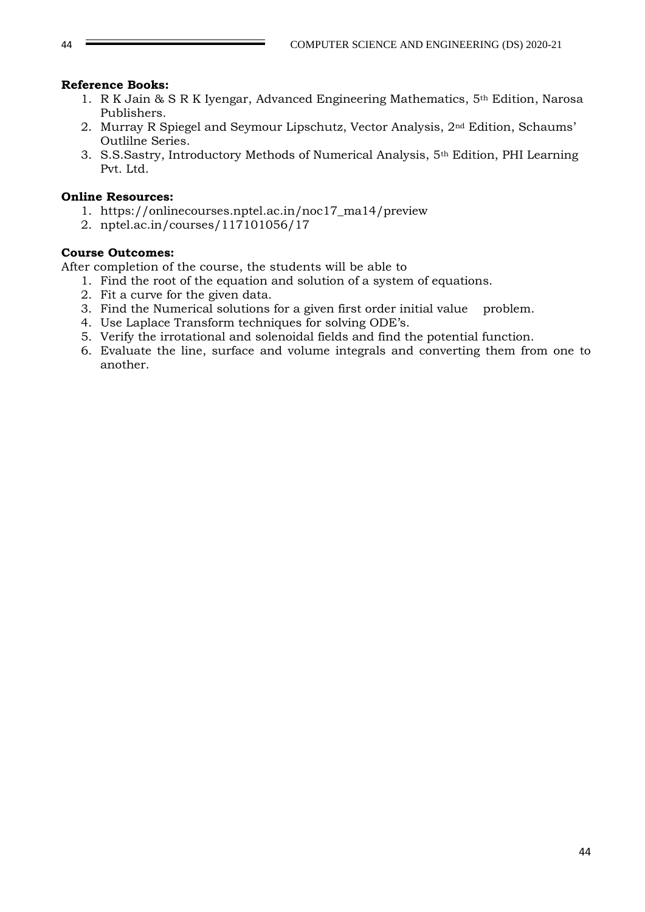**Reference Books:**

1. R K Jain & S R K Iyengar, Advanced Engineering Mathematics, 5th Edition, Narosa Publishers.
2. Murray R Spiegel and Seymour Lipschutz, Vector Analysis, 2nd Edition, Schaums' Outlilne Series.
3. S.S.Sastry, Introductory Methods of Numerical Analysis, 5th Edition, PHI Learning Pvt. Ltd.

**Online Resources:**

1. https://onlinecourses.nptel.ac.in/noc17_ma14/preview
2. nptel.ac.in/courses/117101056/17

**Course Outcomes:**

After completion of the course, the students will be able to

1. Find the root of the equation and solution of a system of equations.
2. Fit a curve for the given data.
3. Find the Numerical solutions for a given first order initial value problem.
4. Use Laplace Transform techniques for solving ODE's.
5. Verify the irrotational and solenoidal fields and find the potential function.
6. Evaluate the line, surface and volume integrals and converting them from one to another.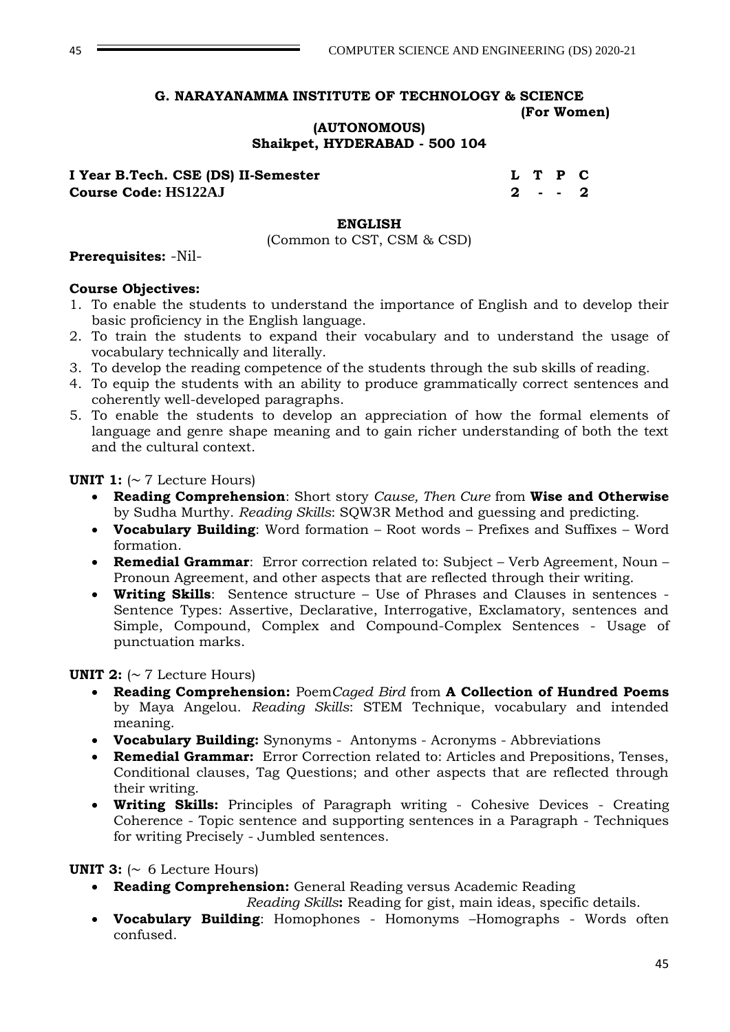**G. NARAYANAMMA INSTITUTE OF TECHNOLOGY & SCIENCE**
**(For Women)**
**(AUTONOMOUS)**
**Shaikpet, HYDERABAD - 500 104**

| **I Year B.Tech. CSE (DS) II-Semester** | **L** | **T** | **P** | **C** |
|---|---|---|---|---|
| **Course Code: HS122AJ** | **2** | **-** | **-** | **2** |

**ENGLISH**

(Common to CST, CSM & CSD)

**Prerequisites:** -Nil-

**Course Objectives:**

1. To enable the students to understand the importance of English and to develop their basic proficiency in the English language.
2. To train the students to expand their vocabulary and to understand the usage of vocabulary technically and literally.
3. To develop the reading competence of the students through the sub skills of reading.
4. To equip the students with an ability to produce grammatically correct sentences and coherently well-developed paragraphs.
5. To enable the students to develop an appreciation of how the formal elements of language and genre shape meaning and to gain richer understanding of both the text and the cultural context.

**UNIT 1:** (~ 7 Lecture Hours)

- **Reading Comprehension**: Short story *Cause, Then Cure* from **Wise and Otherwise** by Sudha Murthy. *Reading Skills*: SQW3R Method and guessing and predicting.
- **Vocabulary Building**: Word formation – Root words – Prefixes and Suffixes – Word formation.
- **Remedial Grammar**: Error correction related to: Subject – Verb Agreement, Noun – Pronoun Agreement, and other aspects that are reflected through their writing.
- **Writing Skills**: Sentence structure – Use of Phrases and Clauses in sentences - Sentence Types: Assertive, Declarative, Interrogative, Exclamatory, sentences and Simple, Compound, Complex and Compound-Complex Sentences - Usage of punctuation marks.

**UNIT 2:** (~ 7 Lecture Hours)

- **Reading Comprehension:** Poem*Caged Bird* from **A Collection of Hundred Poems** by Maya Angelou. *Reading Skills*: STEM Technique, vocabulary and intended meaning.
- **Vocabulary Building:** Synonyms - Antonyms - Acronyms - Abbreviations
- **Remedial Grammar:** Error Correction related to: Articles and Prepositions, Tenses, Conditional clauses, Tag Questions; and other aspects that are reflected through their writing.
- **Writing Skills:** Principles of Paragraph writing - Cohesive Devices - Creating Coherence - Topic sentence and supporting sentences in a Paragraph - Techniques for writing Precisely - Jumbled sentences.

**UNIT 3:** (~ 6 Lecture Hours)

- **Reading Comprehension:** General Reading versus Academic Reading
  *Reading Skills***:** Reading for gist, main ideas, specific details.
- **Vocabulary Building**: Homophones - Homonyms –Homographs - Words often confused.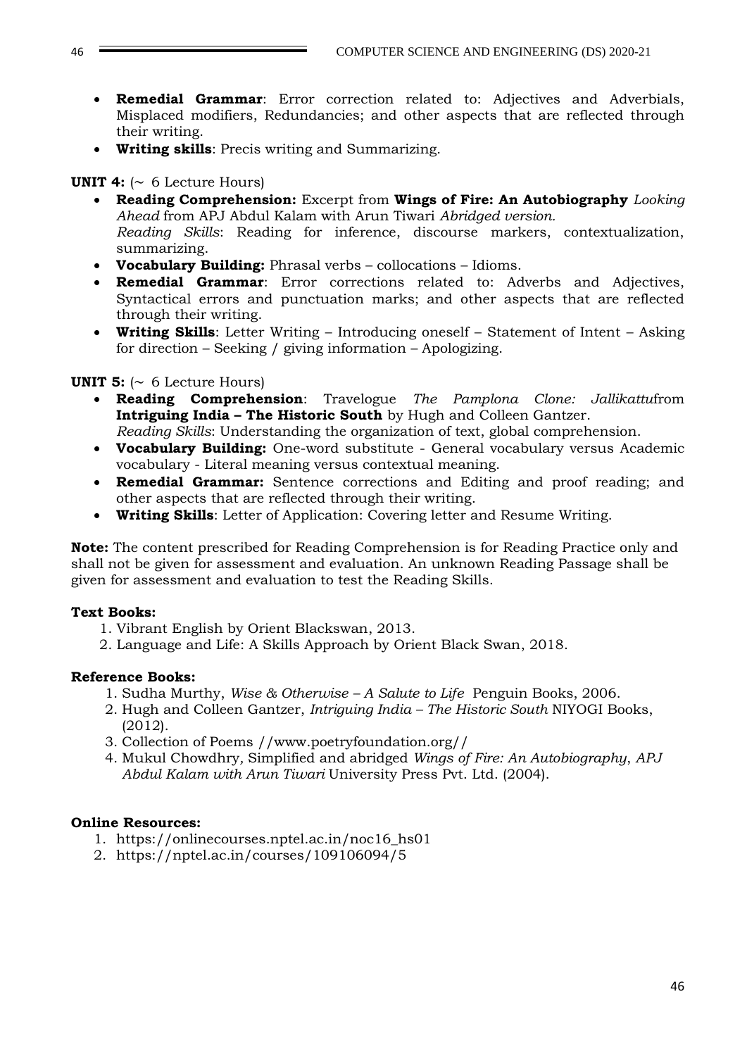- **Remedial Grammar**: Error correction related to: Adjectives and Adverbials, Misplaced modifiers, Redundancies; and other aspects that are reflected through their writing.
- **Writing skills**: Precis writing and Summarizing.

**UNIT 4:** (~ 6 Lecture Hours)

- **Reading Comprehension:** Excerpt from **Wings of Fire: An Autobiography** *Looking Ahead* from APJ Abdul Kalam with Arun Tiwari *Abridged version.*
  *Reading Skills*: Reading for inference, discourse markers, contextualization, summarizing.
- **Vocabulary Building:** Phrasal verbs – collocations – Idioms.
- **Remedial Grammar**: Error corrections related to: Adverbs and Adjectives, Syntactical errors and punctuation marks; and other aspects that are reflected through their writing.
- **Writing Skills**: Letter Writing – Introducing oneself – Statement of Intent – Asking for direction – Seeking / giving information – Apologizing.

**UNIT 5:** (~ 6 Lecture Hours)

- **Reading Comprehension**: Travelogue *The Pamplona Clone: Jallikattu*from **Intriguing India – The Historic South** by Hugh and Colleen Gantzer.
  *Reading Skills*: Understanding the organization of text, global comprehension.
- **Vocabulary Building:** One-word substitute - General vocabulary versus Academic vocabulary - Literal meaning versus contextual meaning.
- **Remedial Grammar:** Sentence corrections and Editing and proof reading; and other aspects that are reflected through their writing.
- **Writing Skills**: Letter of Application: Covering letter and Resume Writing.

**Note:** The content prescribed for Reading Comprehension is for Reading Practice only and shall not be given for assessment and evaluation. An unknown Reading Passage shall be given for assessment and evaluation to test the Reading Skills.

**Text Books:**

1. Vibrant English by Orient Blackswan, 2013.
2. Language and Life: A Skills Approach by Orient Black Swan, 2018.

**Reference Books:**

1. Sudha Murthy, *Wise & Otherwise – A Salute to Life* Penguin Books, 2006.
2. Hugh and Colleen Gantzer, *Intriguing India – The Historic South* NIYOGI Books, (2012).
3. Collection of Poems //www.poetryfoundation.org//
4. Mukul Chowdhry, Simplified and abridged *Wings of Fire: An Autobiography*, *APJ Abdul Kalam with Arun Tiwari* University Press Pvt. Ltd. (2004).

**Online Resources:**

1. https://onlinecourses.nptel.ac.in/noc16_hs01
2. https://nptel.ac.in/courses/109106094/5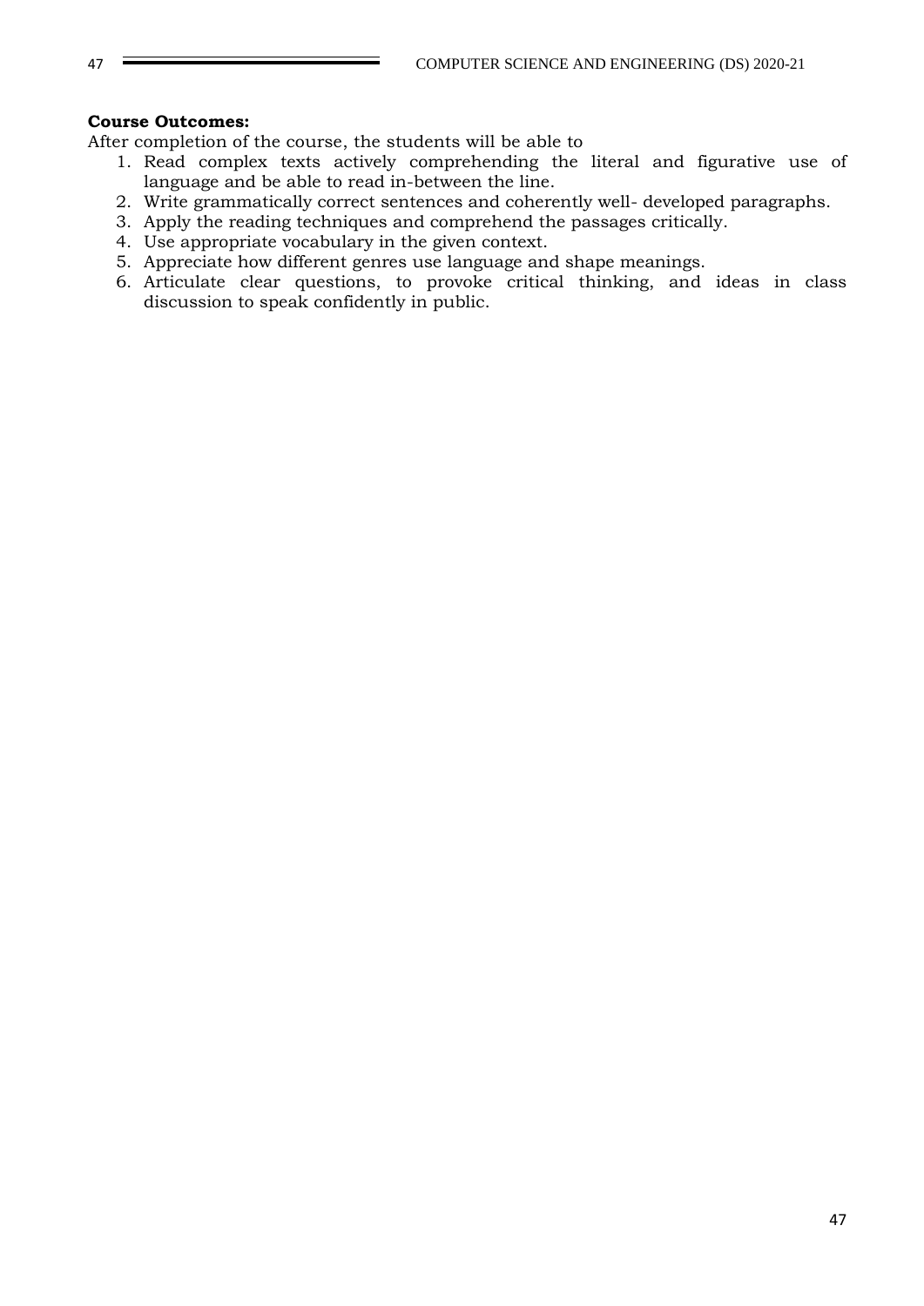**Course Outcomes:**

After completion of the course, the students will be able to

1. Read complex texts actively comprehending the literal and figurative use of language and be able to read in-between the line.
2. Write grammatically correct sentences and coherently well- developed paragraphs.
3. Apply the reading techniques and comprehend the passages critically.
4. Use appropriate vocabulary in the given context.
5. Appreciate how different genres use language and shape meanings.
6. Articulate clear questions, to provoke critical thinking, and ideas in class discussion to speak confidently in public.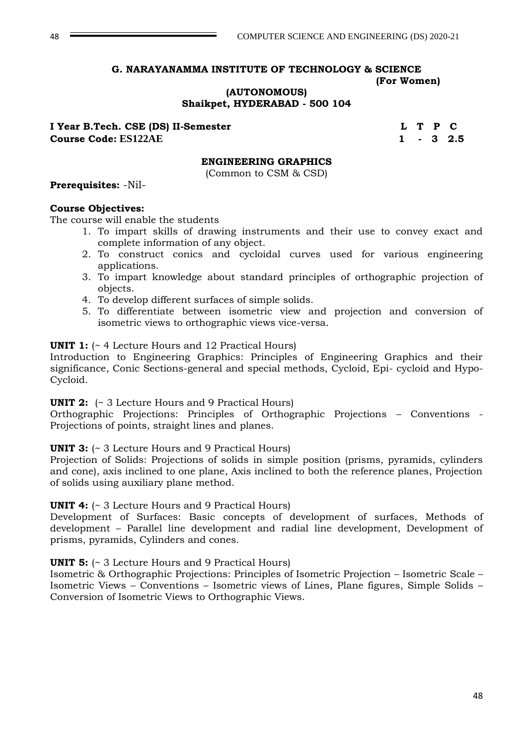**G. NARAYANAMMA INSTITUTE OF TECHNOLOGY & SCIENCE**
**(For Women)**
**(AUTONOMOUS)**
**Shaikpet, HYDERABAD - 500 104**

| **I Year B.Tech. CSE (DS) II-Semester** | **L** | **T** | **P** | **C** |
|---|---|---|---|---|
| **Course Code: ES122AE** | **1** | **-** | **3** | **2.5** |

## ENGINEERING GRAPHICS

(Common to CSM & CSD)

**Prerequisites:** -Nil-

**Course Objectives:**

The course will enable the students

1. To impart skills of drawing instruments and their use to convey exact and complete information of any object.
2. To construct conics and cycloidal curves used for various engineering applications.
3. To impart knowledge about standard principles of orthographic projection of objects.
4. To develop different surfaces of simple solids.
5. To differentiate between isometric view and projection and conversion of isometric views to orthographic views vice-versa.

**UNIT 1:** (~ 4 Lecture Hours and 12 Practical Hours)

Introduction to Engineering Graphics: Principles of Engineering Graphics and their significance, Conic Sections-general and special methods, Cycloid, Epi- cycloid and Hypo-Cycloid.

**UNIT 2:** (~ 3 Lecture Hours and 9 Practical Hours)

Orthographic Projections: Principles of Orthographic Projections – Conventions - Projections of points, straight lines and planes.

**UNIT 3:** (~ 3 Lecture Hours and 9 Practical Hours)

Projection of Solids: Projections of solids in simple position (prisms, pyramids, cylinders and cone), axis inclined to one plane, Axis inclined to both the reference planes, Projection of solids using auxiliary plane method.

**UNIT 4:** (~ 3 Lecture Hours and 9 Practical Hours)

Development of Surfaces: Basic concepts of development of surfaces, Methods of development – Parallel line development and radial line development, Development of prisms, pyramids, Cylinders and cones.

**UNIT 5:** (~ 3 Lecture Hours and 9 Practical Hours)

Isometric & Orthographic Projections: Principles of Isometric Projection – Isometric Scale – Isometric Views – Conventions – Isometric views of Lines, Plane figures, Simple Solids – Conversion of Isometric Views to Orthographic Views.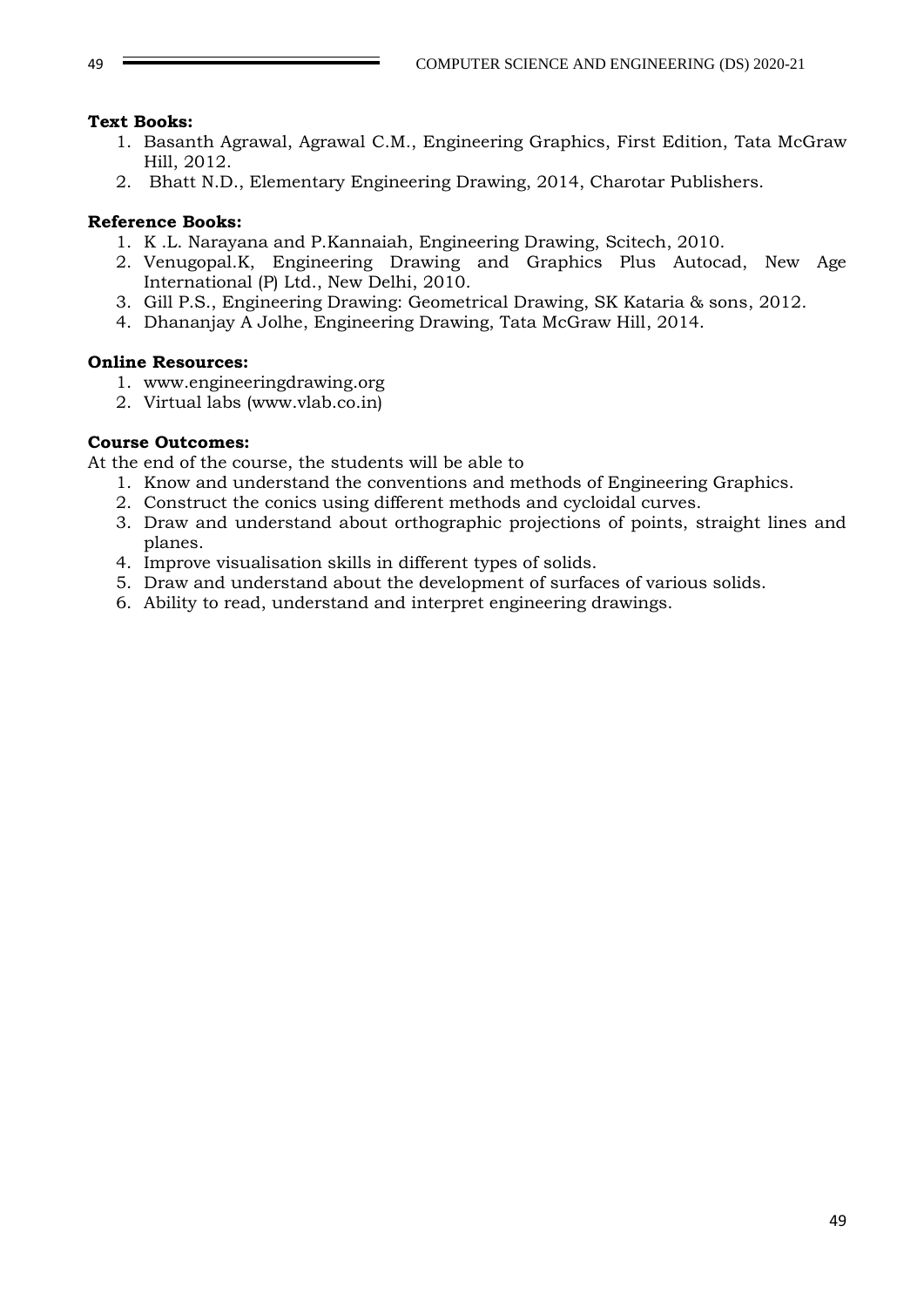**Text Books:**

1. Basanth Agrawal, Agrawal C.M., Engineering Graphics, First Edition, Tata McGraw Hill, 2012.
2. Bhatt N.D., Elementary Engineering Drawing, 2014, Charotar Publishers.

**Reference Books:**

1. K .L. Narayana and P.Kannaiah, Engineering Drawing, Scitech, 2010.
2. Venugopal.K, Engineering Drawing and Graphics Plus Autocad, New Age International (P) Ltd., New Delhi, 2010.
3. Gill P.S., Engineering Drawing: Geometrical Drawing, SK Kataria & sons, 2012.
4. Dhananjay A Jolhe, Engineering Drawing, Tata McGraw Hill, 2014.

**Online Resources:**

1. www.engineeringdrawing.org
2. Virtual labs (www.vlab.co.in)

**Course Outcomes:**

At the end of the course, the students will be able to

1. Know and understand the conventions and methods of Engineering Graphics.
2. Construct the conics using different methods and cycloidal curves.
3. Draw and understand about orthographic projections of points, straight lines and planes.
4. Improve visualisation skills in different types of solids.
5. Draw and understand about the development of surfaces of various solids.
6. Ability to read, understand and interpret engineering drawings.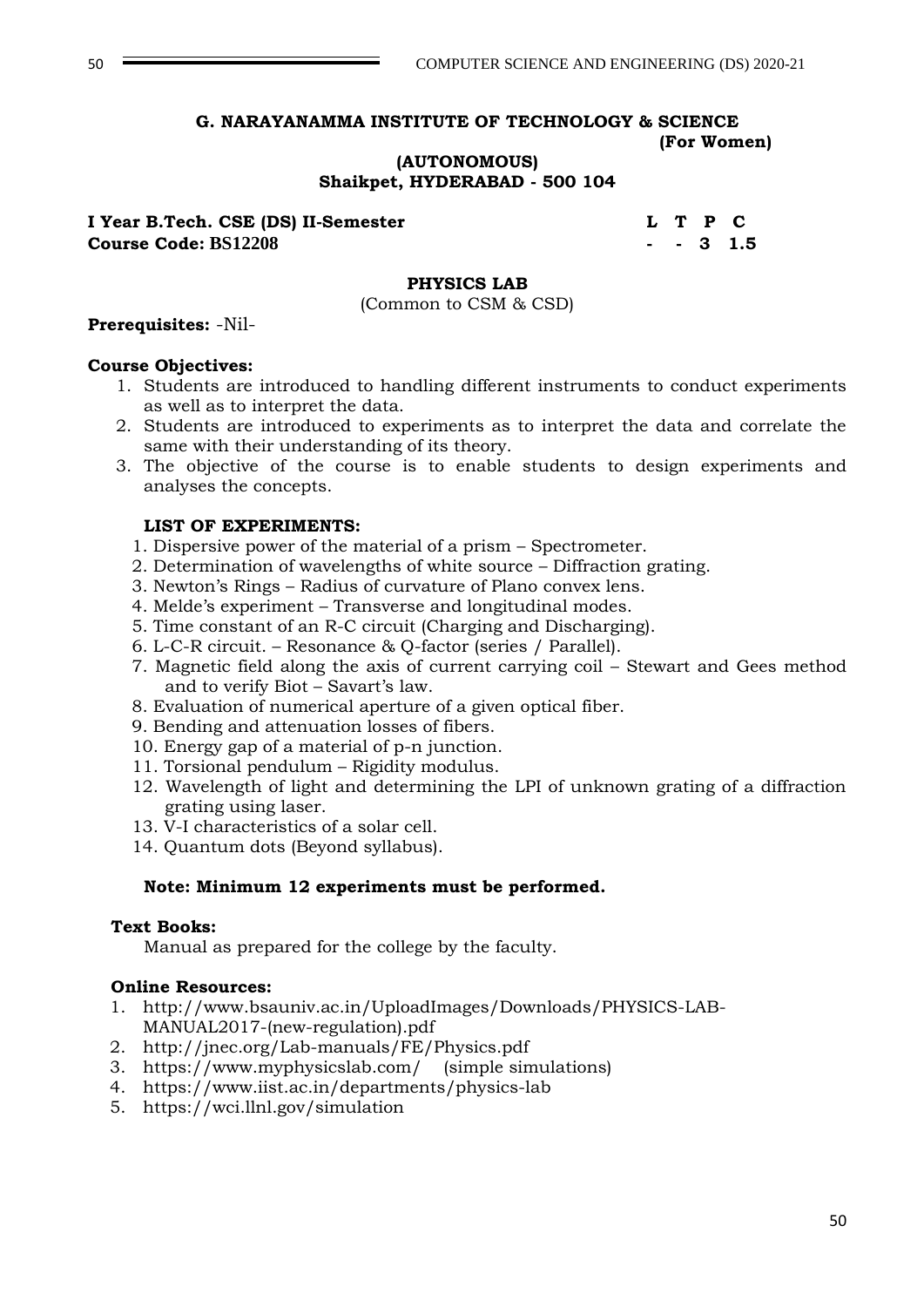**G. NARAYANAMMA INSTITUTE OF TECHNOLOGY & SCIENCE**
**(For Women)**
**(AUTONOMOUS)**
**Shaikpet, HYDERABAD - 500 104**

| **I Year B.Tech. CSE (DS) II-Semester** | **L** | **T** | **P** | **C** |
|---|---|---|---|---|
| **Course Code: BS12208** | **-** | **-** | **3** | **1.5** |

## PHYSICS LAB

(Common to CSM & CSD)

**Prerequisites:** -Nil-

**Course Objectives:**

1. Students are introduced to handling different instruments to conduct experiments as well as to interpret the data.
2. Students are introduced to experiments as to interpret the data and correlate the same with their understanding of its theory.
3. The objective of the course is to enable students to design experiments and analyses the concepts.

**LIST OF EXPERIMENTS:**

1. Dispersive power of the material of a prism – Spectrometer.
2. Determination of wavelengths of white source – Diffraction grating.
3. Newton's Rings – Radius of curvature of Plano convex lens.
4. Melde's experiment – Transverse and longitudinal modes.
5. Time constant of an R-C circuit (Charging and Discharging).
6. L-C-R circuit. – Resonance & Q-factor (series / Parallel).
7. Magnetic field along the axis of current carrying coil – Stewart and Gees method and to verify Biot – Savart's law.
8. Evaluation of numerical aperture of a given optical fiber.
9. Bending and attenuation losses of fibers.
10. Energy gap of a material of p-n junction.
11. Torsional pendulum – Rigidity modulus.
12. Wavelength of light and determining the LPI of unknown grating of a diffraction grating using laser.
13. V-I characteristics of a solar cell.
14. Quantum dots (Beyond syllabus).

**Note: Minimum 12 experiments must be performed.**

**Text Books:**

Manual as prepared for the college by the faculty.

**Online Resources:**

1. http://www.bsauniv.ac.in/UploadImages/Downloads/PHYSICS-LAB-MANUAL2017-(new-regulation).pdf
2. http://jnec.org/Lab-manuals/FE/Physics.pdf
3. https://www.myphysicslab.com/ (simple simulations)
4. https://www.iist.ac.in/departments/physics-lab
5. https://wci.llnl.gov/simulation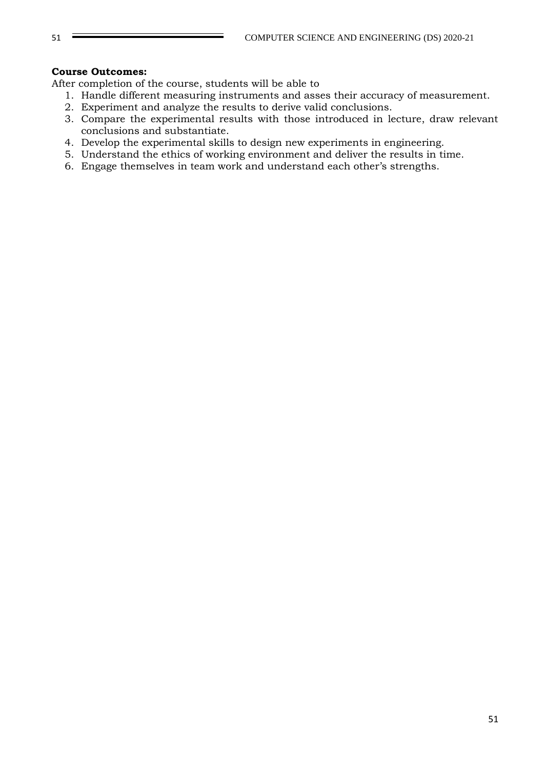**Course Outcomes:**

After completion of the course, students will be able to

1. Handle different measuring instruments and asses their accuracy of measurement.
2. Experiment and analyze the results to derive valid conclusions.
3. Compare the experimental results with those introduced in lecture, draw relevant conclusions and substantiate.
4. Develop the experimental skills to design new experiments in engineering.
5. Understand the ethics of working environment and deliver the results in time.
6. Engage themselves in team work and understand each other's strengths.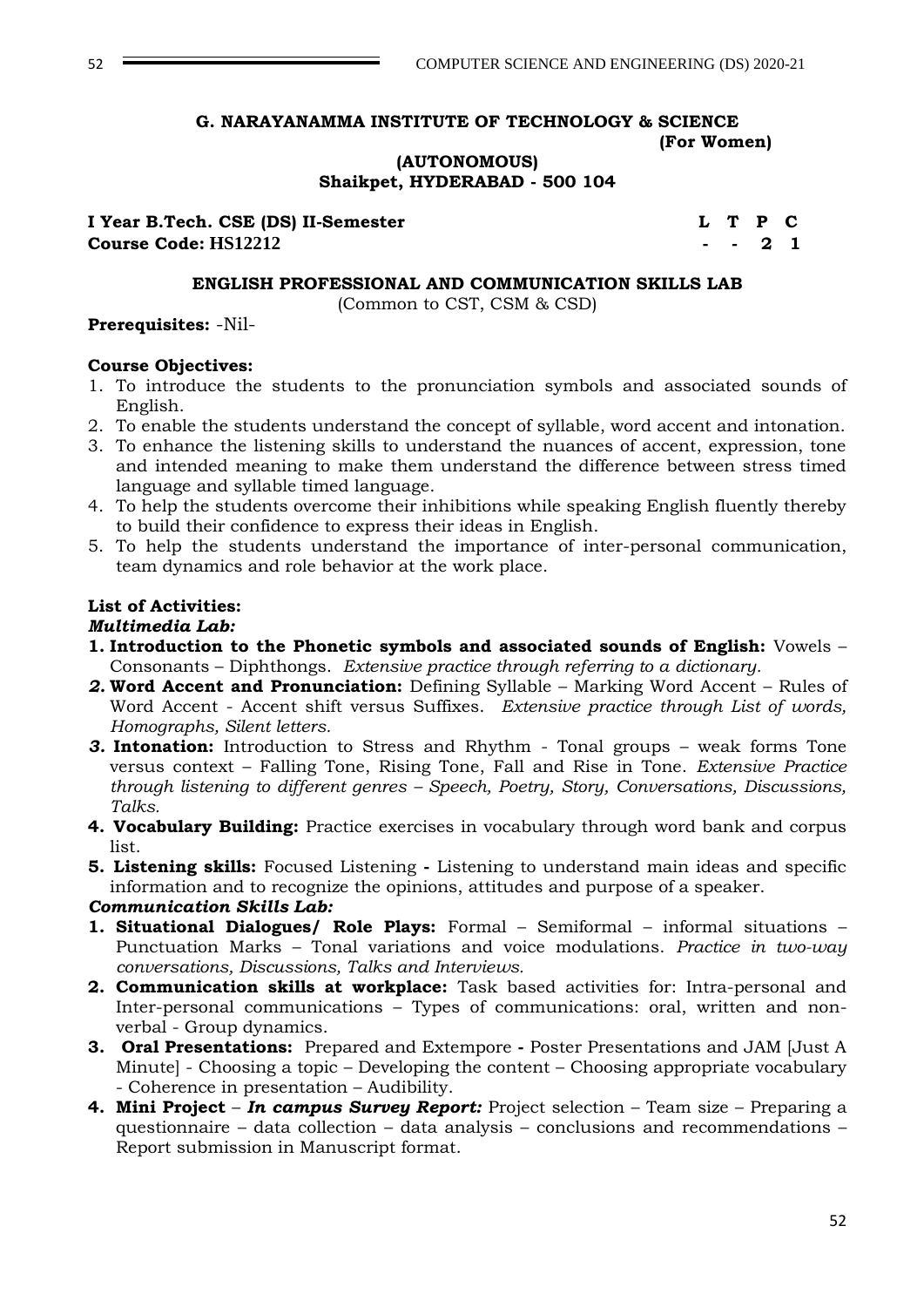**G. NARAYANAMMA INSTITUTE OF TECHNOLOGY & SCIENCE**
**(For Women)**
**(AUTONOMOUS)**
**Shaikpet, HYDERABAD - 500 104**

| I Year B.Tech. CSE (DS) II-Semester | L | T | P | C |
|---|---|---|---|---|
| Course Code: HS12212 | - | - | 2 | 1 |

## ENGLISH PROFESSIONAL AND COMMUNICATION SKILLS LAB

(Common to CST, CSM & CSD)

**Prerequisites:** -Nil-

**Course Objectives:**

1. To introduce the students to the pronunciation symbols and associated sounds of English.
2. To enable the students understand the concept of syllable, word accent and intonation.
3. To enhance the listening skills to understand the nuances of accent, expression, tone and intended meaning to make them understand the difference between stress timed language and syllable timed language.
4. To help the students overcome their inhibitions while speaking English fluently thereby to build their confidence to express their ideas in English.
5. To help the students understand the importance of inter-personal communication, team dynamics and role behavior at the work place.

**List of Activities:**

***Multimedia Lab:***

1. **Introduction to the Phonetic symbols and associated sounds of English:** Vowels – Consonants – Diphthongs. *Extensive practice through referring to a dictionary.*
2. **Word Accent and Pronunciation:** Defining Syllable – Marking Word Accent – Rules of Word Accent - Accent shift versus Suffixes. *Extensive practice through List of words, Homographs, Silent letters.*
3. **Intonation:** Introduction to Stress and Rhythm - Tonal groups – weak forms Tone versus context – Falling Tone, Rising Tone, Fall and Rise in Tone. *Extensive Practice through listening to different genres – Speech, Poetry, Story, Conversations, Discussions, Talks.*
4. **Vocabulary Building:** Practice exercises in vocabulary through word bank and corpus list.
5. **Listening skills:** Focused Listening **-** Listening to understand main ideas and specific information and to recognize the opinions, attitudes and purpose of a speaker.

***Communication Skills Lab:***

1. **Situational Dialogues/ Role Plays:** Formal – Semiformal – informal situations – Punctuation Marks – Tonal variations and voice modulations. *Practice in two-way conversations, Discussions, Talks and Interviews.*
2. **Communication skills at workplace:** Task based activities for: Intra-personal and Inter-personal communications – Types of communications: oral, written and non-verbal - Group dynamics.
3. **Oral Presentations:** Prepared and Extempore **-** Poster Presentations and JAM [Just A Minute] - Choosing a topic – Developing the content – Choosing appropriate vocabulary - Coherence in presentation – Audibility.
4. **Mini Project** – ***In campus Survey Report:*** Project selection – Team size – Preparing a questionnaire – data collection – data analysis – conclusions and recommendations – Report submission in Manuscript format.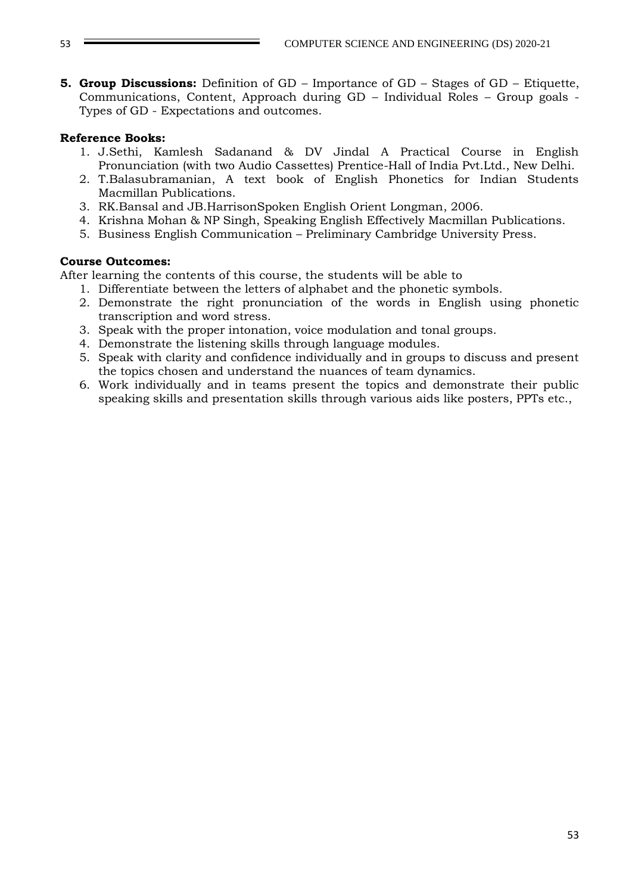**5. Group Discussions:** Definition of GD – Importance of GD – Stages of GD – Etiquette, Communications, Content, Approach during GD – Individual Roles – Group goals - Types of GD - Expectations and outcomes.

**Reference Books:**

1. J.Sethi, Kamlesh Sadanand & DV Jindal A Practical Course in English Pronunciation (with two Audio Cassettes) Prentice-Hall of India Pvt.Ltd., New Delhi.
2. T.Balasubramanian, A text book of English Phonetics for Indian Students Macmillan Publications.
3. RK.Bansal and JB.HarrisonSpoken English Orient Longman, 2006.
4. Krishna Mohan & NP Singh, Speaking English Effectively Macmillan Publications.
5. Business English Communication – Preliminary Cambridge University Press.

**Course Outcomes:**

After learning the contents of this course, the students will be able to

1. Differentiate between the letters of alphabet and the phonetic symbols.
2. Demonstrate the right pronunciation of the words in English using phonetic transcription and word stress.
3. Speak with the proper intonation, voice modulation and tonal groups.
4. Demonstrate the listening skills through language modules.
5. Speak with clarity and confidence individually and in groups to discuss and present the topics chosen and understand the nuances of team dynamics.
6. Work individually and in teams present the topics and demonstrate their public speaking skills and presentation skills through various aids like posters, PPTs etc.,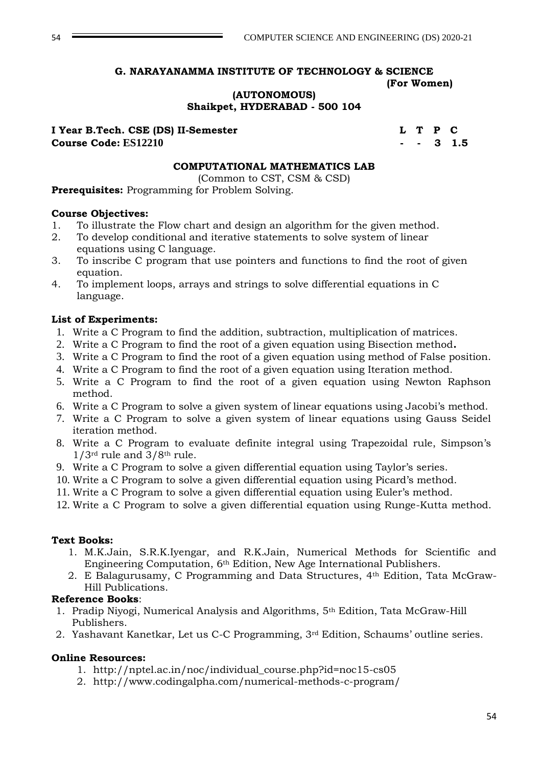**G. NARAYANAMMA INSTITUTE OF TECHNOLOGY & SCIENCE**
**(For Women)**
**(AUTONOMOUS)**
**Shaikpet, HYDERABAD - 500 104**

**I Year B.Tech. CSE (DS) II-Semester**
**Course Code: ES12210**

| L | T | P | C |
|---|---|---|---|
| - | - | 3 | 1.5 |

## COMPUTATIONAL MATHEMATICS LAB

(Common to CST, CSM & CSD)

**Prerequisites:** Programming for Problem Solving.

**Course Objectives:**

1. To illustrate the Flow chart and design an algorithm for the given method.
2. To develop conditional and iterative statements to solve system of linear equations using C language.
3. To inscribe C program that use pointers and functions to find the root of given equation.
4. To implement loops, arrays and strings to solve differential equations in C language.

**List of Experiments:**

1. Write a C Program to find the addition, subtraction, multiplication of matrices.
2. Write a C Program to find the root of a given equation using Bisection method**.**
3. Write a C Program to find the root of a given equation using method of False position.
4. Write a C Program to find the root of a given equation using Iteration method.
5. Write a C Program to find the root of a given equation using Newton Raphson method.
6. Write a C Program to solve a given system of linear equations using Jacobi's method.
7. Write a C Program to solve a given system of linear equations using Gauss Seidel iteration method.
8. Write a C Program to evaluate definite integral using Trapezoidal rule, Simpson's $1/3^{rd}$ rule and $3/8^{th}$ rule.
9. Write a C Program to solve a given differential equation using Taylor's series.
10. Write a C Program to solve a given differential equation using Picard's method.
11. Write a C Program to solve a given differential equation using Euler's method.
12. Write a C Program to solve a given differential equation using Runge-Kutta method.

**Text Books:**

1. M.K.Jain, S.R.K.Iyengar, and R.K.Jain, Numerical Methods for Scientific and Engineering Computation, 6th Edition, New Age International Publishers.
2. E Balagurusamy, C Programming and Data Structures, 4th Edition, Tata McGraw-Hill Publications.

**Reference Books**:

1. Pradip Niyogi, Numerical Analysis and Algorithms, 5th Edition, Tata McGraw-Hill Publishers.
2. Yashavant Kanetkar, Let us C-C Programming, 3rd Edition, Schaums' outline series.

**Online Resources:**

1. http://nptel.ac.in/noc/individual_course.php?id=noc15-cs05
2. http://www.codingalpha.com/numerical-methods-c-program/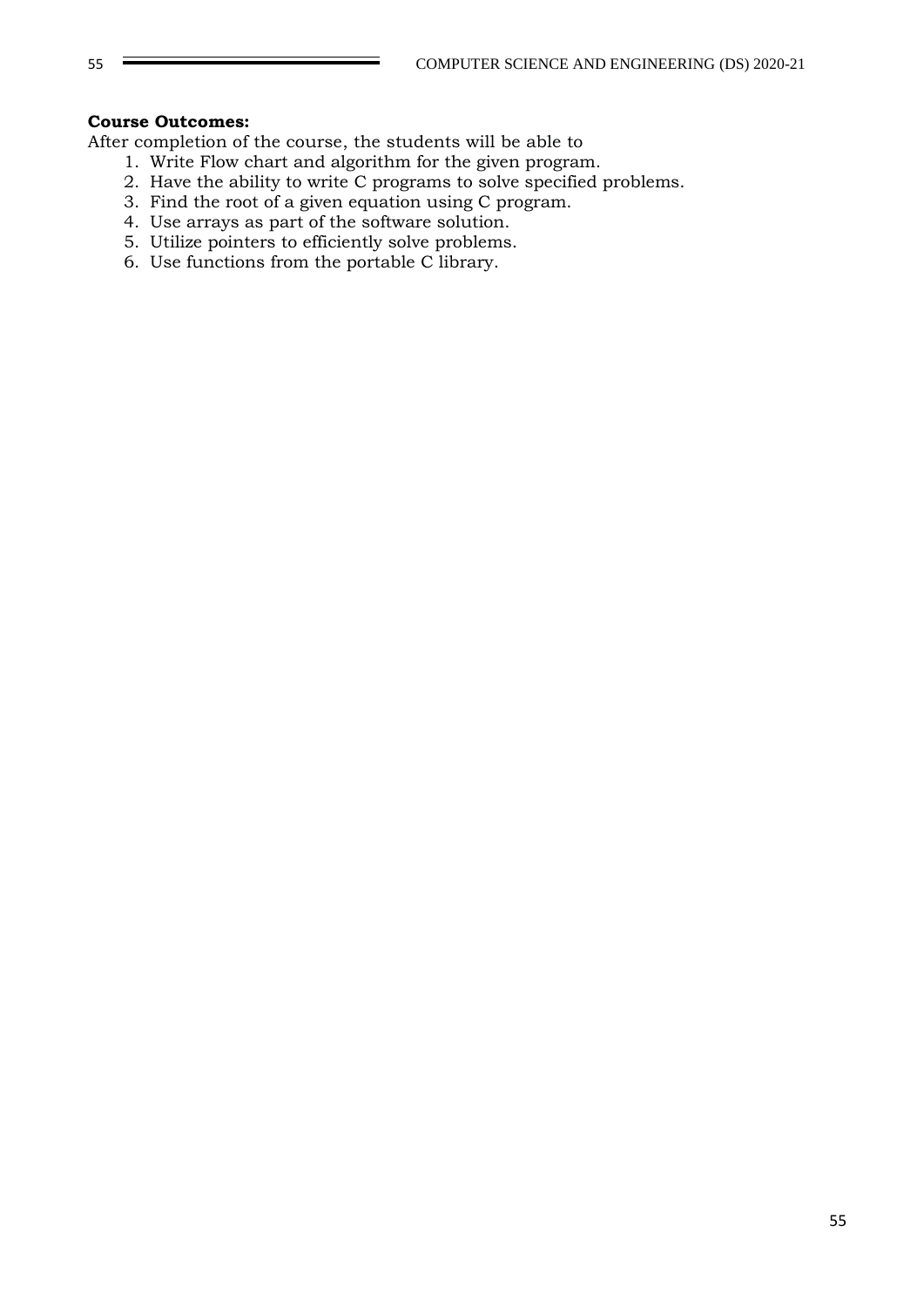**Course Outcomes:**

After completion of the course, the students will be able to

1. Write Flow chart and algorithm for the given program.
2. Have the ability to write C programs to solve specified problems.
3. Find the root of a given equation using C program.
4. Use arrays as part of the software solution.
5. Utilize pointers to efficiently solve problems.
6. Use functions from the portable C library.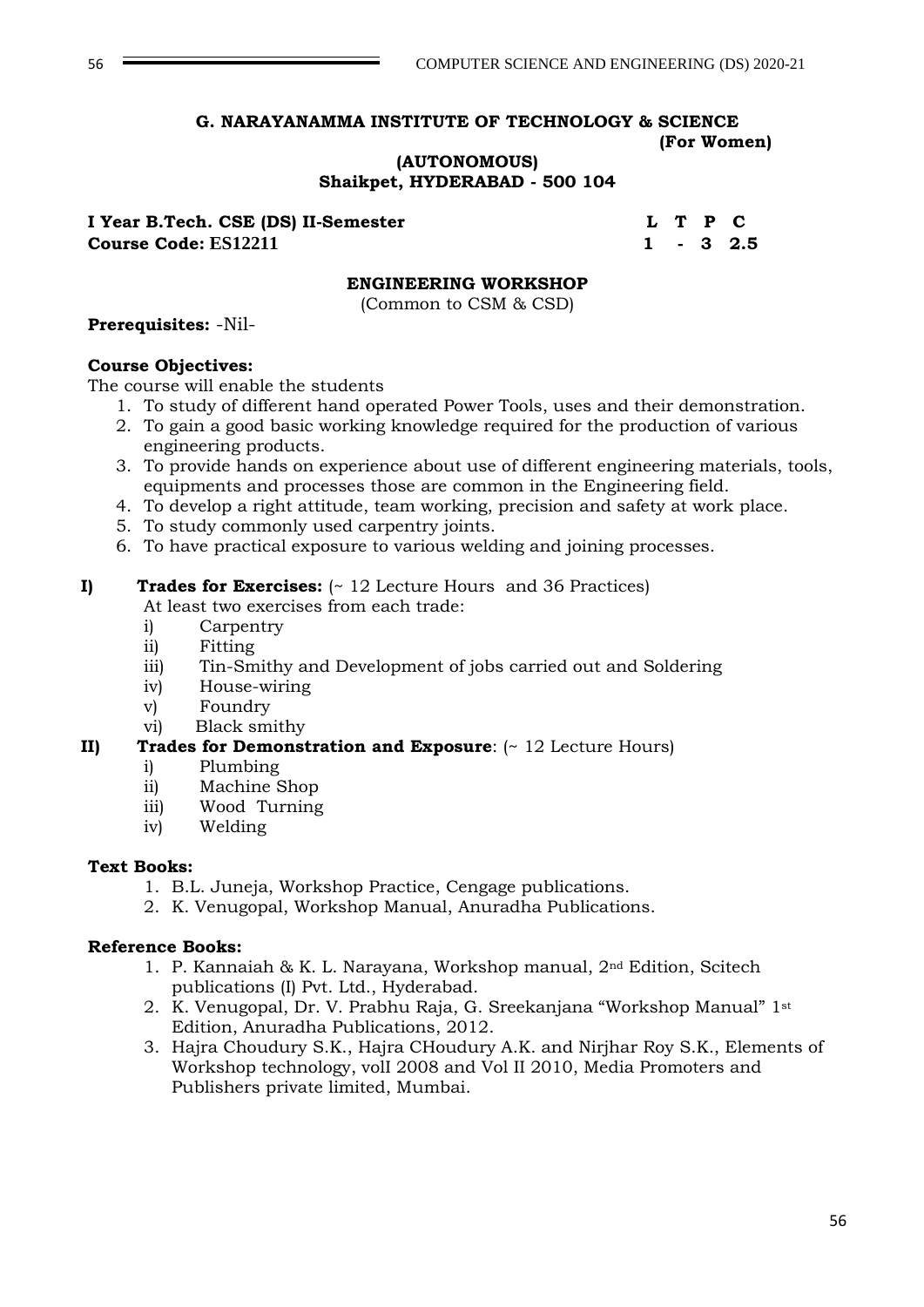**G. NARAYANAMMA INSTITUTE OF TECHNOLOGY & SCIENCE**
**(For Women)**
**(AUTONOMOUS)**
**Shaikpet, HYDERABAD - 500 104**

| I Year B.Tech. CSE (DS) II-Semester | L | T | P | C |
|---|---|---|---|---|
| Course Code: ES12211 | 1 | - | 3 | 2.5 |

## ENGINEERING WORKSHOP

(Common to CSM & CSD)

**Prerequisites:** -Nil-

**Course Objectives:**

The course will enable the students

1. To study of different hand operated Power Tools, uses and their demonstration.
2. To gain a good basic working knowledge required for the production of various engineering products.
3. To provide hands on experience about use of different engineering materials, tools, equipments and processes those are common in the Engineering field.
4. To develop a right attitude, team working, precision and safety at work place.
5. To study commonly used carpentry joints.
6. To have practical exposure to various welding and joining processes.

**I) Trades for Exercises:** (~ 12 Lecture Hours and 36 Practices)

At least two exercises from each trade:

- i) Carpentry
- ii) Fitting
- iii) Tin-Smithy and Development of jobs carried out and Soldering
- iv) House-wiring
- v) Foundry
- vi) Black smithy

**II) Trades for Demonstration and Exposure**: (~ 12 Lecture Hours)

- i) Plumbing
- ii) Machine Shop
- iii) Wood Turning
- iv) Welding

**Text Books:**

1. B.L. Juneja, Workshop Practice, Cengage publications.
2. K. Venugopal, Workshop Manual, Anuradha Publications.

**Reference Books:**

1. P. Kannaiah & K. L. Narayana, Workshop manual, 2nd Edition, Scitech publications (I) Pvt. Ltd., Hyderabad.
2. K. Venugopal, Dr. V. Prabhu Raja, G. Sreekanjana "Workshop Manual" 1st Edition, Anuradha Publications, 2012.
3. Hajra Choudury S.K., Hajra CHoudury A.K. and Nirjhar Roy S.K., Elements of Workshop technology, volI 2008 and Vol II 2010, Media Promoters and Publishers private limited, Mumbai.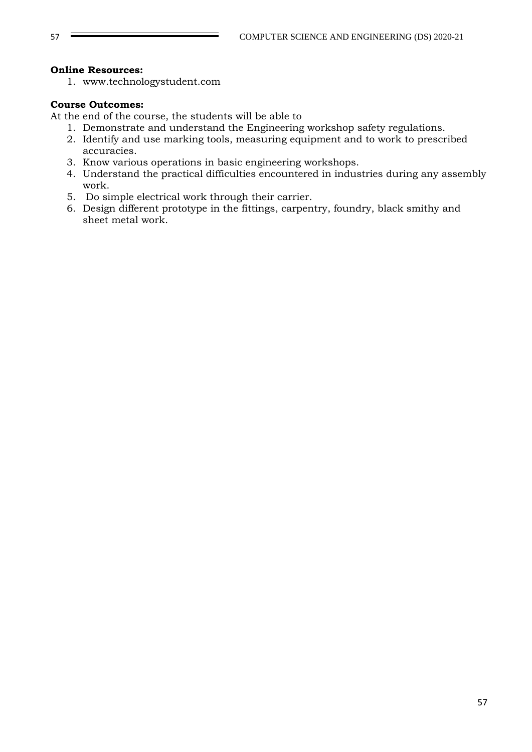**Online Resources:**

1. www.technologystudent.com

**Course Outcomes:**

At the end of the course, the students will be able to

1. Demonstrate and understand the Engineering workshop safety regulations.
2. Identify and use marking tools, measuring equipment and to work to prescribed accuracies.
3. Know various operations in basic engineering workshops.
4. Understand the practical difficulties encountered in industries during any assembly work.
5. Do simple electrical work through their carrier.
6. Design different prototype in the fittings, carpentry, foundry, black smithy and sheet metal work.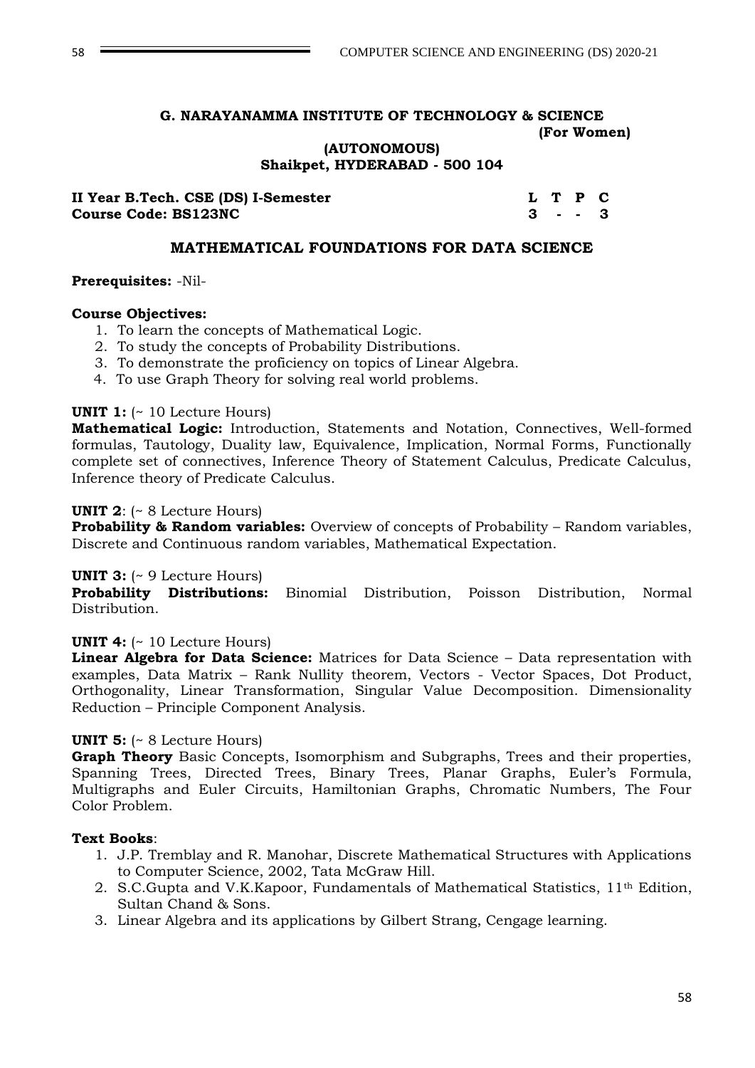**G. NARAYANAMMA INSTITUTE OF TECHNOLOGY & SCIENCE**
**(For Women)**
**(AUTONOMOUS)**
**Shaikpet, HYDERABAD - 500 104**

| **II Year B.Tech. CSE (DS) I-Semester** | **L** | **T** | **P** | **C** |
|---|---|---|---|---|
| **Course Code: BS123NC** | **3** | **-** | **-** | **3** |

## MATHEMATICAL FOUNDATIONS FOR DATA SCIENCE

**Prerequisites:** -Nil-

**Course Objectives:**

1. To learn the concepts of Mathematical Logic.
2. To study the concepts of Probability Distributions.
3. To demonstrate the proficiency on topics of Linear Algebra.
4. To use Graph Theory for solving real world problems.

**UNIT 1:** (~ 10 Lecture Hours)
**Mathematical Logic:** Introduction, Statements and Notation, Connectives, Well-formed formulas, Tautology, Duality law, Equivalence, Implication, Normal Forms, Functionally complete set of connectives, Inference Theory of Statement Calculus, Predicate Calculus, Inference theory of Predicate Calculus.

**UNIT 2**: (~ 8 Lecture Hours)
**Probability & Random variables:** Overview of concepts of Probability – Random variables, Discrete and Continuous random variables, Mathematical Expectation.

**UNIT 3:** (~ 9 Lecture Hours)
**Probability Distributions:** Binomial Distribution, Poisson Distribution, Normal Distribution.

**UNIT 4:** (~ 10 Lecture Hours)
**Linear Algebra for Data Science:** Matrices for Data Science – Data representation with examples, Data Matrix – Rank Nullity theorem, Vectors - Vector Spaces, Dot Product, Orthogonality, Linear Transformation, Singular Value Decomposition. Dimensionality Reduction – Principle Component Analysis.

**UNIT 5:** (~ 8 Lecture Hours)
**Graph Theory** Basic Concepts, Isomorphism and Subgraphs, Trees and their properties, Spanning Trees, Directed Trees, Binary Trees, Planar Graphs, Euler's Formula, Multigraphs and Euler Circuits, Hamiltonian Graphs, Chromatic Numbers, The Four Color Problem.

**Text Books**:

1. J.P. Tremblay and R. Manohar, Discrete Mathematical Structures with Applications to Computer Science, 2002, Tata McGraw Hill.
2. S.C.Gupta and V.K.Kapoor, Fundamentals of Mathematical Statistics, 11th Edition, Sultan Chand & Sons.
3. Linear Algebra and its applications by Gilbert Strang, Cengage learning.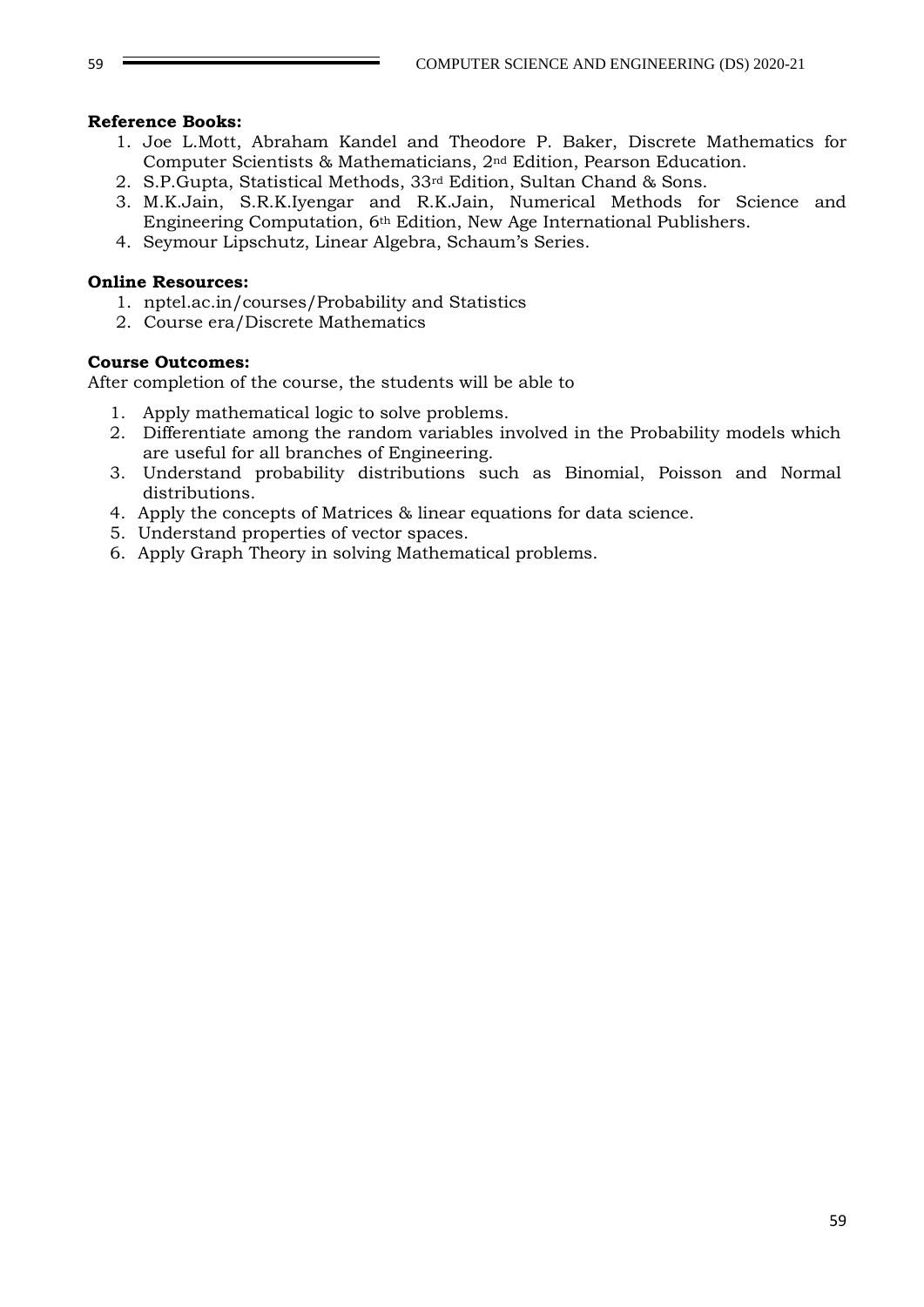**Reference Books:**

1. Joe L.Mott, Abraham Kandel and Theodore P. Baker, Discrete Mathematics for Computer Scientists & Mathematicians, 2nd Edition, Pearson Education.
2. S.P.Gupta, Statistical Methods, 33rd Edition, Sultan Chand & Sons.
3. M.K.Jain, S.R.K.Iyengar and R.K.Jain, Numerical Methods for Science and Engineering Computation, 6th Edition, New Age International Publishers.
4. Seymour Lipschutz, Linear Algebra, Schaum's Series.

**Online Resources:**

1. nptel.ac.in/courses/Probability and Statistics
2. Course era/Discrete Mathematics

**Course Outcomes:**

After completion of the course, the students will be able to

1. Apply mathematical logic to solve problems.
2. Differentiate among the random variables involved in the Probability models which are useful for all branches of Engineering.
3. Understand probability distributions such as Binomial, Poisson and Normal distributions.
4. Apply the concepts of Matrices & linear equations for data science.
5. Understand properties of vector spaces.
6. Apply Graph Theory in solving Mathematical problems.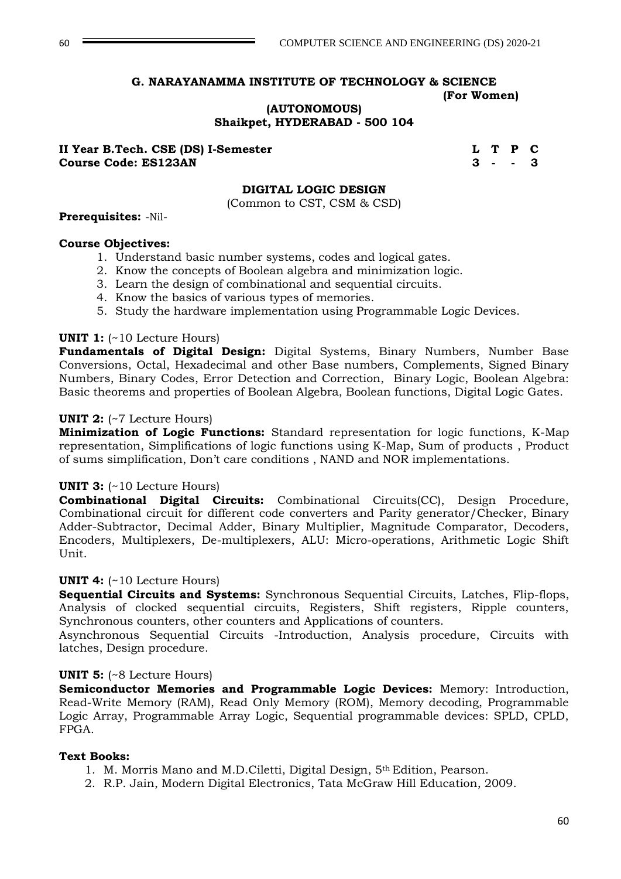**G. NARAYANAMMA INSTITUTE OF TECHNOLOGY & SCIENCE**
**(For Women)**
**(AUTONOMOUS)**
**Shaikpet, HYDERABAD - 500 104**

| **II Year B.Tech. CSE (DS) I-Semester** | **L** | **T** | **P** | **C** |
|---|---|---|---|---|
| **Course Code: ES123AN** | **3** | **-** | **-** | **3** |

## DIGITAL LOGIC DESIGN

(Common to CST, CSM & CSD)

**Prerequisites:** -Nil-

**Course Objectives:**

1. Understand basic number systems, codes and logical gates.
2. Know the concepts of Boolean algebra and minimization logic.
3. Learn the design of combinational and sequential circuits.
4. Know the basics of various types of memories.
5. Study the hardware implementation using Programmable Logic Devices.

**UNIT 1:** (~10 Lecture Hours)
**Fundamentals of Digital Design:** Digital Systems, Binary Numbers, Number Base Conversions, Octal, Hexadecimal and other Base numbers, Complements, Signed Binary Numbers, Binary Codes, Error Detection and Correction, Binary Logic, Boolean Algebra: Basic theorems and properties of Boolean Algebra, Boolean functions, Digital Logic Gates.

**UNIT 2:** (~7 Lecture Hours)
**Minimization of Logic Functions:** Standard representation for logic functions, K-Map representation, Simplifications of logic functions using K-Map, Sum of products , Product of sums simplification, Don't care conditions , NAND and NOR implementations.

**UNIT 3:** (~10 Lecture Hours)
**Combinational Digital Circuits:** Combinational Circuits(CC), Design Procedure, Combinational circuit for different code converters and Parity generator/Checker, Binary Adder-Subtractor, Decimal Adder, Binary Multiplier, Magnitude Comparator, Decoders, Encoders, Multiplexers, De-multiplexers, ALU: Micro-operations, Arithmetic Logic Shift Unit.

**UNIT 4:** (~10 Lecture Hours)
**Sequential Circuits and Systems:** Synchronous Sequential Circuits, Latches, Flip-flops, Analysis of clocked sequential circuits, Registers, Shift registers, Ripple counters, Synchronous counters, other counters and Applications of counters.
Asynchronous Sequential Circuits -Introduction, Analysis procedure, Circuits with latches, Design procedure.

**UNIT 5:** (~8 Lecture Hours)
**Semiconductor Memories and Programmable Logic Devices:** Memory: Introduction, Read-Write Memory (RAM), Read Only Memory (ROM), Memory decoding, Programmable Logic Array, Programmable Array Logic, Sequential programmable devices: SPLD, CPLD, FPGA.

**Text Books:**

1. M. Morris Mano and M.D.Ciletti, Digital Design, 5th Edition, Pearson.
2. R.P. Jain, Modern Digital Electronics, Tata McGraw Hill Education, 2009.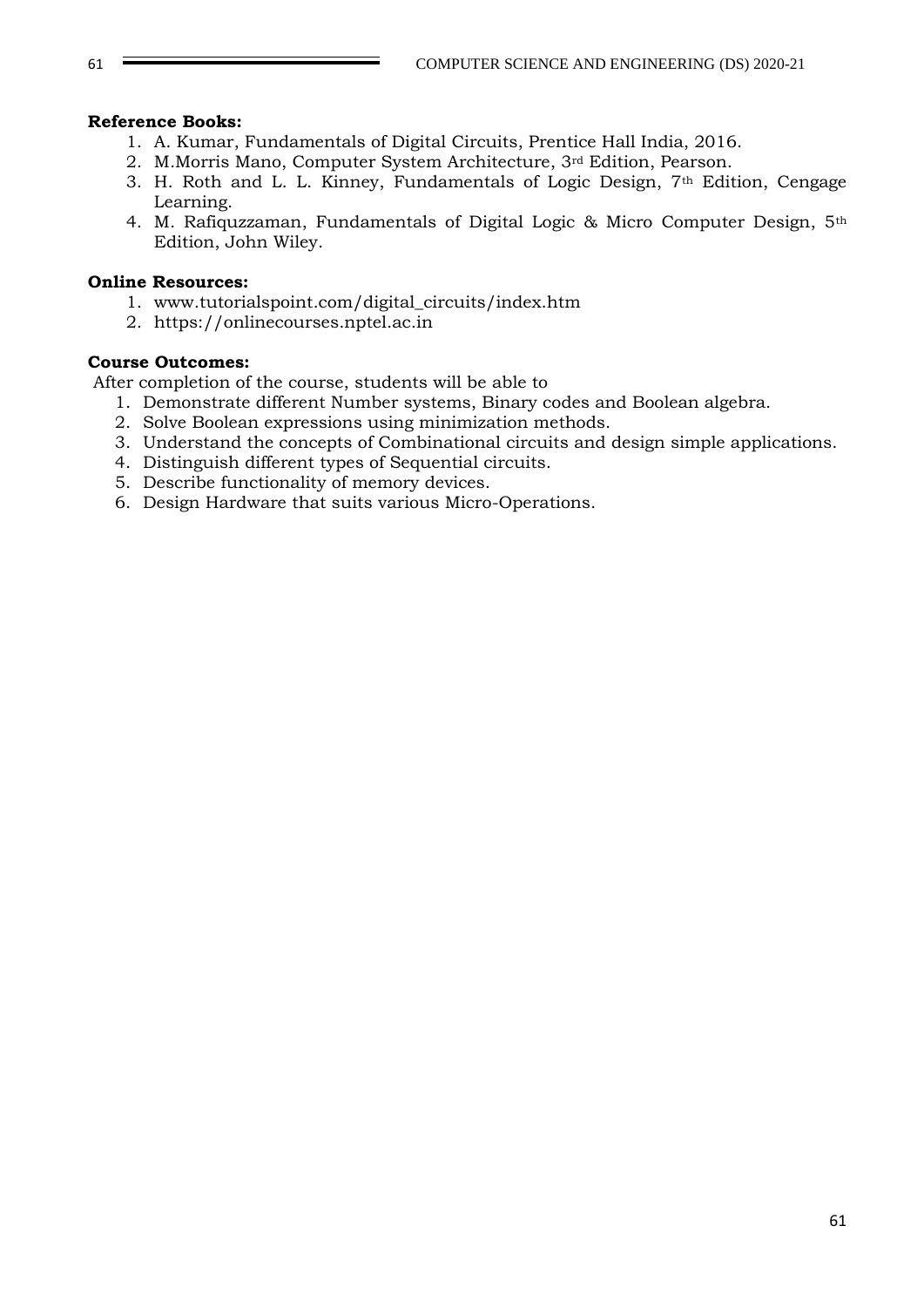**Reference Books:**

1. A. Kumar, Fundamentals of Digital Circuits, Prentice Hall India, 2016.
2. M.Morris Mano, Computer System Architecture, 3rd Edition, Pearson.
3. H. Roth and L. L. Kinney, Fundamentals of Logic Design, 7th Edition, Cengage Learning.
4. M. Rafiquzzaman, Fundamentals of Digital Logic & Micro Computer Design, 5th Edition, John Wiley.

**Online Resources:**

1. www.tutorialspoint.com/digital_circuits/index.htm
2. https://onlinecourses.nptel.ac.in

**Course Outcomes:**

After completion of the course, students will be able to

1. Demonstrate different Number systems, Binary codes and Boolean algebra.
2. Solve Boolean expressions using minimization methods.
3. Understand the concepts of Combinational circuits and design simple applications.
4. Distinguish different types of Sequential circuits.
5. Describe functionality of memory devices.
6. Design Hardware that suits various Micro-Operations.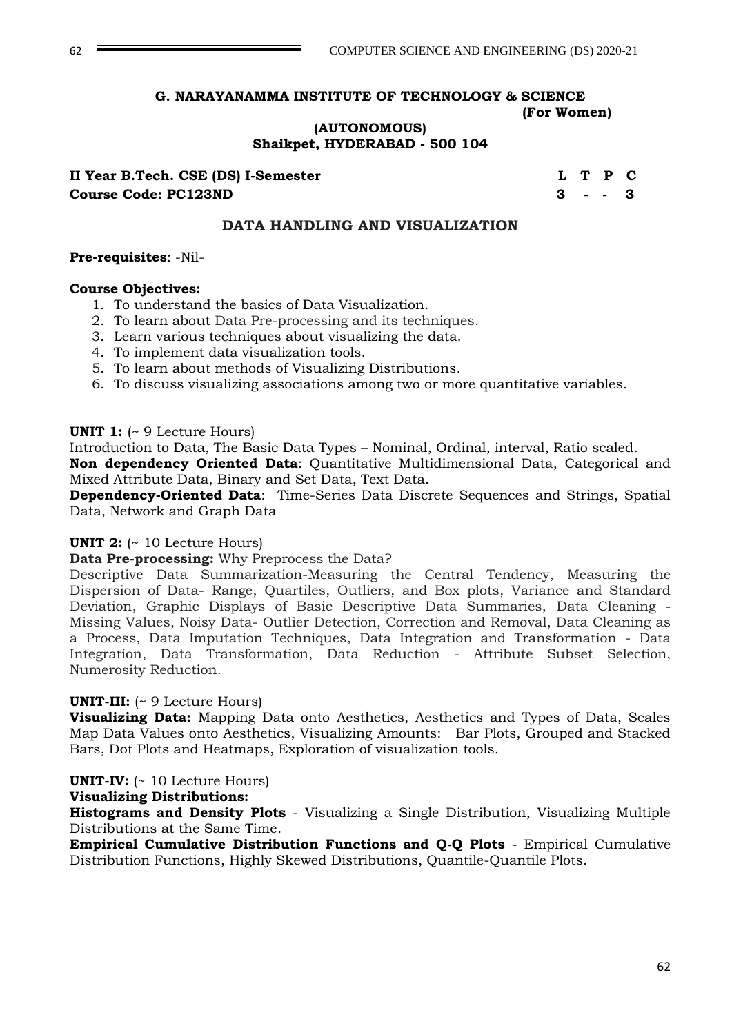**G. NARAYANAMMA INSTITUTE OF TECHNOLOGY & SCIENCE (For Women)**
**(AUTONOMOUS)**
**Shaikpet, HYDERABAD - 500 104**

| **II Year B.Tech. CSE (DS) I-Semester** | **L** | **T** | **P** | **C** |
|---|---|---|---|---|
| **Course Code: PC123ND** | **3** | **-** | **-** | **3** |

## DATA HANDLING AND VISUALIZATION

**Pre-requisites**: -Nil-

**Course Objectives:**

1. To understand the basics of Data Visualization.
2. To learn about Data Pre-processing and its techniques.
3. Learn various techniques about visualizing the data.
4. To implement data visualization tools.
5. To learn about methods of Visualizing Distributions.
6. To discuss visualizing associations among two or more quantitative variables.

**UNIT 1:** (~ 9 Lecture Hours)

Introduction to Data, The Basic Data Types – Nominal, Ordinal, interval, Ratio scaled.

**Non dependency Oriented Data**: Quantitative Multidimensional Data, Categorical and Mixed Attribute Data, Binary and Set Data, Text Data.

**Dependency-Oriented Data**: Time-Series Data Discrete Sequences and Strings, Spatial Data, Network and Graph Data

**UNIT 2:** (~ 10 Lecture Hours)

**Data Pre-processing:** Why Preprocess the Data?

Descriptive Data Summarization-Measuring the Central Tendency, Measuring the Dispersion of Data- Range, Quartiles, Outliers, and Box plots, Variance and Standard Deviation, Graphic Displays of Basic Descriptive Data Summaries, Data Cleaning - Missing Values, Noisy Data- Outlier Detection, Correction and Removal, Data Cleaning as a Process, Data Imputation Techniques, Data Integration and Transformation - Data Integration, Data Transformation, Data Reduction - Attribute Subset Selection, Numerosity Reduction.

**UNIT-III:** (~ 9 Lecture Hours)

**Visualizing Data:** Mapping Data onto Aesthetics, Aesthetics and Types of Data, Scales Map Data Values onto Aesthetics, Visualizing Amounts: Bar Plots, Grouped and Stacked Bars, Dot Plots and Heatmaps, Exploration of visualization tools.

**UNIT-IV:** (~ 10 Lecture Hours)

**Visualizing Distributions:**

**Histograms and Density Plots** - Visualizing a Single Distribution, Visualizing Multiple Distributions at the Same Time.

**Empirical Cumulative Distribution Functions and Q-Q Plots** - Empirical Cumulative Distribution Functions, Highly Skewed Distributions, Quantile-Quantile Plots.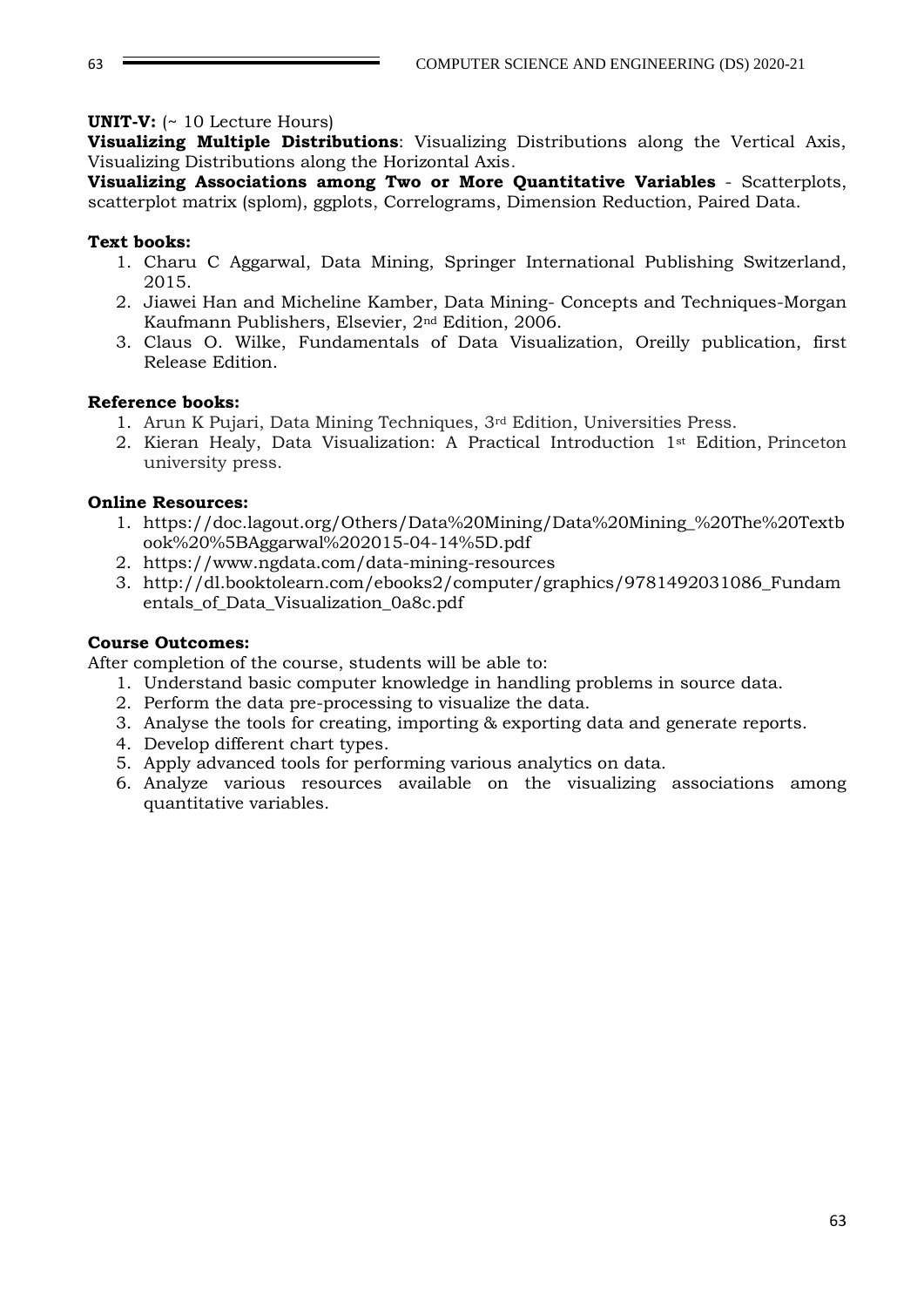**UNIT-V:** (~ 10 Lecture Hours)

**Visualizing Multiple Distributions**: Visualizing Distributions along the Vertical Axis, Visualizing Distributions along the Horizontal Axis.

**Visualizing Associations among Two or More Quantitative Variables** - Scatterplots, scatterplot matrix (splom), ggplots, Correlograms, Dimension Reduction, Paired Data.

**Text books:**

1. Charu C Aggarwal, Data Mining, Springer International Publishing Switzerland, 2015.
2. Jiawei Han and Micheline Kamber, Data Mining- Concepts and Techniques-Morgan Kaufmann Publishers, Elsevier, 2nd Edition, 2006.
3. Claus O. Wilke, Fundamentals of Data Visualization, Oreilly publication, first Release Edition.

**Reference books:**

1. Arun K Pujari, Data Mining Techniques, 3rd Edition, Universities Press.
2. Kieran Healy, Data Visualization: A Practical Introduction 1st Edition, Princeton university press.

**Online Resources:**

1. https://doc.lagout.org/Others/Data%20Mining/Data%20Mining_%20The%20Textbook%20%5BAggarwal%202015-04-14%5D.pdf
2. https://www.ngdata.com/data-mining-resources
3. http://dl.booktolearn.com/ebooks2/computer/graphics/9781492031086_Fundamentals_of_Data_Visualization_0a8c.pdf

**Course Outcomes:**

After completion of the course, students will be able to:

1. Understand basic computer knowledge in handling problems in source data.
2. Perform the data pre-processing to visualize the data.
3. Analyse the tools for creating, importing & exporting data and generate reports.
4. Develop different chart types.
5. Apply advanced tools for performing various analytics on data.
6. Analyze various resources available on the visualizing associations among quantitative variables.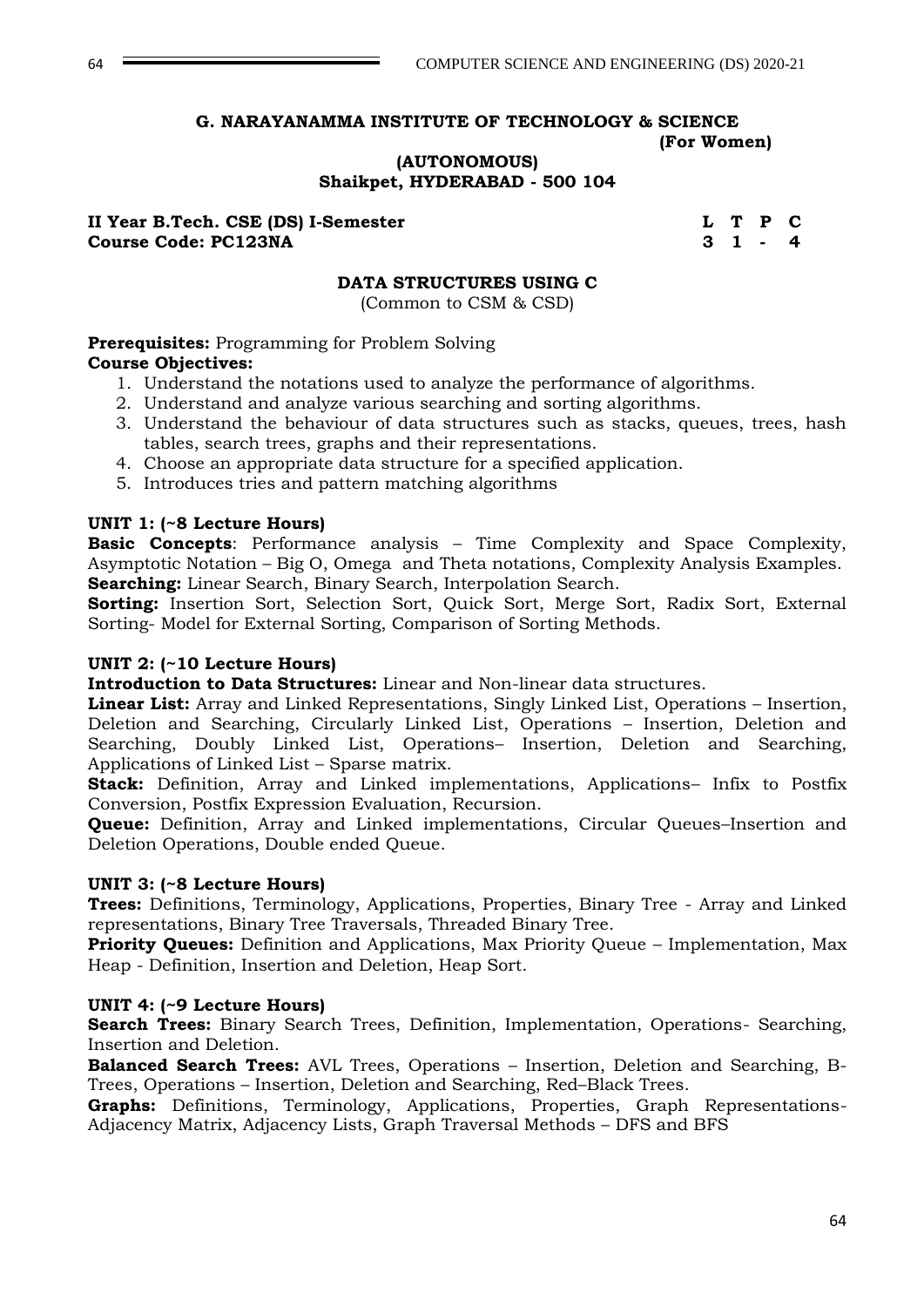**G. NARAYANAMMA INSTITUTE OF TECHNOLOGY & SCIENCE**
**(For Women)**
**(AUTONOMOUS)**
**Shaikpet, HYDERABAD - 500 104**

| **II Year B.Tech. CSE (DS) I-Semester** | **L** | **T** | **P** | **C** |
|---|---|---|---|---|
| **Course Code: PC123NA** | **3** | **1** | **-** | **4** |

## DATA STRUCTURES USING C

(Common to CSM & CSD)

**Prerequisites:** Programming for Problem Solving

**Course Objectives:**

1. Understand the notations used to analyze the performance of algorithms.
2. Understand and analyze various searching and sorting algorithms.
3. Understand the behaviour of data structures such as stacks, queues, trees, hash tables, search trees, graphs and their representations.
4. Choose an appropriate data structure for a specified application.
5. Introduces tries and pattern matching algorithms

**UNIT 1: (~8 Lecture Hours)**

**Basic Concepts**: Performance analysis – Time Complexity and Space Complexity, Asymptotic Notation – Big O, Omega and Theta notations, Complexity Analysis Examples.

**Searching:** Linear Search, Binary Search, Interpolation Search.

**Sorting:** Insertion Sort, Selection Sort, Quick Sort, Merge Sort, Radix Sort, External Sorting- Model for External Sorting, Comparison of Sorting Methods.

**UNIT 2: (~10 Lecture Hours)**

**Introduction to Data Structures:** Linear and Non-linear data structures.

**Linear List:** Array and Linked Representations, Singly Linked List, Operations – Insertion, Deletion and Searching, Circularly Linked List, Operations – Insertion, Deletion and Searching, Doubly Linked List, Operations– Insertion, Deletion and Searching, Applications of Linked List – Sparse matrix.

**Stack:** Definition, Array and Linked implementations, Applications– Infix to Postfix Conversion, Postfix Expression Evaluation, Recursion.

**Queue:** Definition, Array and Linked implementations, Circular Queues–Insertion and Deletion Operations, Double ended Queue.

**UNIT 3: (~8 Lecture Hours)**

**Trees:** Definitions, Terminology, Applications, Properties, Binary Tree - Array and Linked representations, Binary Tree Traversals, Threaded Binary Tree.

**Priority Queues:** Definition and Applications, Max Priority Queue – Implementation, Max Heap - Definition, Insertion and Deletion, Heap Sort.

**UNIT 4: (~9 Lecture Hours)**

**Search Trees:** Binary Search Trees, Definition, Implementation, Operations- Searching, Insertion and Deletion.

**Balanced Search Trees:** AVL Trees, Operations – Insertion, Deletion and Searching, B-Trees, Operations – Insertion, Deletion and Searching, Red–Black Trees.

**Graphs:** Definitions, Terminology, Applications, Properties, Graph Representations- Adjacency Matrix, Adjacency Lists, Graph Traversal Methods – DFS and BFS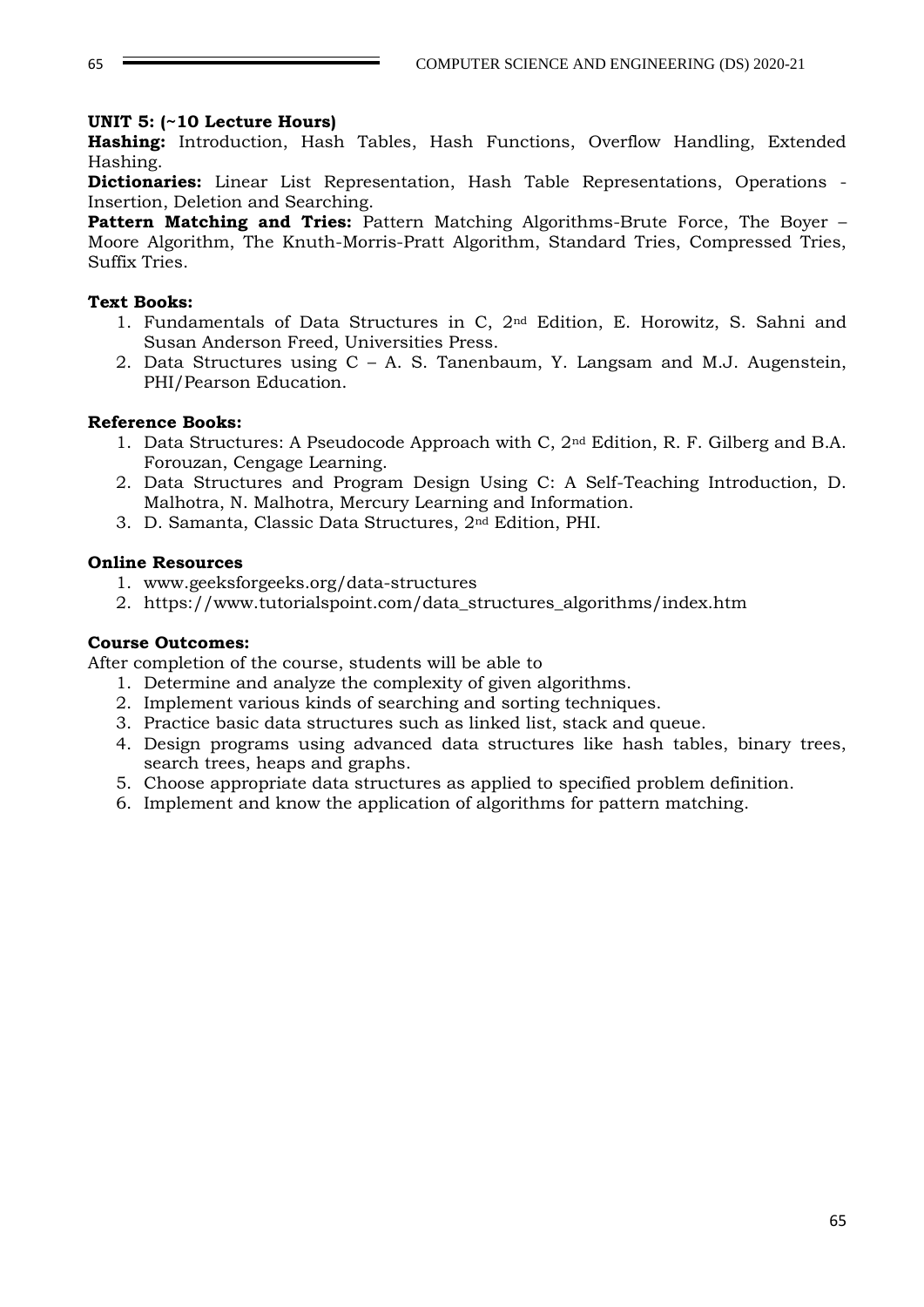**UNIT 5: (~10 Lecture Hours)**

**Hashing:** Introduction, Hash Tables, Hash Functions, Overflow Handling, Extended Hashing.

**Dictionaries:** Linear List Representation, Hash Table Representations, Operations - Insertion, Deletion and Searching.

**Pattern Matching and Tries:** Pattern Matching Algorithms-Brute Force, The Boyer – Moore Algorithm, The Knuth-Morris-Pratt Algorithm, Standard Tries, Compressed Tries, Suffix Tries.

**Text Books:**

1. Fundamentals of Data Structures in C, 2nd Edition, E. Horowitz, S. Sahni and Susan Anderson Freed, Universities Press.
2. Data Structures using C – A. S. Tanenbaum, Y. Langsam and M.J. Augenstein, PHI/Pearson Education.

**Reference Books:**

1. Data Structures: A Pseudocode Approach with C, 2nd Edition, R. F. Gilberg and B.A. Forouzan, Cengage Learning.
2. Data Structures and Program Design Using C: A Self-Teaching Introduction, D. Malhotra, N. Malhotra, Mercury Learning and Information.
3. D. Samanta, Classic Data Structures, 2nd Edition, PHI.

**Online Resources**

1. www.geeksforgeeks.org/data-structures
2. https://www.tutorialspoint.com/data_structures_algorithms/index.htm

**Course Outcomes:**

After completion of the course, students will be able to

1. Determine and analyze the complexity of given algorithms.
2. Implement various kinds of searching and sorting techniques.
3. Practice basic data structures such as linked list, stack and queue.
4. Design programs using advanced data structures like hash tables, binary trees, search trees, heaps and graphs.
5. Choose appropriate data structures as applied to specified problem definition.
6. Implement and know the application of algorithms for pattern matching.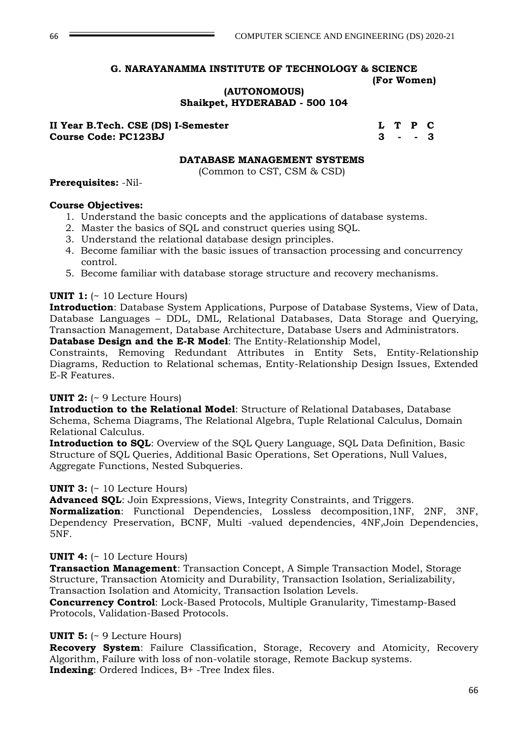**G. NARAYANAMMA INSTITUTE OF TECHNOLOGY & SCIENCE**
**(For Women)**
**(AUTONOMOUS)**
**Shaikpet, HYDERABAD - 500 104**

| **II Year B.Tech. CSE (DS) I-Semester** | **L** | **T** | **P** | **C** |
|---|---|---|---|---|
| **Course Code: PC123BJ** | **3** | **-** | **-** | **3** |

## DATABASE MANAGEMENT SYSTEMS

(Common to CST, CSM & CSD)

**Prerequisites:** -Nil-

**Course Objectives:**

1. Understand the basic concepts and the applications of database systems.
2. Master the basics of SQL and construct queries using SQL.
3. Understand the relational database design principles.
4. Become familiar with the basic issues of transaction processing and concurrency control.
5. Become familiar with database storage structure and recovery mechanisms.

**UNIT 1:** (~ 10 Lecture Hours)

**Introduction**: Database System Applications, Purpose of Database Systems, View of Data, Database Languages – DDL, DML, Relational Databases, Data Storage and Querying, Transaction Management, Database Architecture, Database Users and Administrators.

**Database Design and the E-R Model**: The Entity-Relationship Model, Constraints, Removing Redundant Attributes in Entity Sets, Entity-Relationship Diagrams, Reduction to Relational schemas, Entity-Relationship Design Issues, Extended E-R Features.

**UNIT 2:** (~ 9 Lecture Hours)

**Introduction to the Relational Model**: Structure of Relational Databases, Database Schema, Schema Diagrams, The Relational Algebra, Tuple Relational Calculus, Domain Relational Calculus.

**Introduction to SQL**: Overview of the SQL Query Language, SQL Data Definition, Basic Structure of SQL Queries, Additional Basic Operations, Set Operations, Null Values, Aggregate Functions, Nested Subqueries.

**UNIT 3:** (~ 10 Lecture Hours)

**Advanced SQL**: Join Expressions, Views, Integrity Constraints, and Triggers.

**Normalization**: Functional Dependencies, Lossless decomposition,1NF, 2NF, 3NF, Dependency Preservation, BCNF, Multi -valued dependencies, 4NF,Join Dependencies, 5NF.

**UNIT 4:** (~ 10 Lecture Hours)

**Transaction Management**: Transaction Concept, A Simple Transaction Model, Storage Structure, Transaction Atomicity and Durability, Transaction Isolation, Serializability, Transaction Isolation and Atomicity, Transaction Isolation Levels.

**Concurrency Control**: Lock-Based Protocols, Multiple Granularity, Timestamp-Based Protocols, Validation-Based Protocols.

**UNIT 5:** (~ 9 Lecture Hours)

**Recovery System**: Failure Classification, Storage, Recovery and Atomicity, Recovery Algorithm, Failure with loss of non-volatile storage, Remote Backup systems.

**Indexing**: Ordered Indices, B+ -Tree Index files.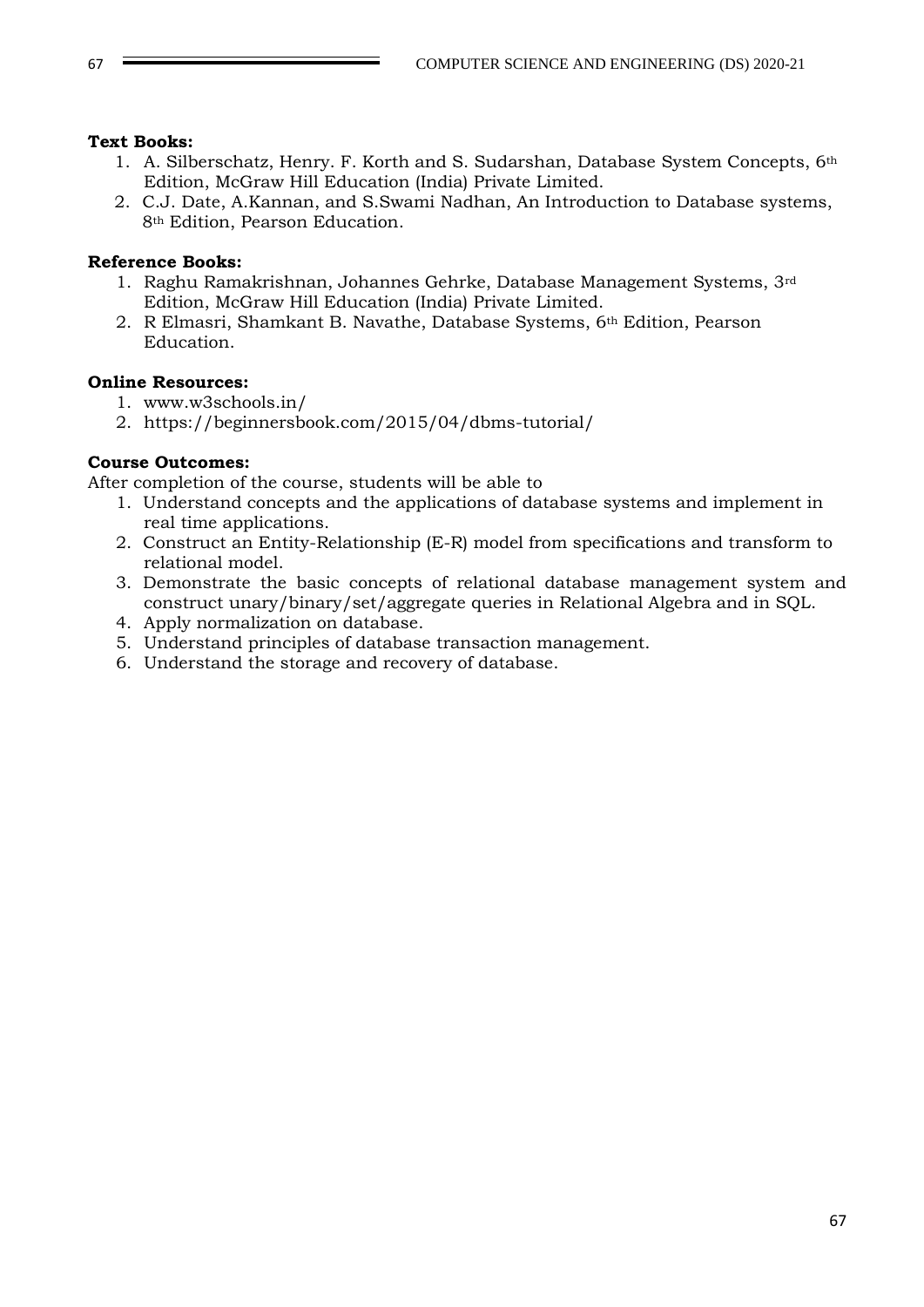**Text Books:**

1. A. Silberschatz, Henry. F. Korth and S. Sudarshan, Database System Concepts, 6th Edition, McGraw Hill Education (India) Private Limited.
2. C.J. Date, A.Kannan, and S.Swami Nadhan, An Introduction to Database systems, 8th Edition, Pearson Education.

**Reference Books:**

1. Raghu Ramakrishnan, Johannes Gehrke, Database Management Systems, 3rd Edition, McGraw Hill Education (India) Private Limited.
2. R Elmasri, Shamkant B. Navathe, Database Systems, 6th Edition, Pearson Education.

**Online Resources:**

1. www.w3schools.in/
2. https://beginnersbook.com/2015/04/dbms-tutorial/

**Course Outcomes:**

After completion of the course, students will be able to

1. Understand concepts and the applications of database systems and implement in real time applications.
2. Construct an Entity-Relationship (E-R) model from specifications and transform to relational model.
3. Demonstrate the basic concepts of relational database management system and construct unary/binary/set/aggregate queries in Relational Algebra and in SQL.
4. Apply normalization on database.
5. Understand principles of database transaction management.
6. Understand the storage and recovery of database.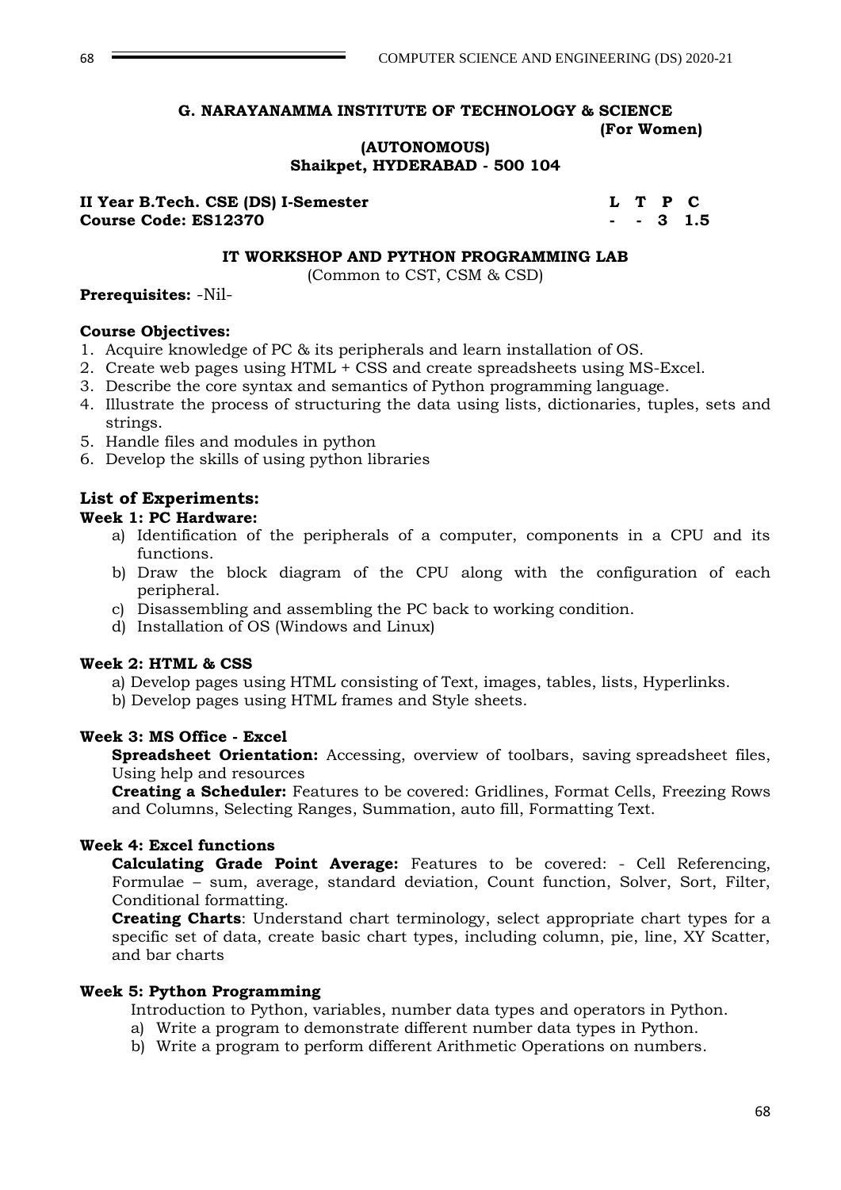**G. NARAYANAMMA INSTITUTE OF TECHNOLOGY & SCIENCE**
**(For Women)**
**(AUTONOMOUS)**
**Shaikpet, HYDERABAD - 500 104**

| **II Year B.Tech. CSE (DS) I-Semester** | **L** | **T** | **P** | **C** |
|---|---|---|---|---|
| **Course Code: ES12370** | **-** | **-** | **3** | **1.5** |

## IT WORKSHOP AND PYTHON PROGRAMMING LAB

(Common to CST, CSM & CSD)

**Prerequisites:** -Nil-

**Course Objectives:**

1. Acquire knowledge of PC & its peripherals and learn installation of OS.
2. Create web pages using HTML + CSS and create spreadsheets using MS-Excel.
3. Describe the core syntax and semantics of Python programming language.
4. Illustrate the process of structuring the data using lists, dictionaries, tuples, sets and strings.
5. Handle files and modules in python
6. Develop the skills of using python libraries

### List of Experiments:

**Week 1: PC Hardware:**

a) Identification of the peripherals of a computer, components in a CPU and its functions.
b) Draw the block diagram of the CPU along with the configuration of each peripheral.
c) Disassembling and assembling the PC back to working condition.
d) Installation of OS (Windows and Linux)

**Week 2: HTML & CSS**

a) Develop pages using HTML consisting of Text, images, tables, lists, Hyperlinks.
b) Develop pages using HTML frames and Style sheets.

**Week 3: MS Office - Excel**

**Spreadsheet Orientation:** Accessing, overview of toolbars, saving spreadsheet files, Using help and resources

**Creating a Scheduler:** Features to be covered: Gridlines, Format Cells, Freezing Rows and Columns, Selecting Ranges, Summation, auto fill, Formatting Text.

**Week 4: Excel functions**

**Calculating Grade Point Average:** Features to be covered: - Cell Referencing, Formulae – sum, average, standard deviation, Count function, Solver, Sort, Filter, Conditional formatting.

**Creating Charts**: Understand chart terminology, select appropriate chart types for a specific set of data, create basic chart types, including column, pie, line, XY Scatter, and bar charts

**Week 5: Python Programming**

Introduction to Python, variables, number data types and operators in Python.

a) Write a program to demonstrate different number data types in Python.
b) Write a program to perform different Arithmetic Operations on numbers.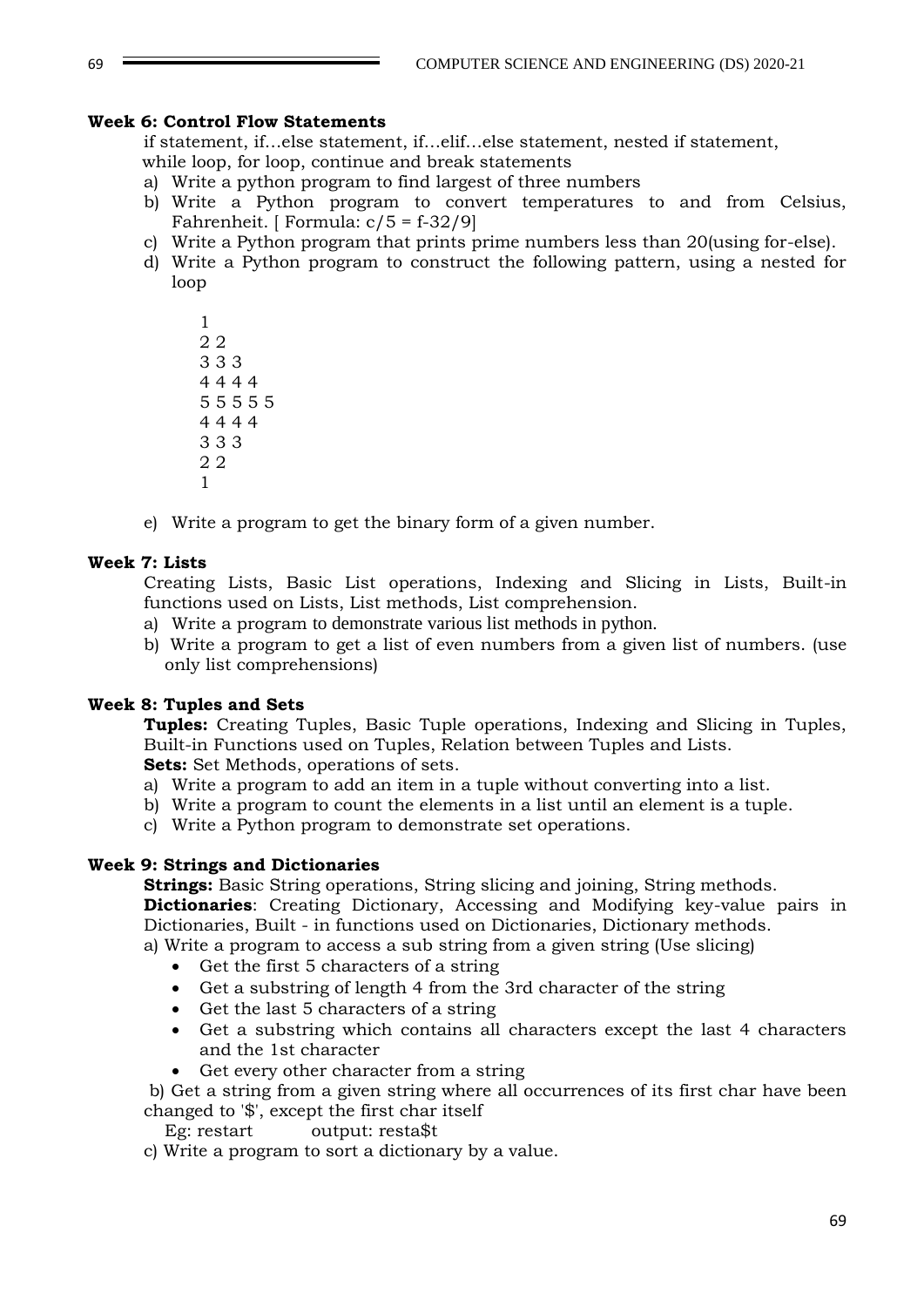**Week 6: Control Flow Statements**

if statement, if…else statement, if…elif…else statement, nested if statement, while loop, for loop, continue and break statements

a) Write a python program to find largest of three numbers
b) Write a Python program to convert temperatures to and from Celsius, Fahrenheit. [ Formula: c/5 = f-32/9]
c) Write a Python program that prints prime numbers less than 20(using for-else).
d) Write a Python program to construct the following pattern, using a nested for loop

```
1
2 2
3 3 3
4 4 4 4
5 5 5 5 5
4 4 4 4
3 3 3
2 2
1
```

e) Write a program to get the binary form of a given number.

**Week 7: Lists**

Creating Lists, Basic List operations, Indexing and Slicing in Lists, Built-in functions used on Lists, List methods, List comprehension.

a) Write a program to demonstrate various list methods in python.
b) Write a program to get a list of even numbers from a given list of numbers. (use only list comprehensions)

**Week 8: Tuples and Sets**

**Tuples:** Creating Tuples, Basic Tuple operations, Indexing and Slicing in Tuples, Built-in Functions used on Tuples, Relation between Tuples and Lists.

**Sets:** Set Methods, operations of sets.

a) Write a program to add an item in a tuple without converting into a list.
b) Write a program to count the elements in a list until an element is a tuple.
c) Write a Python program to demonstrate set operations.

**Week 9: Strings and Dictionaries**

**Strings:** Basic String operations, String slicing and joining, String methods.

**Dictionaries**: Creating Dictionary, Accessing and Modifying key-value pairs in Dictionaries, Built - in functions used on Dictionaries, Dictionary methods.

a) Write a program to access a sub string from a given string (Use slicing)

- Get the first 5 characters of a string
- Get a substring of length 4 from the 3rd character of the string
- Get the last 5 characters of a string
- Get a substring which contains all characters except the last 4 characters and the 1st character
- Get every other character from a string

b) Get a string from a given string where all occurrences of its first char have been changed to '$', except the first char itself

Eg: restart output: resta$t

c) Write a program to sort a dictionary by a value.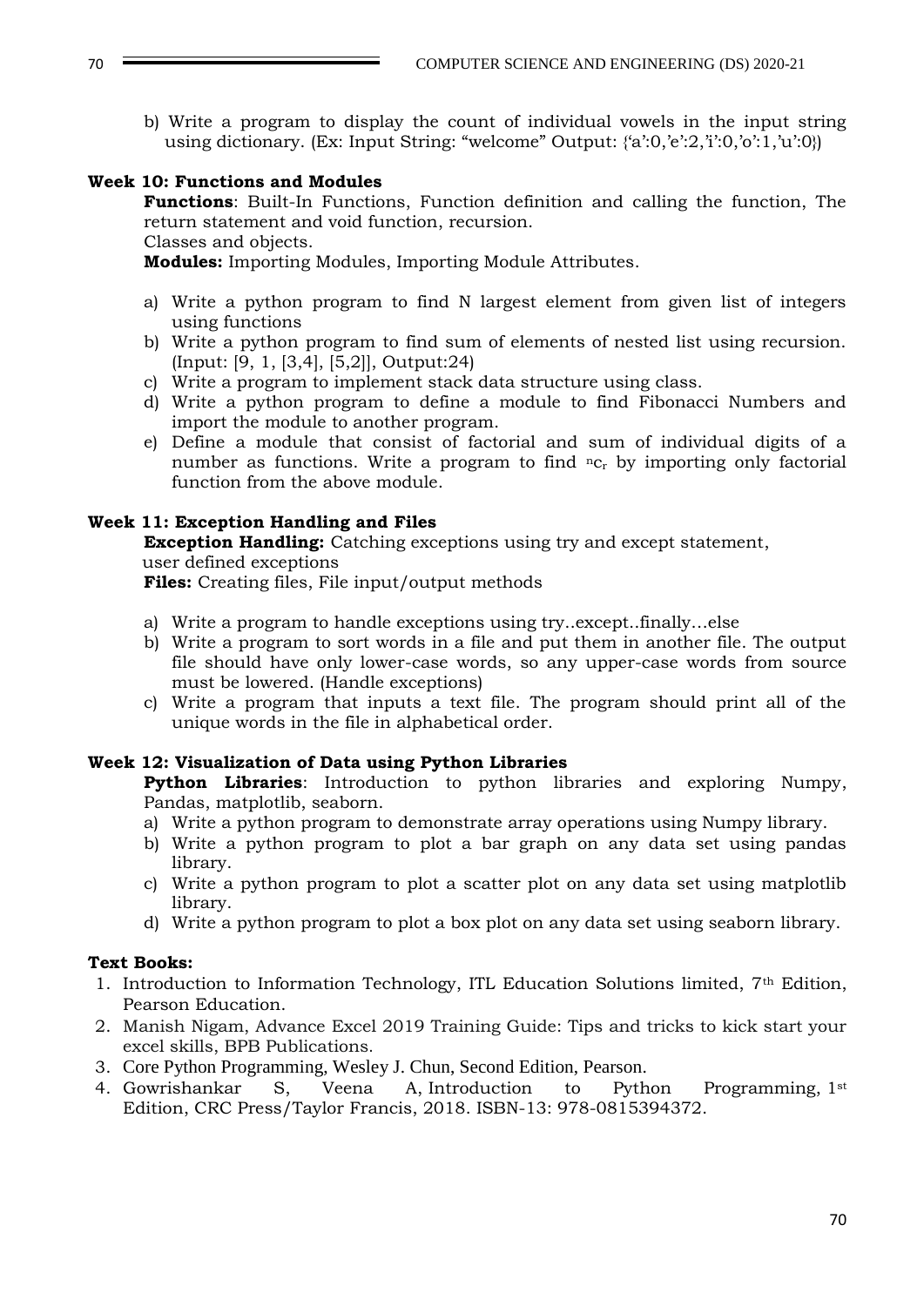b) Write a program to display the count of individual vowels in the input string using dictionary. (Ex: Input String: "welcome" Output: {'a':0,'e':2,'i':0,'o':1,'u':0})

**Week 10: Functions and Modules**

**Functions**: Built-In Functions, Function definition and calling the function, The return statement and void function, recursion.

Classes and objects.

**Modules:** Importing Modules, Importing Module Attributes.

a) Write a python program to find N largest element from given list of integers using functions
b) Write a python program to find sum of elements of nested list using recursion. (Input: [9, 1, [3,4], [5,2]], Output:24)
c) Write a program to implement stack data structure using class.
d) Write a python program to define a module to find Fibonacci Numbers and import the module to another program.
e) Define a module that consist of factorial and sum of individual digits of a number as functions. Write a program to find $^{n}c_{r}$ by importing only factorial function from the above module.

**Week 11: Exception Handling and Files**

**Exception Handling:** Catching exceptions using try and except statement, user defined exceptions

**Files:** Creating files, File input/output methods

a) Write a program to handle exceptions using try..except..finally…else
b) Write a program to sort words in a file and put them in another file. The output file should have only lower-case words, so any upper-case words from source must be lowered. (Handle exceptions)
c) Write a program that inputs a text file. The program should print all of the unique words in the file in alphabetical order.

**Week 12: Visualization of Data using Python Libraries**

**Python Libraries**: Introduction to python libraries and exploring Numpy, Pandas, matplotlib, seaborn.

a) Write a python program to demonstrate array operations using Numpy library.
b) Write a python program to plot a bar graph on any data set using pandas library.
c) Write a python program to plot a scatter plot on any data set using matplotlib library.
d) Write a python program to plot a box plot on any data set using seaborn library.

**Text Books:**

1. Introduction to Information Technology, ITL Education Solutions limited, 7th Edition, Pearson Education.
2. Manish Nigam, Advance Excel 2019 Training Guide: Tips and tricks to kick start your excel skills, BPB Publications.
3. Core Python Programming, Wesley J. Chun, Second Edition, Pearson.
4. Gowrishankar S, Veena A, Introduction to Python Programming, 1st Edition, CRC Press/Taylor Francis, 2018. ISBN-13: 978-0815394372.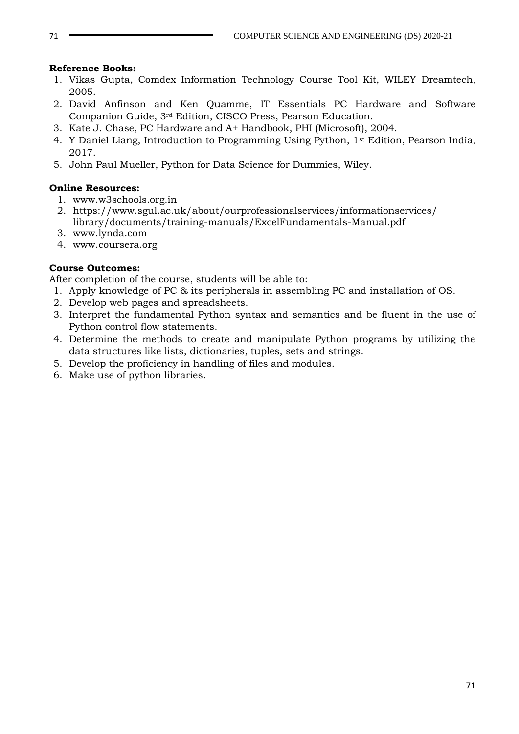**Reference Books:**

1. Vikas Gupta, Comdex Information Technology Course Tool Kit, WILEY Dreamtech, 2005.
2. David Anfinson and Ken Quamme, IT Essentials PC Hardware and Software Companion Guide, 3rd Edition, CISCO Press, Pearson Education.
3. Kate J. Chase, PC Hardware and A+ Handbook, PHI (Microsoft), 2004.
4. Y Daniel Liang, Introduction to Programming Using Python, 1st Edition, Pearson India, 2017.
5. John Paul Mueller, Python for Data Science for Dummies, Wiley.

**Online Resources:**

1. www.w3schools.org.in
2. https://www.sgul.ac.uk/about/ourprofessionalservices/informationservices/library/documents/training-manuals/ExcelFundamentals-Manual.pdf
3. www.lynda.com
4. www.coursera.org

**Course Outcomes:**

After completion of the course, students will be able to:

1. Apply knowledge of PC & its peripherals in assembling PC and installation of OS.
2. Develop web pages and spreadsheets.
3. Interpret the fundamental Python syntax and semantics and be fluent in the use of Python control flow statements.
4. Determine the methods to create and manipulate Python programs by utilizing the data structures like lists, dictionaries, tuples, sets and strings.
5. Develop the proficiency in handling of files and modules.
6. Make use of python libraries.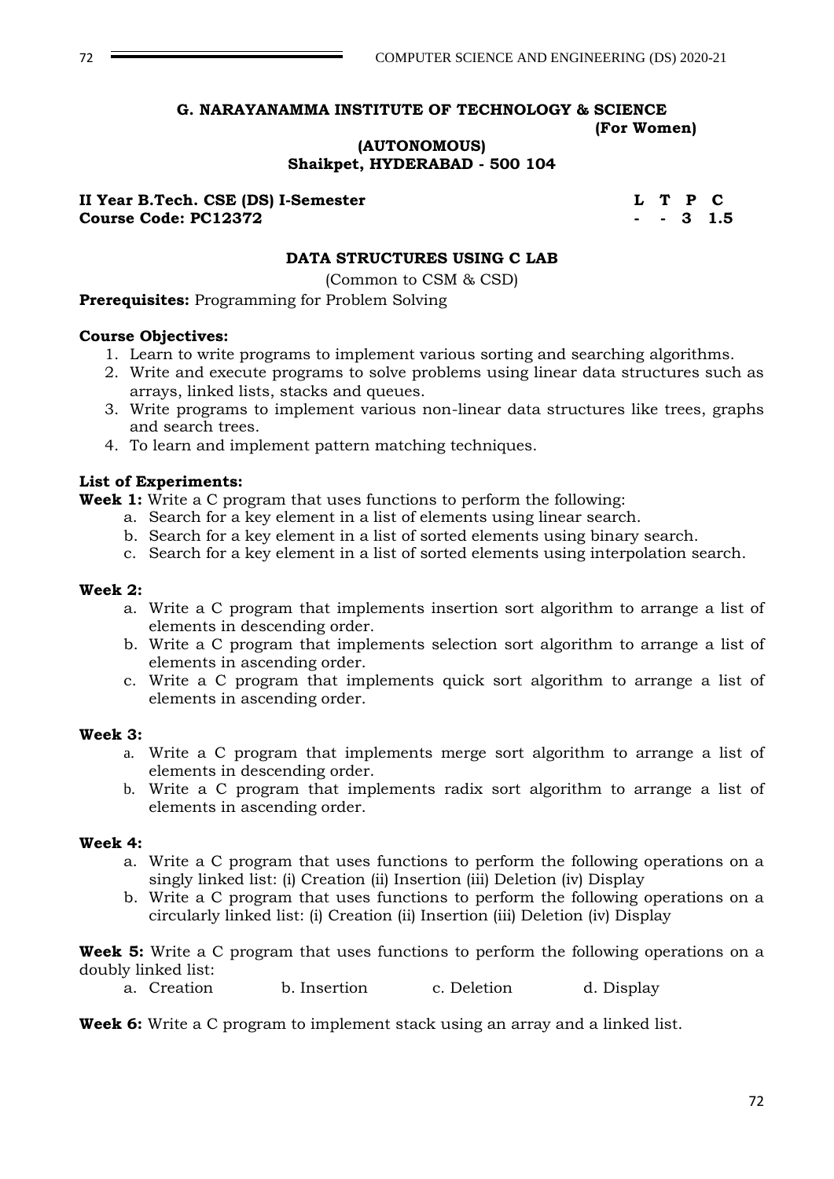**G. NARAYANAMMA INSTITUTE OF TECHNOLOGY & SCIENCE**
**(For Women)**
**(AUTONOMOUS)**
**Shaikpet, HYDERABAD - 500 104**

**II Year B.Tech. CSE (DS) I-Semester**
**Course Code: PC12372**

| L | T | P | C |
|---|---|---|---|
| - | - | 3 | 1.5 |

## DATA STRUCTURES USING C LAB

(Common to CSM & CSD)

**Prerequisites:** Programming for Problem Solving

**Course Objectives:**

1. Learn to write programs to implement various sorting and searching algorithms.
2. Write and execute programs to solve problems using linear data structures such as arrays, linked lists, stacks and queues.
3. Write programs to implement various non-linear data structures like trees, graphs and search trees.
4. To learn and implement pattern matching techniques.

**List of Experiments:**

**Week 1:** Write a C program that uses functions to perform the following:

a. Search for a key element in a list of elements using linear search.
b. Search for a key element in a list of sorted elements using binary search.
c. Search for a key element in a list of sorted elements using interpolation search.

**Week 2:**

a. Write a C program that implements insertion sort algorithm to arrange a list of elements in descending order.
b. Write a C program that implements selection sort algorithm to arrange a list of elements in ascending order.
c. Write a C program that implements quick sort algorithm to arrange a list of elements in ascending order.

**Week 3:**

a. Write a C program that implements merge sort algorithm to arrange a list of elements in descending order.
b. Write a C program that implements radix sort algorithm to arrange a list of elements in ascending order.

**Week 4:**

a. Write a C program that uses functions to perform the following operations on a singly linked list: (i) Creation (ii) Insertion (iii) Deletion (iv) Display
b. Write a C program that uses functions to perform the following operations on a circularly linked list: (i) Creation (ii) Insertion (iii) Deletion (iv) Display

**Week 5:** Write a C program that uses functions to perform the following operations on a doubly linked list:

a. Creation b. Insertion c. Deletion d. Display

**Week 6:** Write a C program to implement stack using an array and a linked list.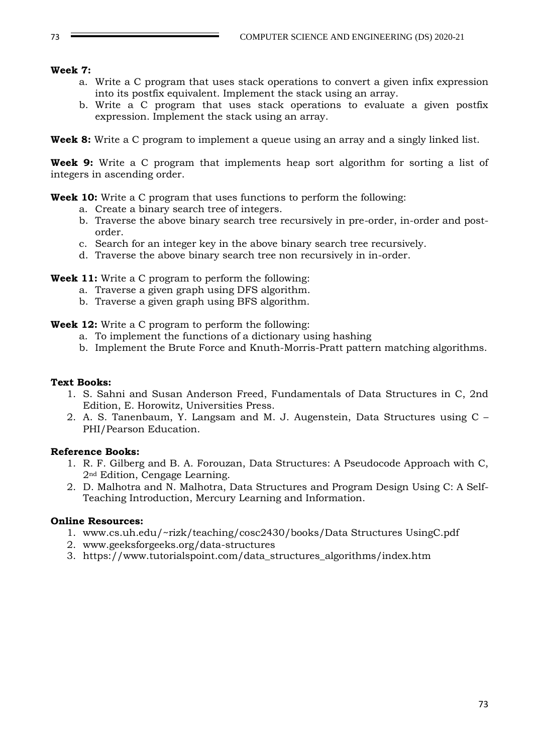**Week 7:**

a. Write a C program that uses stack operations to convert a given infix expression into its postfix equivalent. Implement the stack using an array.
b. Write a C program that uses stack operations to evaluate a given postfix expression. Implement the stack using an array.

**Week 8:** Write a C program to implement a queue using an array and a singly linked list.

**Week 9:** Write a C program that implements heap sort algorithm for sorting a list of integers in ascending order.

**Week 10:** Write a C program that uses functions to perform the following:

a. Create a binary search tree of integers.
b. Traverse the above binary search tree recursively in pre-order, in-order and post-order.
c. Search for an integer key in the above binary search tree recursively.
d. Traverse the above binary search tree non recursively in in-order.

**Week 11:** Write a C program to perform the following:

a. Traverse a given graph using DFS algorithm.
b. Traverse a given graph using BFS algorithm.

**Week 12:** Write a C program to perform the following:

a. To implement the functions of a dictionary using hashing
b. Implement the Brute Force and Knuth-Morris-Pratt pattern matching algorithms.

**Text Books:**

1. S. Sahni and Susan Anderson Freed, Fundamentals of Data Structures in C, 2nd Edition, E. Horowitz, Universities Press.
2. A. S. Tanenbaum, Y. Langsam and M. J. Augenstein, Data Structures using C – PHI/Pearson Education.

**Reference Books:**

1. R. F. Gilberg and B. A. Forouzan, Data Structures: A Pseudocode Approach with C, 2nd Edition, Cengage Learning.
2. D. Malhotra and N. Malhotra, Data Structures and Program Design Using C: A Self-Teaching Introduction, Mercury Learning and Information.

**Online Resources:**

1. www.cs.uh.edu/~rizk/teaching/cosc2430/books/Data Structures UsingC.pdf
2. www.geeksforgeeks.org/data-structures
3. https://www.tutorialspoint.com/data_structures_algorithms/index.htm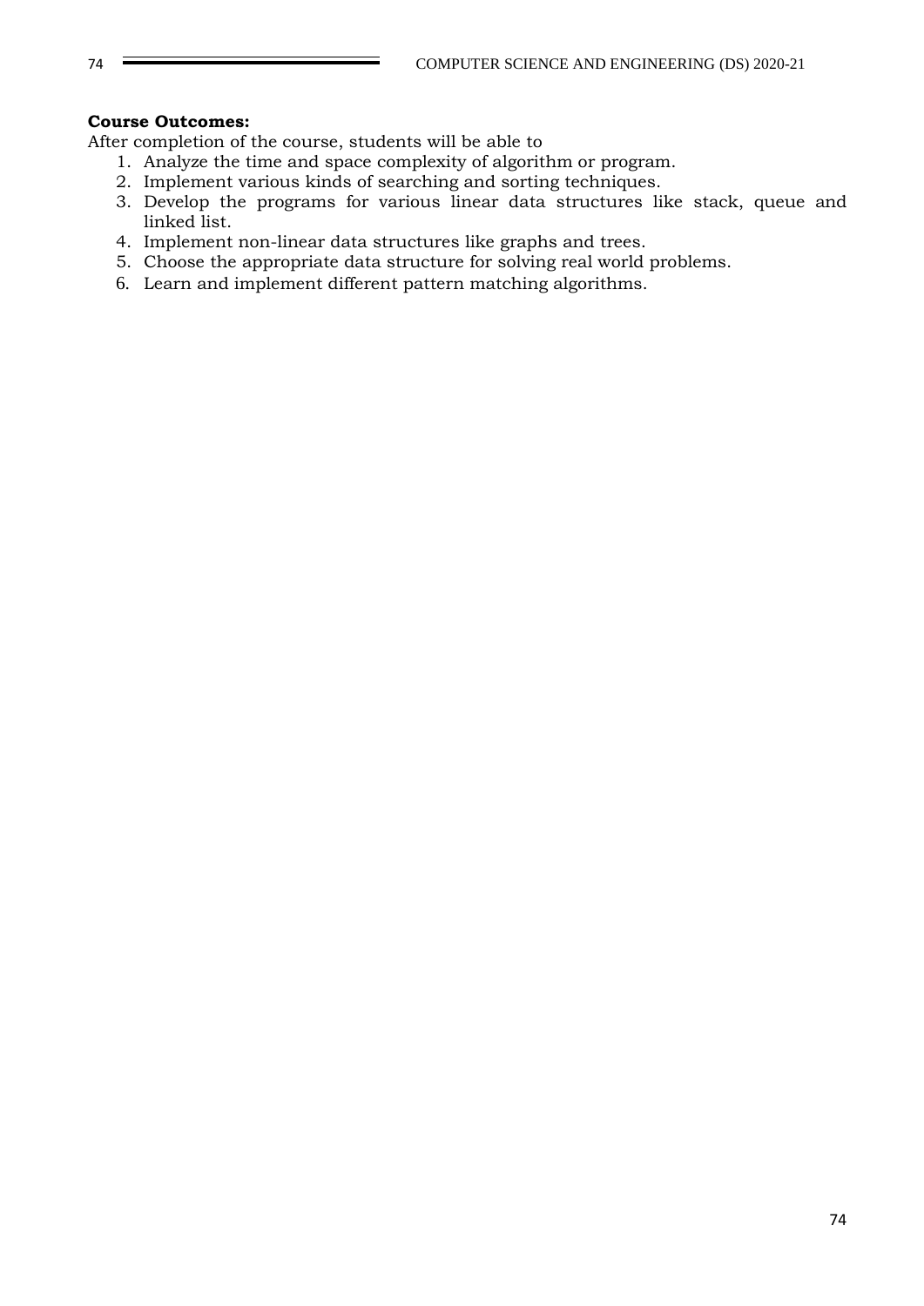**Course Outcomes:**

After completion of the course, students will be able to

1. Analyze the time and space complexity of algorithm or program.
2. Implement various kinds of searching and sorting techniques.
3. Develop the programs for various linear data structures like stack, queue and linked list.
4. Implement non-linear data structures like graphs and trees.
5. Choose the appropriate data structure for solving real world problems.
6. Learn and implement different pattern matching algorithms.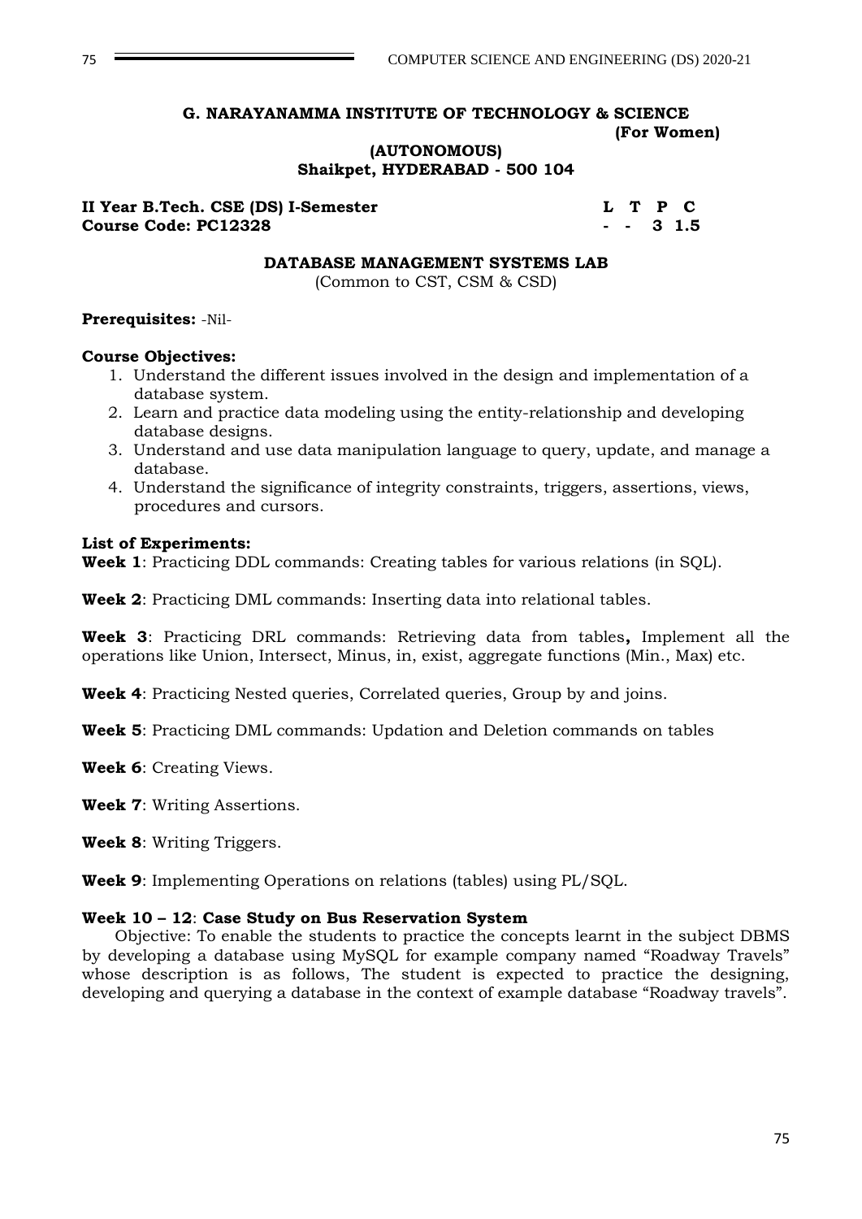**G. NARAYANAMMA INSTITUTE OF TECHNOLOGY & SCIENCE**
**(For Women)**
**(AUTONOMOUS)**
**Shaikpet, HYDERABAD - 500 104**

| **II Year B.Tech. CSE (DS) I-Semester** | **L** | **T** | **P** | **C** |
|---|---|---|---|---|
| **Course Code: PC12328** | **-** | **-** | **3** | **1.5** |

## DATABASE MANAGEMENT SYSTEMS LAB

(Common to CST, CSM & CSD)

**Prerequisites:** -Nil-

**Course Objectives:**

1. Understand the different issues involved in the design and implementation of a database system.
2. Learn and practice data modeling using the entity-relationship and developing database designs.
3. Understand and use data manipulation language to query, update, and manage a database.
4. Understand the significance of integrity constraints, triggers, assertions, views, procedures and cursors.

**List of Experiments:**

**Week 1**: Practicing DDL commands: Creating tables for various relations (in SQL).

**Week 2**: Practicing DML commands: Inserting data into relational tables.

**Week 3**: Practicing DRL commands: Retrieving data from tables**,** Implement all the operations like Union, Intersect, Minus, in, exist, aggregate functions (Min., Max) etc.

**Week 4**: Practicing Nested queries, Correlated queries, Group by and joins.

**Week 5**: Practicing DML commands: Updation and Deletion commands on tables

**Week 6**: Creating Views.

**Week 7**: Writing Assertions.

**Week 8**: Writing Triggers.

**Week 9**: Implementing Operations on relations (tables) using PL/SQL.

**Week 10 – 12**: **Case Study on Bus Reservation System**

Objective: To enable the students to practice the concepts learnt in the subject DBMS by developing a database using MySQL for example company named "Roadway Travels" whose description is as follows, The student is expected to practice the designing, developing and querying a database in the context of example database "Roadway travels".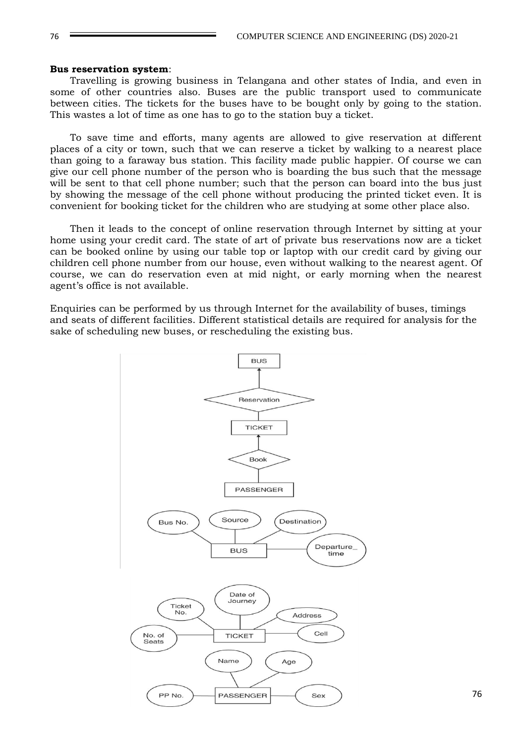**Bus reservation system**:

Travelling is growing business in Telangana and other states of India, and even in some of other countries also. Buses are the public transport used to communicate between cities. The tickets for the buses have to be bought only by going to the station. This wastes a lot of time as one has to go to the station buy a ticket.

To save time and efforts, many agents are allowed to give reservation at different places of a city or town, such that we can reserve a ticket by walking to a nearest place than going to a faraway bus station. This facility made public happier. Of course we can give our cell phone number of the person who is boarding the bus such that the message will be sent to that cell phone number; such that the person can board into the bus just by showing the message of the cell phone without producing the printed ticket even. It is convenient for booking ticket for the children who are studying at some other place also.

Then it leads to the concept of online reservation through Internet by sitting at your home using your credit card. The state of art of private bus reservations now are a ticket can be booked online by using our table top or laptop with our credit card by giving our children cell phone number from our house, even without walking to the nearest agent. Of course, we can do reservation even at mid night, or early morning when the nearest agent's office is not available.

Enquiries can be performed by us through Internet for the availability of buses, timings and seats of different facilities. Different statistical details are required for analysis for the sake of scheduling new buses, or rescheduling the existing bus.

BUS

Reservation

TICKET

Book

PASSENGER

Bus No. Source Destination

BUS Departure_time

Date of Journey

Ticket No. Address

No. of Seats TICKET Cell

Name Age

PP No. PASSENGER Sex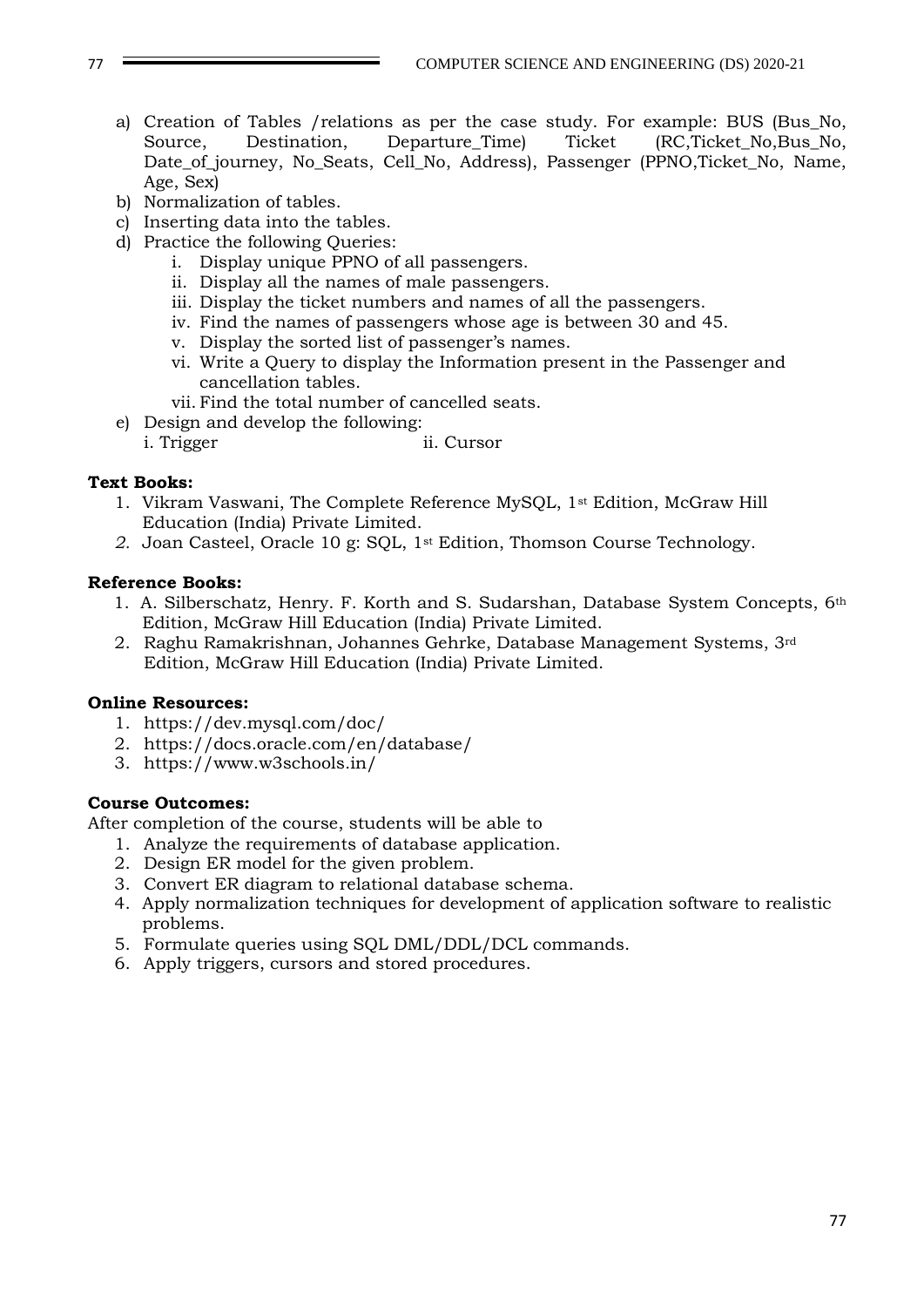a) Creation of Tables /relations as per the case study. For example: BUS (Bus_No, Source, Destination, Departure_Time) Ticket (RC,Ticket_No,Bus_No, Date_of_journey, No_Seats, Cell_No, Address), Passenger (PPNO,Ticket_No, Name, Age, Sex)
b) Normalization of tables.
c) Inserting data into the tables.
d) Practice the following Queries:
   i. Display unique PPNO of all passengers.
   ii. Display all the names of male passengers.
   iii. Display the ticket numbers and names of all the passengers.
   iv. Find the names of passengers whose age is between 30 and 45.
   v. Display the sorted list of passenger's names.
   vi. Write a Query to display the Information present in the Passenger and cancellation tables.
   vii. Find the total number of cancelled seats.
e) Design and develop the following:
   i. Trigger   ii. Cursor

**Text Books:**

1. Vikram Vaswani, The Complete Reference MySQL, 1st Edition, McGraw Hill Education (India) Private Limited.
2. Joan Casteel, Oracle 10 g: SQL, 1st Edition, Thomson Course Technology.

**Reference Books:**

1. A. Silberschatz, Henry. F. Korth and S. Sudarshan, Database System Concepts, 6th Edition, McGraw Hill Education (India) Private Limited.
2. Raghu Ramakrishnan, Johannes Gehrke, Database Management Systems, 3rd Edition, McGraw Hill Education (India) Private Limited.

**Online Resources:**

1. https://dev.mysql.com/doc/
2. https://docs.oracle.com/en/database/
3. https://www.w3schools.in/

**Course Outcomes:**

After completion of the course, students will be able to

1. Analyze the requirements of database application.
2. Design ER model for the given problem.
3. Convert ER diagram to relational database schema.
4. Apply normalization techniques for development of application software to realistic problems.
5. Formulate queries using SQL DML/DDL/DCL commands.
6. Apply triggers, cursors and stored procedures.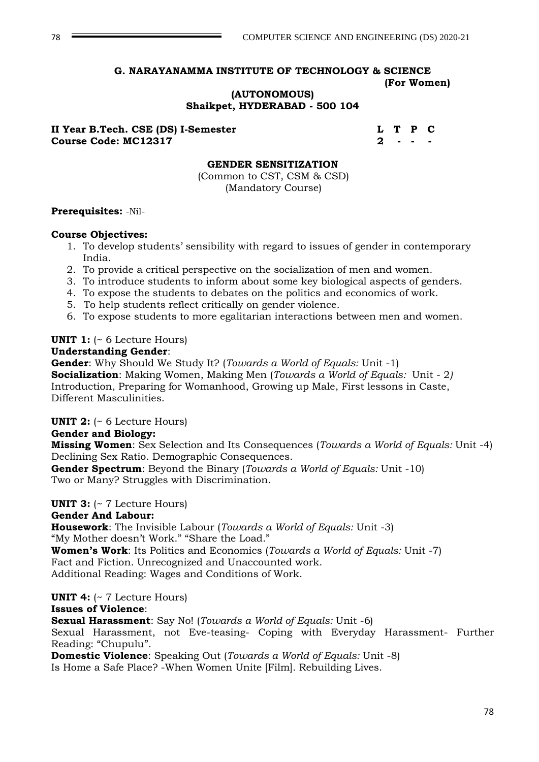**G. NARAYANAMMA INSTITUTE OF TECHNOLOGY & SCIENCE**
**(For Women)**
**(AUTONOMOUS)**
**Shaikpet, HYDERABAD - 500 104**

**II Year B.Tech. CSE (DS) I-Semester**
**Course Code: MC12317**

| L | T | P | C |
|---|---|---|---|
| 2 | - | - | - |

## GENDER SENSITIZATION

(Common to CST, CSM & CSD)
(Mandatory Course)

**Prerequisites:** -Nil-

**Course Objectives:**

1. To develop students' sensibility with regard to issues of gender in contemporary India.
2. To provide a critical perspective on the socialization of men and women.
3. To introduce students to inform about some key biological aspects of genders.
4. To expose the students to debates on the politics and economics of work.
5. To help students reflect critically on gender violence.
6. To expose students to more egalitarian interactions between men and women.

**UNIT 1:** (~ 6 Lecture Hours)
**Understanding Gender**:
**Gender**: Why Should We Study It? (*Towards a World of Equals:* Unit -1)
**Socialization**: Making Women, Making Men (*Towards a World of Equals:* Unit - 2*)*
Introduction, Preparing for Womanhood, Growing up Male, First lessons in Caste, Different Masculinities.

**UNIT 2:** (~ 6 Lecture Hours)
**Gender and Biology:**
**Missing Women**: Sex Selection and Its Consequences (*Towards a World of Equals:* Unit -4)
Declining Sex Ratio. Demographic Consequences.
**Gender Spectrum**: Beyond the Binary (*Towards a World of Equals:* Unit -10)
Two or Many? Struggles with Discrimination.

**UNIT 3:** (~ 7 Lecture Hours)
**Gender And Labour:**
**Housework**: The Invisible Labour (*Towards a World of Equals:* Unit -3)
"My Mother doesn't Work." "Share the Load."
**Women's Work**: Its Politics and Economics (*Towards a World of Equals:* Unit -7)
Fact and Fiction. Unrecognized and Unaccounted work.
Additional Reading: Wages and Conditions of Work.

**UNIT 4:** (~ 7 Lecture Hours)
**Issues of Violence**:
**Sexual Harassment**: Say No! (*Towards a World of Equals:* Unit -6)
Sexual Harassment, not Eve-teasing- Coping with Everyday Harassment- Further Reading: "Chupulu".
**Domestic Violence**: Speaking Out (*Towards a World of Equals:* Unit -8)
Is Home a Safe Place? -When Women Unite [Film]. Rebuilding Lives.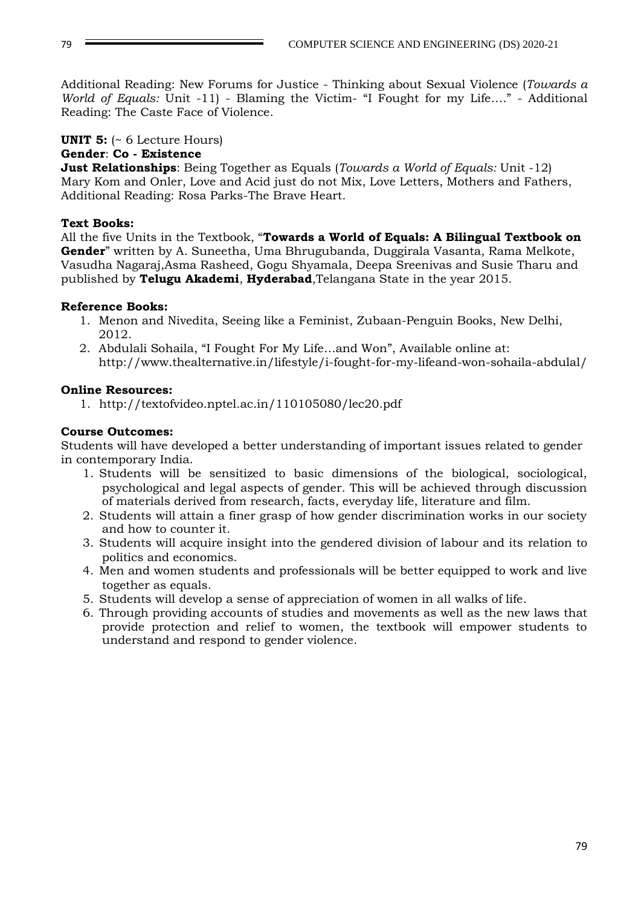Additional Reading: New Forums for Justice - Thinking about Sexual Violence (*Towards a World of Equals:* Unit -11) - Blaming the Victim- "I Fought for my Life…." - Additional Reading: The Caste Face of Violence.

**UNIT 5:** (~ 6 Lecture Hours)
**Gender**: **Co - Existence**
**Just Relationships**: Being Together as Equals (*Towards a World of Equals:* Unit -12)
Mary Kom and Onler, Love and Acid just do not Mix, Love Letters, Mothers and Fathers, Additional Reading: Rosa Parks-The Brave Heart.

**Text Books:**
All the five Units in the Textbook, "**Towards a World of Equals: A Bilingual Textbook on Gender**" written by A. Suneetha, Uma Bhrugubanda, Duggirala Vasanta, Rama Melkote, Vasudha Nagaraj,Asma Rasheed, Gogu Shyamala, Deepa Sreenivas and Susie Tharu and published by **Telugu Akademi**, **Hyderabad**,Telangana State in the year 2015.

**Reference Books:**

1. Menon and Nivedita, Seeing like a Feminist, Zubaan-Penguin Books, New Delhi, 2012.
2. Abdulali Sohaila, "I Fought For My Life…and Won", Available online at: http://www.thealternative.in/lifestyle/i-fought-for-my-lifeand-won-sohaila-abdulal/

**Online Resources:**

1. http://textofvideo.nptel.ac.in/110105080/lec20.pdf

**Course Outcomes:**
Students will have developed a better understanding of important issues related to gender in contemporary India.

1. Students will be sensitized to basic dimensions of the biological, sociological, psychological and legal aspects of gender. This will be achieved through discussion of materials derived from research, facts, everyday life, literature and film.
2. Students will attain a finer grasp of how gender discrimination works in our society and how to counter it.
3. Students will acquire insight into the gendered division of labour and its relation to politics and economics.
4. Men and women students and professionals will be better equipped to work and live together as equals.
5. Students will develop a sense of appreciation of women in all walks of life.
6. Through providing accounts of studies and movements as well as the new laws that provide protection and relief to women, the textbook will empower students to understand and respond to gender violence.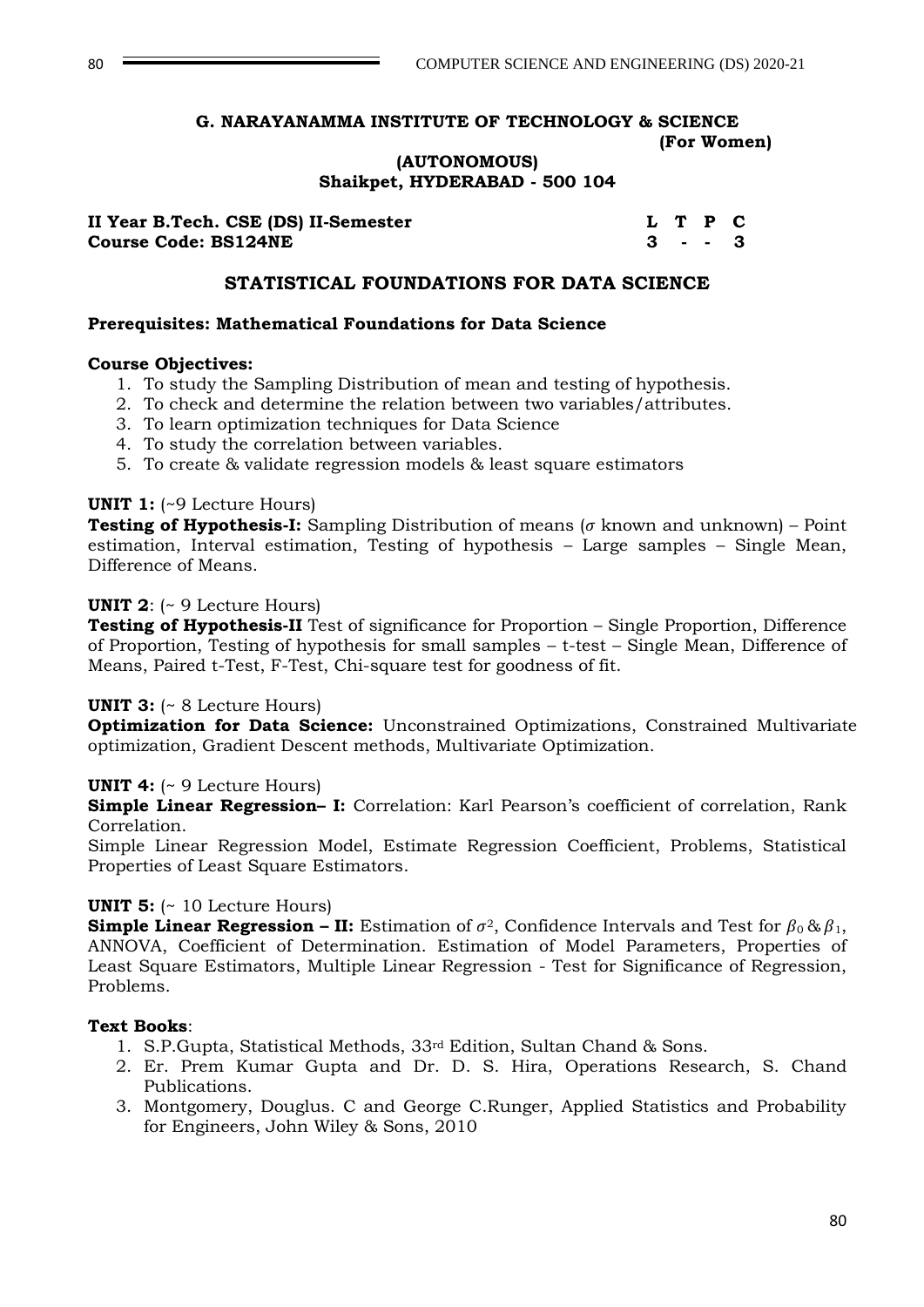**G. NARAYANAMMA INSTITUTE OF TECHNOLOGY & SCIENCE**
**(For Women)**
**(AUTONOMOUS)**
**Shaikpet, HYDERABAD - 500 104**

| **II Year B.Tech. CSE (DS) II-Semester** | **L** | **T** | **P** | **C** |
|---|---|---|---|---|
| **Course Code: BS124NE** | **3** | **-** | **-** | **3** |

## STATISTICAL FOUNDATIONS FOR DATA SCIENCE

**Prerequisites: Mathematical Foundations for Data Science**

**Course Objectives:**

1. To study the Sampling Distribution of mean and testing of hypothesis.
2. To check and determine the relation between two variables/attributes.
3. To learn optimization techniques for Data Science
4. To study the correlation between variables.
5. To create & validate regression models & least square estimators

**UNIT 1:** (~9 Lecture Hours)
**Testing of Hypothesis-I:** Sampling Distribution of means ($\sigma$ known and unknown) – Point estimation, Interval estimation, Testing of hypothesis – Large samples – Single Mean, Difference of Means.

**UNIT 2**: (~ 9 Lecture Hours)
**Testing of Hypothesis-II** Test of significance for Proportion – Single Proportion, Difference of Proportion, Testing of hypothesis for small samples – t-test – Single Mean, Difference of Means, Paired t-Test, F-Test, Chi-square test for goodness of fit.

**UNIT 3:** (~ 8 Lecture Hours)
**Optimization for Data Science:** Unconstrained Optimizations, Constrained Multivariate optimization, Gradient Descent methods, Multivariate Optimization.

**UNIT 4:** (~ 9 Lecture Hours)
**Simple Linear Regression– I:** Correlation: Karl Pearson's coefficient of correlation, Rank Correlation.
Simple Linear Regression Model, Estimate Regression Coefficient, Problems, Statistical Properties of Least Square Estimators.

**UNIT 5:** (~ 10 Lecture Hours)
**Simple Linear Regression – II:** Estimation of $\sigma^2$, Confidence Intervals and Test for $\beta_0$ & $\beta_1$, ANNOVA, Coefficient of Determination. Estimation of Model Parameters, Properties of Least Square Estimators, Multiple Linear Regression - Test for Significance of Regression, Problems.

**Text Books**:

1. S.P.Gupta, Statistical Methods, 33rd Edition, Sultan Chand & Sons.
2. Er. Prem Kumar Gupta and Dr. D. S. Hira, Operations Research, S. Chand Publications.
3. Montgomery, Douglus. C and George C.Runger, Applied Statistics and Probability for Engineers, John Wiley & Sons, 2010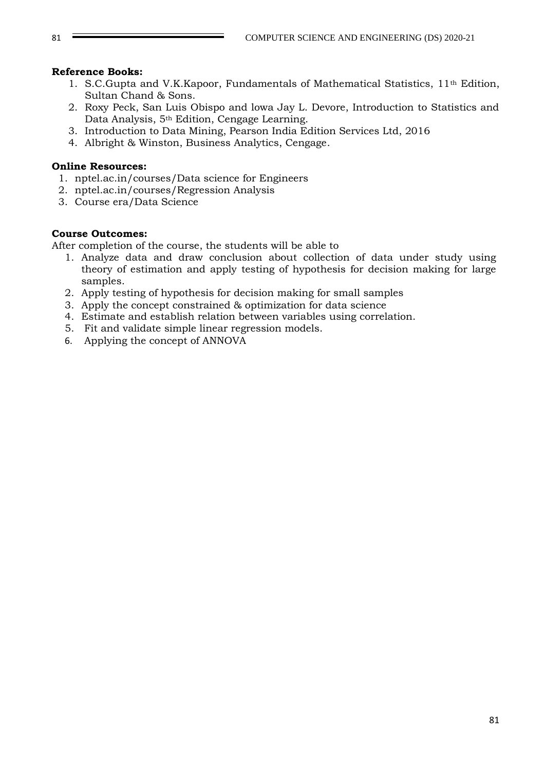**Reference Books:**

1. S.C.Gupta and V.K.Kapoor, Fundamentals of Mathematical Statistics, 11th Edition, Sultan Chand & Sons.
2. Roxy Peck, San Luis Obispo and lowa Jay L. Devore, Introduction to Statistics and Data Analysis, 5th Edition, Cengage Learning.
3. Introduction to Data Mining, Pearson India Edition Services Ltd, 2016
4. Albright & Winston, Business Analytics, Cengage.

**Online Resources:**

1. nptel.ac.in/courses/Data science for Engineers
2. nptel.ac.in/courses/Regression Analysis
3. Course era/Data Science

**Course Outcomes:**

After completion of the course, the students will be able to

1. Analyze data and draw conclusion about collection of data under study using theory of estimation and apply testing of hypothesis for decision making for large samples.
2. Apply testing of hypothesis for decision making for small samples
3. Apply the concept constrained & optimization for data science
4. Estimate and establish relation between variables using correlation.
5. Fit and validate simple linear regression models.
6. Applying the concept of ANNOVA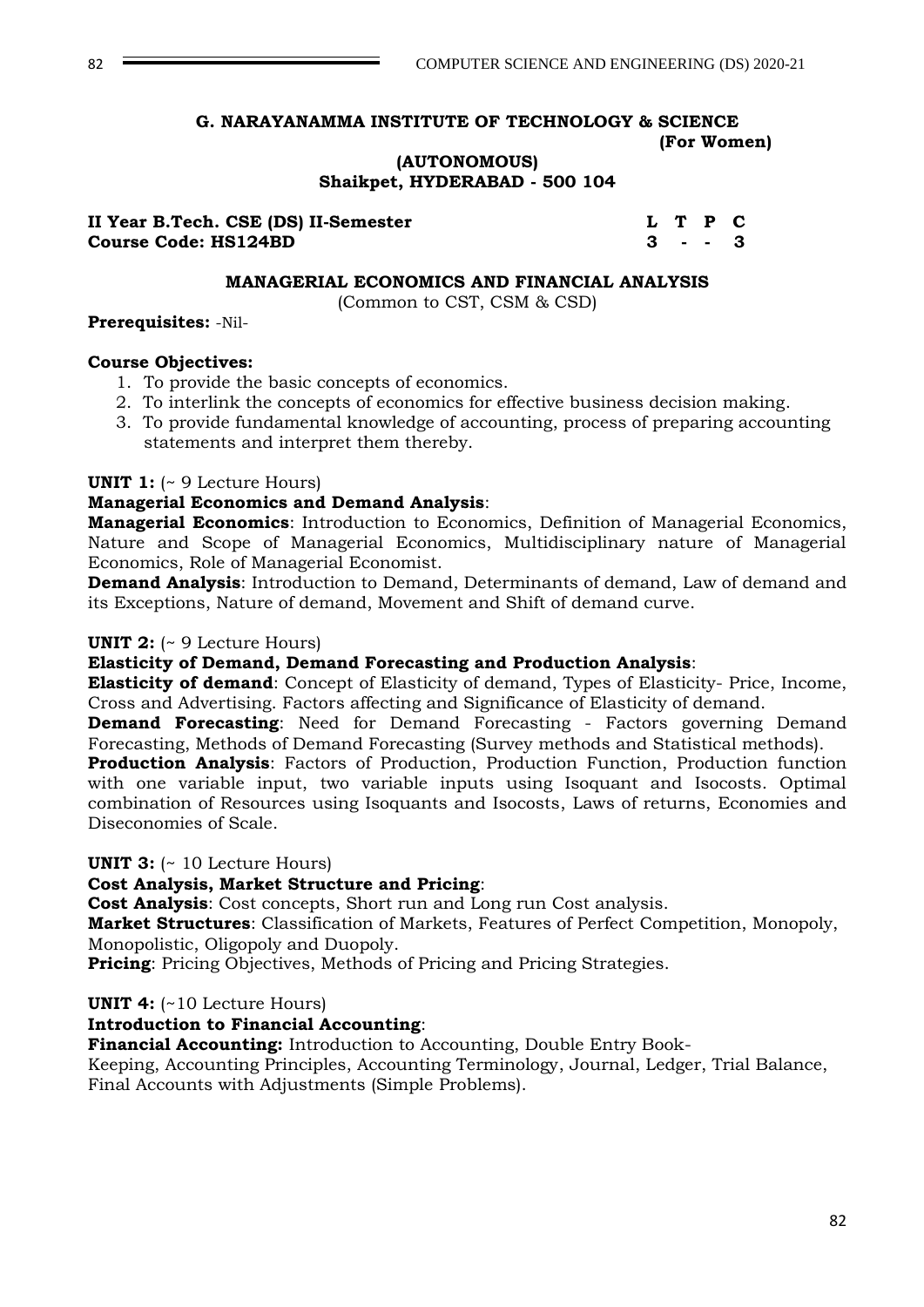**G. NARAYANAMMA INSTITUTE OF TECHNOLOGY & SCIENCE**
**(For Women)**
**(AUTONOMOUS)**
**Shaikpet, HYDERABAD - 500 104**

| **II Year B.Tech. CSE (DS) II-Semester** | **L** | **T** | **P** | **C** |
|---|---|---|---|---|
| **Course Code: HS124BD** | **3** | **-** | **-** | **3** |

### MANAGERIAL ECONOMICS AND FINANCIAL ANALYSIS

(Common to CST, CSM & CSD)

**Prerequisites:** -Nil-

**Course Objectives:**

1. To provide the basic concepts of economics.
2. To interlink the concepts of economics for effective business decision making.
3. To provide fundamental knowledge of accounting, process of preparing accounting statements and interpret them thereby.

**UNIT 1:** (~ 9 Lecture Hours)

**Managerial Economics and Demand Analysis**:

**Managerial Economics**: Introduction to Economics, Definition of Managerial Economics, Nature and Scope of Managerial Economics, Multidisciplinary nature of Managerial Economics, Role of Managerial Economist.

**Demand Analysis**: Introduction to Demand, Determinants of demand, Law of demand and its Exceptions, Nature of demand, Movement and Shift of demand curve.

**UNIT 2:** (~ 9 Lecture Hours)

**Elasticity of Demand, Demand Forecasting and Production Analysis**:

**Elasticity of demand**: Concept of Elasticity of demand, Types of Elasticity- Price, Income, Cross and Advertising. Factors affecting and Significance of Elasticity of demand.

**Demand Forecasting**: Need for Demand Forecasting - Factors governing Demand Forecasting, Methods of Demand Forecasting (Survey methods and Statistical methods).

**Production Analysis**: Factors of Production, Production Function, Production function with one variable input, two variable inputs using Isoquant and Isocosts. Optimal combination of Resources using Isoquants and Isocosts, Laws of returns, Economies and Diseconomies of Scale.

**UNIT 3:** (~ 10 Lecture Hours)

**Cost Analysis, Market Structure and Pricing**:

**Cost Analysis**: Cost concepts, Short run and Long run Cost analysis.

**Market Structures**: Classification of Markets, Features of Perfect Competition, Monopoly, Monopolistic, Oligopoly and Duopoly.

**Pricing**: Pricing Objectives, Methods of Pricing and Pricing Strategies.

**UNIT 4:** (~10 Lecture Hours)

**Introduction to Financial Accounting**:

**Financial Accounting:** Introduction to Accounting, Double Entry Book-Keeping, Accounting Principles, Accounting Terminology, Journal, Ledger, Trial Balance, Final Accounts with Adjustments (Simple Problems).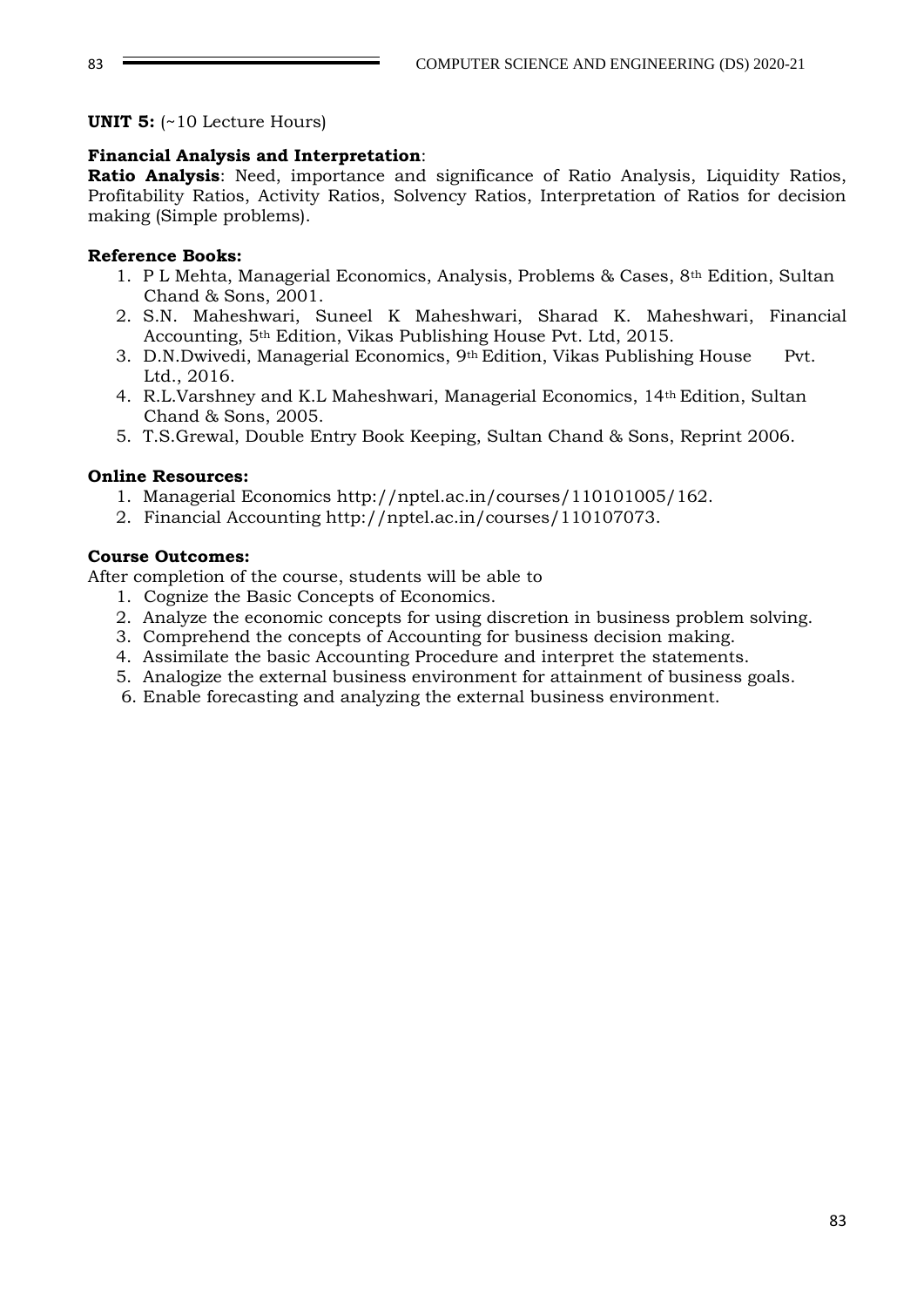**UNIT 5:** (~10 Lecture Hours)

**Financial Analysis and Interpretation**:

**Ratio Analysis**: Need, importance and significance of Ratio Analysis, Liquidity Ratios, Profitability Ratios, Activity Ratios, Solvency Ratios, Interpretation of Ratios for decision making (Simple problems).

**Reference Books:**

1. P L Mehta, Managerial Economics, Analysis, Problems & Cases, 8th Edition, Sultan Chand & Sons, 2001.
2. S.N. Maheshwari, Suneel K Maheshwari, Sharad K. Maheshwari, Financial Accounting, 5th Edition, Vikas Publishing House Pvt. Ltd, 2015.
3. D.N.Dwivedi, Managerial Economics, 9th Edition, Vikas Publishing House Pvt. Ltd., 2016.
4. R.L.Varshney and K.L Maheshwari, Managerial Economics, 14th Edition, Sultan Chand & Sons, 2005.
5. T.S.Grewal, Double Entry Book Keeping, Sultan Chand & Sons, Reprint 2006.

**Online Resources:**

1. Managerial Economics http://nptel.ac.in/courses/110101005/162.
2. Financial Accounting http://nptel.ac.in/courses/110107073.

**Course Outcomes:**

After completion of the course, students will be able to

1. Cognize the Basic Concepts of Economics.
2. Analyze the economic concepts for using discretion in business problem solving.
3. Comprehend the concepts of Accounting for business decision making.
4. Assimilate the basic Accounting Procedure and interpret the statements.
5. Analogize the external business environment for attainment of business goals.
6. Enable forecasting and analyzing the external business environment.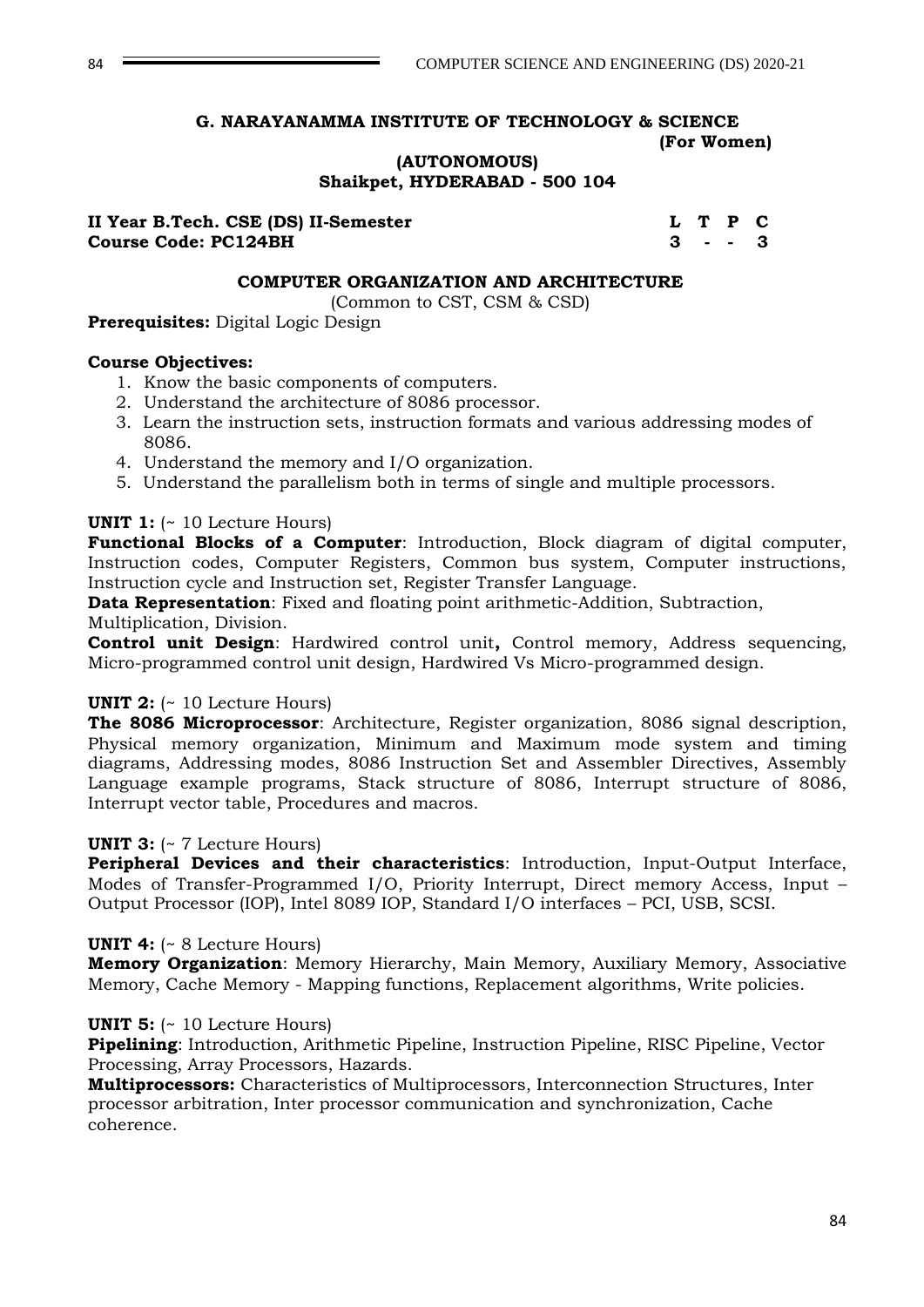**G. NARAYANAMMA INSTITUTE OF TECHNOLOGY & SCIENCE**
**(For Women)**
**(AUTONOMOUS)**
**Shaikpet, HYDERABAD - 500 104**

| **II Year B.Tech. CSE (DS) II-Semester** | **L** | **T** | **P** | **C** |
|---|---|---|---|---|
| **Course Code: PC124BH** | **3** | **-** | **-** | **3** |

## COMPUTER ORGANIZATION AND ARCHITECTURE

(Common to CST, CSM & CSD)

**Prerequisites:** Digital Logic Design

**Course Objectives:**

1. Know the basic components of computers.
2. Understand the architecture of 8086 processor.
3. Learn the instruction sets, instruction formats and various addressing modes of 8086.
4. Understand the memory and I/O organization.
5. Understand the parallelism both in terms of single and multiple processors.

**UNIT 1:** (~ 10 Lecture Hours)

**Functional Blocks of a Computer**: Introduction, Block diagram of digital computer, Instruction codes, Computer Registers, Common bus system, Computer instructions, Instruction cycle and Instruction set, Register Transfer Language.

**Data Representation**: Fixed and floating point arithmetic-Addition, Subtraction, Multiplication, Division.

**Control unit Design**: Hardwired control unit**,** Control memory, Address sequencing, Micro-programmed control unit design, Hardwired Vs Micro-programmed design.

**UNIT 2:** (~ 10 Lecture Hours)

**The 8086 Microprocessor**: Architecture, Register organization, 8086 signal description, Physical memory organization, Minimum and Maximum mode system and timing diagrams, Addressing modes, 8086 Instruction Set and Assembler Directives, Assembly Language example programs, Stack structure of 8086, Interrupt structure of 8086, Interrupt vector table, Procedures and macros.

**UNIT 3:** (~ 7 Lecture Hours)

**Peripheral Devices and their characteristics**: Introduction, Input-Output Interface, Modes of Transfer-Programmed I/O, Priority Interrupt, Direct memory Access, Input – Output Processor (IOP), Intel 8089 IOP, Standard I/O interfaces – PCI, USB, SCSI.

**UNIT 4:** (~ 8 Lecture Hours)

**Memory Organization**: Memory Hierarchy, Main Memory, Auxiliary Memory, Associative Memory, Cache Memory - Mapping functions, Replacement algorithms, Write policies.

**UNIT 5:** (~ 10 Lecture Hours)

**Pipelining**: Introduction, Arithmetic Pipeline, Instruction Pipeline, RISC Pipeline, Vector Processing, Array Processors, Hazards.

**Multiprocessors:** Characteristics of Multiprocessors, Interconnection Structures, Inter processor arbitration, Inter processor communication and synchronization, Cache coherence.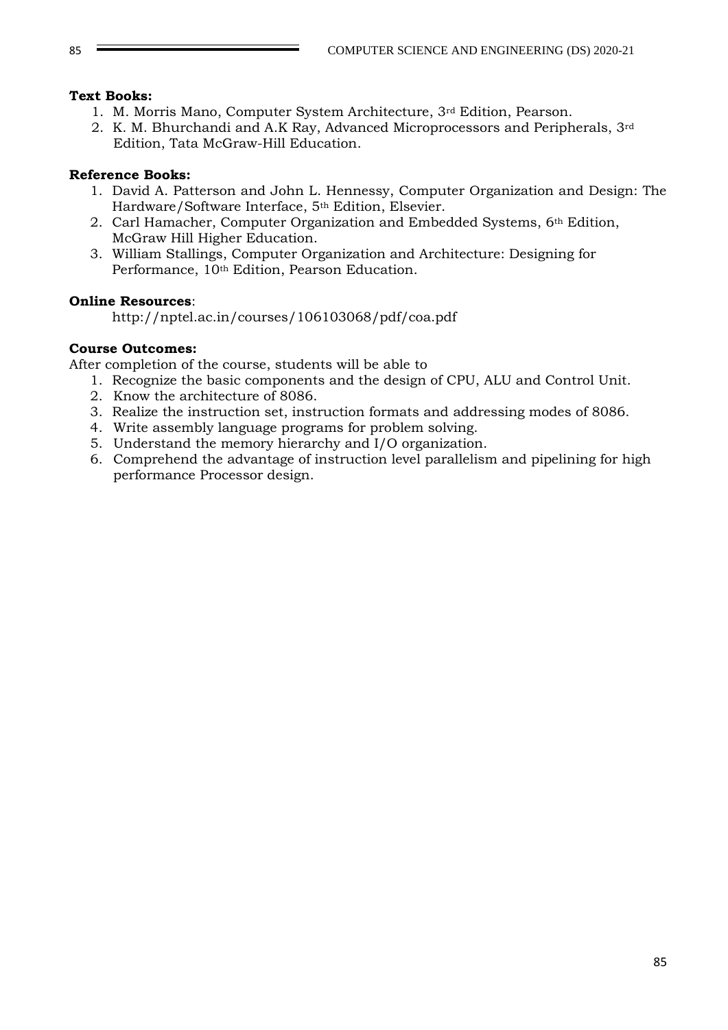**Text Books:**

1. M. Morris Mano, Computer System Architecture, 3rd Edition, Pearson.
2. K. M. Bhurchandi and A.K Ray, Advanced Microprocessors and Peripherals, 3rd Edition, Tata McGraw-Hill Education.

**Reference Books:**

1. David A. Patterson and John L. Hennessy, Computer Organization and Design: The Hardware/Software Interface, 5th Edition, Elsevier.
2. Carl Hamacher, Computer Organization and Embedded Systems, 6th Edition, McGraw Hill Higher Education.
3. William Stallings, Computer Organization and Architecture: Designing for Performance, 10th Edition, Pearson Education.

**Online Resources**:

http://nptel.ac.in/courses/106103068/pdf/coa.pdf

**Course Outcomes:**

After completion of the course, students will be able to

1. Recognize the basic components and the design of CPU, ALU and Control Unit.
2. Know the architecture of 8086.
3. Realize the instruction set, instruction formats and addressing modes of 8086.
4. Write assembly language programs for problem solving.
5. Understand the memory hierarchy and I/O organization.
6. Comprehend the advantage of instruction level parallelism and pipelining for high performance Processor design.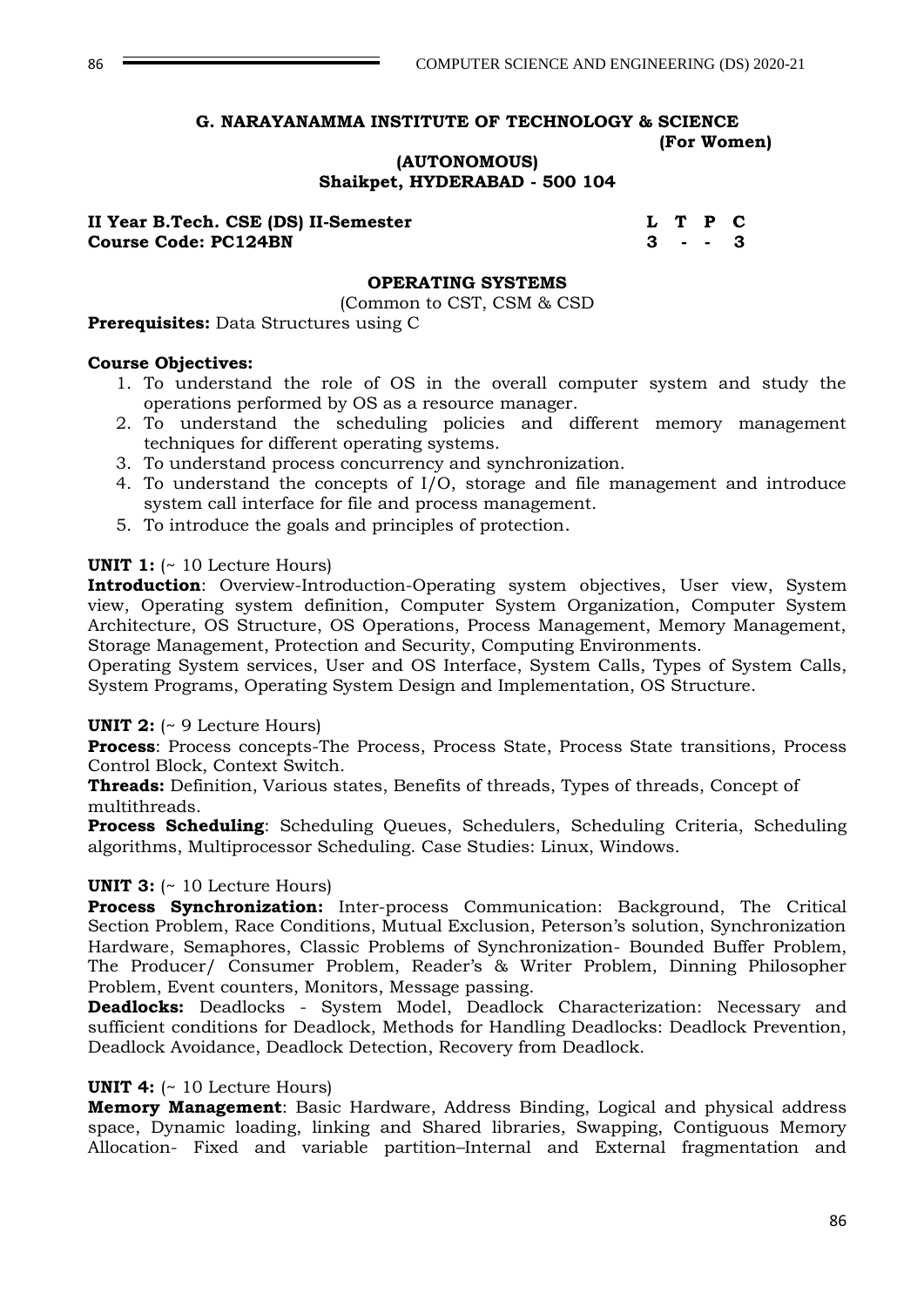**G. NARAYANAMMA INSTITUTE OF TECHNOLOGY & SCIENCE**
**(For Women)**
**(AUTONOMOUS)**
**Shaikpet, HYDERABAD - 500 104**

| **II Year B.Tech. CSE (DS) II-Semester** | **L** | **T** | **P** | **C** |
|---|---|---|---|---|
| **Course Code: PC124BN** | **3** | **-** | **-** | **3** |

## OPERATING SYSTEMS

(Common to CST, CSM & CSD

**Prerequisites:** Data Structures using C

**Course Objectives:**

1. To understand the role of OS in the overall computer system and study the operations performed by OS as a resource manager.
2. To understand the scheduling policies and different memory management techniques for different operating systems.
3. To understand process concurrency and synchronization.
4. To understand the concepts of I/O, storage and file management and introduce system call interface for file and process management.
5. To introduce the goals and principles of protection.

**UNIT 1:** (~ 10 Lecture Hours)

**Introduction**: Overview-Introduction-Operating system objectives, User view, System view, Operating system definition, Computer System Organization, Computer System Architecture, OS Structure, OS Operations, Process Management, Memory Management, Storage Management, Protection and Security, Computing Environments.

Operating System services, User and OS Interface, System Calls, Types of System Calls, System Programs, Operating System Design and Implementation, OS Structure.

**UNIT 2:** (~ 9 Lecture Hours)

**Process**: Process concepts-The Process, Process State, Process State transitions, Process Control Block, Context Switch.

**Threads:** Definition, Various states, Benefits of threads, Types of threads, Concept of multithreads.

**Process Scheduling**: Scheduling Queues, Schedulers, Scheduling Criteria, Scheduling algorithms, Multiprocessor Scheduling. Case Studies: Linux, Windows.

**UNIT 3:** (~ 10 Lecture Hours)

**Process Synchronization:** Inter-process Communication: Background, The Critical Section Problem, Race Conditions, Mutual Exclusion, Peterson's solution, Synchronization Hardware, Semaphores, Classic Problems of Synchronization- Bounded Buffer Problem, The Producer/ Consumer Problem, Reader's & Writer Problem, Dinning Philosopher Problem, Event counters, Monitors, Message passing.

**Deadlocks:** Deadlocks - System Model, Deadlock Characterization: Necessary and sufficient conditions for Deadlock, Methods for Handling Deadlocks: Deadlock Prevention, Deadlock Avoidance, Deadlock Detection, Recovery from Deadlock.

**UNIT 4:** (~ 10 Lecture Hours)

**Memory Management**: Basic Hardware, Address Binding, Logical and physical address space, Dynamic loading, linking and Shared libraries, Swapping, Contiguous Memory Allocation- Fixed and variable partition–Internal and External fragmentation and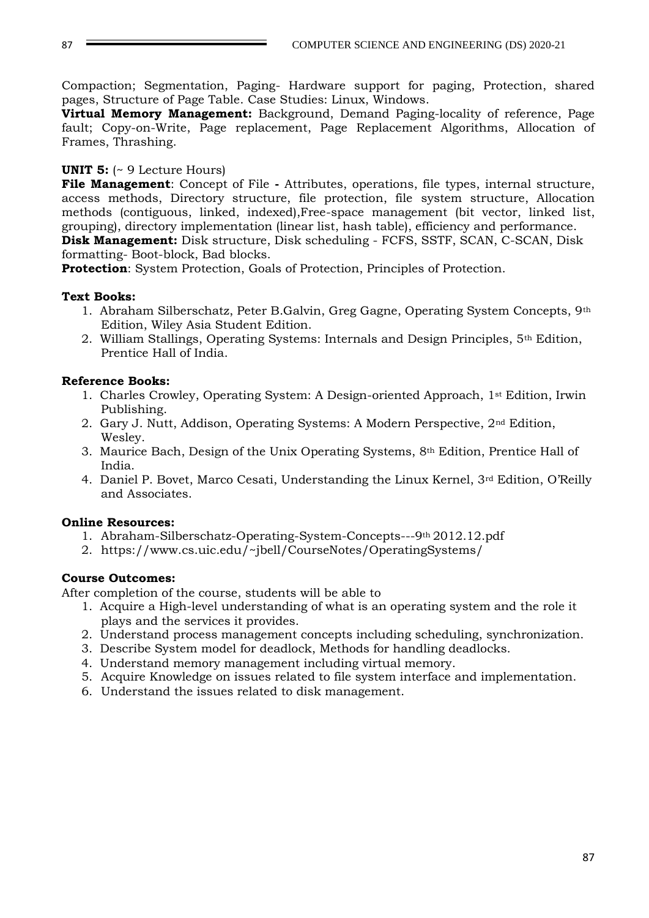Compaction; Segmentation, Paging- Hardware support for paging, Protection, shared pages, Structure of Page Table. Case Studies: Linux, Windows.
**Virtual Memory Management:** Background, Demand Paging-locality of reference, Page fault; Copy-on-Write, Page replacement, Page Replacement Algorithms, Allocation of Frames, Thrashing.

**UNIT 5:** (~ 9 Lecture Hours)
**File Management**: Concept of File **-** Attributes, operations, file types, internal structure, access methods, Directory structure, file protection, file system structure, Allocation methods (contiguous, linked, indexed),Free-space management (bit vector, linked list, grouping), directory implementation (linear list, hash table), efficiency and performance.
**Disk Management:** Disk structure, Disk scheduling - FCFS, SSTF, SCAN, C-SCAN, Disk formatting- Boot-block, Bad blocks.
**Protection**: System Protection, Goals of Protection, Principles of Protection.

**Text Books:**

1. Abraham Silberschatz, Peter B.Galvin, Greg Gagne, Operating System Concepts, 9th Edition, Wiley Asia Student Edition.
2. William Stallings, Operating Systems: Internals and Design Principles, 5th Edition, Prentice Hall of India.

**Reference Books:**

1. Charles Crowley, Operating System: A Design-oriented Approach, 1st Edition, Irwin Publishing.
2. Gary J. Nutt, Addison, Operating Systems: A Modern Perspective, 2nd Edition, Wesley.
3. Maurice Bach, Design of the Unix Operating Systems, 8th Edition, Prentice Hall of India.
4. Daniel P. Bovet, Marco Cesati, Understanding the Linux Kernel, 3rd Edition, O'Reilly and Associates.

**Online Resources:**

1. Abraham-Silberschatz-Operating-System-Concepts---9th 2012.12.pdf
2. https://www.cs.uic.edu/~jbell/CourseNotes/OperatingSystems/

**Course Outcomes:**
After completion of the course, students will be able to

1. Acquire a High-level understanding of what is an operating system and the role it plays and the services it provides.
2. Understand process management concepts including scheduling, synchronization.
3. Describe System model for deadlock, Methods for handling deadlocks.
4. Understand memory management including virtual memory.
5. Acquire Knowledge on issues related to file system interface and implementation.
6. Understand the issues related to disk management.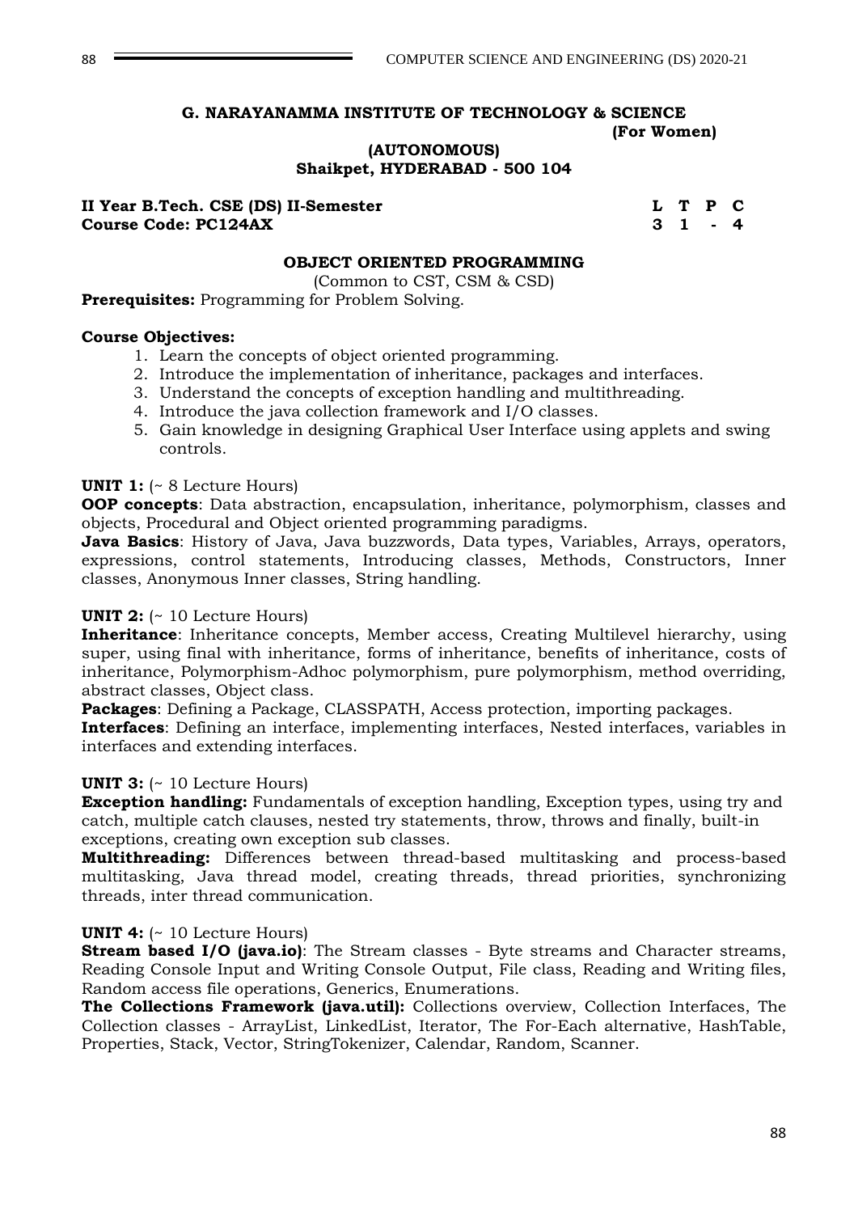**G. NARAYANAMMA INSTITUTE OF TECHNOLOGY & SCIENCE**
**(For Women)**
**(AUTONOMOUS)**
**Shaikpet, HYDERABAD - 500 104**

| **II Year B.Tech. CSE (DS) II-Semester** | **L** | **T** | **P** | **C** |
|---|---|---|---|---|
| **Course Code: PC124AX** | **3** | **1** | **-** | **4** |

## OBJECT ORIENTED PROGRAMMING

(Common to CST, CSM & CSD)

**Prerequisites:** Programming for Problem Solving.

**Course Objectives:**

1. Learn the concepts of object oriented programming.
2. Introduce the implementation of inheritance, packages and interfaces.
3. Understand the concepts of exception handling and multithreading.
4. Introduce the java collection framework and I/O classes.
5. Gain knowledge in designing Graphical User Interface using applets and swing controls.

**UNIT 1:** (~ 8 Lecture Hours)

**OOP concepts**: Data abstraction, encapsulation, inheritance, polymorphism, classes and objects, Procedural and Object oriented programming paradigms.

**Java Basics**: History of Java, Java buzzwords, Data types, Variables, Arrays, operators, expressions, control statements, Introducing classes, Methods, Constructors, Inner classes, Anonymous Inner classes, String handling.

**UNIT 2:** (~ 10 Lecture Hours)

**Inheritance**: Inheritance concepts, Member access, Creating Multilevel hierarchy, using super, using final with inheritance, forms of inheritance, benefits of inheritance, costs of inheritance, Polymorphism-Adhoc polymorphism, pure polymorphism, method overriding, abstract classes, Object class.

**Packages**: Defining a Package, CLASSPATH, Access protection, importing packages.

**Interfaces**: Defining an interface, implementing interfaces, Nested interfaces, variables in interfaces and extending interfaces.

**UNIT 3:** (~ 10 Lecture Hours)

**Exception handling:** Fundamentals of exception handling, Exception types, using try and catch, multiple catch clauses, nested try statements, throw, throws and finally, built-in exceptions, creating own exception sub classes.

**Multithreading:** Differences between thread-based multitasking and process-based multitasking, Java thread model, creating threads, thread priorities, synchronizing threads, inter thread communication.

**UNIT 4:** (~ 10 Lecture Hours)

**Stream based I/O (java.io)**: The Stream classes - Byte streams and Character streams, Reading Console Input and Writing Console Output, File class, Reading and Writing files, Random access file operations, Generics, Enumerations.

**The Collections Framework (java.util):** Collections overview, Collection Interfaces, The Collection classes - ArrayList, LinkedList, Iterator, The For-Each alternative, HashTable, Properties, Stack, Vector, StringTokenizer, Calendar, Random, Scanner.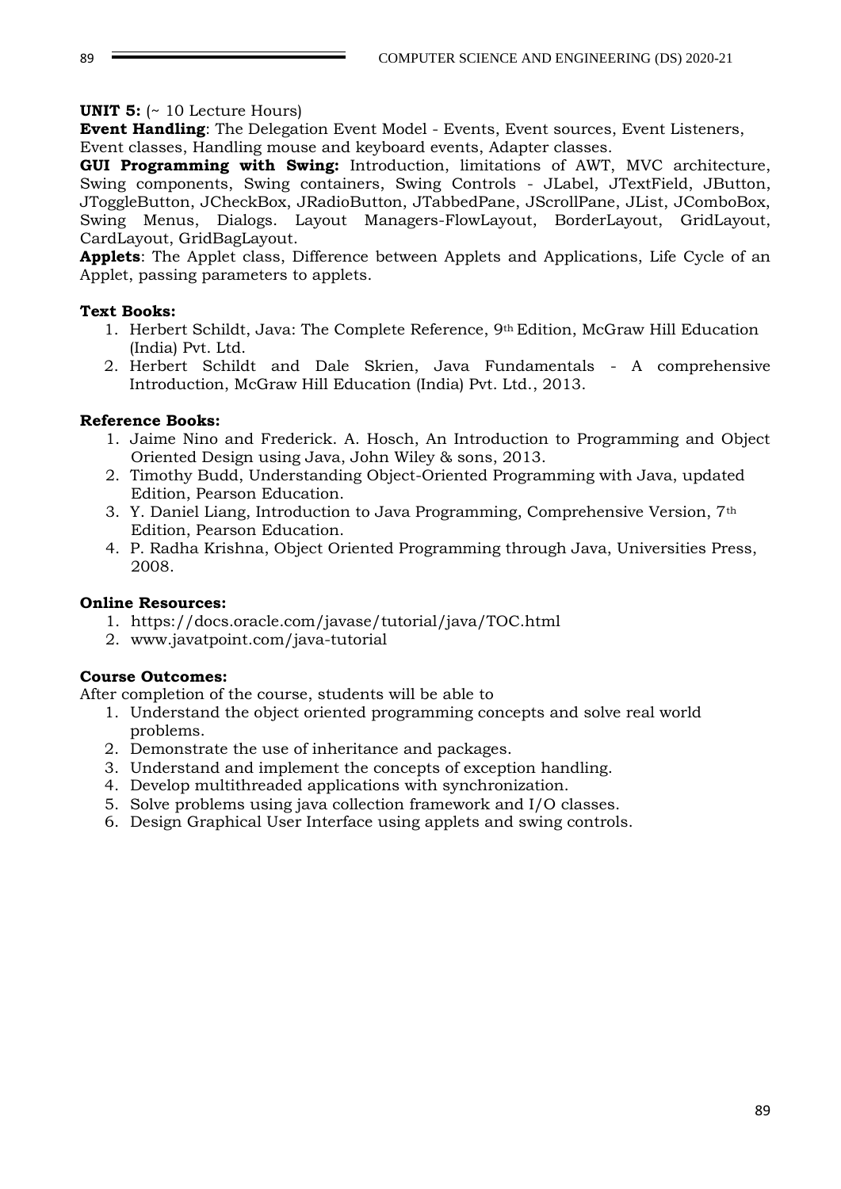**UNIT 5:** (~ 10 Lecture Hours)

**Event Handling**: The Delegation Event Model - Events, Event sources, Event Listeners, Event classes, Handling mouse and keyboard events, Adapter classes.

**GUI Programming with Swing:** Introduction, limitations of AWT, MVC architecture, Swing components, Swing containers, Swing Controls - JLabel, JTextField, JButton, JToggleButton, JCheckBox, JRadioButton, JTabbedPane, JScrollPane, JList, JComboBox, Swing Menus, Dialogs. Layout Managers-FlowLayout, BorderLayout, GridLayout, CardLayout, GridBagLayout.

**Applets**: The Applet class, Difference between Applets and Applications, Life Cycle of an Applet, passing parameters to applets.

**Text Books:**

1. Herbert Schildt, Java: The Complete Reference, 9th Edition, McGraw Hill Education (India) Pvt. Ltd.
2. Herbert Schildt and Dale Skrien, Java Fundamentals - A comprehensive Introduction, McGraw Hill Education (India) Pvt. Ltd., 2013.

**Reference Books:**

1. Jaime Nino and Frederick. A. Hosch, An Introduction to Programming and Object Oriented Design using Java, John Wiley & sons, 2013.
2. Timothy Budd, Understanding Object-Oriented Programming with Java, updated Edition, Pearson Education.
3. Y. Daniel Liang, Introduction to Java Programming, Comprehensive Version, 7th Edition, Pearson Education.
4. P. Radha Krishna, Object Oriented Programming through Java, Universities Press, 2008.

**Online Resources:**

1. https://docs.oracle.com/javase/tutorial/java/TOC.html
2. www.javatpoint.com/java-tutorial

**Course Outcomes:**

After completion of the course, students will be able to

1. Understand the object oriented programming concepts and solve real world problems.
2. Demonstrate the use of inheritance and packages.
3. Understand and implement the concepts of exception handling.
4. Develop multithreaded applications with synchronization.
5. Solve problems using java collection framework and I/O classes.
6. Design Graphical User Interface using applets and swing controls.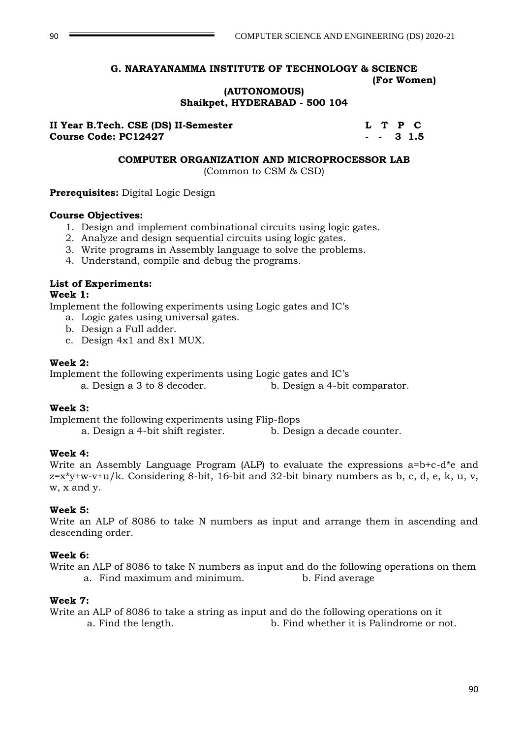**G. NARAYANAMMA INSTITUTE OF TECHNOLOGY & SCIENCE (For Women)**
**(AUTONOMOUS)**
**Shaikpet, HYDERABAD - 500 104**

**II Year B.Tech. CSE (DS) II-Semester**
**Course Code: PC12427**

| L | T | P | C |
|---|---|---|---|
| - | - | 3 | 1.5 |

## COMPUTER ORGANIZATION AND MICROPROCESSOR LAB

(Common to CSM & CSD)

**Prerequisites:** Digital Logic Design

**Course Objectives:**

1. Design and implement combinational circuits using logic gates.
2. Analyze and design sequential circuits using logic gates.
3. Write programs in Assembly language to solve the problems.
4. Understand, compile and debug the programs.

**List of Experiments:**

**Week 1:**

Implement the following experiments using Logic gates and IC's

a. Logic gates using universal gates.
b. Design a Full adder.
c. Design 4x1 and 8x1 MUX.

**Week 2:**

Implement the following experiments using Logic gates and IC's

a. Design a 3 to 8 decoder.
b. Design a 4-bit comparator.

**Week 3:**

Implement the following experiments using Flip-flops

a. Design a 4-bit shift register.
b. Design a decade counter.

**Week 4:**

Write an Assembly Language Program (ALP) to evaluate the expressions a=b+c-d*e and z=x*y+w-v+u/k. Considering 8-bit, 16-bit and 32-bit binary numbers as b, c, d, e, k, u, v, w, x and y.

**Week 5:**

Write an ALP of 8086 to take N numbers as input and arrange them in ascending and descending order.

**Week 6:**

Write an ALP of 8086 to take N numbers as input and do the following operations on them

a. Find maximum and minimum.
b. Find average

**Week 7:**

Write an ALP of 8086 to take a string as input and do the following operations on it

a. Find the length.
b. Find whether it is Palindrome or not.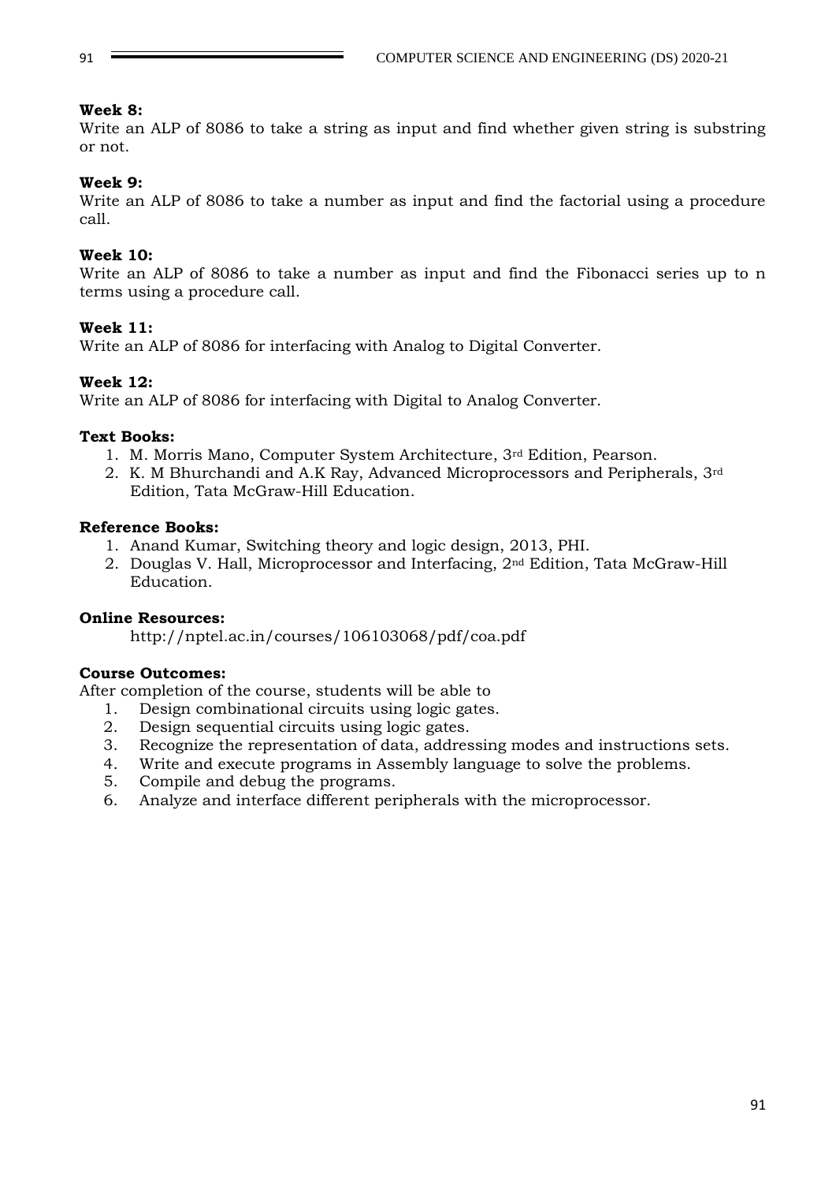**Week 8:**
Write an ALP of 8086 to take a string as input and find whether given string is substring or not.

**Week 9:**
Write an ALP of 8086 to take a number as input and find the factorial using a procedure call.

**Week 10:**
Write an ALP of 8086 to take a number as input and find the Fibonacci series up to n terms using a procedure call.

**Week 11:**
Write an ALP of 8086 for interfacing with Analog to Digital Converter.

**Week 12:**
Write an ALP of 8086 for interfacing with Digital to Analog Converter.

**Text Books:**

1. M. Morris Mano, Computer System Architecture, 3rd Edition, Pearson.
2. K. M Bhurchandi and A.K Ray, Advanced Microprocessors and Peripherals, 3rd Edition, Tata McGraw-Hill Education.

**Reference Books:**

1. Anand Kumar, Switching theory and logic design, 2013, PHI.
2. Douglas V. Hall, Microprocessor and Interfacing, 2nd Edition, Tata McGraw-Hill Education.

**Online Resources:**

http://nptel.ac.in/courses/106103068/pdf/coa.pdf

**Course Outcomes:**
After completion of the course, students will be able to

1. Design combinational circuits using logic gates.
2. Design sequential circuits using logic gates.
3. Recognize the representation of data, addressing modes and instructions sets.
4. Write and execute programs in Assembly language to solve the problems.
5. Compile and debug the programs.
6. Analyze and interface different peripherals with the microprocessor.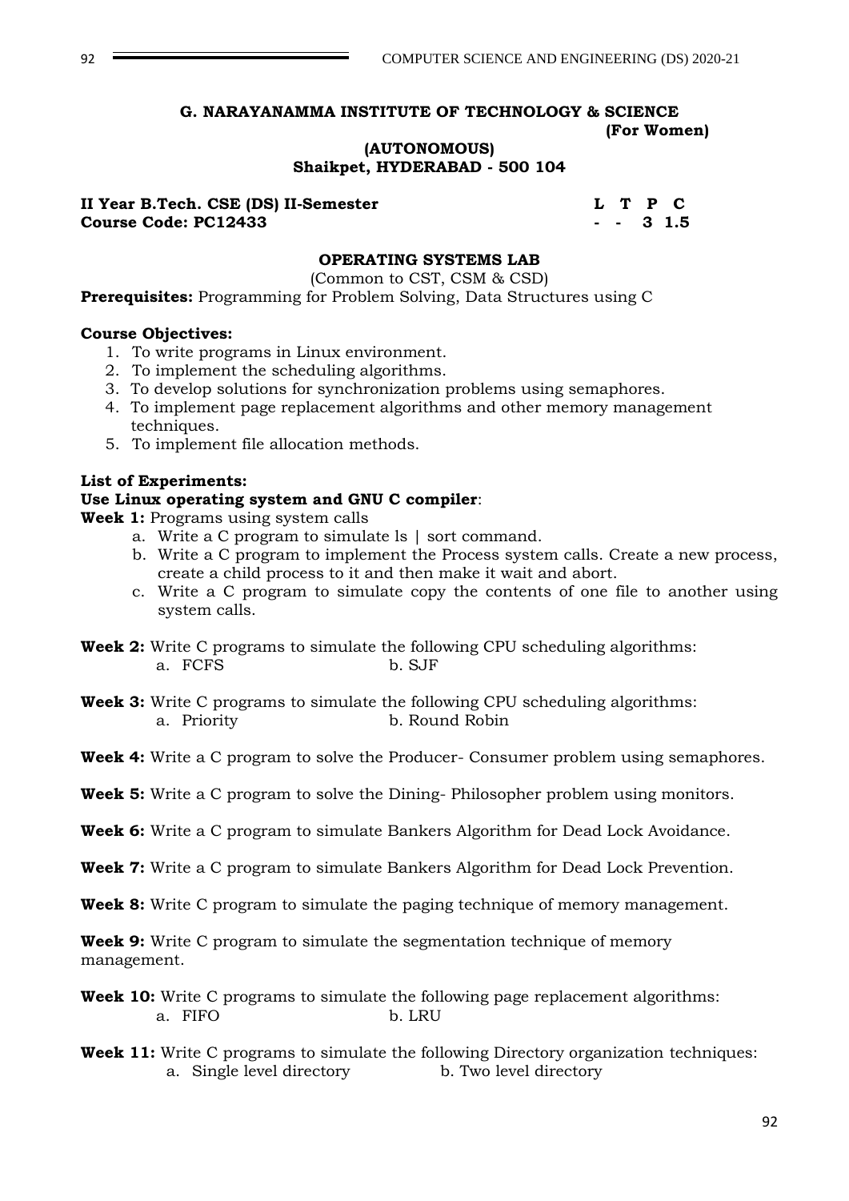**G. NARAYANAMMA INSTITUTE OF TECHNOLOGY & SCIENCE**
**(For Women)**
**(AUTONOMOUS)**
**Shaikpet, HYDERABAD - 500 104**

| **II Year B.Tech. CSE (DS) II-Semester** | **L** | **T** | **P** | **C** |
|---|---|---|---|---|
| **Course Code: PC12433** | **-** | **-** | **3** | **1.5** |

## OPERATING SYSTEMS LAB

(Common to CST, CSM & CSD)

**Prerequisites:** Programming for Problem Solving, Data Structures using C

**Course Objectives:**

1. To write programs in Linux environment.
2. To implement the scheduling algorithms.
3. To develop solutions for synchronization problems using semaphores.
4. To implement page replacement algorithms and other memory management techniques.
5. To implement file allocation methods.

**List of Experiments:**

**Use Linux operating system and GNU C compiler**:

**Week 1:** Programs using system calls

a. Write a C program to simulate ls | sort command.
b. Write a C program to implement the Process system calls. Create a new process, create a child process to it and then make it wait and abort.
c. Write a C program to simulate copy the contents of one file to another using system calls.

**Week 2:** Write C programs to simulate the following CPU scheduling algorithms:

a. FCFS
b. SJF

**Week 3:** Write C programs to simulate the following CPU scheduling algorithms:

a. Priority
b. Round Robin

**Week 4:** Write a C program to solve the Producer- Consumer problem using semaphores.

**Week 5:** Write a C program to solve the Dining- Philosopher problem using monitors.

**Week 6:** Write a C program to simulate Bankers Algorithm for Dead Lock Avoidance.

**Week 7:** Write a C program to simulate Bankers Algorithm for Dead Lock Prevention.

**Week 8:** Write C program to simulate the paging technique of memory management.

**Week 9:** Write C program to simulate the segmentation technique of memory management.

**Week 10:** Write C programs to simulate the following page replacement algorithms:

a. FIFO
b. LRU

**Week 11:** Write C programs to simulate the following Directory organization techniques:

a. Single level directory
b. Two level directory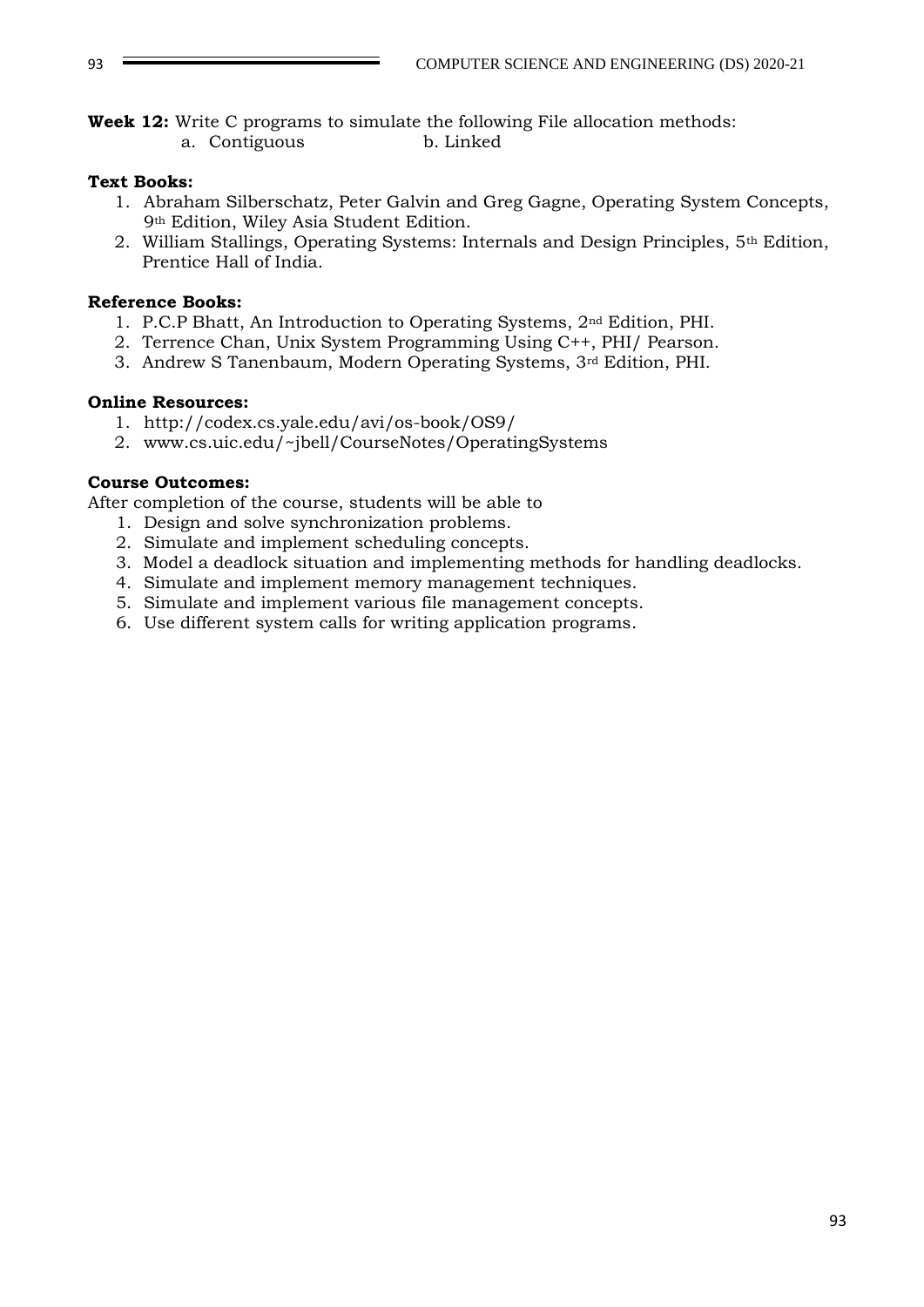**Week 12:** Write C programs to simulate the following File allocation methods:

a. Contiguous b. Linked

**Text Books:**

1. Abraham Silberschatz, Peter Galvin and Greg Gagne, Operating System Concepts, 9th Edition, Wiley Asia Student Edition.
2. William Stallings, Operating Systems: Internals and Design Principles, 5th Edition, Prentice Hall of India.

**Reference Books:**

1. P.C.P Bhatt, An Introduction to Operating Systems, 2nd Edition, PHI.
2. Terrence Chan, Unix System Programming Using C++, PHI/ Pearson.
3. Andrew S Tanenbaum, Modern Operating Systems, 3rd Edition, PHI.

**Online Resources:**

1. http://codex.cs.yale.edu/avi/os-book/OS9/
2. www.cs.uic.edu/~jbell/CourseNotes/OperatingSystems

**Course Outcomes:**

After completion of the course, students will be able to

1. Design and solve synchronization problems.
2. Simulate and implement scheduling concepts.
3. Model a deadlock situation and implementing methods for handling deadlocks.
4. Simulate and implement memory management techniques.
5. Simulate and implement various file management concepts.
6. Use different system calls for writing application programs.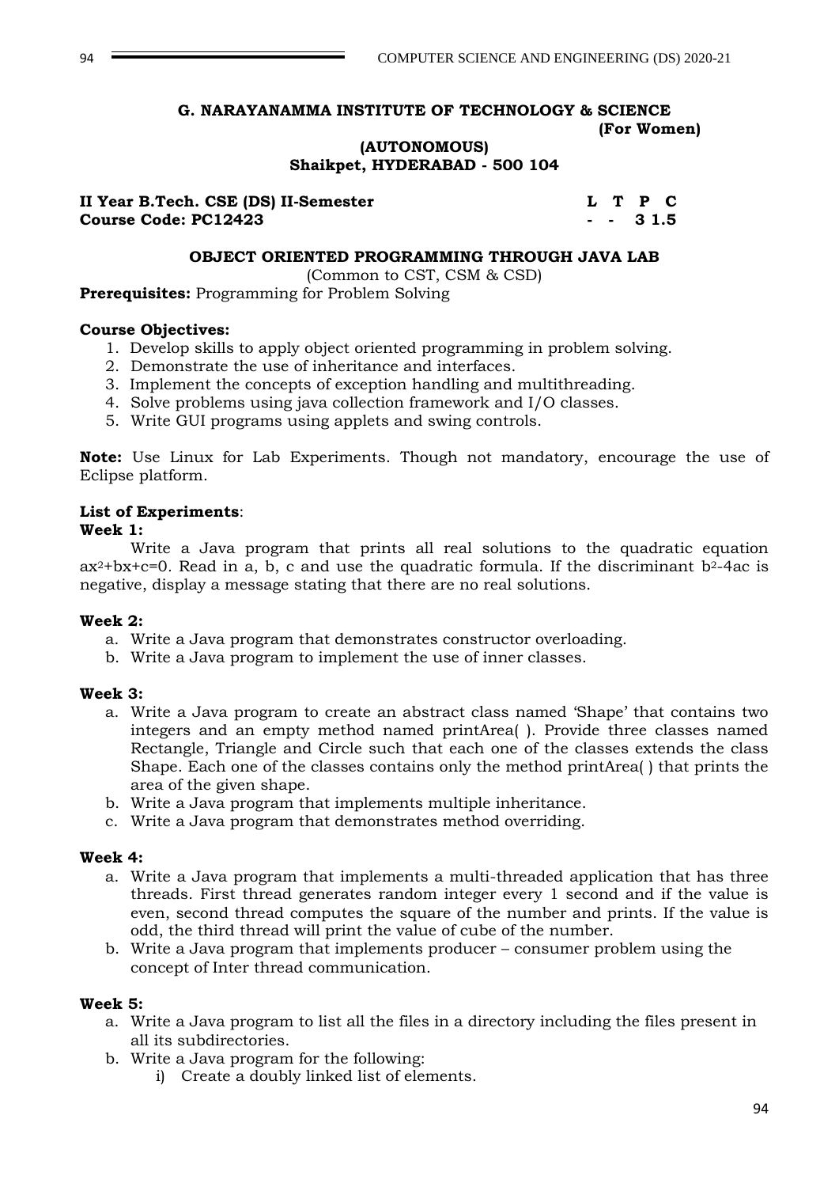**G. NARAYANAMMA INSTITUTE OF TECHNOLOGY & SCIENCE**
**(For Women)**
**(AUTONOMOUS)**
**Shaikpet, HYDERABAD - 500 104**

| | |
|---|---|
| **II Year B.Tech. CSE (DS) II-Semester** | **L T P C** |
| **Course Code: PC12423** | **- - 3 1.5** |

## OBJECT ORIENTED PROGRAMMING THROUGH JAVA LAB

(Common to CST, CSM & CSD)

**Prerequisites:** Programming for Problem Solving

**Course Objectives:**

1. Develop skills to apply object oriented programming in problem solving.
2. Demonstrate the use of inheritance and interfaces.
3. Implement the concepts of exception handling and multithreading.
4. Solve problems using java collection framework and I/O classes.
5. Write GUI programs using applets and swing controls.

**Note:** Use Linux for Lab Experiments. Though not mandatory, encourage the use of Eclipse platform.

**List of Experiments**:

**Week 1:**

Write a Java program that prints all real solutions to the quadratic equation $ax^2+bx+c=0$. Read in a, b, c and use the quadratic formula. If the discriminant $b^2-4ac$ is negative, display a message stating that there are no real solutions.

**Week 2:**

a. Write a Java program that demonstrates constructor overloading.
b. Write a Java program to implement the use of inner classes.

**Week 3:**

a. Write a Java program to create an abstract class named 'Shape' that contains two integers and an empty method named printArea( ). Provide three classes named Rectangle, Triangle and Circle such that each one of the classes extends the class Shape. Each one of the classes contains only the method printArea( ) that prints the area of the given shape.
b. Write a Java program that implements multiple inheritance.
c. Write a Java program that demonstrates method overriding.

**Week 4:**

a. Write a Java program that implements a multi-threaded application that has three threads. First thread generates random integer every 1 second and if the value is even, second thread computes the square of the number and prints. If the value is odd, the third thread will print the value of cube of the number.
b. Write a Java program that implements producer – consumer problem using the concept of Inter thread communication.

**Week 5:**

a. Write a Java program to list all the files in a directory including the files present in all its subdirectories.
b. Write a Java program for the following:
    i) Create a doubly linked list of elements.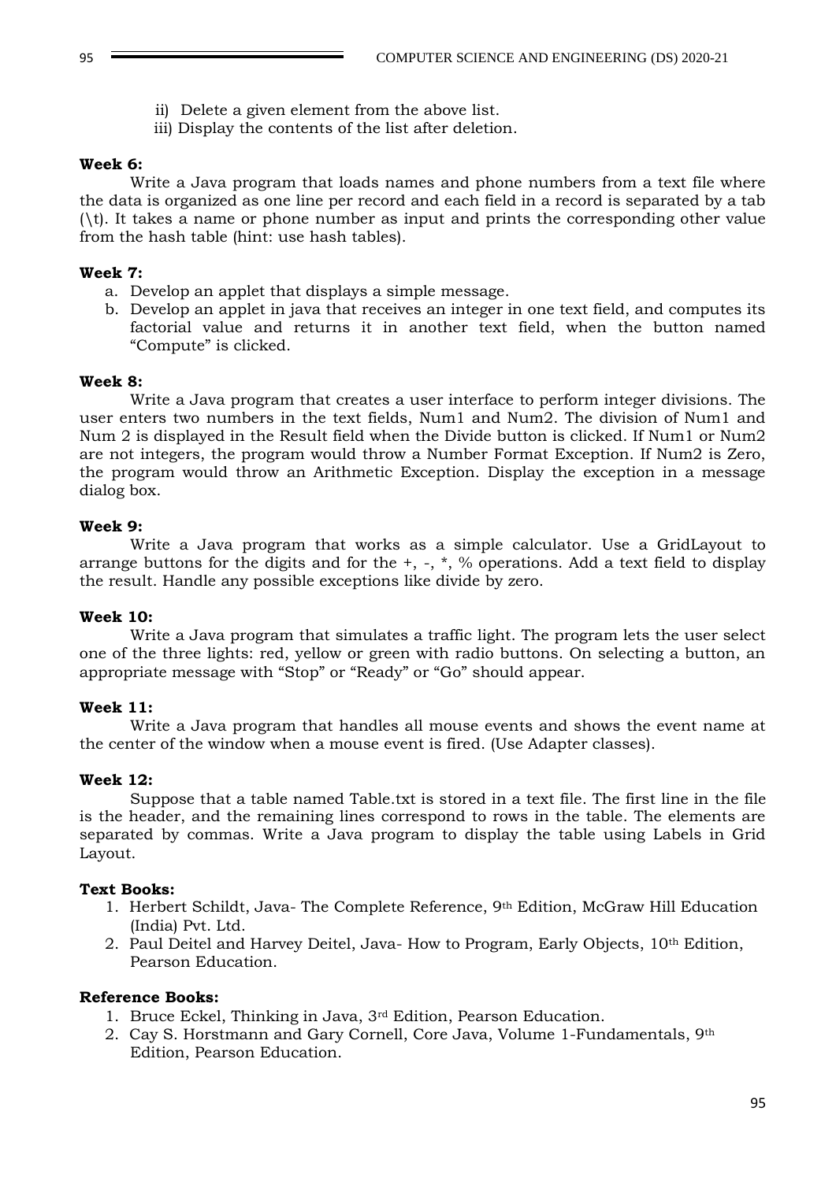ii) Delete a given element from the above list.
iii) Display the contents of the list after deletion.

**Week 6:**

Write a Java program that loads names and phone numbers from a text file where the data is organized as one line per record and each field in a record is separated by a tab (\t). It takes a name or phone number as input and prints the corresponding other value from the hash table (hint: use hash tables).

**Week 7:**

a. Develop an applet that displays a simple message.
b. Develop an applet in java that receives an integer in one text field, and computes its factorial value and returns it in another text field, when the button named "Compute" is clicked.

**Week 8:**

Write a Java program that creates a user interface to perform integer divisions. The user enters two numbers in the text fields, Num1 and Num2. The division of Num1 and Num 2 is displayed in the Result field when the Divide button is clicked. If Num1 or Num2 are not integers, the program would throw a Number Format Exception. If Num2 is Zero, the program would throw an Arithmetic Exception. Display the exception in a message dialog box.

**Week 9:**

Write a Java program that works as a simple calculator. Use a GridLayout to arrange buttons for the digits and for the +, -, *, % operations. Add a text field to display the result. Handle any possible exceptions like divide by zero.

**Week 10:**

Write a Java program that simulates a traffic light. The program lets the user select one of the three lights: red, yellow or green with radio buttons. On selecting a button, an appropriate message with "Stop" or "Ready" or "Go" should appear.

**Week 11:**

Write a Java program that handles all mouse events and shows the event name at the center of the window when a mouse event is fired. (Use Adapter classes).

**Week 12:**

Suppose that a table named Table.txt is stored in a text file. The first line in the file is the header, and the remaining lines correspond to rows in the table. The elements are separated by commas. Write a Java program to display the table using Labels in Grid Layout.

**Text Books:**

1. Herbert Schildt, Java- The Complete Reference, 9th Edition, McGraw Hill Education (India) Pvt. Ltd.
2. Paul Deitel and Harvey Deitel, Java- How to Program, Early Objects, 10th Edition, Pearson Education.

**Reference Books:**

1. Bruce Eckel, Thinking in Java, 3rd Edition, Pearson Education.
2. Cay S. Horstmann and Gary Cornell, Core Java, Volume 1-Fundamentals, 9th Edition, Pearson Education.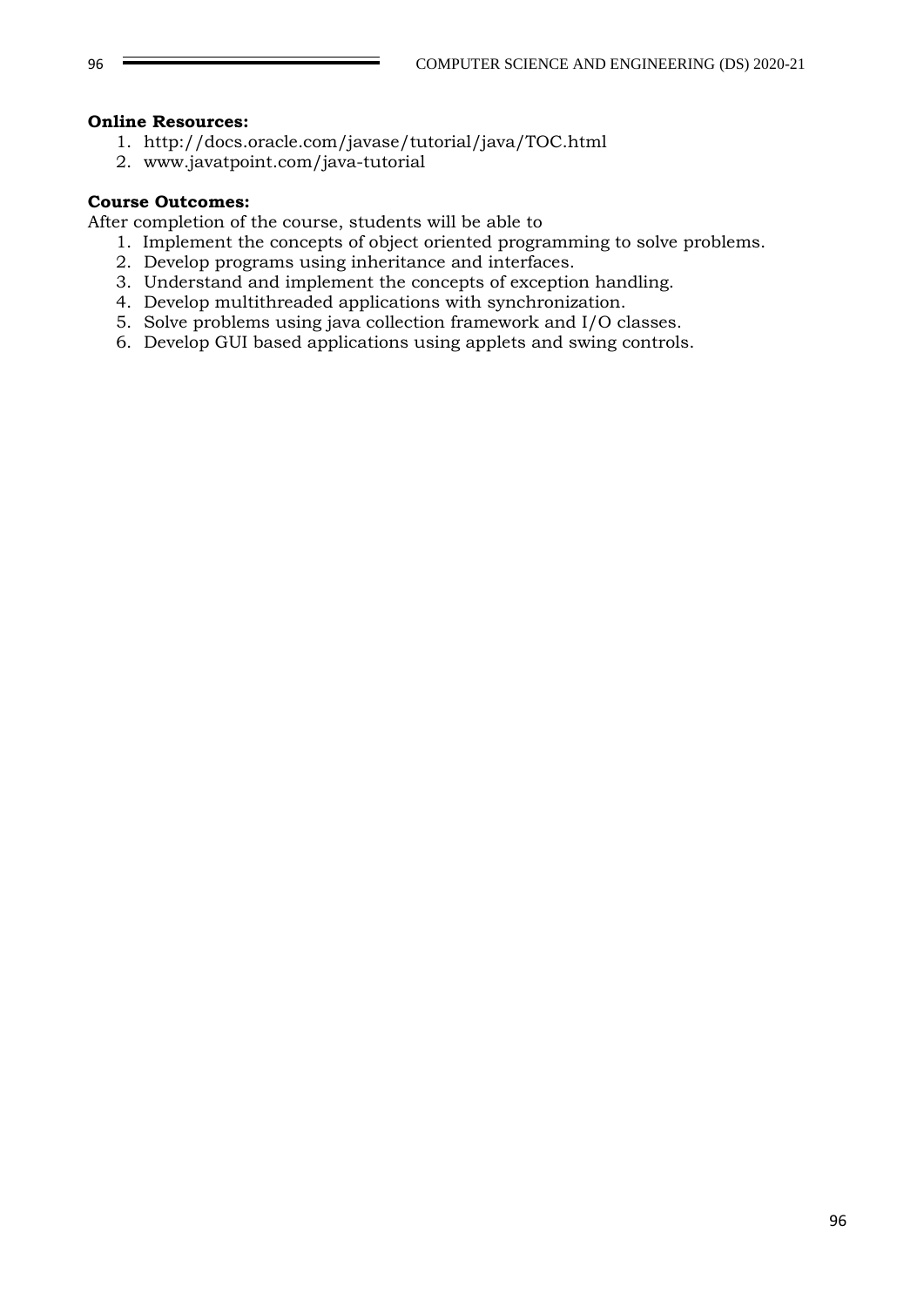**Online Resources:**

1. http://docs.oracle.com/javase/tutorial/java/TOC.html
2. www.javatpoint.com/java-tutorial

**Course Outcomes:**

After completion of the course, students will be able to

1. Implement the concepts of object oriented programming to solve problems.
2. Develop programs using inheritance and interfaces.
3. Understand and implement the concepts of exception handling.
4. Develop multithreaded applications with synchronization.
5. Solve problems using java collection framework and I/O classes.
6. Develop GUI based applications using applets and swing controls.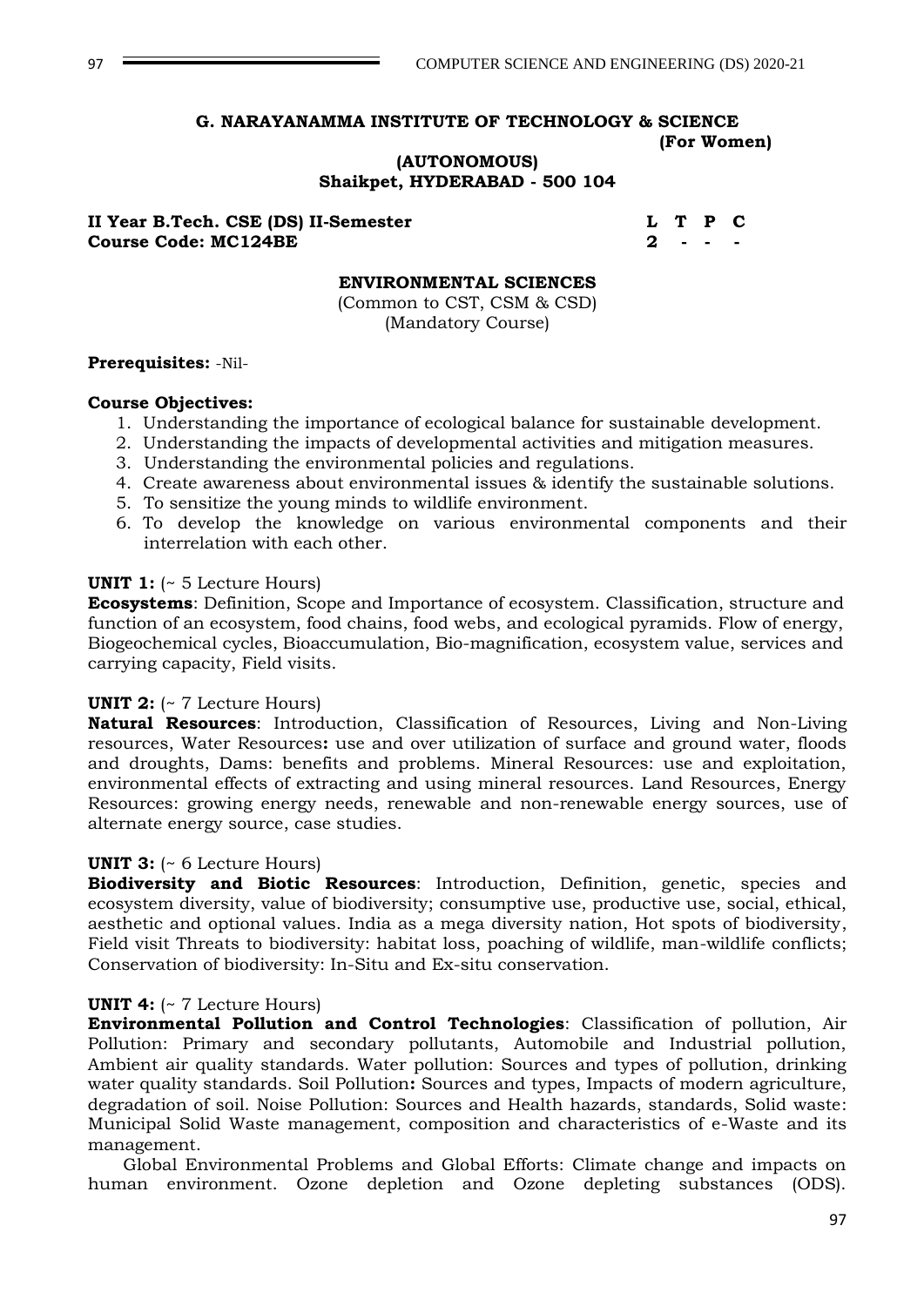**G. NARAYANAMMA INSTITUTE OF TECHNOLOGY & SCIENCE**
**(For Women)**
**(AUTONOMOUS)**
**Shaikpet, HYDERABAD - 500 104**

**II Year B.Tech. CSE (DS) II-Semester**
**Course Code: MC124BE**

| L | T | P | C |
|---|---|---|---|
| 2 | - | - | - |

## ENVIRONMENTAL SCIENCES

(Common to CST, CSM & CSD)
(Mandatory Course)

**Prerequisites:** -Nil-

**Course Objectives:**

1. Understanding the importance of ecological balance for sustainable development.
2. Understanding the impacts of developmental activities and mitigation measures.
3. Understanding the environmental policies and regulations.
4. Create awareness about environmental issues & identify the sustainable solutions.
5. To sensitize the young minds to wildlife environment.
6. To develop the knowledge on various environmental components and their interrelation with each other.

**UNIT 1:** (~ 5 Lecture Hours)
**Ecosystems**: Definition, Scope and Importance of ecosystem. Classification, structure and function of an ecosystem, food chains, food webs, and ecological pyramids. Flow of energy, Biogeochemical cycles, Bioaccumulation, Bio-magnification, ecosystem value, services and carrying capacity, Field visits.

**UNIT 2:** (~ 7 Lecture Hours)
**Natural Resources**: Introduction, Classification of Resources, Living and Non-Living resources, Water Resources**:** use and over utilization of surface and ground water, floods and droughts, Dams: benefits and problems. Mineral Resources: use and exploitation, environmental effects of extracting and using mineral resources. Land Resources, Energy Resources: growing energy needs, renewable and non-renewable energy sources, use of alternate energy source, case studies.

**UNIT 3:** (~ 6 Lecture Hours)
**Biodiversity and Biotic Resources**: Introduction, Definition, genetic, species and ecosystem diversity, value of biodiversity; consumptive use, productive use, social, ethical, aesthetic and optional values. India as a mega diversity nation, Hot spots of biodiversity, Field visit Threats to biodiversity: habitat loss, poaching of wildlife, man-wildlife conflicts; Conservation of biodiversity: In-Situ and Ex-situ conservation.

**UNIT 4:** (~ 7 Lecture Hours)
**Environmental Pollution and Control Technologies**: Classification of pollution, Air Pollution: Primary and secondary pollutants, Automobile and Industrial pollution, Ambient air quality standards. Water pollution: Sources and types of pollution, drinking water quality standards. Soil Pollution**:** Sources and types, Impacts of modern agriculture, degradation of soil. Noise Pollution: Sources and Health hazards, standards, Solid waste: Municipal Solid Waste management, composition and characteristics of e-Waste and its management.

Global Environmental Problems and Global Efforts: Climate change and impacts on human environment. Ozone depletion and Ozone depleting substances (ODS).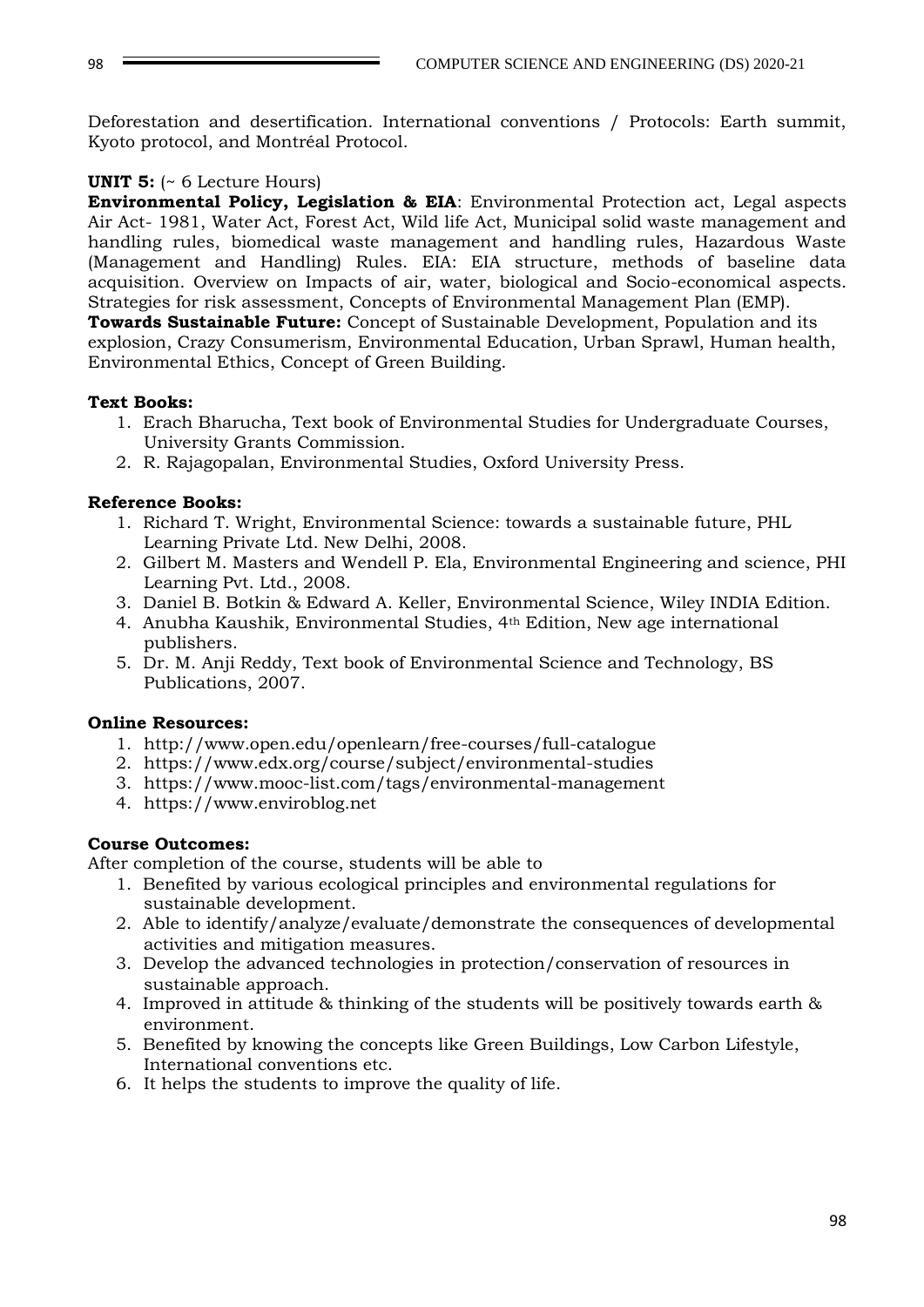Deforestation and desertification. International conventions / Protocols: Earth summit, Kyoto protocol, and Montréal Protocol.

**UNIT 5:** (~ 6 Lecture Hours)

**Environmental Policy, Legislation & EIA**: Environmental Protection act, Legal aspects Air Act- 1981, Water Act, Forest Act, Wild life Act, Municipal solid waste management and handling rules, biomedical waste management and handling rules, Hazardous Waste (Management and Handling) Rules. EIA: EIA structure, methods of baseline data acquisition. Overview on Impacts of air, water, biological and Socio-economical aspects. Strategies for risk assessment, Concepts of Environmental Management Plan (EMP).

**Towards Sustainable Future:** Concept of Sustainable Development, Population and its explosion, Crazy Consumerism, Environmental Education, Urban Sprawl, Human health, Environmental Ethics, Concept of Green Building.

**Text Books:**

1. Erach Bharucha, Text book of Environmental Studies for Undergraduate Courses, University Grants Commission.
2. R. Rajagopalan, Environmental Studies, Oxford University Press.

**Reference Books:**

1. Richard T. Wright, Environmental Science: towards a sustainable future, PHL Learning Private Ltd. New Delhi, 2008.
2. Gilbert M. Masters and Wendell P. Ela, Environmental Engineering and science, PHI Learning Pvt. Ltd., 2008.
3. Daniel B. Botkin & Edward A. Keller, Environmental Science, Wiley INDIA Edition.
4. Anubha Kaushik, Environmental Studies, 4th Edition, New age international publishers.
5. Dr. M. Anji Reddy, Text book of Environmental Science and Technology, BS Publications, 2007.

**Online Resources:**

1. http://www.open.edu/openlearn/free-courses/full-catalogue
2. https://www.edx.org/course/subject/environmental-studies
3. https://www.mooc-list.com/tags/environmental-management
4. https://www.enviroblog.net

**Course Outcomes:**

After completion of the course, students will be able to

1. Benefited by various ecological principles and environmental regulations for sustainable development.
2. Able to identify/analyze/evaluate/demonstrate the consequences of developmental activities and mitigation measures.
3. Develop the advanced technologies in protection/conservation of resources in sustainable approach.
4. Improved in attitude & thinking of the students will be positively towards earth & environment.
5. Benefited by knowing the concepts like Green Buildings, Low Carbon Lifestyle, International conventions etc.
6. It helps the students to improve the quality of life.